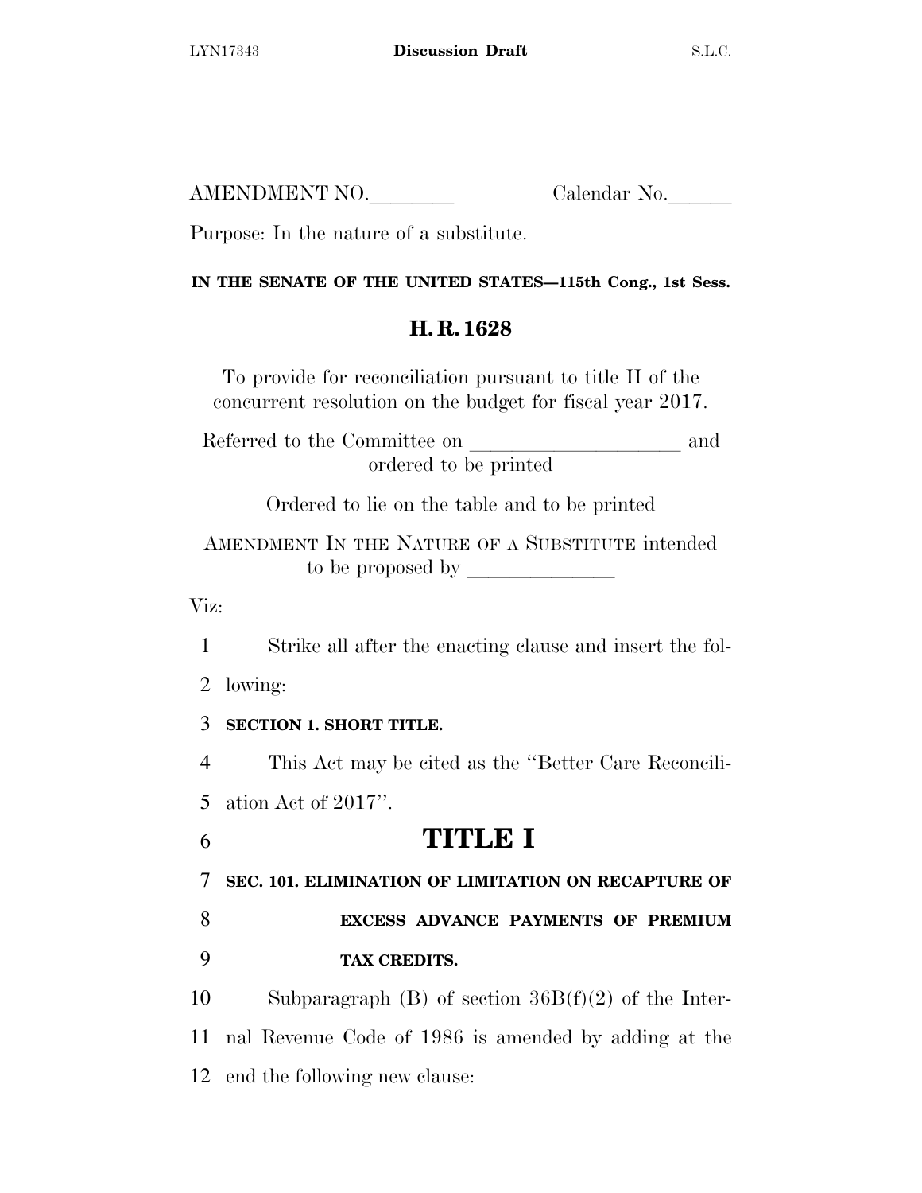AMENDMENT NO.________ Calendar No.______

Purpose: In the nature of a substitute.

**IN THE SENATE OF THE UNITED STATES—115th Cong., 1st Sess.**

## H. R. 1628

To provide for reconciliation pursuant to title II of the concurrent resolution on the budget for fiscal year 2017.

Referred to the Committee on ____________________ and ordered to be printed

Ordered to lie on the table and to be printed

AMENDMENT IN THE NATURE OF A SUBSTITUTE intended to be proposed by ______________

Viz:

1 Strike all after the enacting clause and insert the fol-
2 lowing:

3 **SECTION 1. SHORT TITLE.**

4 This Act may be cited as the ''Better Care Reconcili-
5 ation Act of 2017''.

6 # TITLE I

7 **SEC. 101. ELIMINATION OF LIMITATION ON RECAPTURE OF**
8 **EXCESS ADVANCE PAYMENTS OF PREMIUM**
9 **TAX CREDITS.**

10 Subparagraph (B) of section 36B(f)(2) of the Inter-
11 nal Revenue Code of 1986 is amended by adding at the
12 end the following new clause: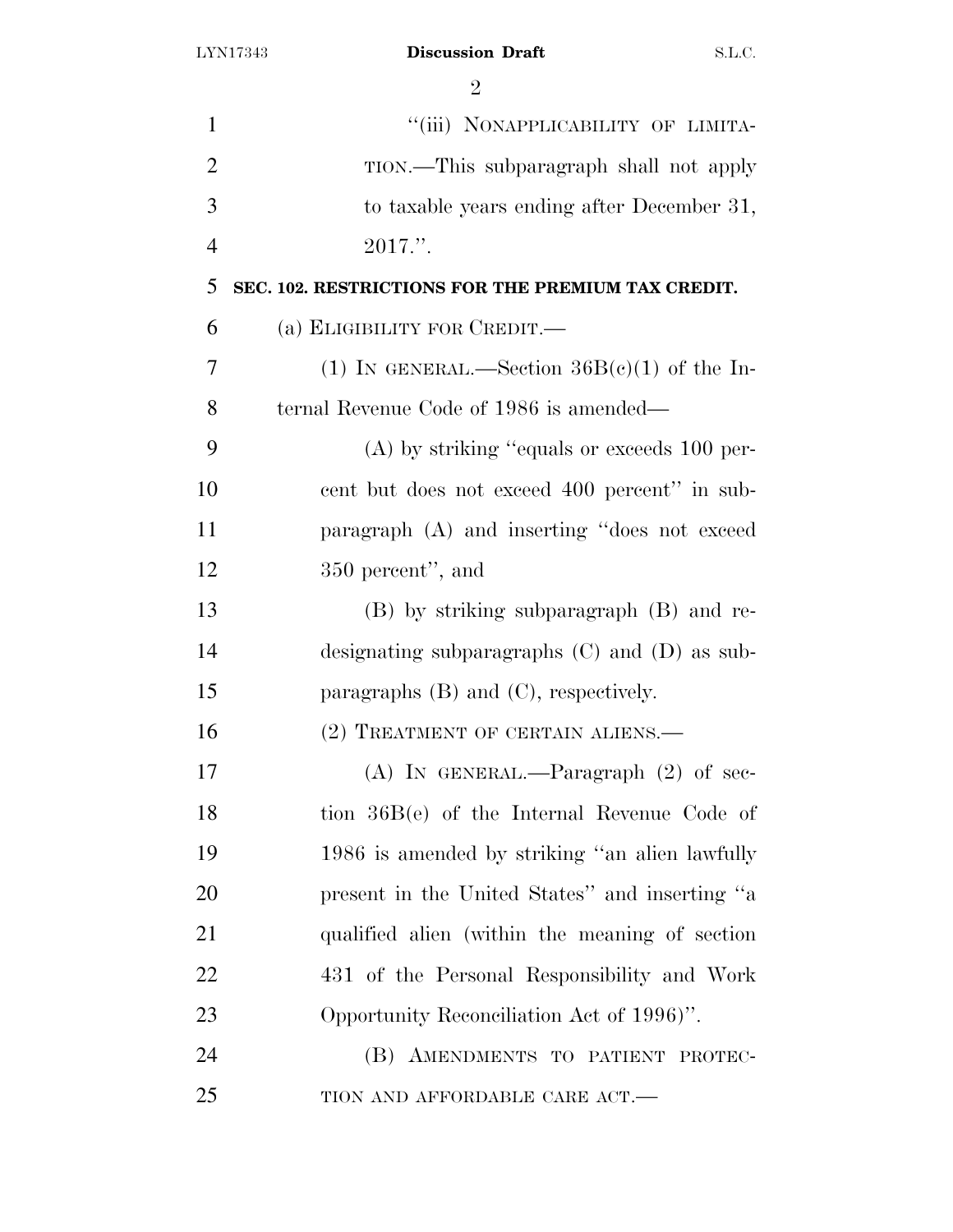"(iii) NONAPPLICABILITY OF LIMITATION.—This subparagraph shall not apply to taxable years ending after December 31, 2017.".

**SEC. 102. RESTRICTIONS FOR THE PREMIUM TAX CREDIT.**

(a) ELIGIBILITY FOR CREDIT.—

(1) IN GENERAL.—Section 36B(c)(1) of the Internal Revenue Code of 1986 is amended—

(A) by striking "equals or exceeds 100 percent but does not exceed 400 percent" in subparagraph (A) and inserting "does not exceed 350 percent", and

(B) by striking subparagraph (B) and redesignating subparagraphs (C) and (D) as subparagraphs (B) and (C), respectively.

(2) TREATMENT OF CERTAIN ALIENS.—

(A) IN GENERAL.—Paragraph (2) of section 36B(e) of the Internal Revenue Code of 1986 is amended by striking "an alien lawfully present in the United States" and inserting "a qualified alien (within the meaning of section 431 of the Personal Responsibility and Work Opportunity Reconciliation Act of 1996)".

(B) AMENDMENTS TO PATIENT PROTECTION AND AFFORDABLE CARE ACT.—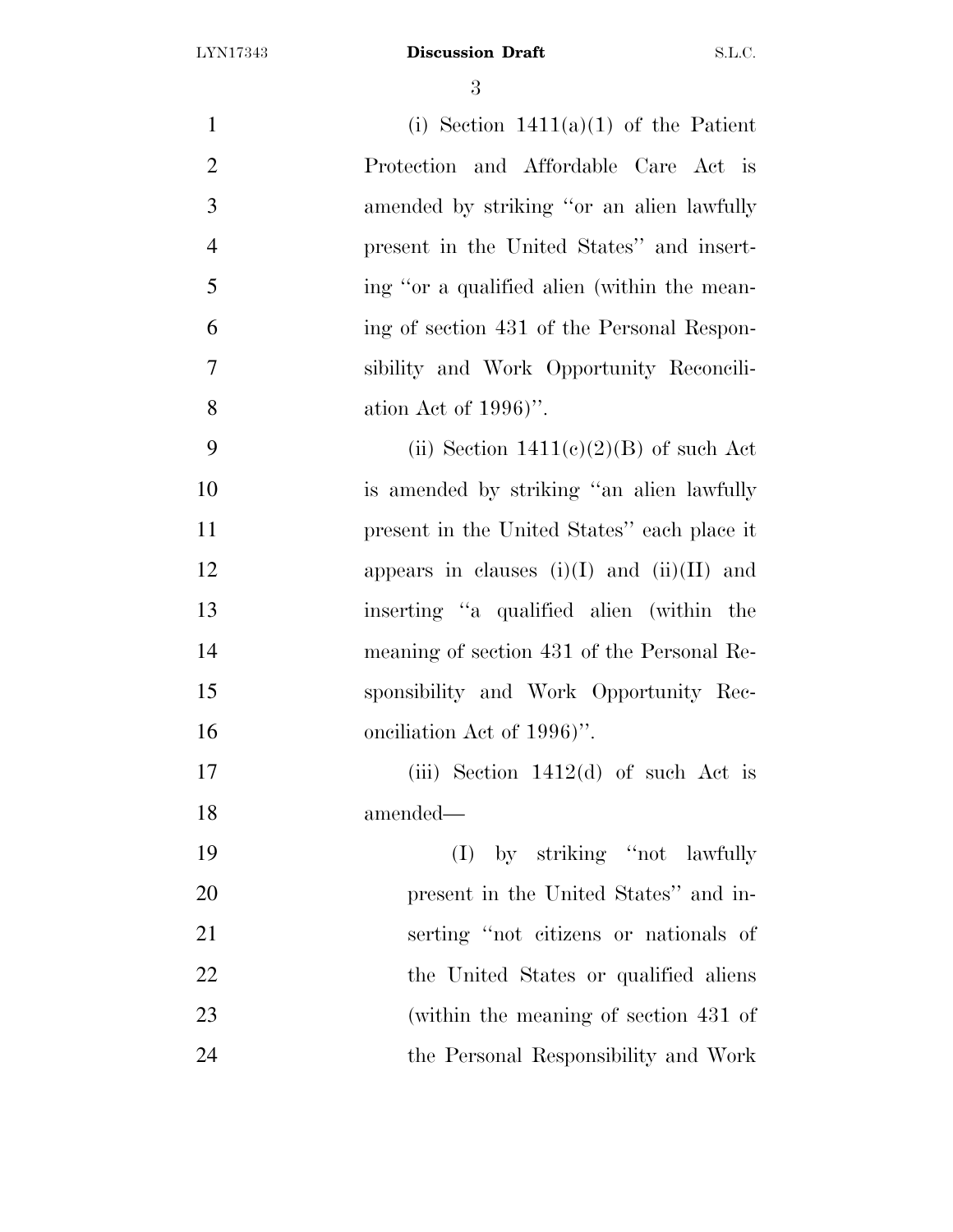(i) Section 1411(a)(1) of the Patient Protection and Affordable Care Act is amended by striking "or an alien lawfully present in the United States" and inserting "or a qualified alien (within the meaning of section 431 of the Personal Responsibility and Work Opportunity Reconciliation Act of 1996)".

(ii) Section 1411(c)(2)(B) of such Act is amended by striking "an alien lawfully present in the United States" each place it appears in clauses (i)(I) and (ii)(II) and inserting "a qualified alien (within the meaning of section 431 of the Personal Responsibility and Work Opportunity Reconciliation Act of 1996)".

(iii) Section 1412(d) of such Act is amended—

(I) by striking "not lawfully present in the United States" and inserting "not citizens or nationals of the United States or qualified aliens (within the meaning of section 431 of the Personal Responsibility and Work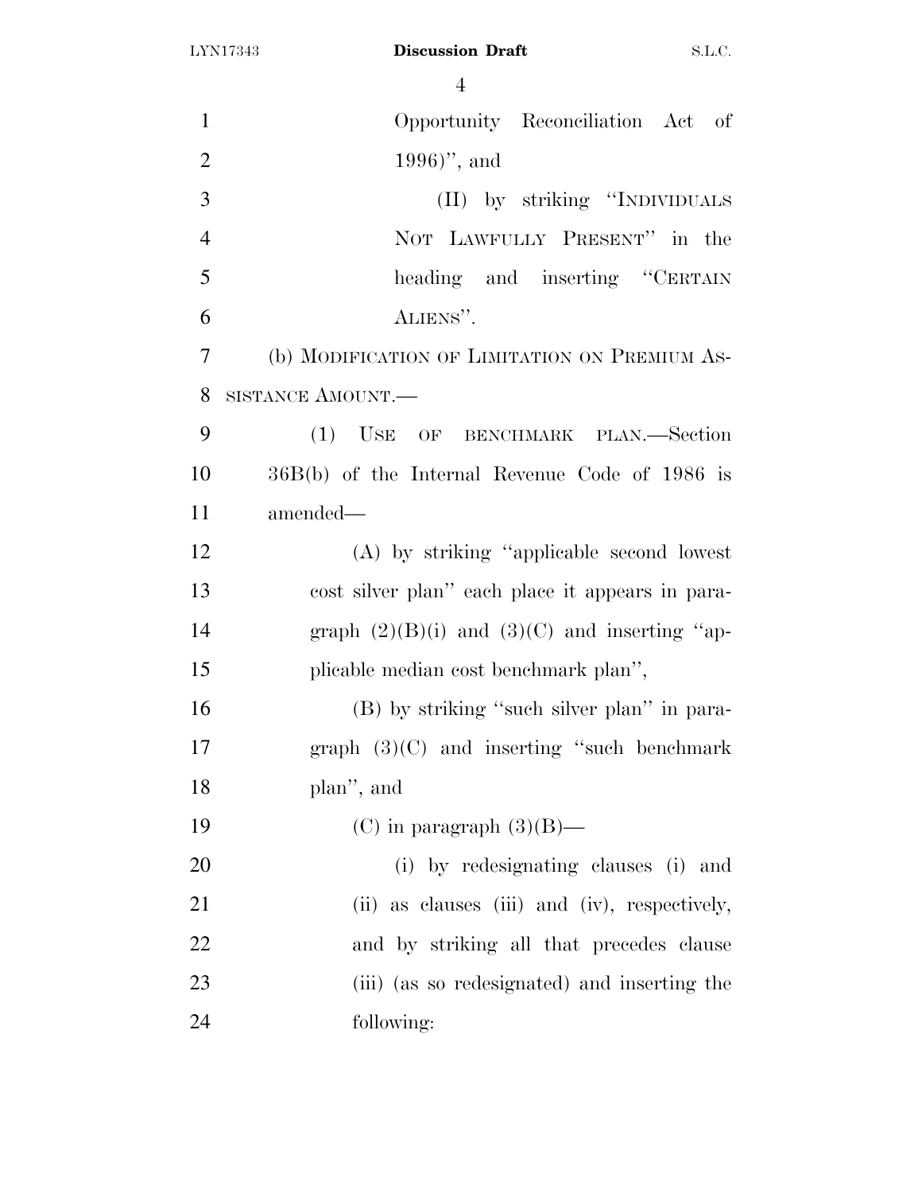Opportunity Reconciliation Act of 1996)'', and

(II) by striking ''INDIVIDUALS NOT LAWFULLY PRESENT'' in the heading and inserting ''CERTAIN ALIENS''.

(b) MODIFICATION OF LIMITATION ON PREMIUM ASSISTANCE AMOUNT.—

(1) USE OF BENCHMARK PLAN.—Section 36B(b) of the Internal Revenue Code of 1986 is amended—

(A) by striking ''applicable second lowest cost silver plan'' each place it appears in paragraph (2)(B)(i) and (3)(C) and inserting ''applicable median cost benchmark plan'',

(B) by striking ''such silver plan'' in paragraph (3)(C) and inserting ''such benchmark plan'', and

(C) in paragraph (3)(B)—

(i) by redesignating clauses (i) and (ii) as clauses (iii) and (iv), respectively, and by striking all that precedes clause (iii) (as so redesignated) and inserting the following: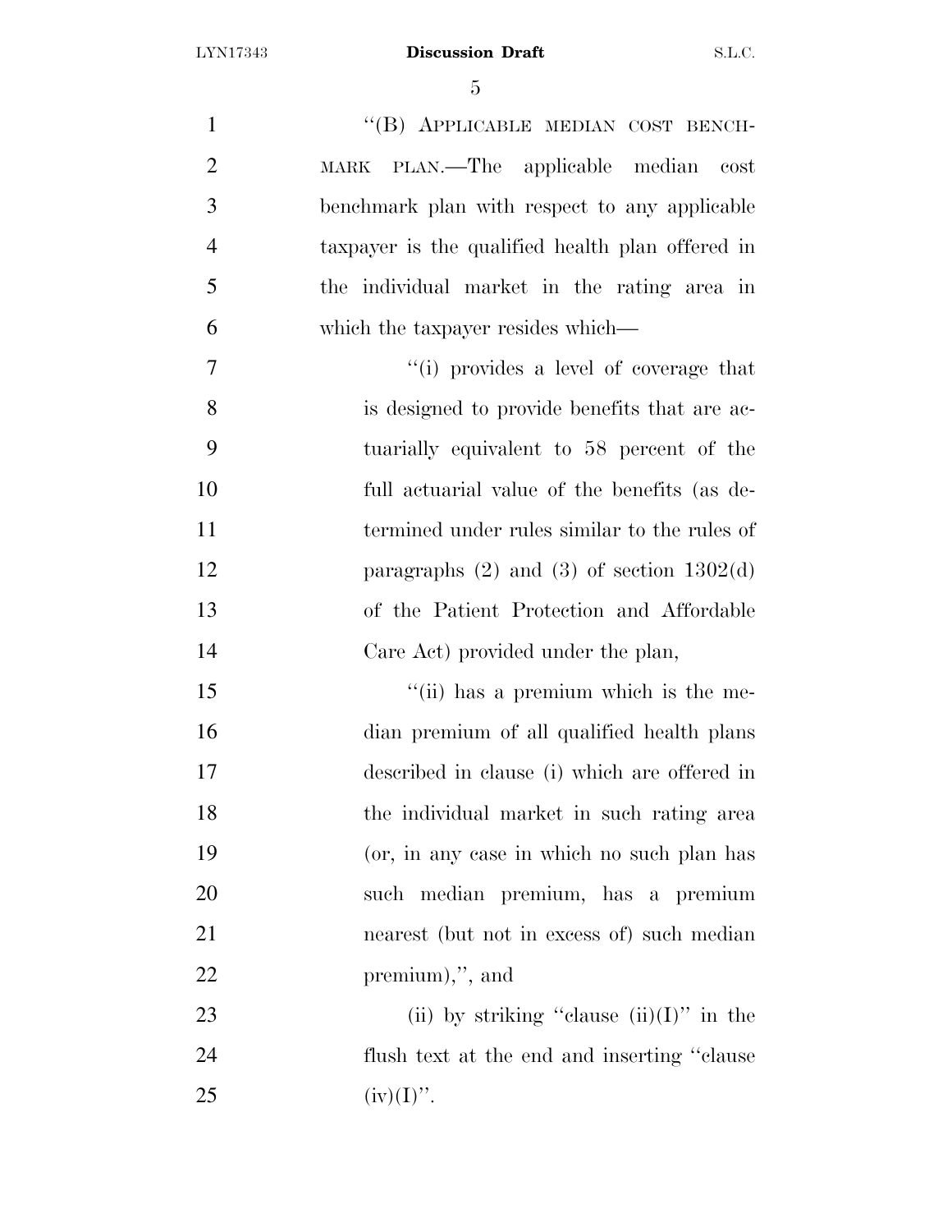"(B) APPLICABLE MEDIAN COST BENCHMARK PLAN.—The applicable median cost benchmark plan with respect to any applicable taxpayer is the qualified health plan offered in the individual market in the rating area in which the taxpayer resides which—

"(i) provides a level of coverage that is designed to provide benefits that are actuarially equivalent to 58 percent of the full actuarial value of the benefits (as determined under rules similar to the rules of paragraphs (2) and (3) of section 1302(d) of the Patient Protection and Affordable Care Act) provided under the plan,

"(ii) has a premium which is the median premium of all qualified health plans described in clause (i) which are offered in the individual market in such rating area (or, in any case in which no such plan has such median premium, has a premium nearest (but not in excess of) such median premium),", and

(ii) by striking "clause (ii)(I)" in the flush text at the end and inserting "clause (iv)(I)".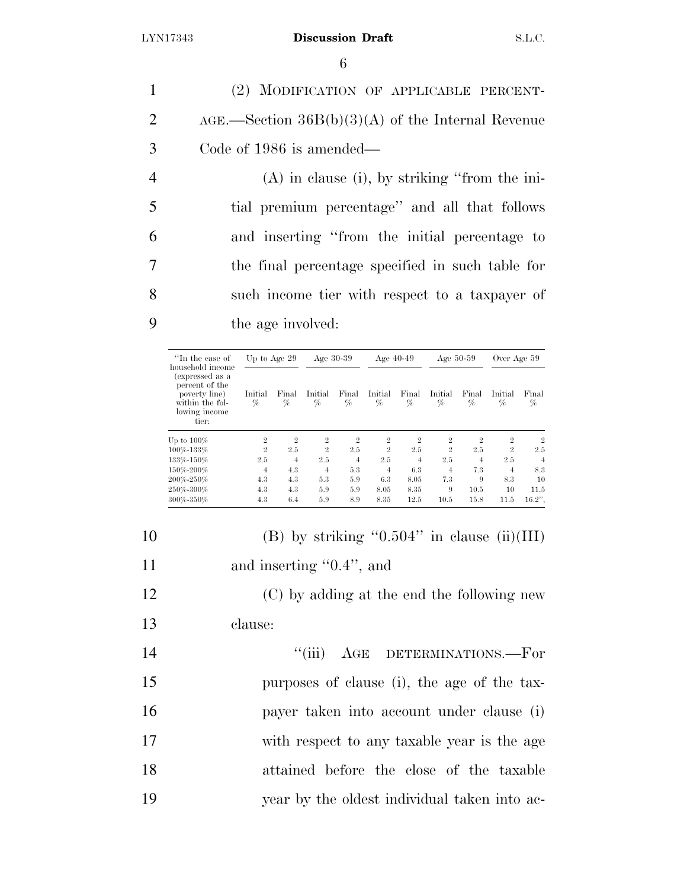(2) MODIFICATION OF APPLICABLE PERCENTAGE.—Section 36B(b)(3)(A) of the Internal Revenue Code of 1986 is amended—

(A) in clause (i), by striking "from the initial premium percentage" and all that follows and inserting "from the initial percentage to the final percentage specified in such table for such income tier with respect to a taxpayer of the age involved:

| "In the case of household income (expressed as a percent of the poverty line) within the following income tier: | Up to Age 29 | | Age 30-39 | | Age 40-49 | | Age 50-59 | | Over Age 59 | |
|---|---|---|---|---|---|---|---|---|---|---|
| | Initial % | Final % | Initial % | Final % | Initial % | Final % | Initial % | Final % | Initial % | Final % |
| Up to 100% | 2 | 2 | 2 | 2 | 2 | 2 | 2 | 2 | 2 | 2 |
| 100%-133% | 2 | 2.5 | 2 | 2.5 | 2 | 2.5 | 2 | 2.5 | 2 | 2.5 |
| 133%-150% | 2.5 | 4 | 2.5 | 4 | 2.5 | 4 | 2.5 | 4 | 2.5 | 4 |
| 150%-200% | 4 | 4.3 | 4 | 5.3 | 4 | 6.3 | 4 | 7.3 | 4 | 8.3 |
| 200%-250% | 4.3 | 4.3 | 5.3 | 5.9 | 6.3 | 8.05 | 7.3 | 9 | 8.3 | 10 |
| 250%-300% | 4.3 | 4.3 | 5.9 | 5.9 | 8.05 | 8.35 | 9 | 10.5 | 10 | 11.5 |
| 300%-350% | 4.3 | 6.4 | 5.9 | 8.9 | 8.35 | 12.5 | 10.5 | 15.8 | 11.5 | 16.2", |

(B) by striking "0.504" in clause (ii)(III) and inserting "0.4", and

(C) by adding at the end the following new clause:

"(iii) AGE DETERMINATIONS.—For purposes of clause (i), the age of the taxpayer taken into account under clause (i) with respect to any taxable year is the age attained before the close of the taxable year by the oldest individual taken into ac-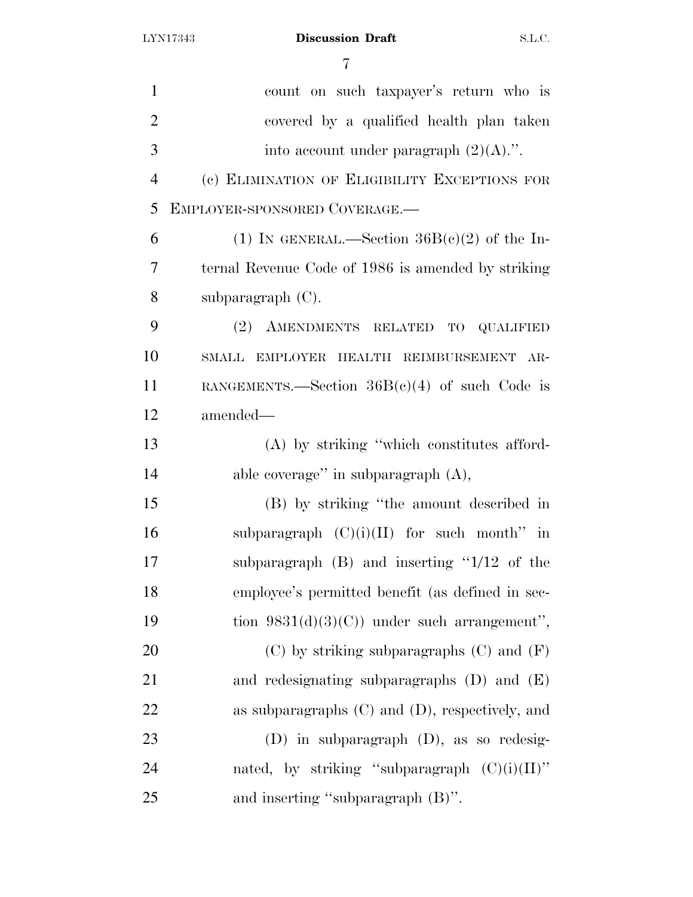count on such taxpayer's return who is covered by a qualified health plan taken into account under paragraph (2)(A).''.

(c) ELIMINATION OF ELIGIBILITY EXCEPTIONS FOR EMPLOYER-SPONSORED COVERAGE.—

(1) IN GENERAL.—Section 36B(c)(2) of the Internal Revenue Code of 1986 is amended by striking subparagraph (C).

(2) AMENDMENTS RELATED TO QUALIFIED SMALL EMPLOYER HEALTH REIMBURSEMENT ARRANGEMENTS.—Section 36B(c)(4) of such Code is amended—

(A) by striking ''which constitutes affordable coverage'' in subparagraph (A),

(B) by striking ''the amount described in subparagraph (C)(i)(II) for such month'' in subparagraph (B) and inserting ''1/12 of the employee's permitted benefit (as defined in section 9831(d)(3)(C)) under such arrangement'',

(C) by striking subparagraphs (C) and (F) and redesignating subparagraphs (D) and (E) as subparagraphs (C) and (D), respectively, and

(D) in subparagraph (D), as so redesignated, by striking ''subparagraph (C)(i)(II)'' and inserting ''subparagraph (B)''.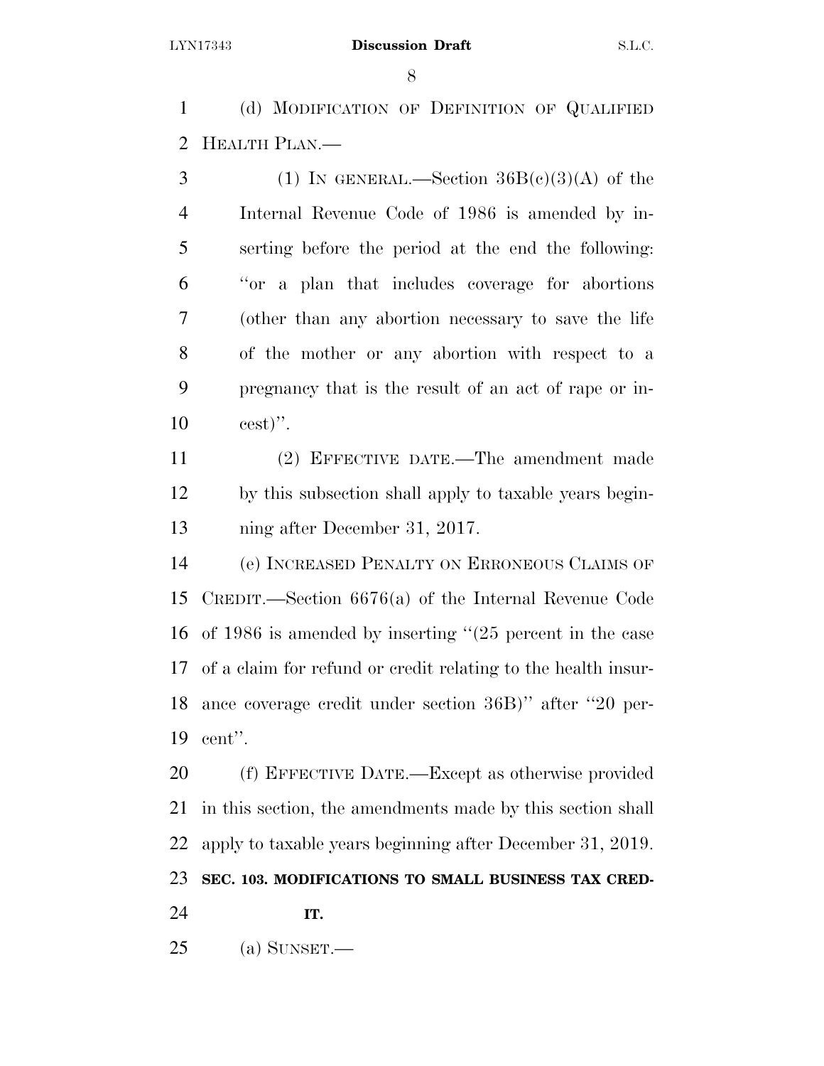(d) MODIFICATION OF DEFINITION OF QUALIFIED HEALTH PLAN.—

(1) IN GENERAL.—Section 36B(c)(3)(A) of the Internal Revenue Code of 1986 is amended by inserting before the period at the end the following: "or a plan that includes coverage for abortions (other than any abortion necessary to save the life of the mother or any abortion with respect to a pregnancy that is the result of an act of rape or incest)".

(2) EFFECTIVE DATE.—The amendment made by this subsection shall apply to taxable years beginning after December 31, 2017.

(e) INCREASED PENALTY ON ERRONEOUS CLAIMS OF CREDIT.—Section 6676(a) of the Internal Revenue Code of 1986 is amended by inserting "(25 percent in the case of a claim for refund or credit relating to the health insurance coverage credit under section 36B)" after "20 percent".

(f) EFFECTIVE DATE.—Except as otherwise provided in this section, the amendments made by this section shall apply to taxable years beginning after December 31, 2019.

**SEC. 103. MODIFICATIONS TO SMALL BUSINESS TAX CREDIT.**

(a) SUNSET.—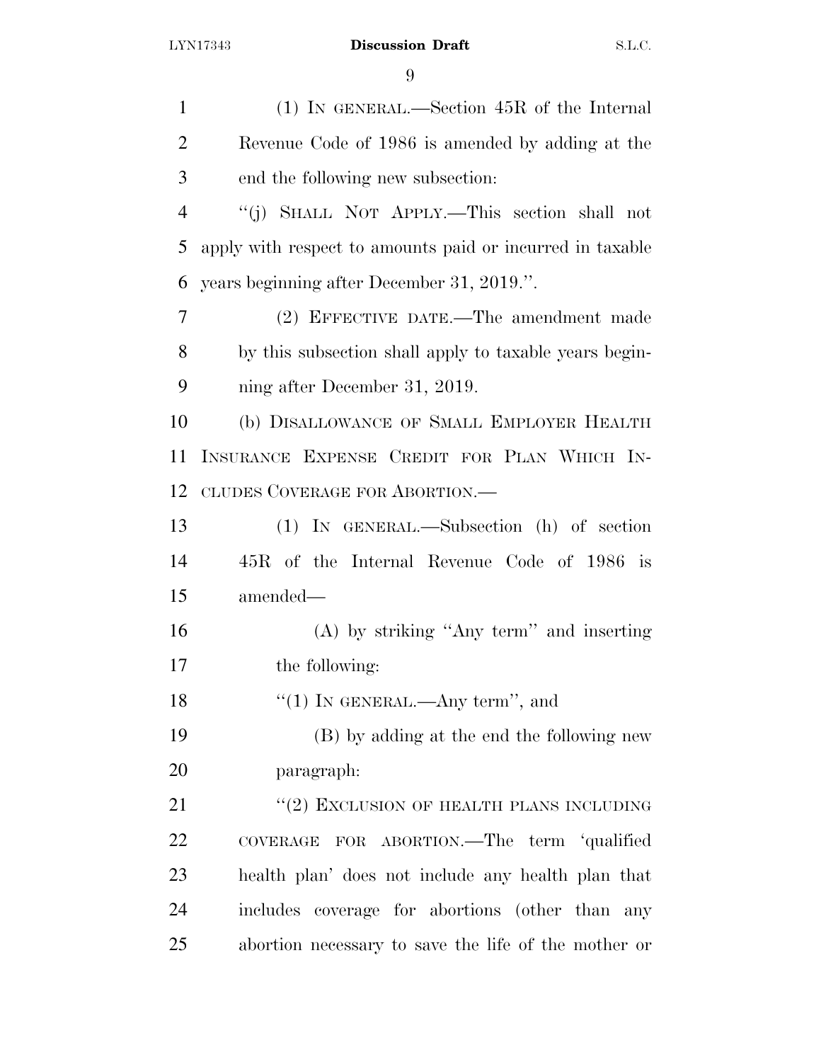(1) IN GENERAL.—Section 45R of the Internal Revenue Code of 1986 is amended by adding at the end the following new subsection:

"(j) SHALL NOT APPLY.—This section shall not apply with respect to amounts paid or incurred in taxable years beginning after December 31, 2019.".

(2) EFFECTIVE DATE.—The amendment made by this subsection shall apply to taxable years beginning after December 31, 2019.

(b) DISALLOWANCE OF SMALL EMPLOYER HEALTH INSURANCE EXPENSE CREDIT FOR PLAN WHICH INCLUDES COVERAGE FOR ABORTION.—

(1) IN GENERAL.—Subsection (h) of section 45R of the Internal Revenue Code of 1986 is amended—

(A) by striking "Any term" and inserting the following:

"(1) IN GENERAL.—Any term", and

(B) by adding at the end the following new paragraph:

"(2) EXCLUSION OF HEALTH PLANS INCLUDING COVERAGE FOR ABORTION.—The term 'qualified health plan' does not include any health plan that includes coverage for abortions (other than any abortion necessary to save the life of the mother or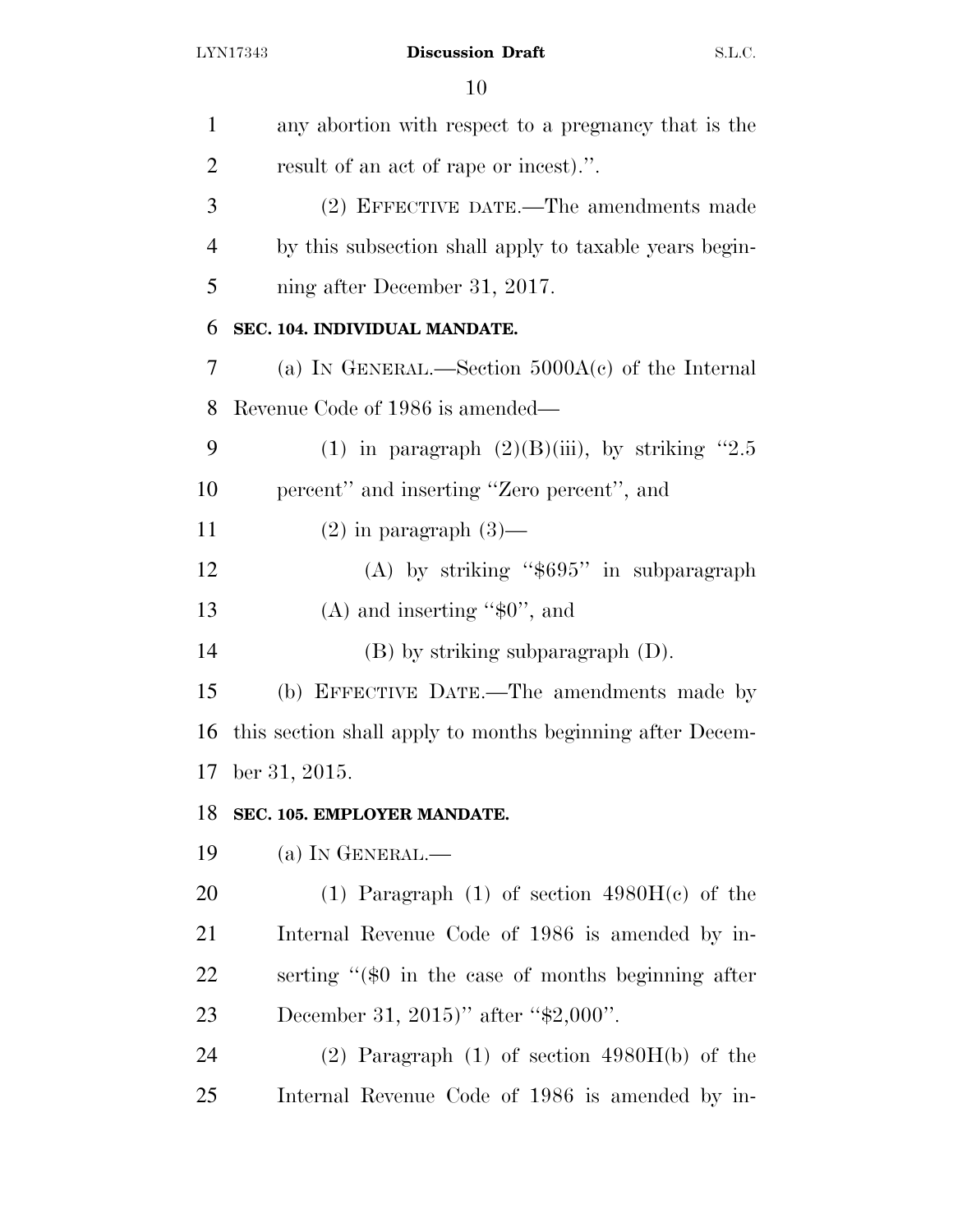any abortion with respect to a pregnancy that is the result of an act of rape or incest).''.

(2) EFFECTIVE DATE.—The amendments made by this subsection shall apply to taxable years beginning after December 31, 2017.

**SEC. 104. INDIVIDUAL MANDATE.**

(a) IN GENERAL.—Section 5000A(c) of the Internal Revenue Code of 1986 is amended—

(1) in paragraph (2)(B)(iii), by striking ''2.5 percent'' and inserting ''Zero percent'', and

(2) in paragraph (3)—

(A) by striking ''$695'' in subparagraph (A) and inserting ''$0'', and

(B) by striking subparagraph (D).

(b) EFFECTIVE DATE.—The amendments made by this section shall apply to months beginning after December 31, 2015.

**SEC. 105. EMPLOYER MANDATE.**

(a) IN GENERAL.—

(1) Paragraph (1) of section 4980H(c) of the Internal Revenue Code of 1986 is amended by inserting ''($0 in the case of months beginning after December 31, 2015)'' after ''$2,000''.

(2) Paragraph (1) of section 4980H(b) of the Internal Revenue Code of 1986 is amended by in-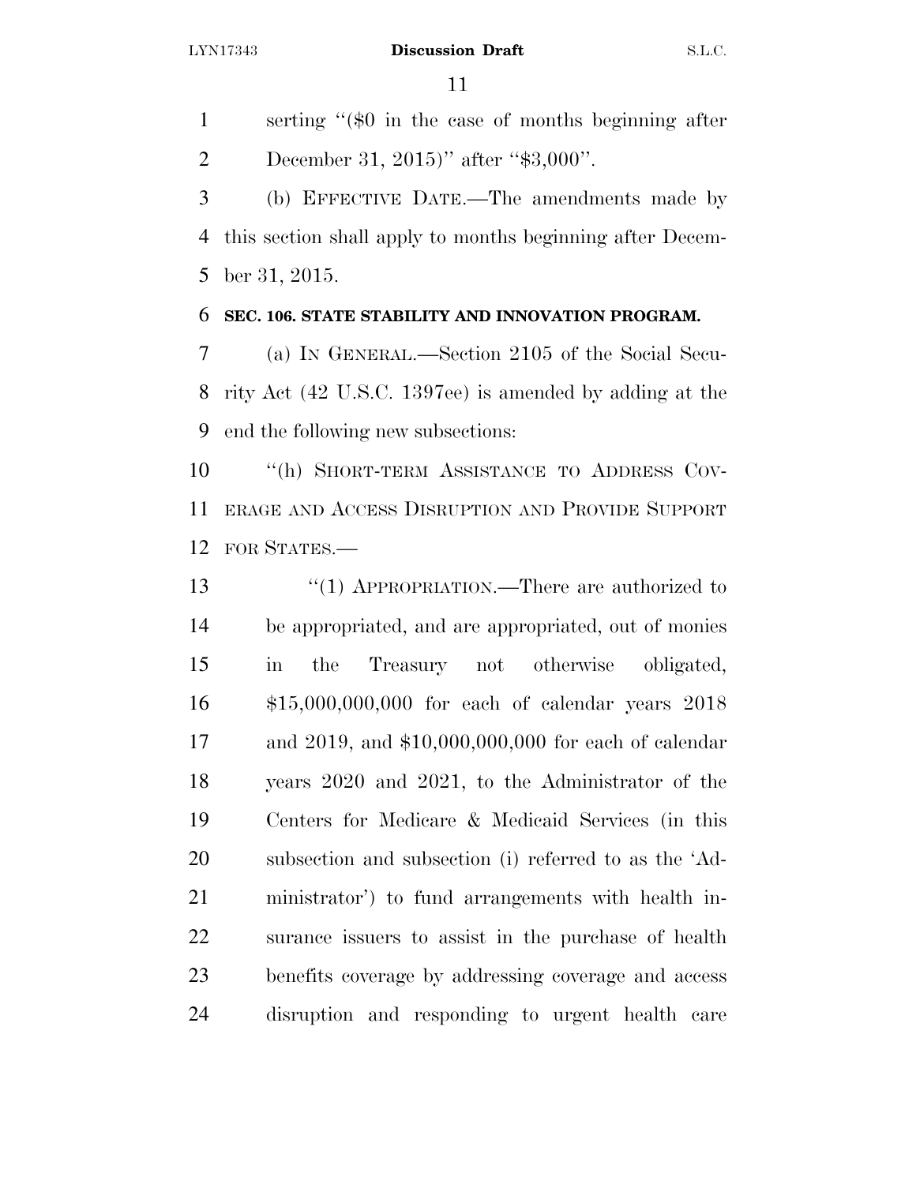serting "($0 in the case of months beginning after December 31, 2015)" after "$3,000".

(b) EFFECTIVE DATE.—The amendments made by this section shall apply to months beginning after December 31, 2015.

**SEC. 106. STATE STABILITY AND INNOVATION PROGRAM.**

(a) IN GENERAL.—Section 2105 of the Social Security Act (42 U.S.C. 1397ee) is amended by adding at the end the following new subsections:

"(h) SHORT-TERM ASSISTANCE TO ADDRESS COVERAGE AND ACCESS DISRUPTION AND PROVIDE SUPPORT FOR STATES.—

"(1) APPROPRIATION.—There are authorized to be appropriated, and are appropriated, out of monies in the Treasury not otherwise obligated, $15,000,000,000 for each of calendar years 2018 and 2019, and $10,000,000,000 for each of calendar years 2020 and 2021, to the Administrator of the Centers for Medicare & Medicaid Services (in this subsection and subsection (i) referred to as the 'Administrator') to fund arrangements with health insurance issuers to assist in the purchase of health benefits coverage by addressing coverage and access disruption and responding to urgent health care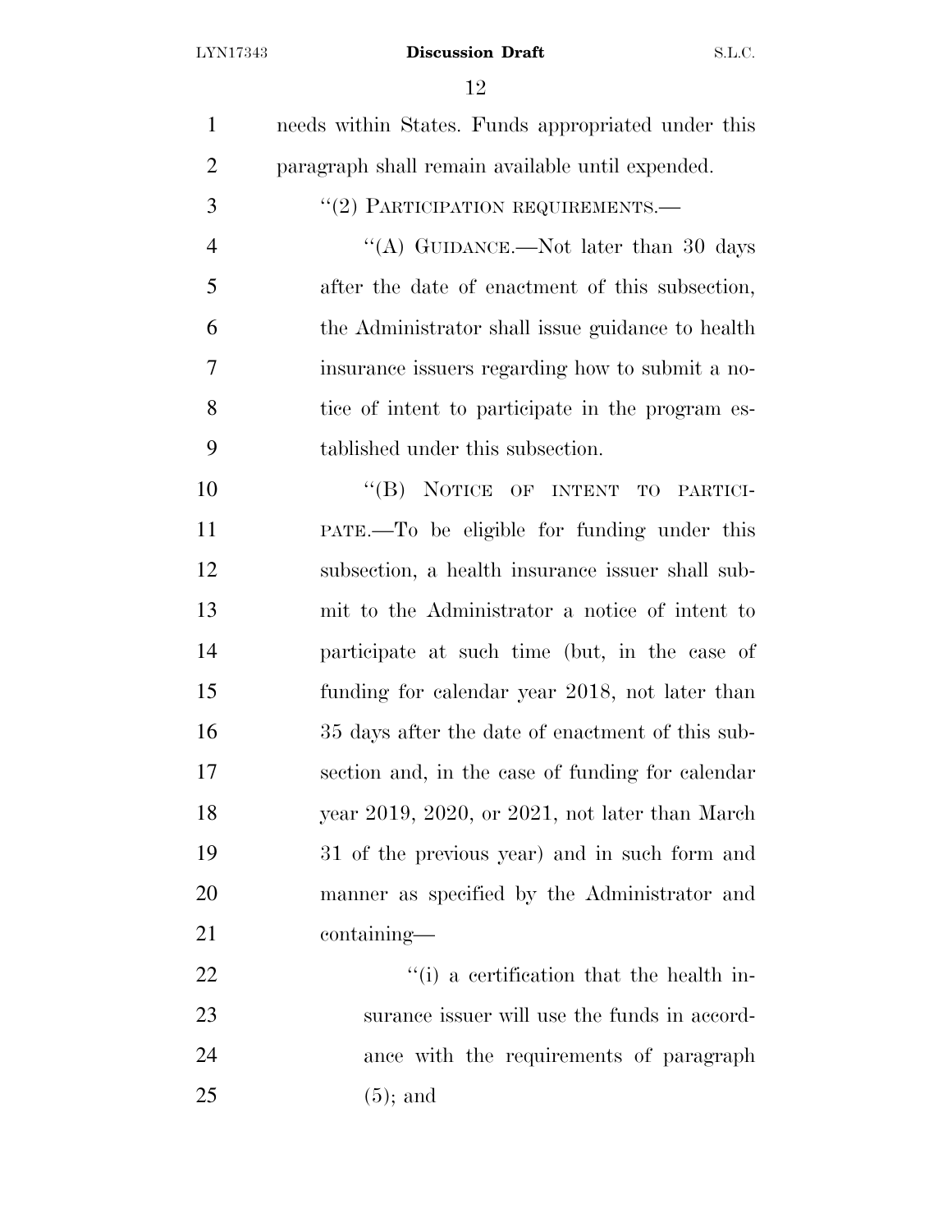needs within States. Funds appropriated under this paragraph shall remain available until expended.

"(2) PARTICIPATION REQUIREMENTS.—

"(A) GUIDANCE.—Not later than 30 days after the date of enactment of this subsection, the Administrator shall issue guidance to health insurance issuers regarding how to submit a notice of intent to participate in the program established under this subsection.

"(B) NOTICE OF INTENT TO PARTICIPATE.—To be eligible for funding under this subsection, a health insurance issuer shall submit to the Administrator a notice of intent to participate at such time (but, in the case of funding for calendar year 2018, not later than 35 days after the date of enactment of this subsection and, in the case of funding for calendar year 2019, 2020, or 2021, not later than March 31 of the previous year) and in such form and manner as specified by the Administrator and containing—

"(i) a certification that the health insurance issuer will use the funds in accordance with the requirements of paragraph (5); and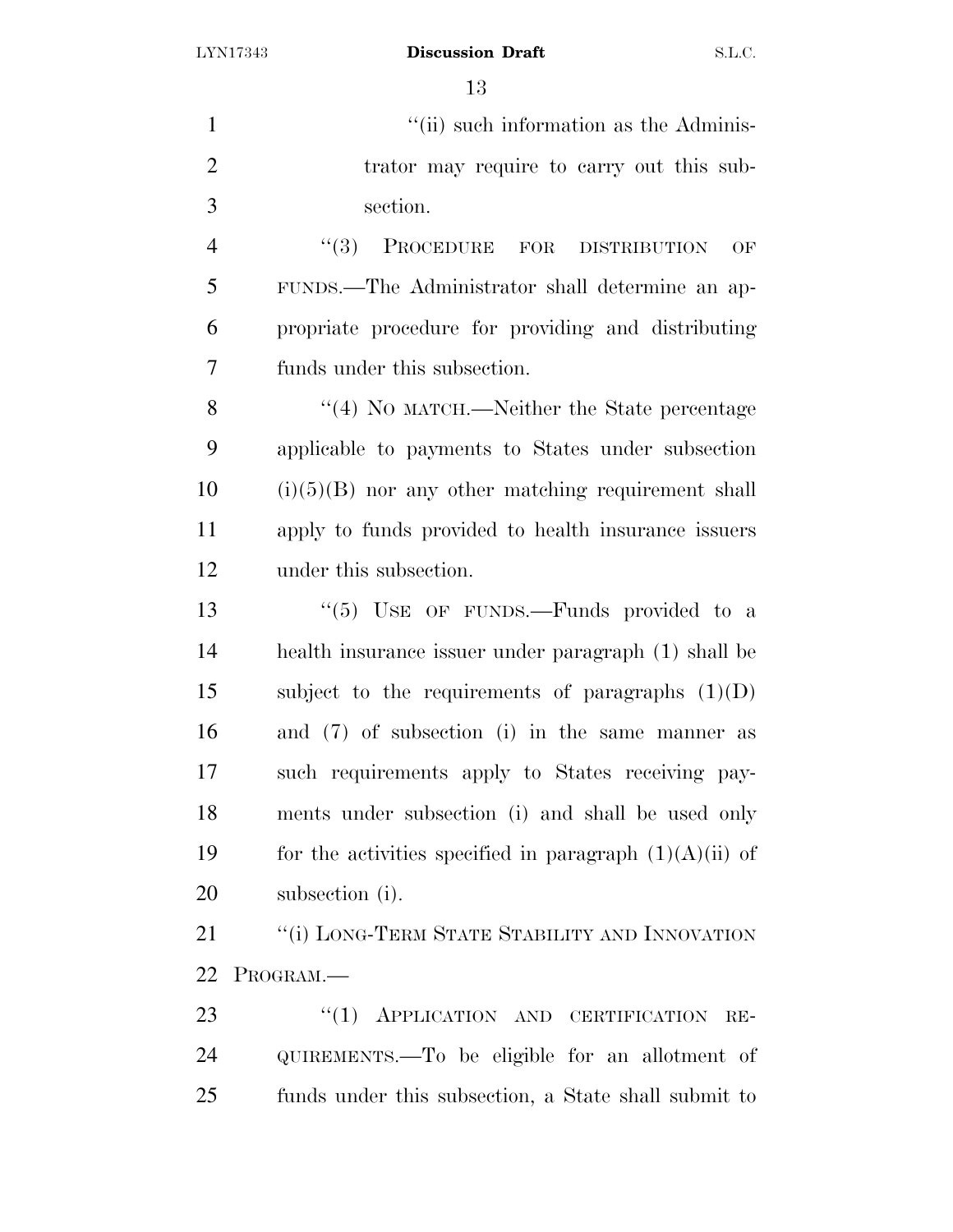"(ii) such information as the Administrator may require to carry out this subsection.

"(3) PROCEDURE FOR DISTRIBUTION OF FUNDS.—The Administrator shall determine an appropriate procedure for providing and distributing funds under this subsection.

"(4) NO MATCH.—Neither the State percentage applicable to payments to States under subsection (i)(5)(B) nor any other matching requirement shall apply to funds provided to health insurance issuers under this subsection.

"(5) USE OF FUNDS.—Funds provided to a health insurance issuer under paragraph (1) shall be subject to the requirements of paragraphs (1)(D) and (7) of subsection (i) in the same manner as such requirements apply to States receiving payments under subsection (i) and shall be used only for the activities specified in paragraph (1)(A)(ii) of subsection (i).

"(i) LONG-TERM STATE STABILITY AND INNOVATION PROGRAM.—

"(1) APPLICATION AND CERTIFICATION REQUIREMENTS.—To be eligible for an allotment of funds under this subsection, a State shall submit to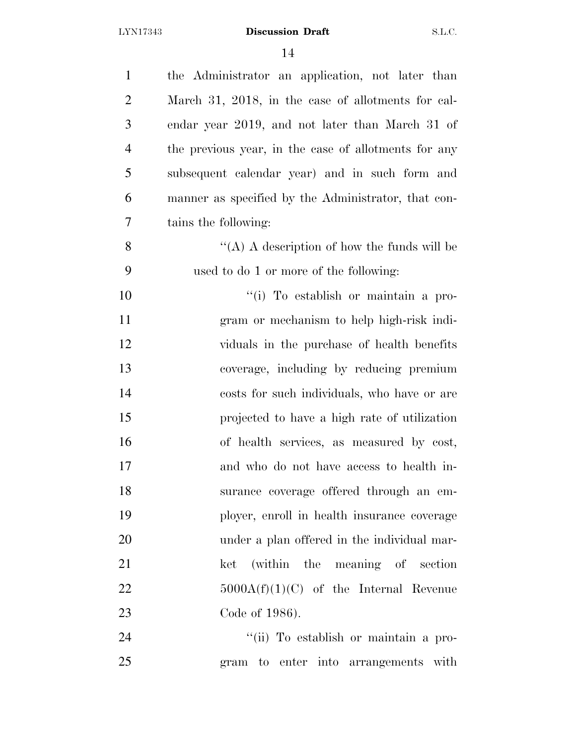the Administrator an application, not later than March 31, 2018, in the case of allotments for calendar year 2019, and not later than March 31 of the previous year, in the case of allotments for any subsequent calendar year) and in such form and manner as specified by the Administrator, that contains the following:

''(A) A description of how the funds will be used to do 1 or more of the following:

''(i) To establish or maintain a program or mechanism to help high-risk individuals in the purchase of health benefits coverage, including by reducing premium costs for such individuals, who have or are projected to have a high rate of utilization of health services, as measured by cost, and who do not have access to health insurance coverage offered through an employer, enroll in health insurance coverage under a plan offered in the individual market (within the meaning of section 5000A(f)(1)(C) of the Internal Revenue Code of 1986).

''(ii) To establish or maintain a program to enter into arrangements with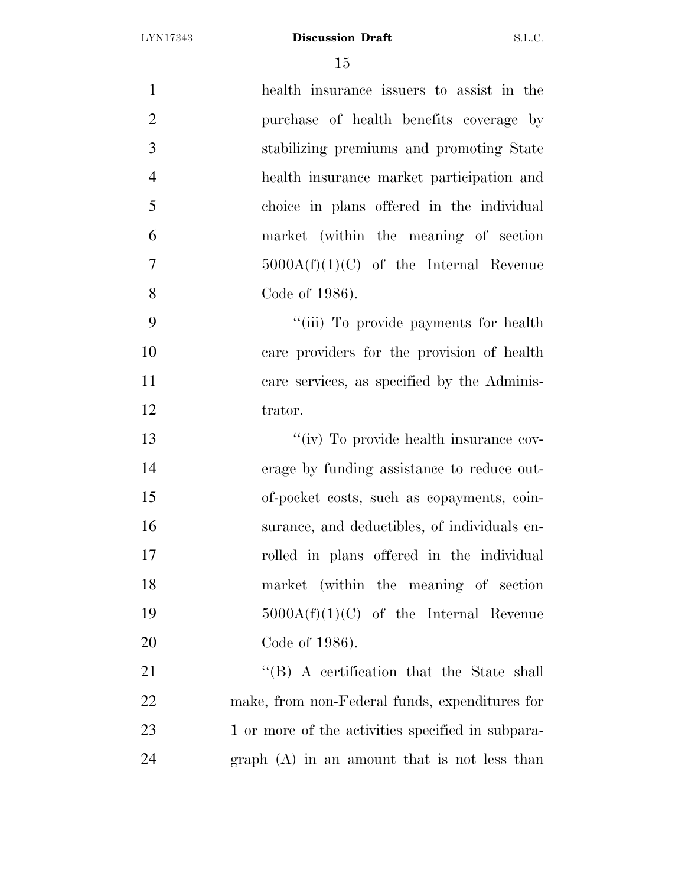health insurance issuers to assist in the purchase of health benefits coverage by stabilizing premiums and promoting State health insurance market participation and choice in plans offered in the individual market (within the meaning of section 5000A(f)(1)(C) of the Internal Revenue Code of 1986).

"(iii) To provide payments for health care providers for the provision of health care services, as specified by the Administrator.

"(iv) To provide health insurance coverage by funding assistance to reduce out-of-pocket costs, such as copayments, coinsurance, and deductibles, of individuals enrolled in plans offered in the individual market (within the meaning of section 5000A(f)(1)(C) of the Internal Revenue Code of 1986).

"(B) A certification that the State shall make, from non-Federal funds, expenditures for 1 or more of the activities specified in subparagraph (A) in an amount that is not less than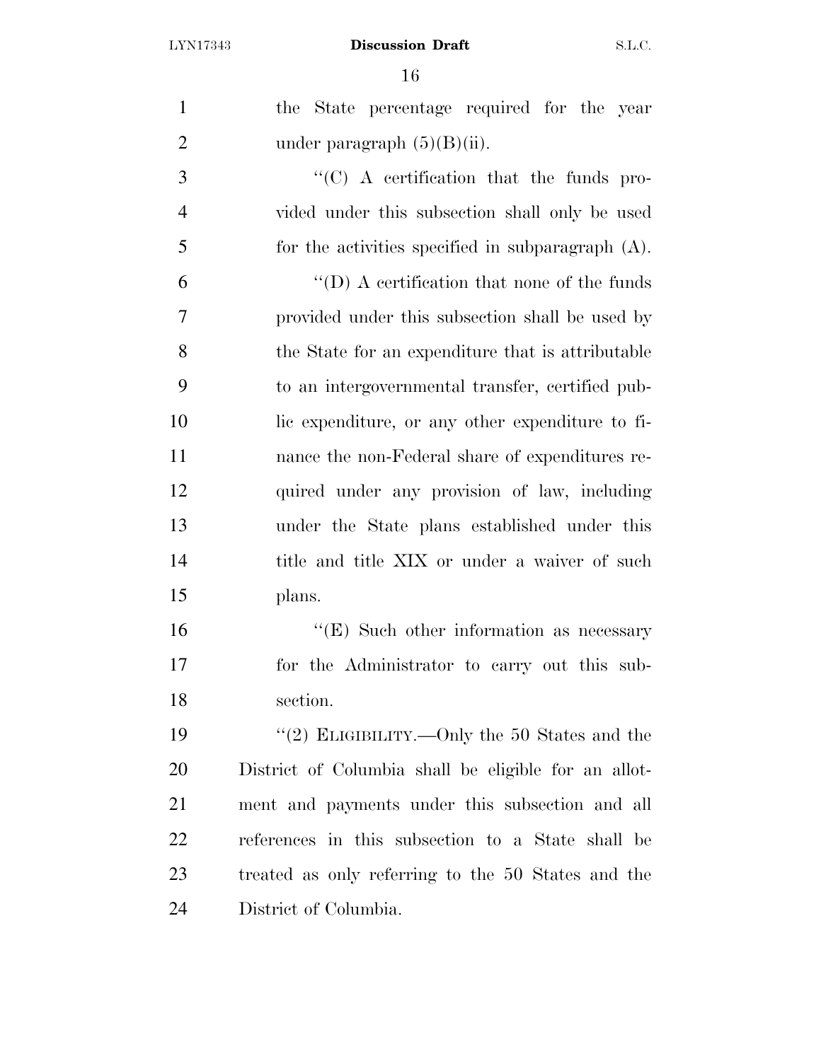the State percentage required for the year under paragraph (5)(B)(ii).

"(C) A certification that the funds provided under this subsection shall only be used for the activities specified in subparagraph (A).

"(D) A certification that none of the funds provided under this subsection shall be used by the State for an expenditure that is attributable to an intergovernmental transfer, certified public expenditure, or any other expenditure to finance the non-Federal share of expenditures required under any provision of law, including under the State plans established under this title and title XIX or under a waiver of such plans.

"(E) Such other information as necessary for the Administrator to carry out this subsection.

"(2) ELIGIBILITY.—Only the 50 States and the District of Columbia shall be eligible for an allotment and payments under this subsection and all references in this subsection to a State shall be treated as only referring to the 50 States and the District of Columbia.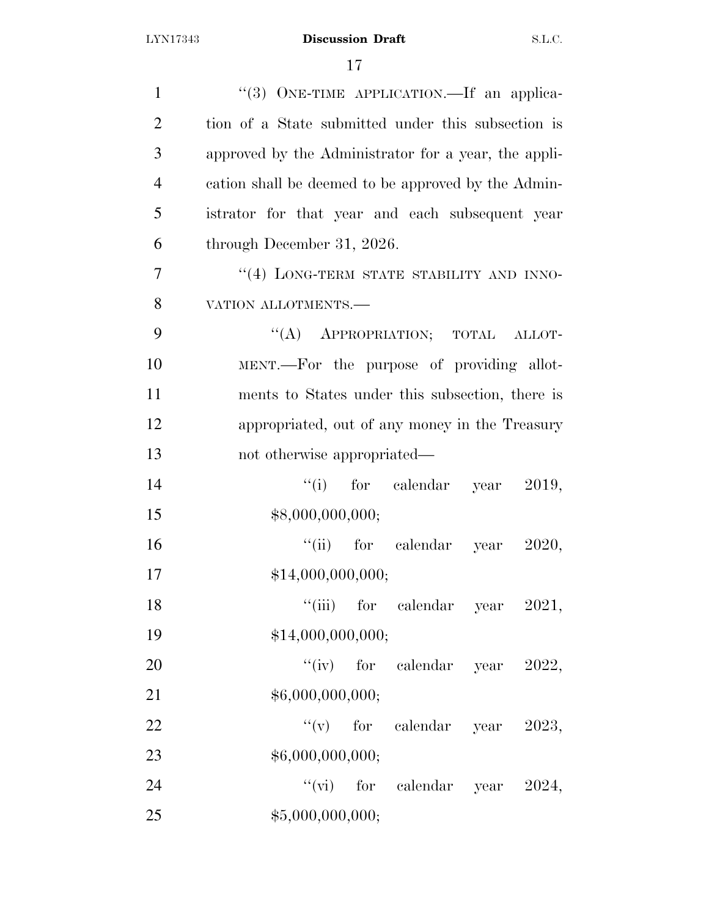"(3) ONE-TIME APPLICATION.—If an application of a State submitted under this subsection is approved by the Administrator for a year, the application shall be deemed to be approved by the Administrator for that year and each subsequent year through December 31, 2026.

"(4) LONG-TERM STATE STABILITY AND INNOVATION ALLOTMENTS.—

"(A) APPROPRIATION; TOTAL ALLOTMENT.—For the purpose of providing allotments to States under this subsection, there is appropriated, out of any money in the Treasury not otherwise appropriated—

"(i) for calendar year 2019, $8,000,000,000;

"(ii) for calendar year 2020, $14,000,000,000;

"(iii) for calendar year 2021, $14,000,000,000;

"(iv) for calendar year 2022, $6,000,000,000;

"(v) for calendar year 2023, $6,000,000,000;

"(vi) for calendar year 2024, $5,000,000,000;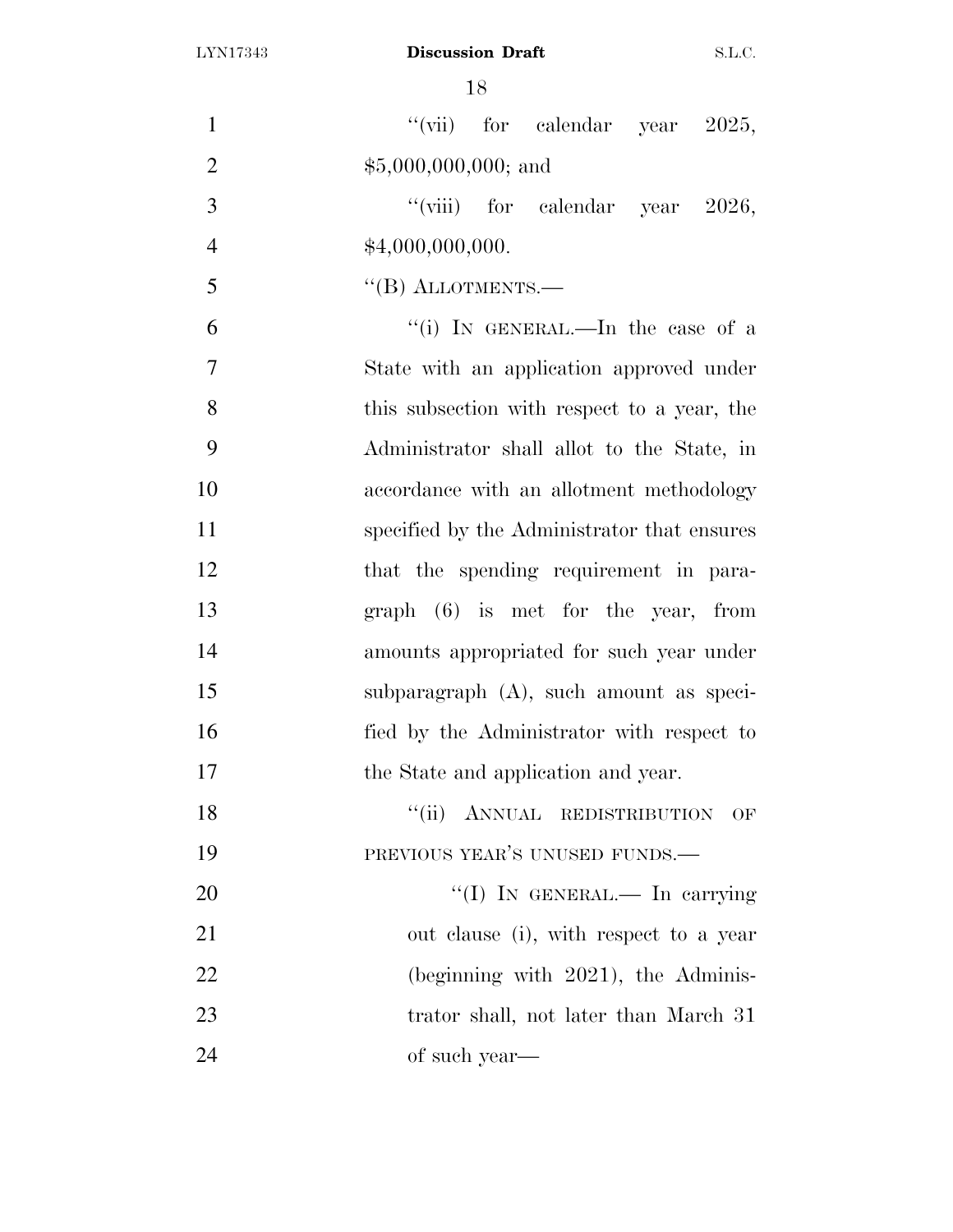"(vii) for calendar year 2025, $5,000,000,000; and

"(viii) for calendar year 2026, $4,000,000,000.

"(B) ALLOTMENTS.—

"(i) IN GENERAL.—In the case of a State with an application approved under this subsection with respect to a year, the Administrator shall allot to the State, in accordance with an allotment methodology specified by the Administrator that ensures that the spending requirement in paragraph (6) is met for the year, from amounts appropriated for such year under subparagraph (A), such amount as specified by the Administrator with respect to the State and application and year.

"(ii) ANNUAL REDISTRIBUTION OF PREVIOUS YEAR'S UNUSED FUNDS.—

"(I) IN GENERAL.— In carrying out clause (i), with respect to a year (beginning with 2021), the Administrator shall, not later than March 31 of such year—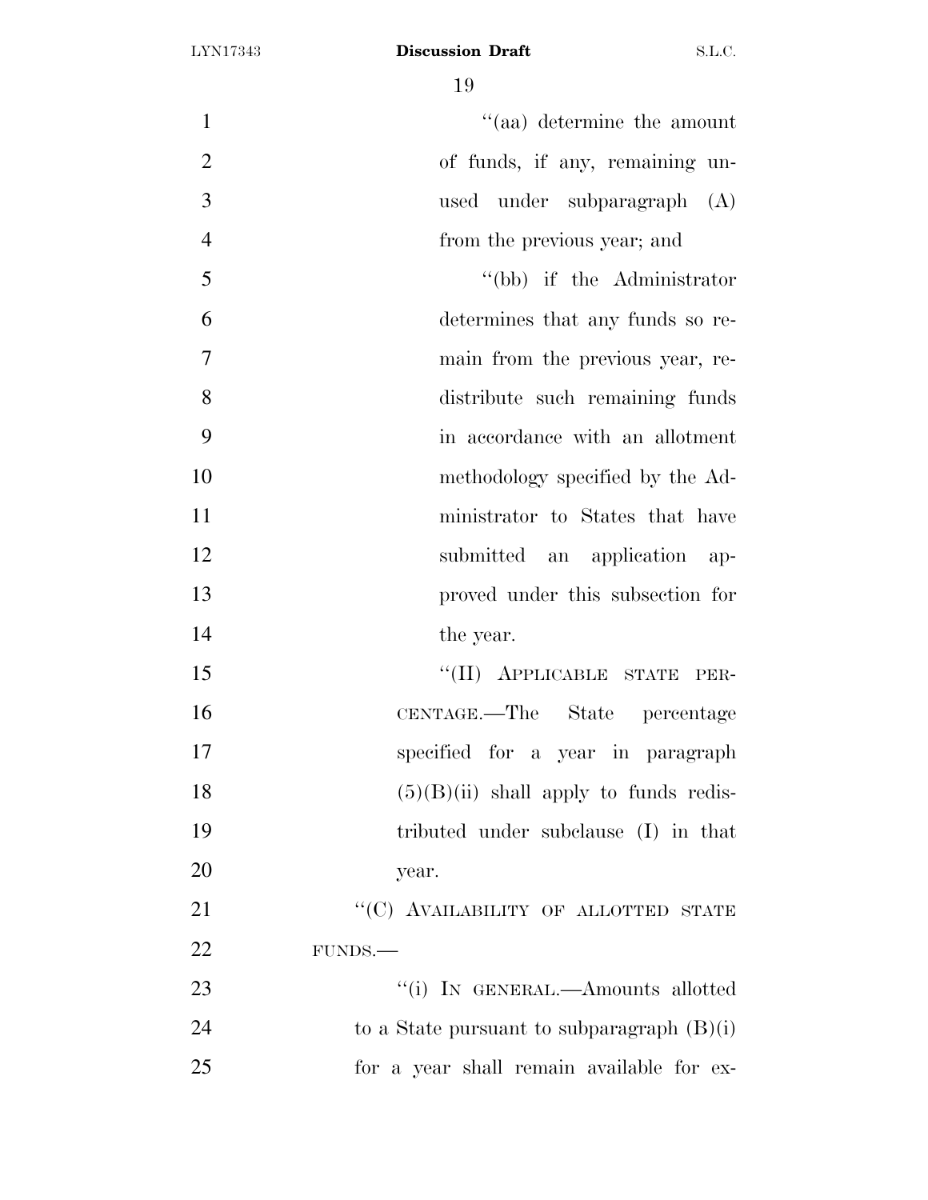"(aa) determine the amount of funds, if any, remaining unused under subparagraph (A) from the previous year; and

"(bb) if the Administrator determines that any funds so remain from the previous year, redistribute such remaining funds in accordance with an allotment methodology specified by the Administrator to States that have submitted an application approved under this subsection for the year.

"(II) APPLICABLE STATE PERCENTAGE.—The State percentage specified for a year in paragraph (5)(B)(ii) shall apply to funds redistributed under subclause (I) in that year.

"(C) AVAILABILITY OF ALLOTTED STATE FUNDS.—

"(i) IN GENERAL.—Amounts allotted to a State pursuant to subparagraph (B)(i) for a year shall remain available for ex-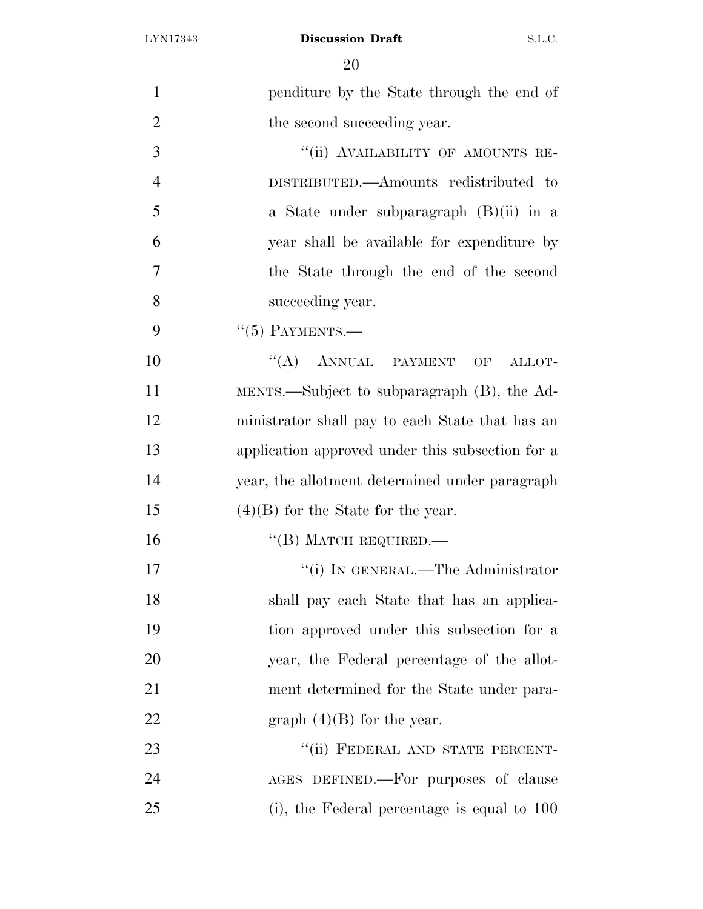penditure by the State through the end of the second succeeding year.

"(ii) AVAILABILITY OF AMOUNTS REDISTRIBUTED.—Amounts redistributed to a State under subparagraph (B)(ii) in a year shall be available for expenditure by the State through the end of the second succeeding year.

"(5) PAYMENTS.—

"(A) ANNUAL PAYMENT OF ALLOTMENTS.—Subject to subparagraph (B), the Administrator shall pay to each State that has an application approved under this subsection for a year, the allotment determined under paragraph (4)(B) for the State for the year.

"(B) MATCH REQUIRED.—

"(i) IN GENERAL.—The Administrator shall pay each State that has an application approved under this subsection for a year, the Federal percentage of the allotment determined for the State under paragraph (4)(B) for the year.

"(ii) FEDERAL AND STATE PERCENTAGES DEFINED.—For purposes of clause (i), the Federal percentage is equal to 100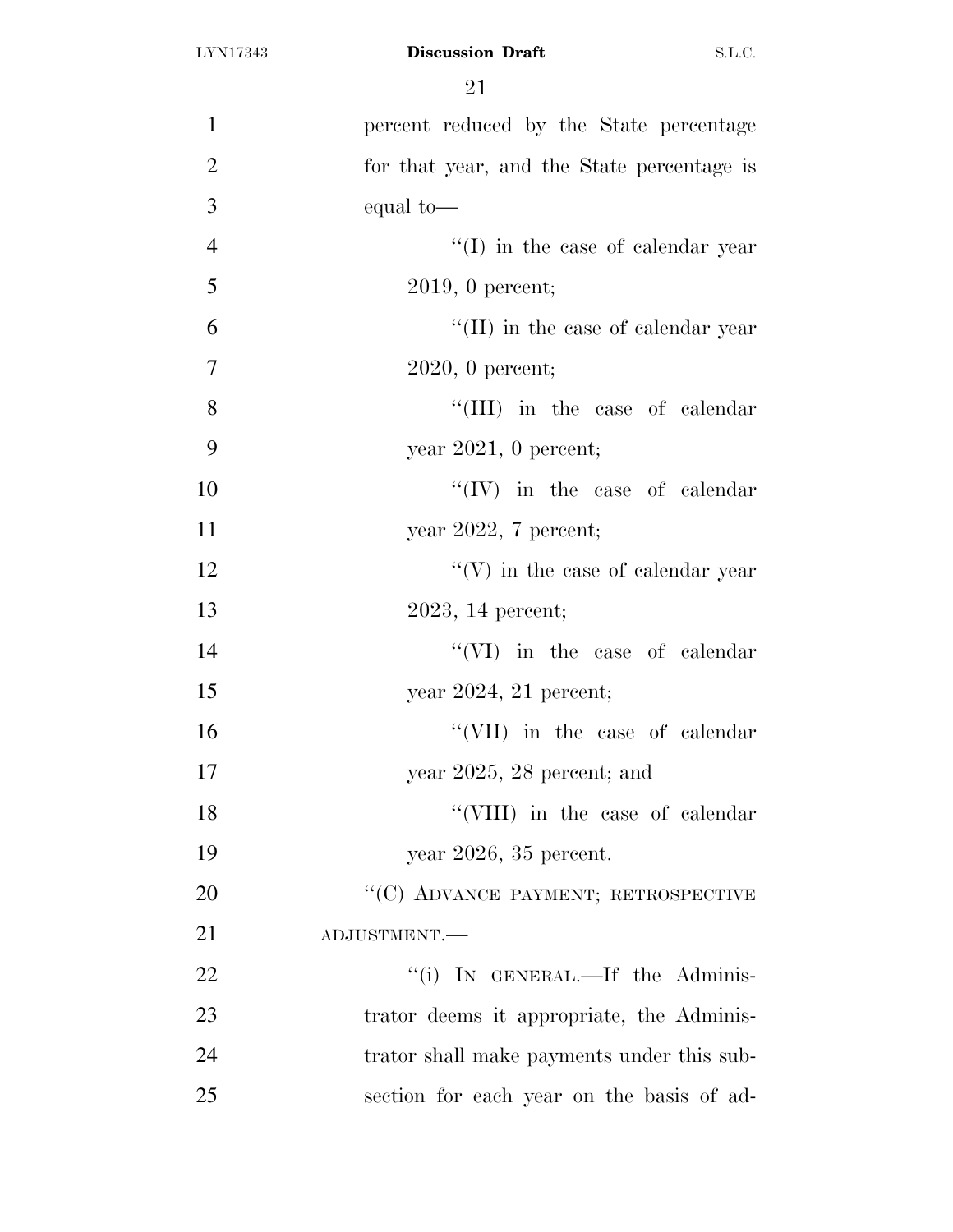percent reduced by the State percentage for that year, and the State percentage is equal to—

''(I) in the case of calendar year 2019, 0 percent;

''(II) in the case of calendar year 2020, 0 percent;

''(III) in the case of calendar year 2021, 0 percent;

''(IV) in the case of calendar year 2022, 7 percent;

''(V) in the case of calendar year 2023, 14 percent;

''(VI) in the case of calendar year 2024, 21 percent;

''(VII) in the case of calendar year 2025, 28 percent; and

''(VIII) in the case of calendar year 2026, 35 percent.

''(C) ADVANCE PAYMENT; RETROSPECTIVE ADJUSTMENT.—

''(i) IN GENERAL.—If the Administrator deems it appropriate, the Administrator shall make payments under this subsection for each year on the basis of ad-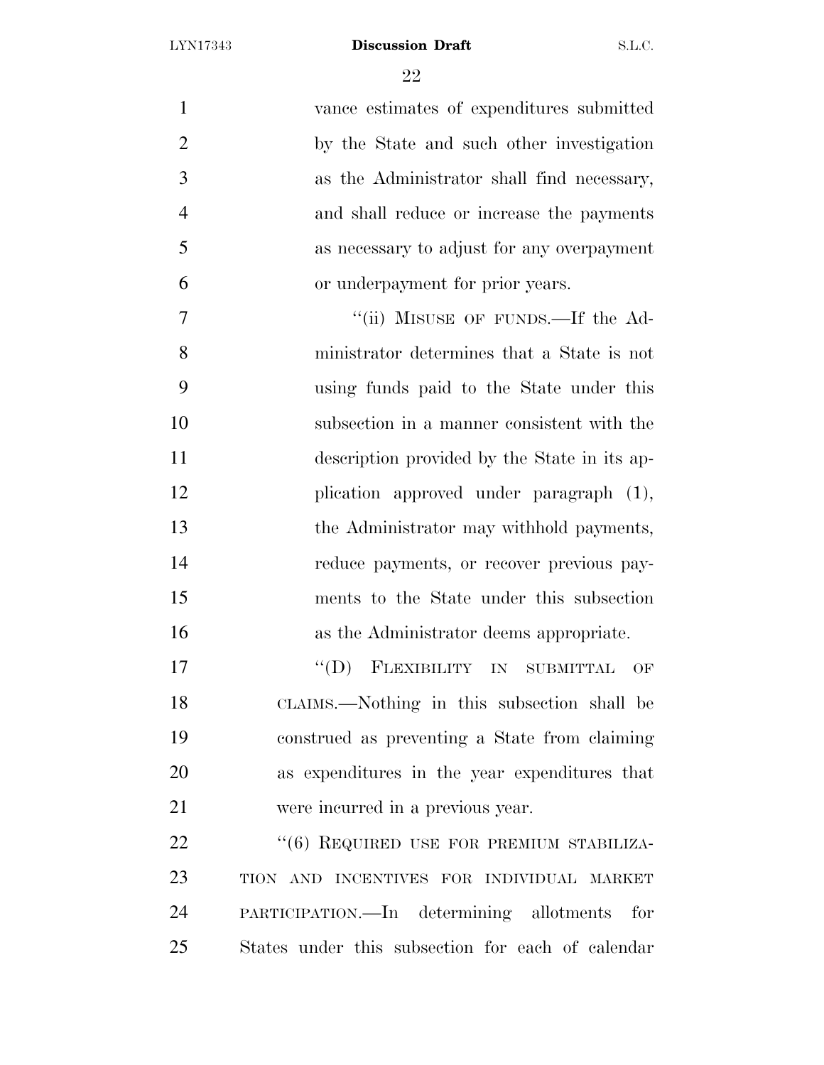vance estimates of expenditures submitted by the State and such other investigation as the Administrator shall find necessary, and shall reduce or increase the payments as necessary to adjust for any overpayment or underpayment for prior years.

"(ii) MISUSE OF FUNDS.—If the Administrator determines that a State is not using funds paid to the State under this subsection in a manner consistent with the description provided by the State in its application approved under paragraph (1), the Administrator may withhold payments, reduce payments, or recover previous payments to the State under this subsection as the Administrator deems appropriate.

"(D) FLEXIBILITY IN SUBMITTAL OF CLAIMS.—Nothing in this subsection shall be construed as preventing a State from claiming as expenditures in the year expenditures that were incurred in a previous year.

"(6) REQUIRED USE FOR PREMIUM STABILIZATION AND INCENTIVES FOR INDIVIDUAL MARKET PARTICIPATION.—In determining allotments for States under this subsection for each of calendar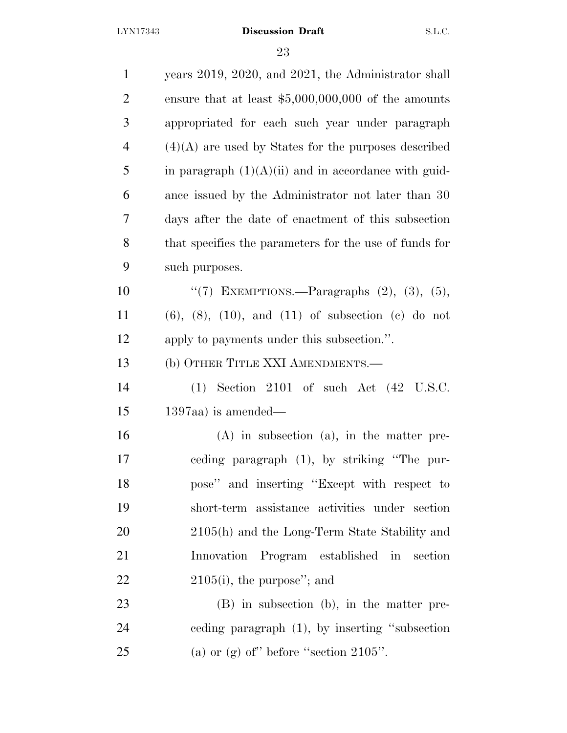years 2019, 2020, and 2021, the Administrator shall ensure that at least $5,000,000,000 of the amounts appropriated for each such year under paragraph (4)(A) are used by States for the purposes described in paragraph (1)(A)(ii) and in accordance with guidance issued by the Administrator not later than 30 days after the date of enactment of this subsection that specifies the parameters for the use of funds for such purposes.

"(7) EXEMPTIONS.—Paragraphs (2), (3), (5), (6), (8), (10), and (11) of subsection (c) do not apply to payments under this subsection.".

(b) OTHER TITLE XXI AMENDMENTS.—

(1) Section 2101 of such Act (42 U.S.C. 1397aa) is amended—

(A) in subsection (a), in the matter preceding paragraph (1), by striking "The purpose" and inserting "Except with respect to short-term assistance activities under section 2105(h) and the Long-Term State Stability and Innovation Program established in section 2105(i), the purpose"; and

(B) in subsection (b), in the matter preceding paragraph (1), by inserting "subsection (a) or (g) of" before "section 2105".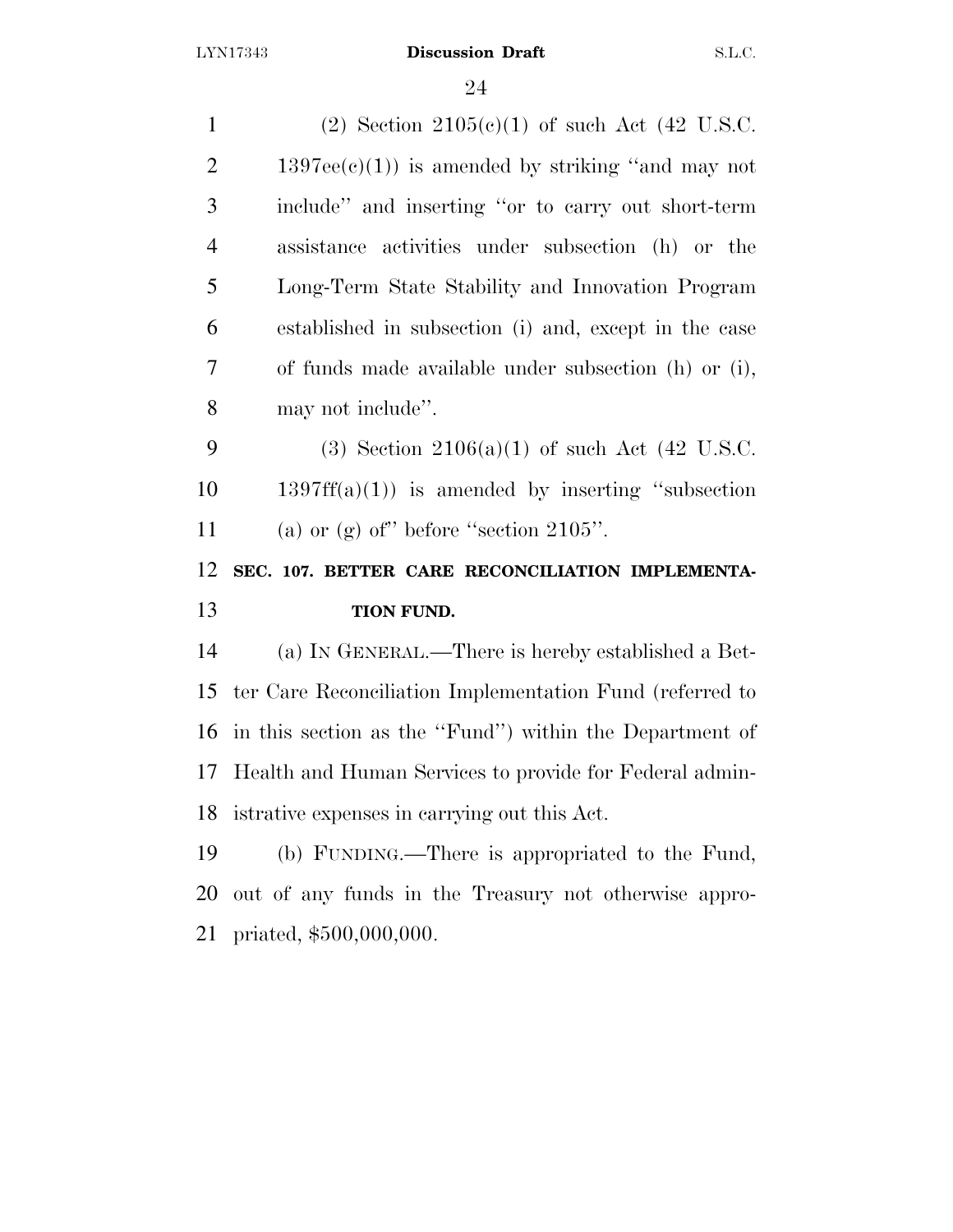(2) Section 2105(c)(1) of such Act (42 U.S.C. 1397ee(c)(1)) is amended by striking ''and may not include'' and inserting ''or to carry out short-term assistance activities under subsection (h) or the Long-Term State Stability and Innovation Program established in subsection (i) and, except in the case of funds made available under subsection (h) or (i), may not include''.

(3) Section 2106(a)(1) of such Act (42 U.S.C. 1397ff(a)(1)) is amended by inserting ''subsection (a) or (g) of'' before ''section 2105''.

## SEC. 107. BETTER CARE RECONCILIATION IMPLEMENTATION FUND.

(a) IN GENERAL.—There is hereby established a Better Care Reconciliation Implementation Fund (referred to in this section as the ''Fund'') within the Department of Health and Human Services to provide for Federal administrative expenses in carrying out this Act.

(b) FUNDING.—There is appropriated to the Fund, out of any funds in the Treasury not otherwise appropriated, $500,000,000.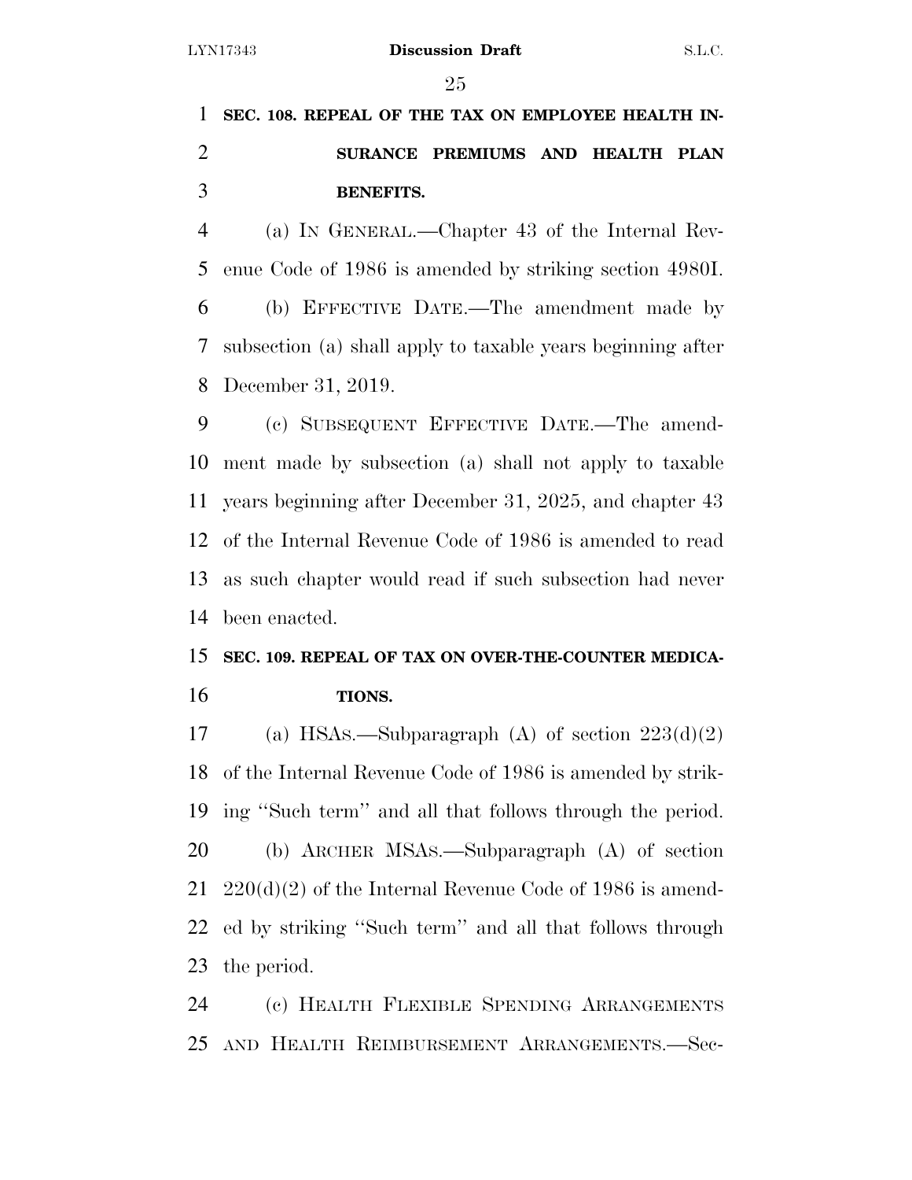**SEC. 108. REPEAL OF THE TAX ON EMPLOYEE HEALTH INSURANCE PREMIUMS AND HEALTH PLAN BENEFITS.**

(a) IN GENERAL.—Chapter 43 of the Internal Revenue Code of 1986 is amended by striking section 4980I.

(b) EFFECTIVE DATE.—The amendment made by subsection (a) shall apply to taxable years beginning after December 31, 2019.

(c) SUBSEQUENT EFFECTIVE DATE.—The amendment made by subsection (a) shall not apply to taxable years beginning after December 31, 2025, and chapter 43 of the Internal Revenue Code of 1986 is amended to read as such chapter would read if such subsection had never been enacted.

**SEC. 109. REPEAL OF TAX ON OVER-THE-COUNTER MEDICATIONS.**

(a) HSAS.—Subparagraph (A) of section 223(d)(2) of the Internal Revenue Code of 1986 is amended by striking ''Such term'' and all that follows through the period.

(b) ARCHER MSAS.—Subparagraph (A) of section 220(d)(2) of the Internal Revenue Code of 1986 is amended by striking ''Such term'' and all that follows through the period.

(c) HEALTH FLEXIBLE SPENDING ARRANGEMENTS AND HEALTH REIMBURSEMENT ARRANGEMENTS.—Sec-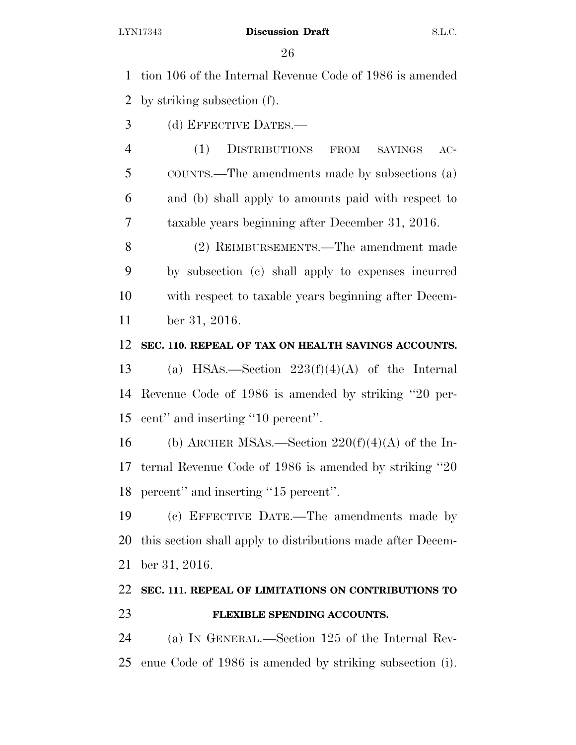tion 106 of the Internal Revenue Code of 1986 is amended by striking subsection (f).

(d) EFFECTIVE DATES.—

(1) DISTRIBUTIONS FROM SAVINGS ACCOUNTS.—The amendments made by subsections (a) and (b) shall apply to amounts paid with respect to taxable years beginning after December 31, 2016.

(2) REIMBURSEMENTS.—The amendment made by subsection (c) shall apply to expenses incurred with respect to taxable years beginning after December 31, 2016.

**SEC. 110. REPEAL OF TAX ON HEALTH SAVINGS ACCOUNTS.**

(a) HSAS.—Section 223(f)(4)(A) of the Internal Revenue Code of 1986 is amended by striking ''20 percent'' and inserting ''10 percent''.

(b) ARCHER MSAS.—Section 220(f)(4)(A) of the Internal Revenue Code of 1986 is amended by striking ''20 percent'' and inserting ''15 percent''.

(c) EFFECTIVE DATE.—The amendments made by this section shall apply to distributions made after December 31, 2016.

**SEC. 111. REPEAL OF LIMITATIONS ON CONTRIBUTIONS TO FLEXIBLE SPENDING ACCOUNTS.**

(a) IN GENERAL.—Section 125 of the Internal Revenue Code of 1986 is amended by striking subsection (i).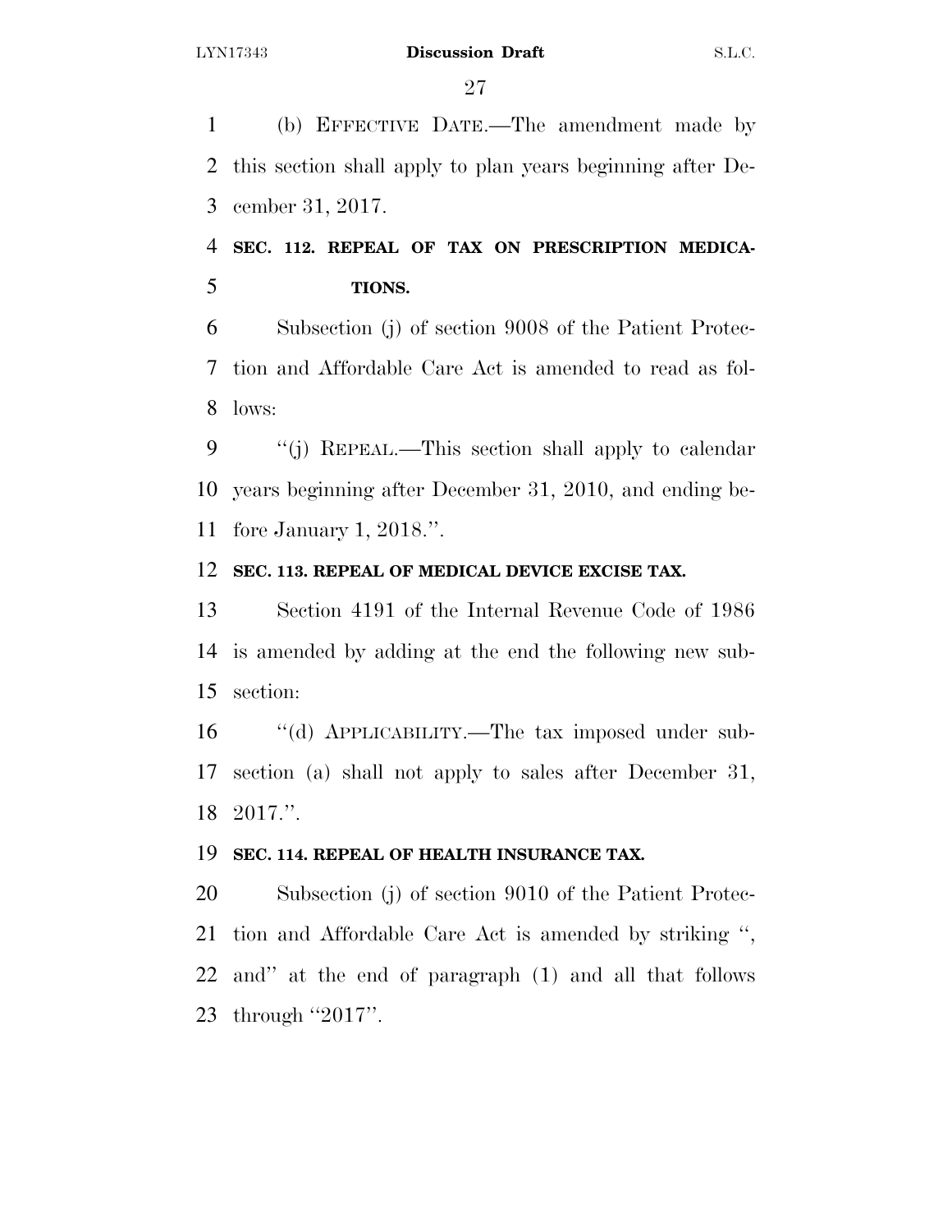(b) EFFECTIVE DATE.—The amendment made by this section shall apply to plan years beginning after December 31, 2017.

**SEC. 112. REPEAL OF TAX ON PRESCRIPTION MEDICATIONS.**

Subsection (j) of section 9008 of the Patient Protection and Affordable Care Act is amended to read as follows:

''(j) REPEAL.—This section shall apply to calendar years beginning after December 31, 2010, and ending before January 1, 2018.''.

**SEC. 113. REPEAL OF MEDICAL DEVICE EXCISE TAX.**

Section 4191 of the Internal Revenue Code of 1986 is amended by adding at the end the following new subsection:

''(d) APPLICABILITY.—The tax imposed under subsection (a) shall not apply to sales after December 31, 2017.''.

**SEC. 114. REPEAL OF HEALTH INSURANCE TAX.**

Subsection (j) of section 9010 of the Patient Protection and Affordable Care Act is amended by striking '', and'' at the end of paragraph (1) and all that follows through ''2017''.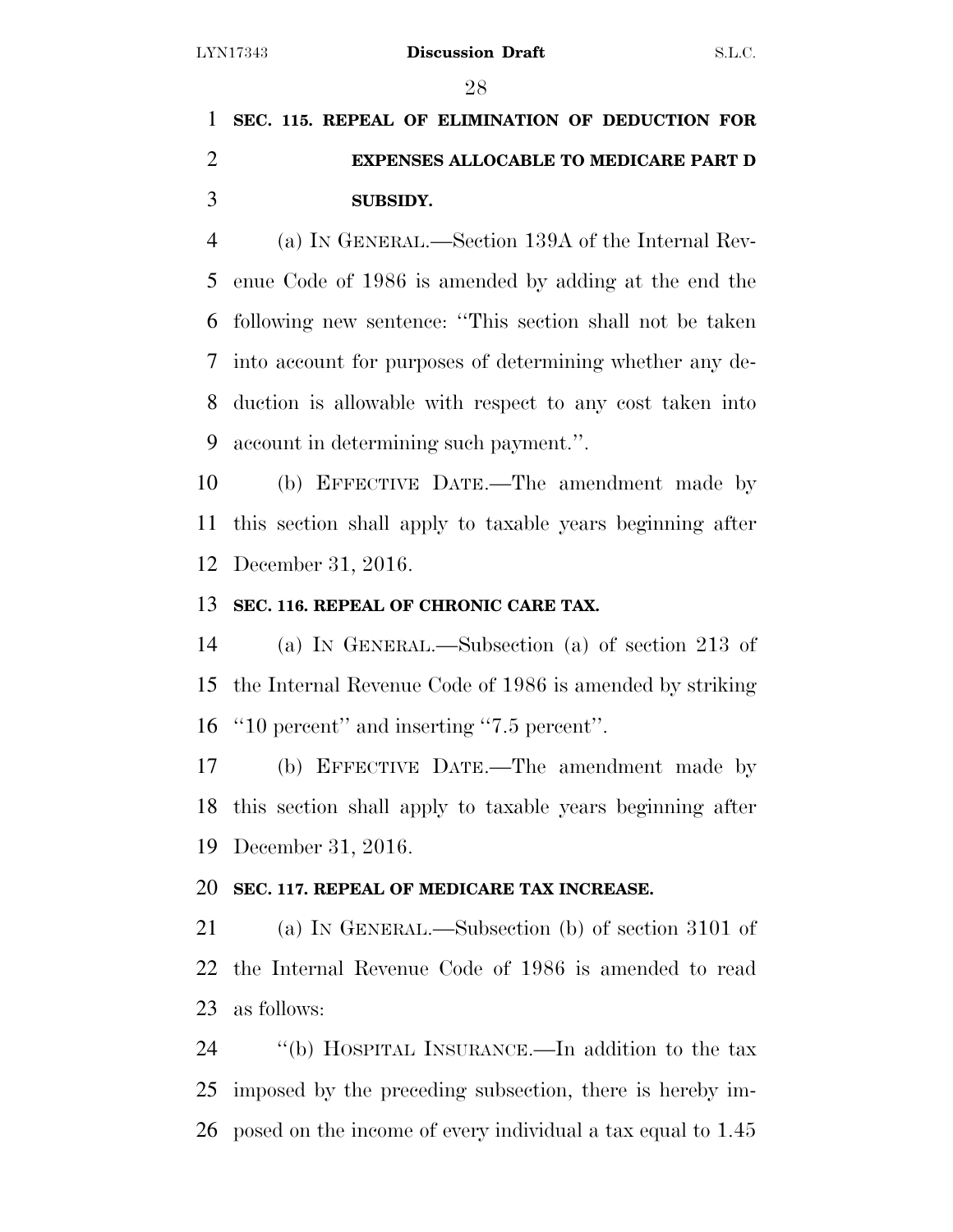**SEC. 115. REPEAL OF ELIMINATION OF DEDUCTION FOR EXPENSES ALLOCABLE TO MEDICARE PART D SUBSIDY.**

(a) IN GENERAL.—Section 139A of the Internal Revenue Code of 1986 is amended by adding at the end the following new sentence: ''This section shall not be taken into account for purposes of determining whether any deduction is allowable with respect to any cost taken into account in determining such payment.''.

(b) EFFECTIVE DATE.—The amendment made by this section shall apply to taxable years beginning after December 31, 2016.

**SEC. 116. REPEAL OF CHRONIC CARE TAX.**

(a) IN GENERAL.—Subsection (a) of section 213 of the Internal Revenue Code of 1986 is amended by striking ''10 percent'' and inserting ''7.5 percent''.

(b) EFFECTIVE DATE.—The amendment made by this section shall apply to taxable years beginning after December 31, 2016.

**SEC. 117. REPEAL OF MEDICARE TAX INCREASE.**

(a) IN GENERAL.—Subsection (b) of section 3101 of the Internal Revenue Code of 1986 is amended to read as follows:

''(b) HOSPITAL INSURANCE.—In addition to the tax imposed by the preceding subsection, there is hereby imposed on the income of every individual a tax equal to 1.45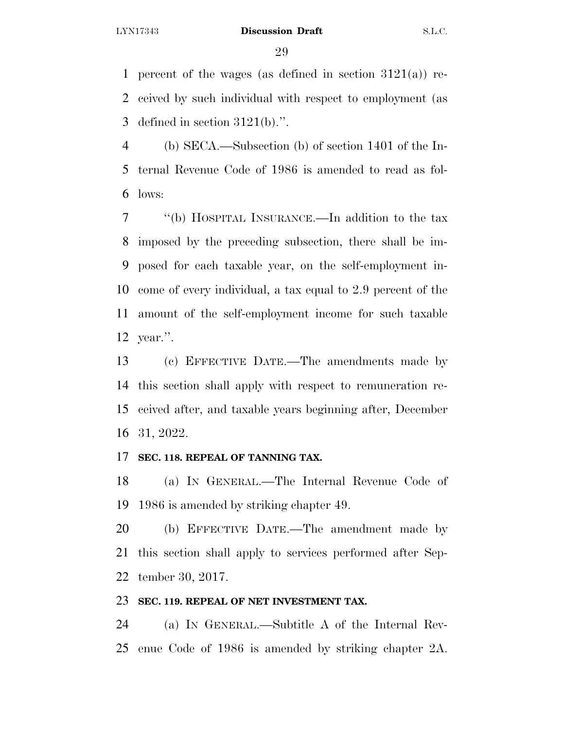percent of the wages (as defined in section 3121(a)) received by such individual with respect to employment (as defined in section 3121(b).''.

(b) SECA.—Subsection (b) of section 1401 of the Internal Revenue Code of 1986 is amended to read as follows:

''(b) HOSPITAL INSURANCE.—In addition to the tax imposed by the preceding subsection, there shall be imposed for each taxable year, on the self-employment income of every individual, a tax equal to 2.9 percent of the amount of the self-employment income for such taxable year.''.

(c) EFFECTIVE DATE.—The amendments made by this section shall apply with respect to remuneration received after, and taxable years beginning after, December 31, 2022.

**SEC. 118. REPEAL OF TANNING TAX.**

(a) IN GENERAL.—The Internal Revenue Code of 1986 is amended by striking chapter 49.

(b) EFFECTIVE DATE.—The amendment made by this section shall apply to services performed after September 30, 2017.

**SEC. 119. REPEAL OF NET INVESTMENT TAX.**

(a) IN GENERAL.—Subtitle A of the Internal Revenue Code of 1986 is amended by striking chapter 2A.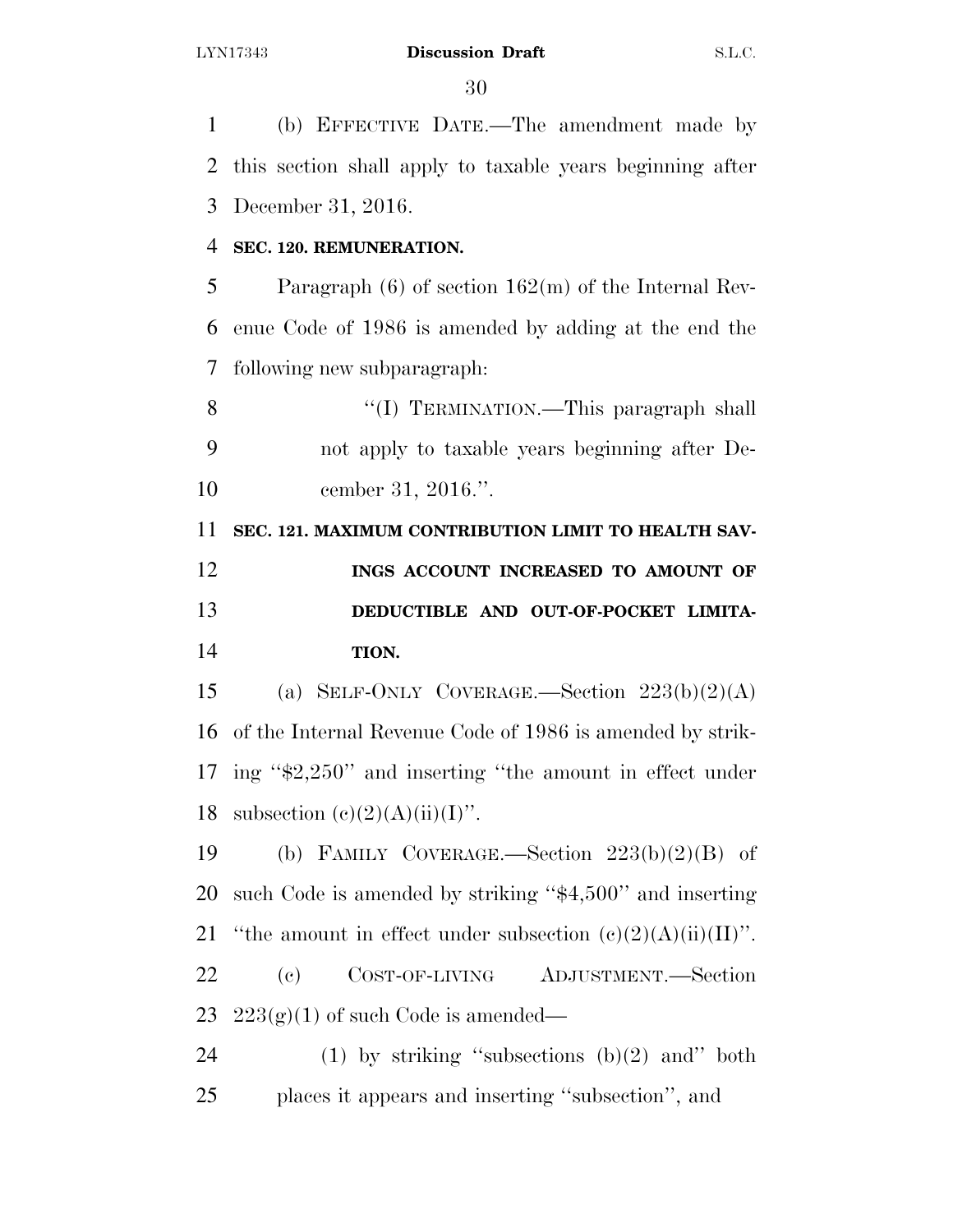(b) EFFECTIVE DATE.—The amendment made by this section shall apply to taxable years beginning after December 31, 2016.

**SEC. 120. REMUNERATION.**

Paragraph (6) of section 162(m) of the Internal Revenue Code of 1986 is amended by adding at the end the following new subparagraph:

"(I) TERMINATION.—This paragraph shall not apply to taxable years beginning after December 31, 2016.".

**SEC. 121. MAXIMUM CONTRIBUTION LIMIT TO HEALTH SAVINGS ACCOUNT INCREASED TO AMOUNT OF DEDUCTIBLE AND OUT-OF-POCKET LIMITATION.**

(a) SELF-ONLY COVERAGE.—Section 223(b)(2)(A) of the Internal Revenue Code of 1986 is amended by striking "$2,250" and inserting "the amount in effect under subsection (c)(2)(A)(ii)(I)".

(b) FAMILY COVERAGE.—Section 223(b)(2)(B) of such Code is amended by striking "$4,500" and inserting "the amount in effect under subsection (c)(2)(A)(ii)(II)".

(c) COST-OF-LIVING ADJUSTMENT.—Section 223(g)(1) of such Code is amended—

(1) by striking "subsections (b)(2) and" both places it appears and inserting "subsection", and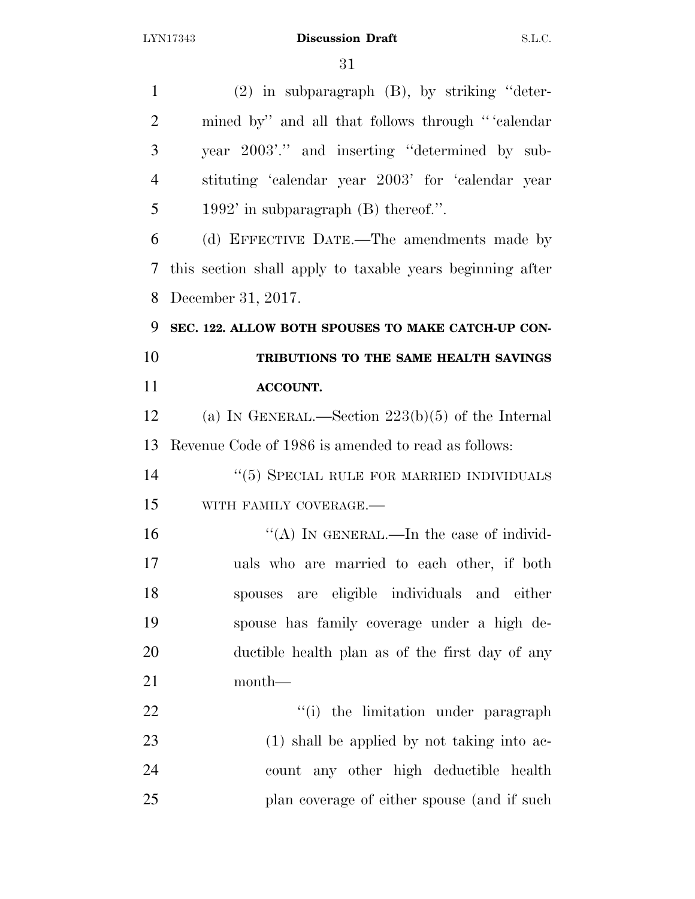(2) in subparagraph (B), by striking "determined by" and all that follows through "'calendar year 2003'." and inserting "determined by substituting 'calendar year 2003' for 'calendar year 1992' in subparagraph (B) thereof.".

(d) EFFECTIVE DATE.—The amendments made by this section shall apply to taxable years beginning after December 31, 2017.

**SEC. 122. ALLOW BOTH SPOUSES TO MAKE CATCH-UP CONTRIBUTIONS TO THE SAME HEALTH SAVINGS ACCOUNT.**

(a) IN GENERAL.—Section 223(b)(5) of the Internal Revenue Code of 1986 is amended to read as follows:

"(5) SPECIAL RULE FOR MARRIED INDIVIDUALS WITH FAMILY COVERAGE.—

"(A) IN GENERAL.—In the case of individuals who are married to each other, if both spouses are eligible individuals and either spouse has family coverage under a high deductible health plan as of the first day of any month—

"(i) the limitation under paragraph (1) shall be applied by not taking into account any other high deductible health plan coverage of either spouse (and if such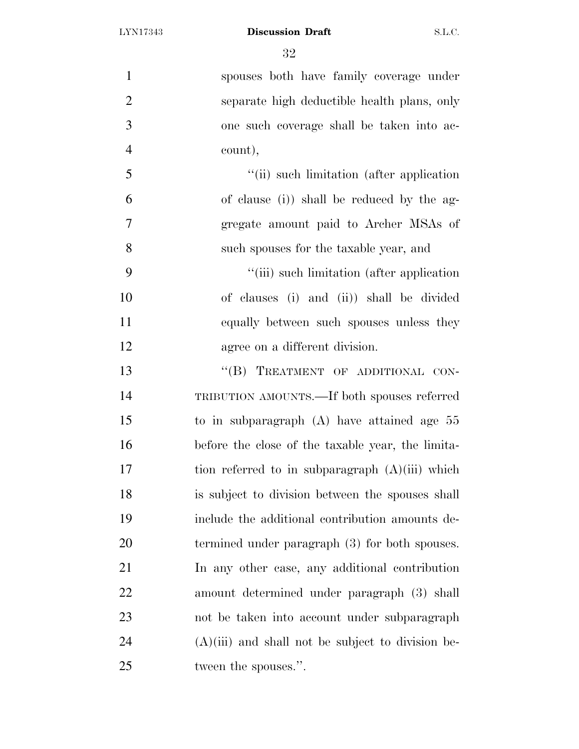spouses both have family coverage under separate high deductible health plans, only one such coverage shall be taken into account),

"(ii) such limitation (after application of clause (i)) shall be reduced by the aggregate amount paid to Archer MSAs of such spouses for the taxable year, and

"(iii) such limitation (after application of clauses (i) and (ii)) shall be divided equally between such spouses unless they agree on a different division.

"(B) TREATMENT OF ADDITIONAL CONTRIBUTION AMOUNTS.—If both spouses referred to in subparagraph (A) have attained age 55 before the close of the taxable year, the limitation referred to in subparagraph (A)(iii) which is subject to division between the spouses shall include the additional contribution amounts determined under paragraph (3) for both spouses. In any other case, any additional contribution amount determined under paragraph (3) shall not be taken into account under subparagraph (A)(iii) and shall not be subject to division between the spouses.".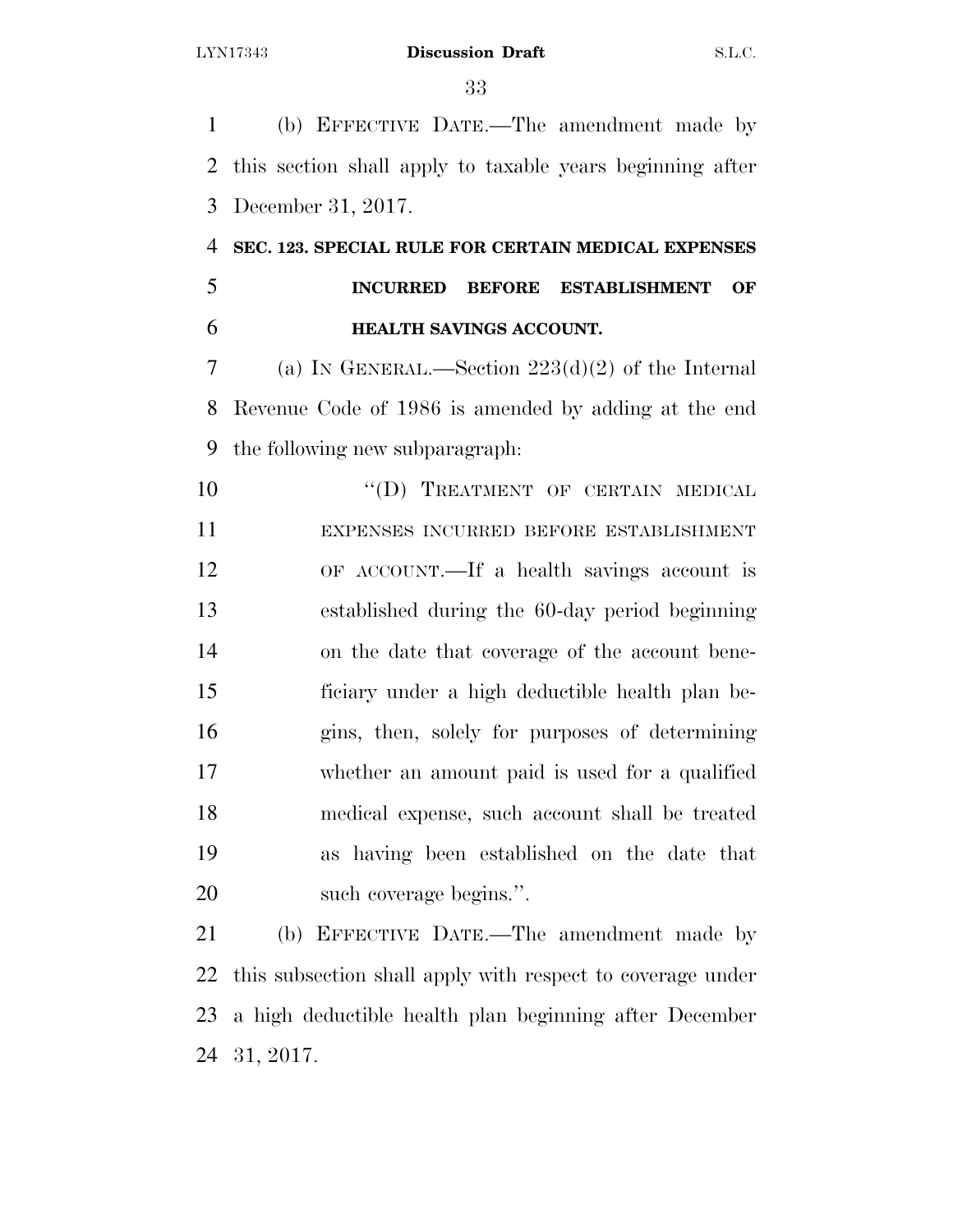(b) EFFECTIVE DATE.—The amendment made by this section shall apply to taxable years beginning after December 31, 2017.

**SEC. 123. SPECIAL RULE FOR CERTAIN MEDICAL EXPENSES INCURRED BEFORE ESTABLISHMENT OF HEALTH SAVINGS ACCOUNT.**

(a) IN GENERAL.—Section 223(d)(2) of the Internal Revenue Code of 1986 is amended by adding at the end the following new subparagraph:

"(D) TREATMENT OF CERTAIN MEDICAL EXPENSES INCURRED BEFORE ESTABLISHMENT OF ACCOUNT.—If a health savings account is established during the 60-day period beginning on the date that coverage of the account beneficiary under a high deductible health plan begins, then, solely for purposes of determining whether an amount paid is used for a qualified medical expense, such account shall be treated as having been established on the date that such coverage begins.".

(b) EFFECTIVE DATE.—The amendment made by this subsection shall apply with respect to coverage under a high deductible health plan beginning after December 31, 2017.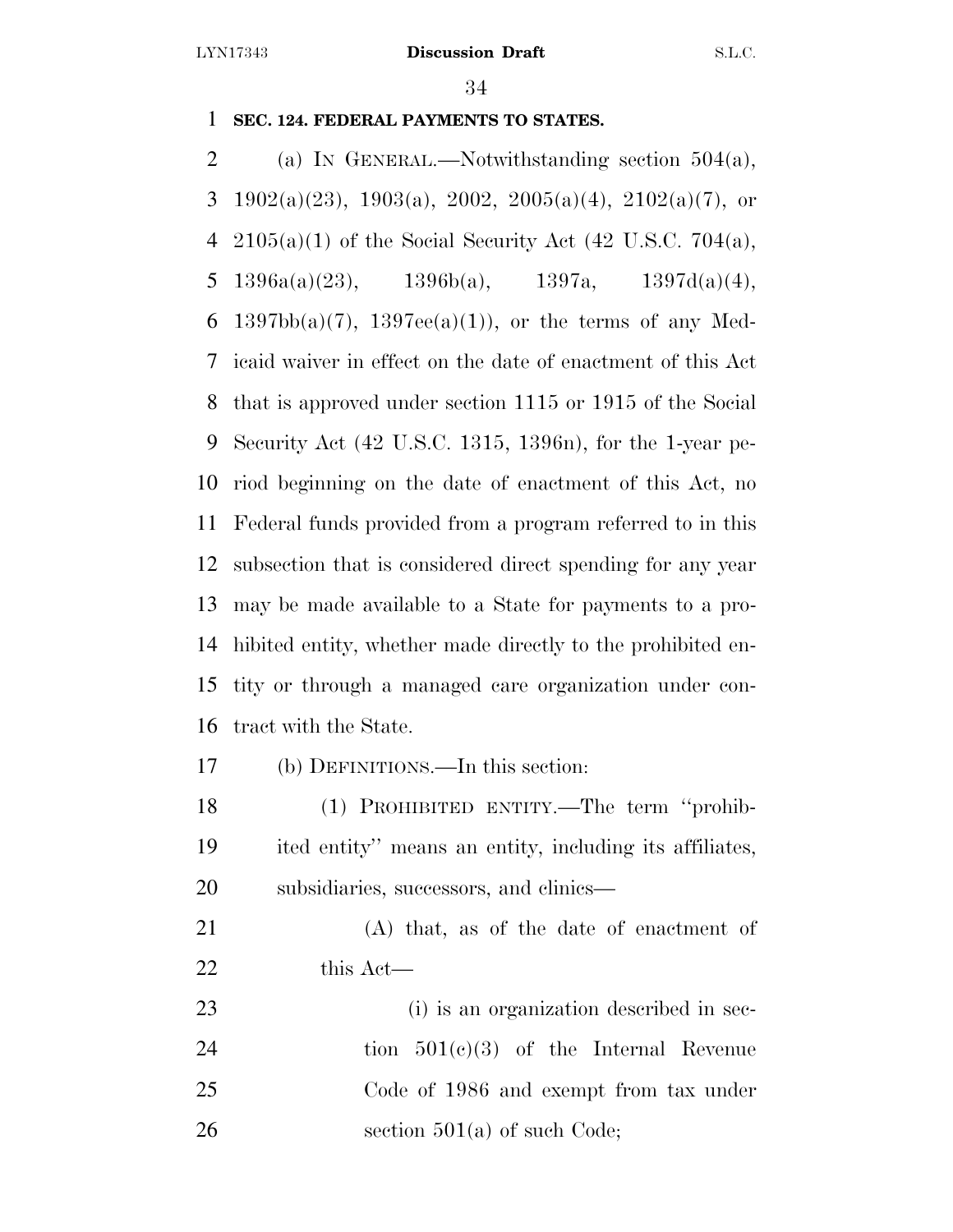**SEC. 124. FEDERAL PAYMENTS TO STATES.**

(a) IN GENERAL.—Notwithstanding section 504(a), 1902(a)(23), 1903(a), 2002, 2005(a)(4), 2102(a)(7), or 2105(a)(1) of the Social Security Act (42 U.S.C. 704(a), 1396a(a)(23), 1396b(a), 1397a, 1397d(a)(4), 1397bb(a)(7), 1397ee(a)(1)), or the terms of any Medicaid waiver in effect on the date of enactment of this Act that is approved under section 1115 or 1915 of the Social Security Act (42 U.S.C. 1315, 1396n), for the 1-year period beginning on the date of enactment of this Act, no Federal funds provided from a program referred to in this subsection that is considered direct spending for any year may be made available to a State for payments to a prohibited entity, whether made directly to the prohibited entity or through a managed care organization under contract with the State.

(b) DEFINITIONS.—In this section:

(1) PROHIBITED ENTITY.—The term ''prohibited entity'' means an entity, including its affiliates, subsidiaries, successors, and clinics—

(A) that, as of the date of enactment of this Act—

(i) is an organization described in section 501(c)(3) of the Internal Revenue Code of 1986 and exempt from tax under section 501(a) of such Code;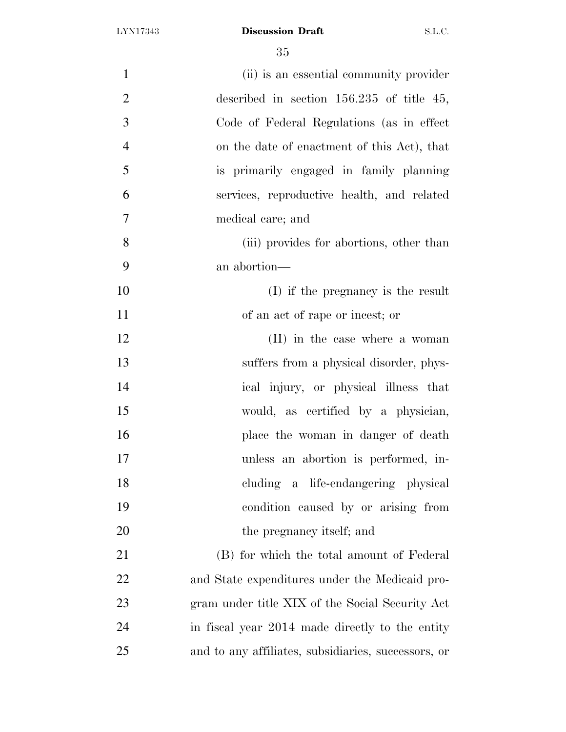(ii) is an essential community provider described in section 156.235 of title 45, Code of Federal Regulations (as in effect on the date of enactment of this Act), that is primarily engaged in family planning services, reproductive health, and related medical care; and

(iii) provides for abortions, other than an abortion—

(I) if the pregnancy is the result of an act of rape or incest; or

(II) in the case where a woman suffers from a physical disorder, physical injury, or physical illness that would, as certified by a physician, place the woman in danger of death unless an abortion is performed, including a life-endangering physical condition caused by or arising from the pregnancy itself; and

(B) for which the total amount of Federal and State expenditures under the Medicaid program under title XIX of the Social Security Act in fiscal year 2014 made directly to the entity and to any affiliates, subsidiaries, successors, or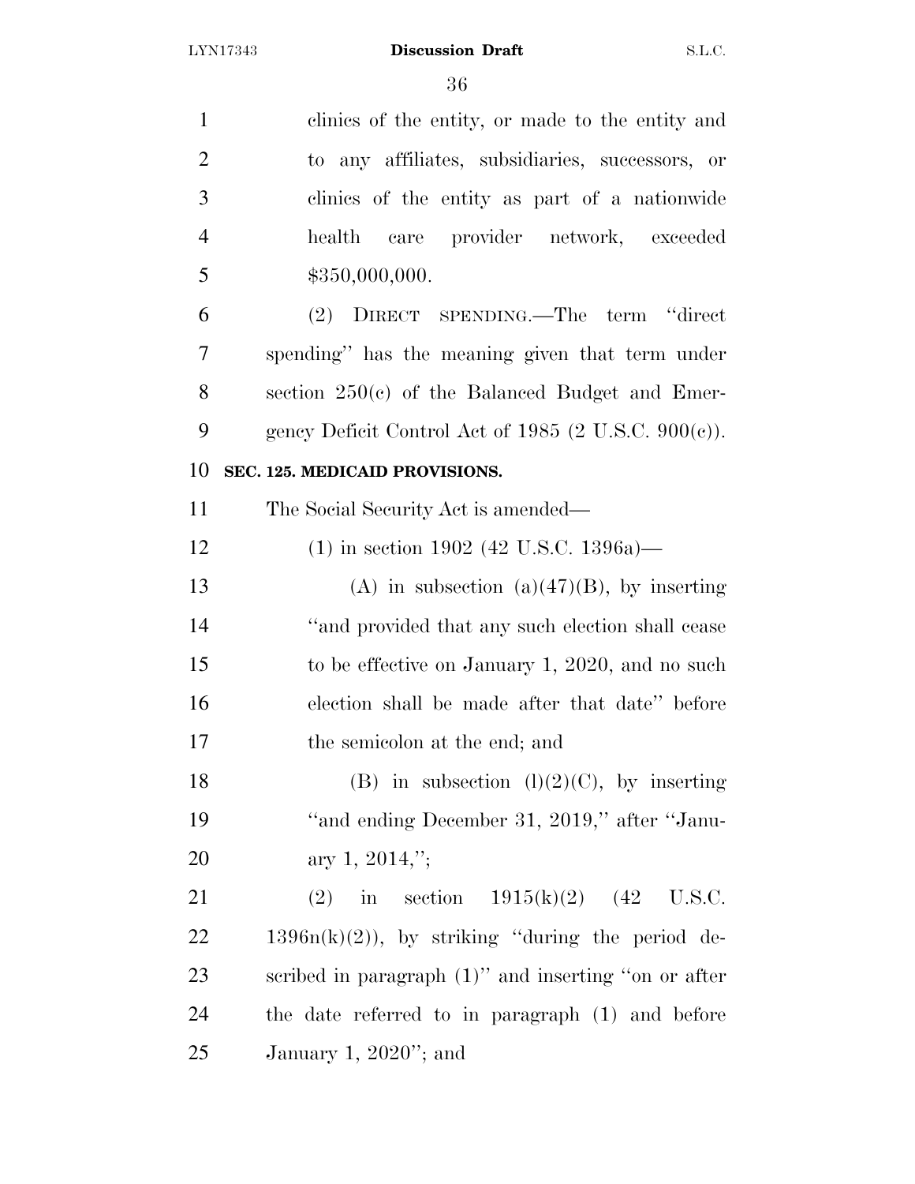clinics of the entity, or made to the entity and to any affiliates, subsidiaries, successors, or clinics of the entity as part of a nationwide health care provider network, exceeded $350,000,000.

(2) DIRECT SPENDING.—The term "direct spending" has the meaning given that term under section 250(c) of the Balanced Budget and Emergency Deficit Control Act of 1985 (2 U.S.C. 900(c)).

**SEC. 125. MEDICAID PROVISIONS.**

The Social Security Act is amended—

(1) in section 1902 (42 U.S.C. 1396a)—

(A) in subsection (a)(47)(B), by inserting "and provided that any such election shall cease to be effective on January 1, 2020, and no such election shall be made after that date" before the semicolon at the end; and

(B) in subsection (l)(2)(C), by inserting "and ending December 31, 2019," after "January 1, 2014,";

(2) in section 1915(k)(2) (42 U.S.C. 1396n(k)(2)), by striking "during the period described in paragraph (1)" and inserting "on or after the date referred to in paragraph (1) and before January 1, 2020"; and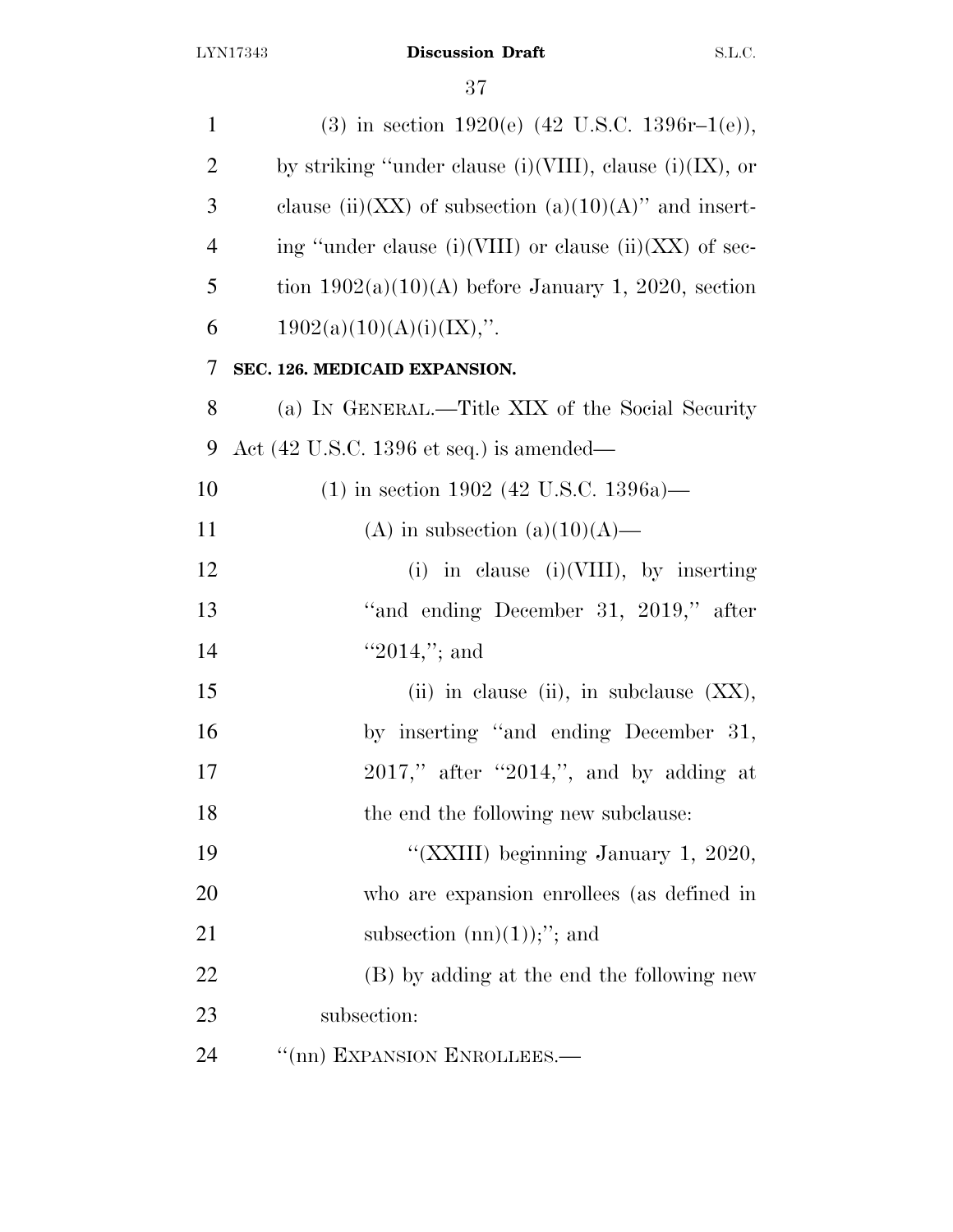(3) in section 1920(e) (42 U.S.C. 1396r–1(e)), by striking "under clause (i)(VIII), clause (i)(IX), or clause (ii)(XX) of subsection (a)(10)(A)" and inserting "under clause (i)(VIII) or clause (ii)(XX) of section 1902(a)(10)(A) before January 1, 2020, section 1902(a)(10)(A)(i)(IX),".

**SEC. 126. MEDICAID EXPANSION.**

(a) IN GENERAL.—Title XIX of the Social Security Act (42 U.S.C. 1396 et seq.) is amended—

(1) in section 1902 (42 U.S.C. 1396a)—

(A) in subsection (a)(10)(A)—

(i) in clause (i)(VIII), by inserting "and ending December 31, 2019," after "2014,"; and

(ii) in clause (ii), in subclause (XX), by inserting "and ending December 31, 2017," after "2014,", and by adding at the end the following new subclause:

"(XXIII) beginning January 1, 2020, who are expansion enrollees (as defined in subsection (nn)(1));"; and

(B) by adding at the end the following new subsection:

"(nn) EXPANSION ENROLLEES.—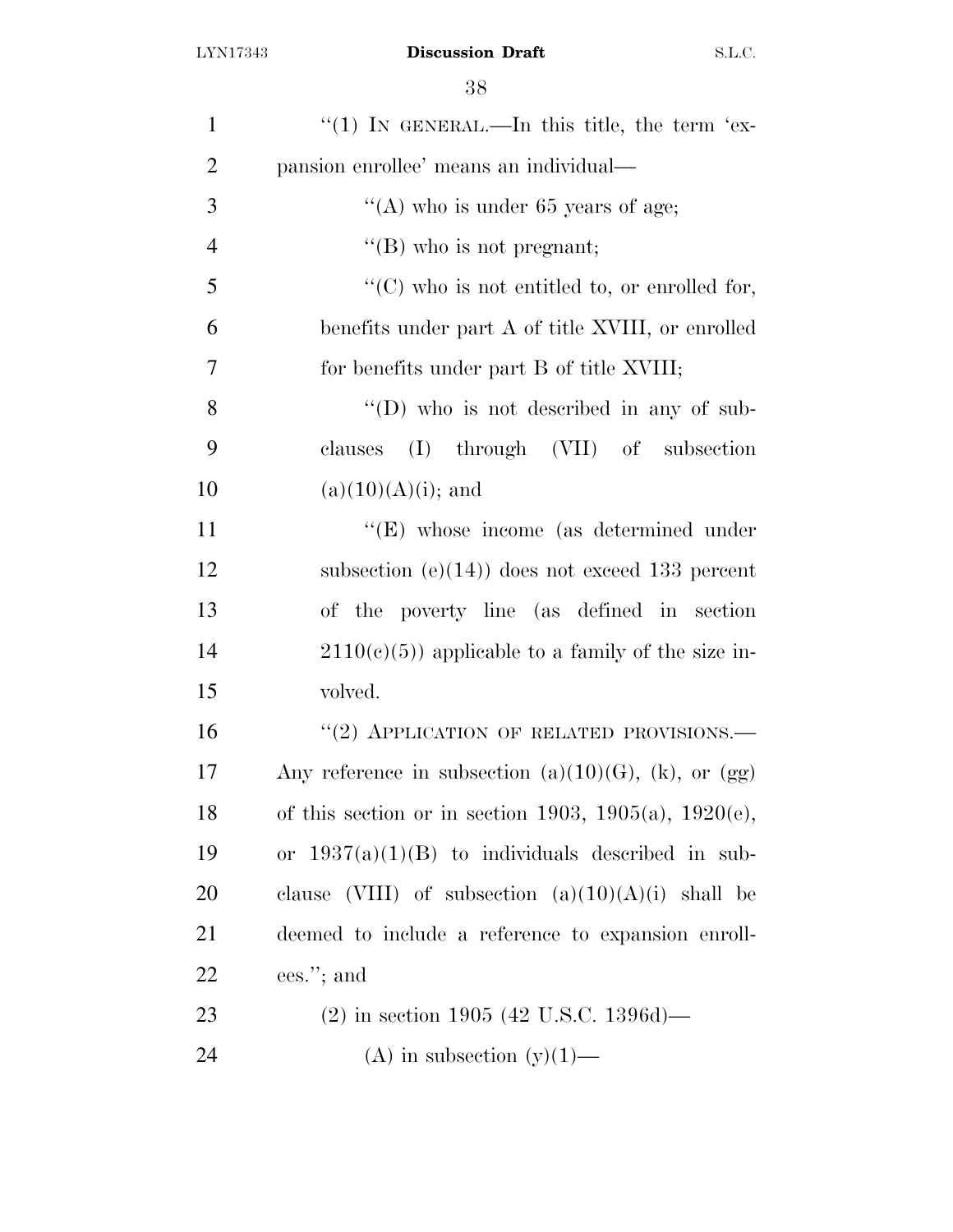"(1) IN GENERAL.—In this title, the term 'expansion enrollee' means an individual—

"(A) who is under 65 years of age;

"(B) who is not pregnant;

"(C) who is not entitled to, or enrolled for, benefits under part A of title XVIII, or enrolled for benefits under part B of title XVIII;

"(D) who is not described in any of subclauses (I) through (VII) of subsection (a)(10)(A)(i); and

"(E) whose income (as determined under subsection (e)(14)) does not exceed 133 percent of the poverty line (as defined in section 2110(c)(5)) applicable to a family of the size involved.

"(2) APPLICATION OF RELATED PROVISIONS.—Any reference in subsection (a)(10)(G), (k), or (gg) of this section or in section 1903, 1905(a), 1920(e), or 1937(a)(1)(B) to individuals described in subclause (VIII) of subsection (a)(10)(A)(i) shall be deemed to include a reference to expansion enrollees."; and

(2) in section 1905 (42 U.S.C. 1396d)—

(A) in subsection (y)(1)—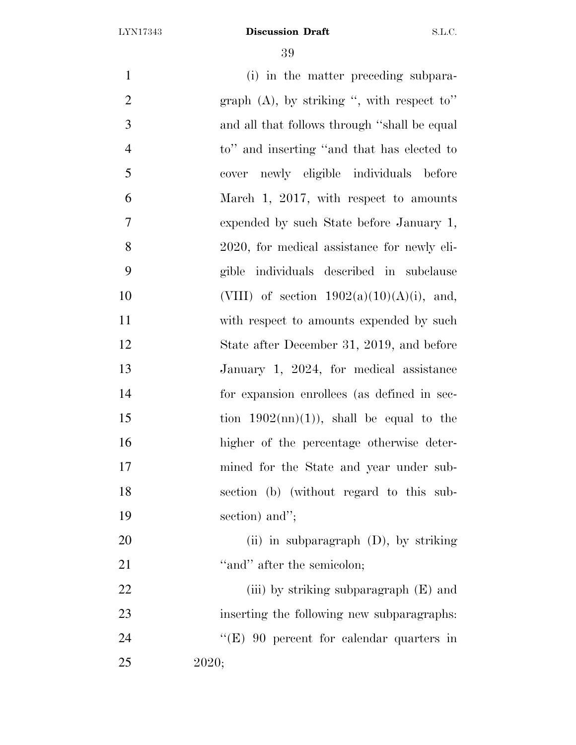(i) in the matter preceding subparagraph (A), by striking ", with respect to" and all that follows through "shall be equal to" and inserting "and that has elected to cover newly eligible individuals before March 1, 2017, with respect to amounts expended by such State before January 1, 2020, for medical assistance for newly eligible individuals described in subclause (VIII) of section 1902(a)(10)(A)(i), and, with respect to amounts expended by such State after December 31, 2019, and before January 1, 2024, for medical assistance for expansion enrollees (as defined in section 1902(nn)(1)), shall be equal to the higher of the percentage otherwise determined for the State and year under subsection (b) (without regard to this subsection) and";

(ii) in subparagraph (D), by striking "and" after the semicolon;

(iii) by striking subparagraph (E) and inserting the following new subparagraphs:

"(E) 90 percent for calendar quarters in 2020;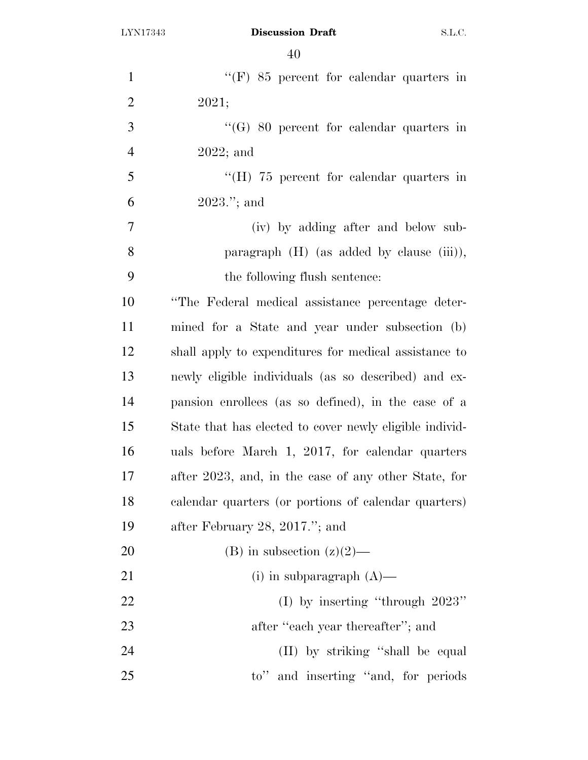"(F) 85 percent for calendar quarters in 2021;

"(G) 80 percent for calendar quarters in 2022; and

"(H) 75 percent for calendar quarters in 2023."; and

(iv) by adding after and below subparagraph (H) (as added by clause (iii)), the following flush sentence:

"The Federal medical assistance percentage determined for a State and year under subsection (b) shall apply to expenditures for medical assistance to newly eligible individuals (as so described) and expansion enrollees (as so defined), in the case of a State that has elected to cover newly eligible individuals before March 1, 2017, for calendar quarters after 2023, and, in the case of any other State, for calendar quarters (or portions of calendar quarters) after February 28, 2017."; and

(B) in subsection (z)(2)—

(i) in subparagraph (A)—

(I) by inserting "through 2023" after "each year thereafter"; and

(II) by striking "shall be equal to" and inserting "and, for periods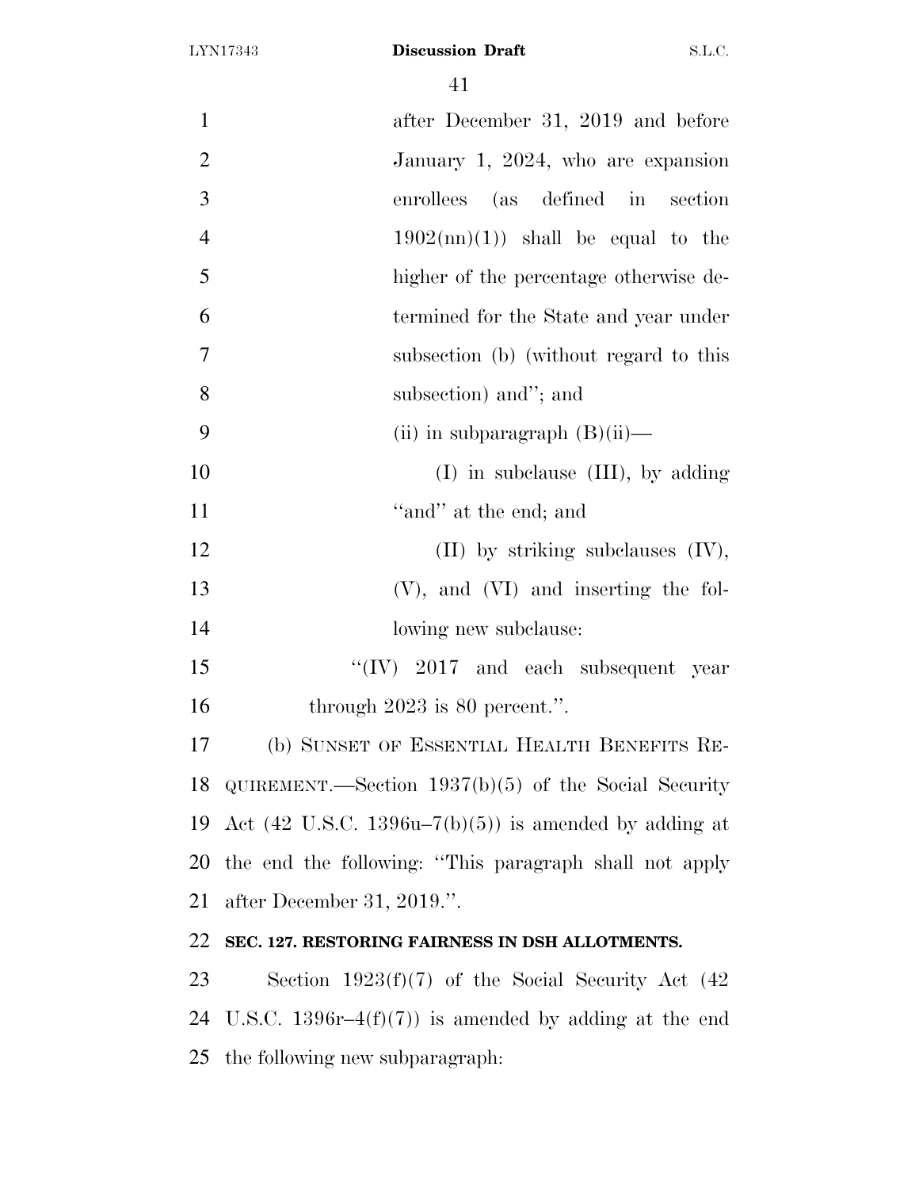after December 31, 2019 and before January 1, 2024, who are expansion enrollees (as defined in section 1902(nn)(1)) shall be equal to the higher of the percentage otherwise determined for the State and year under subsection (b) (without regard to this subsection) and''; and

(ii) in subparagraph (B)(ii)—

(I) in subclause (III), by adding ''and'' at the end; and

(II) by striking subclauses (IV), (V), and (VI) and inserting the following new subclause:

''(IV) 2017 and each subsequent year through 2023 is 80 percent.''.

(b) SUNSET OF ESSENTIAL HEALTH BENEFITS REQUIREMENT.—Section 1937(b)(5) of the Social Security Act (42 U.S.C. 1396u–7(b)(5)) is amended by adding at the end the following: ''This paragraph shall not apply after December 31, 2019.''.

**SEC. 127. RESTORING FAIRNESS IN DSH ALLOTMENTS.**

Section 1923(f)(7) of the Social Security Act (42 U.S.C. 1396r–4(f)(7)) is amended by adding at the end the following new subparagraph: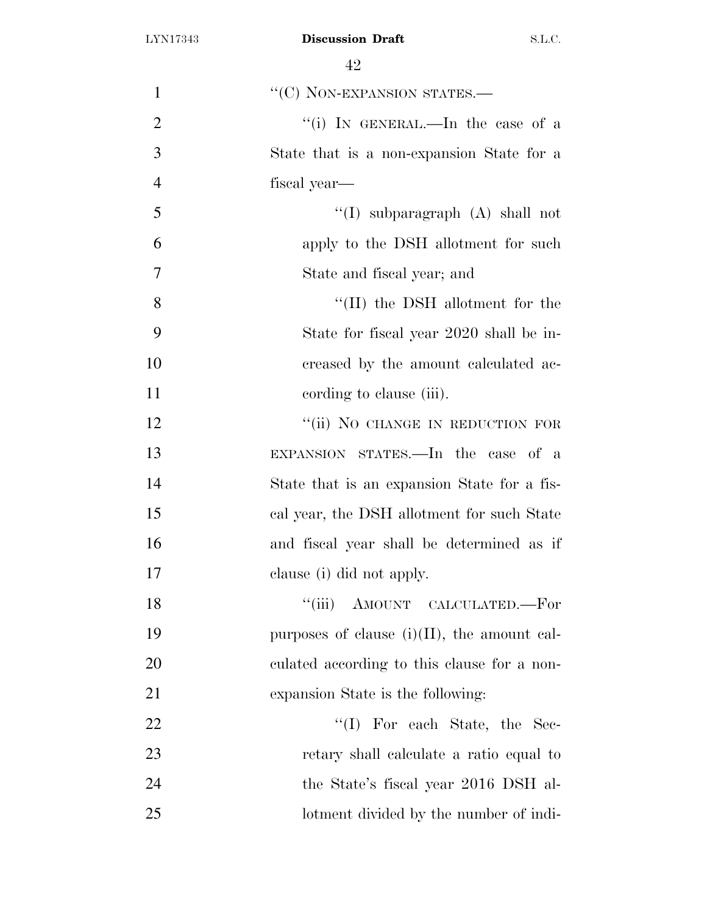"(C) NON-EXPANSION STATES.—

"(i) IN GENERAL.—In the case of a State that is a non-expansion State for a fiscal year—

"(I) subparagraph (A) shall not apply to the DSH allotment for such State and fiscal year; and

"(II) the DSH allotment for the State for fiscal year 2020 shall be increased by the amount calculated according to clause (iii).

"(ii) NO CHANGE IN REDUCTION FOR EXPANSION STATES.—In the case of a State that is an expansion State for a fiscal year, the DSH allotment for such State and fiscal year shall be determined as if clause (i) did not apply.

"(iii) AMOUNT CALCULATED.—For purposes of clause (i)(II), the amount calculated according to this clause for a non-expansion State is the following:

"(I) For each State, the Secretary shall calculate a ratio equal to the State's fiscal year 2016 DSH allotment divided by the number of indi-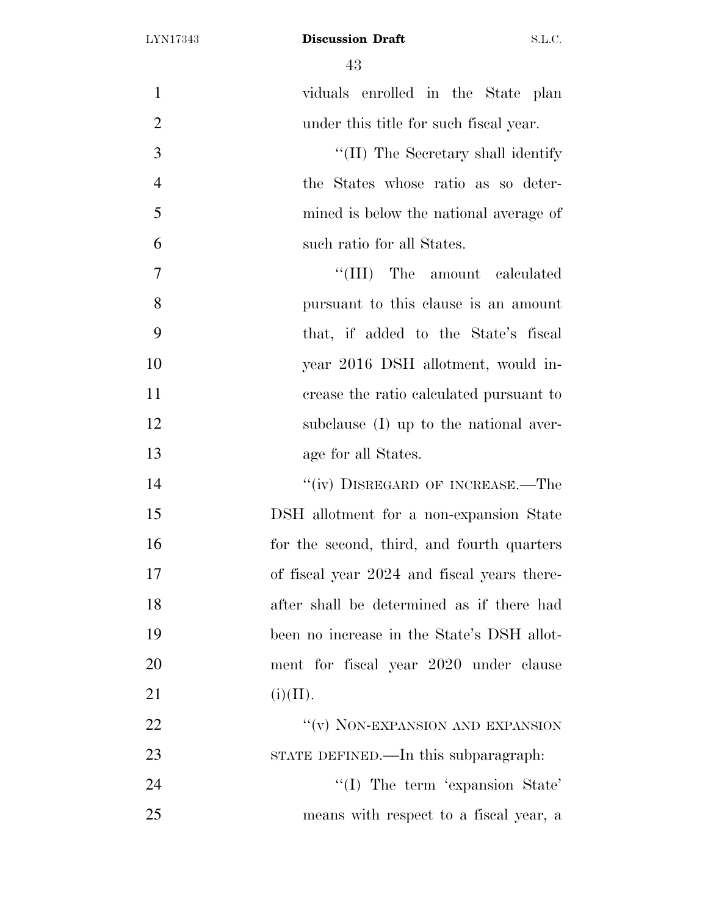viduals enrolled in the State plan under this title for such fiscal year.

"(II) The Secretary shall identify the States whose ratio as so determined is below the national average of such ratio for all States.

"(III) The amount calculated pursuant to this clause is an amount that, if added to the State's fiscal year 2016 DSH allotment, would increase the ratio calculated pursuant to subclause (I) up to the national average for all States.

"(iv) DISREGARD OF INCREASE.—The DSH allotment for a non-expansion State for the second, third, and fourth quarters of fiscal year 2024 and fiscal years thereafter shall be determined as if there had been no increase in the State's DSH allotment for fiscal year 2020 under clause (i)(II).

"(v) NON-EXPANSION AND EXPANSION STATE DEFINED.—In this subparagraph:

"(I) The term 'expansion State' means with respect to a fiscal year, a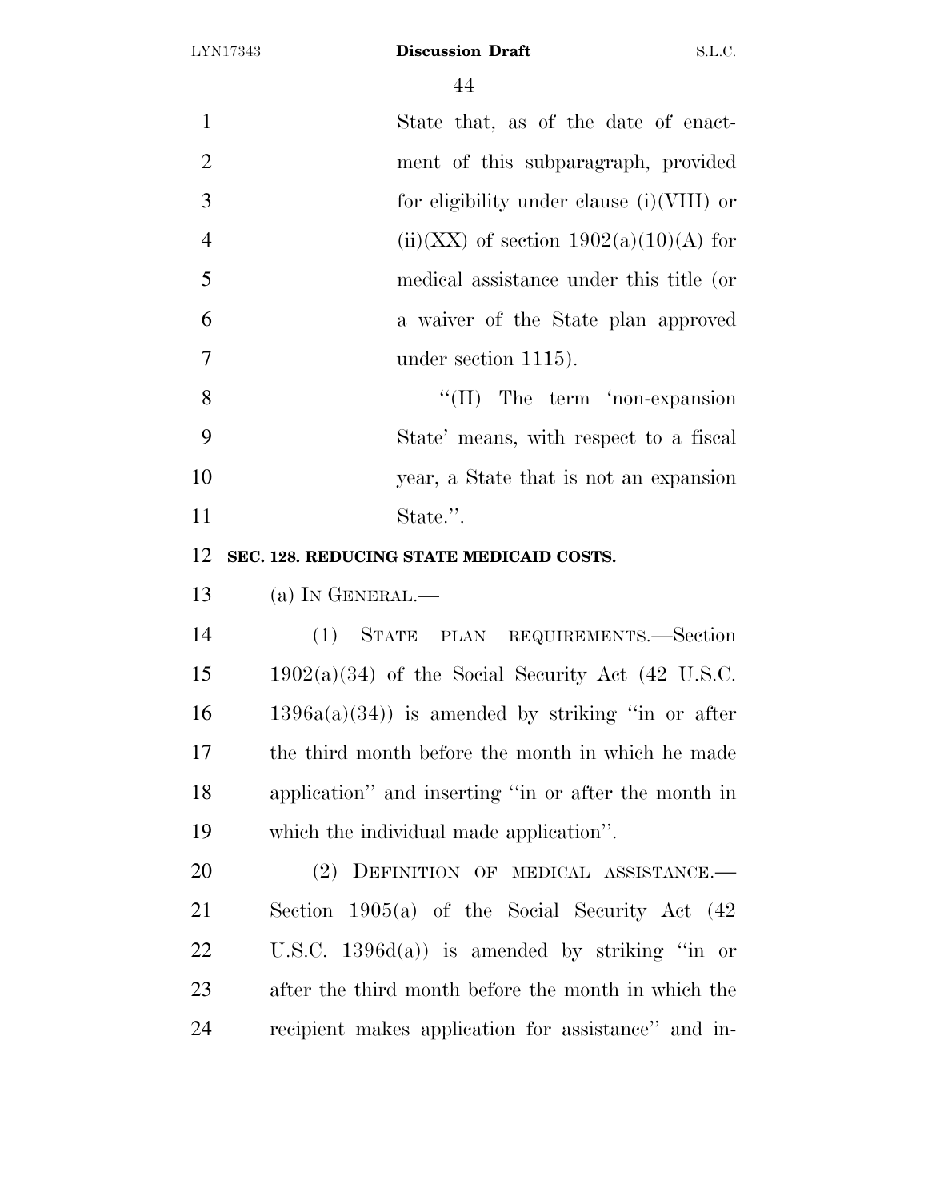State that, as of the date of enactment of this subparagraph, provided for eligibility under clause (i)(VIII) or (ii)(XX) of section 1902(a)(10)(A) for medical assistance under this title (or a waiver of the State plan approved under section 1115).

''(II) The term 'non-expansion State' means, with respect to a fiscal year, a State that is not an expansion State.''.

**SEC. 128. REDUCING STATE MEDICAID COSTS.**

(a) IN GENERAL.—

(1) STATE PLAN REQUIREMENTS.—Section 1902(a)(34) of the Social Security Act (42 U.S.C. 1396a(a)(34)) is amended by striking ''in or after the third month before the month in which he made application'' and inserting ''in or after the month in which the individual made application''.

(2) DEFINITION OF MEDICAL ASSISTANCE.—Section 1905(a) of the Social Security Act (42 U.S.C. 1396d(a)) is amended by striking ''in or after the third month before the month in which the recipient makes application for assistance'' and in-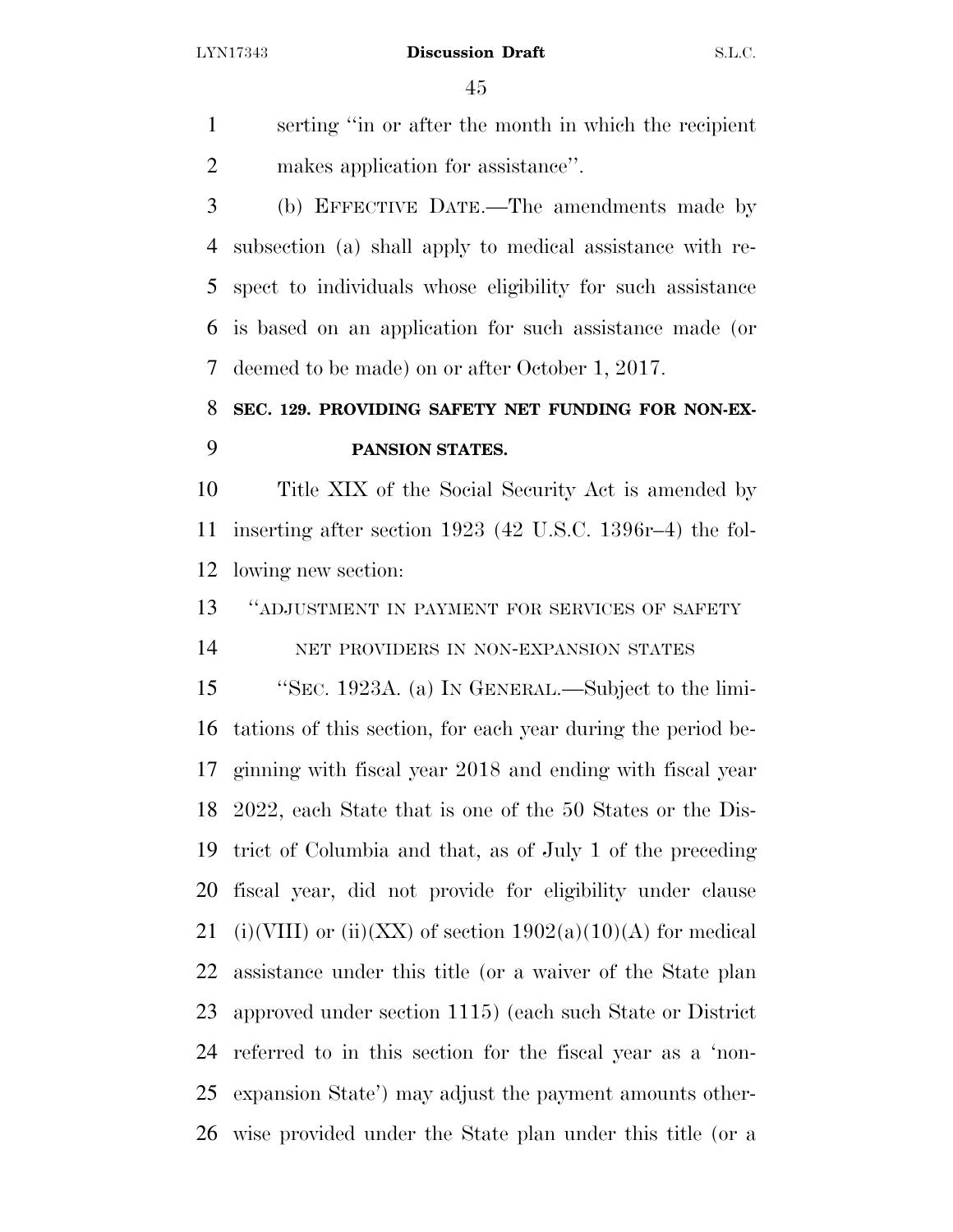serting "in or after the month in which the recipient makes application for assistance".

(b) EFFECTIVE DATE.—The amendments made by subsection (a) shall apply to medical assistance with respect to individuals whose eligibility for such assistance is based on an application for such assistance made (or deemed to be made) on or after October 1, 2017.

**SEC. 129. PROVIDING SAFETY NET FUNDING FOR NON-EXPANSION STATES.**

Title XIX of the Social Security Act is amended by inserting after section 1923 (42 U.S.C. 1396r–4) the following new section:

"ADJUSTMENT IN PAYMENT FOR SERVICES OF SAFETY NET PROVIDERS IN NON-EXPANSION STATES

"SEC. 1923A. (a) IN GENERAL.—Subject to the limitations of this section, for each year during the period beginning with fiscal year 2018 and ending with fiscal year 2022, each State that is one of the 50 States or the District of Columbia and that, as of July 1 of the preceding fiscal year, did not provide for eligibility under clause (i)(VIII) or (ii)(XX) of section 1902(a)(10)(A) for medical assistance under this title (or a waiver of the State plan approved under section 1115) (each such State or District referred to in this section for the fiscal year as a 'non-expansion State') may adjust the payment amounts otherwise provided under the State plan under this title (or a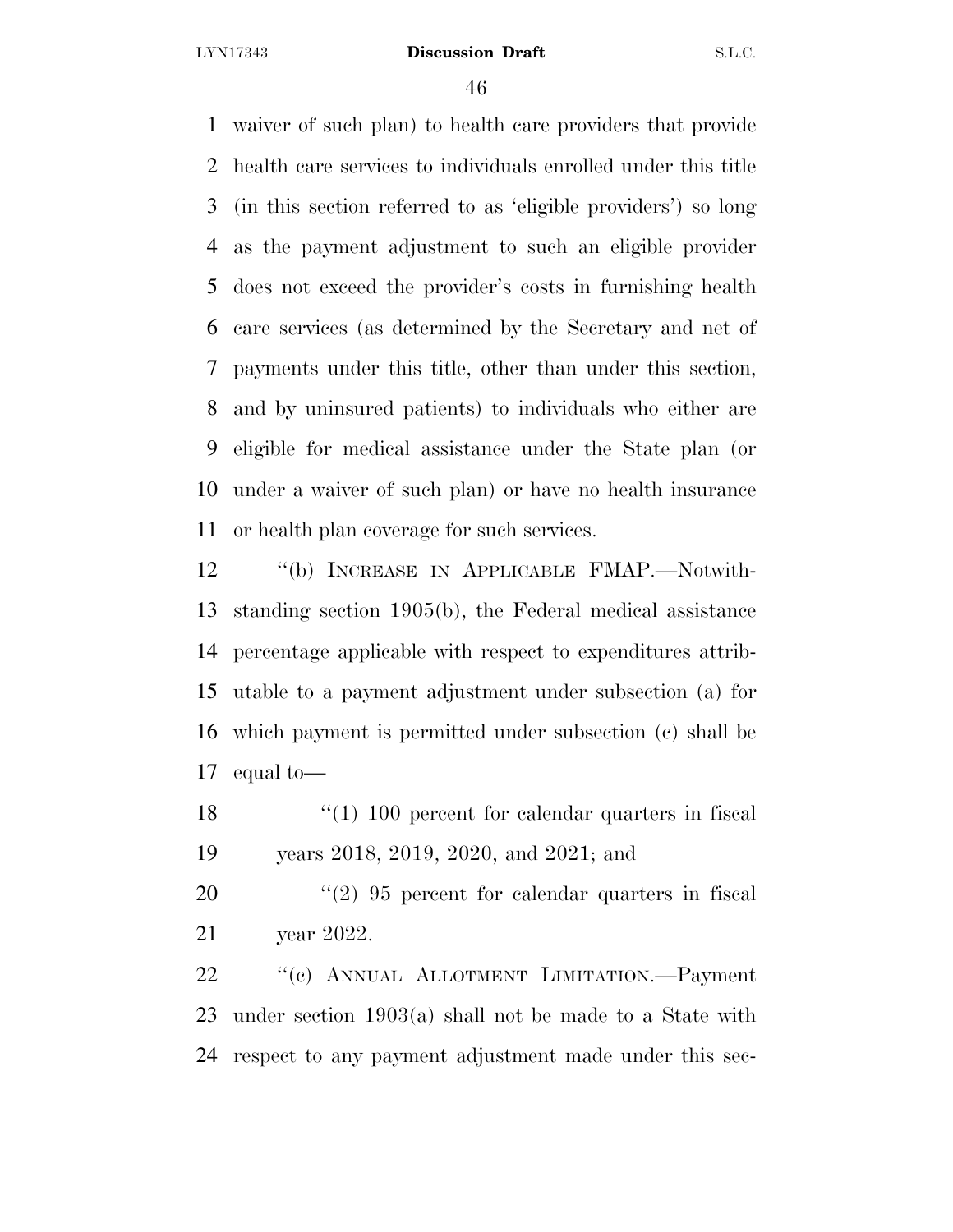waiver of such plan) to health care providers that provide health care services to individuals enrolled under this title (in this section referred to as 'eligible providers') so long as the payment adjustment to such an eligible provider does not exceed the provider's costs in furnishing health care services (as determined by the Secretary and net of payments under this title, other than under this section, and by uninsured patients) to individuals who either are eligible for medical assistance under the State plan (or under a waiver of such plan) or have no health insurance or health plan coverage for such services.

''(b) INCREASE IN APPLICABLE FMAP.—Notwithstanding section 1905(b), the Federal medical assistance percentage applicable with respect to expenditures attributable to a payment adjustment under subsection (a) for which payment is permitted under subsection (c) shall be equal to—

''(1) 100 percent for calendar quarters in fiscal years 2018, 2019, 2020, and 2021; and

''(2) 95 percent for calendar quarters in fiscal year 2022.

''(c) ANNUAL ALLOTMENT LIMITATION.—Payment under section 1903(a) shall not be made to a State with respect to any payment adjustment made under this sec-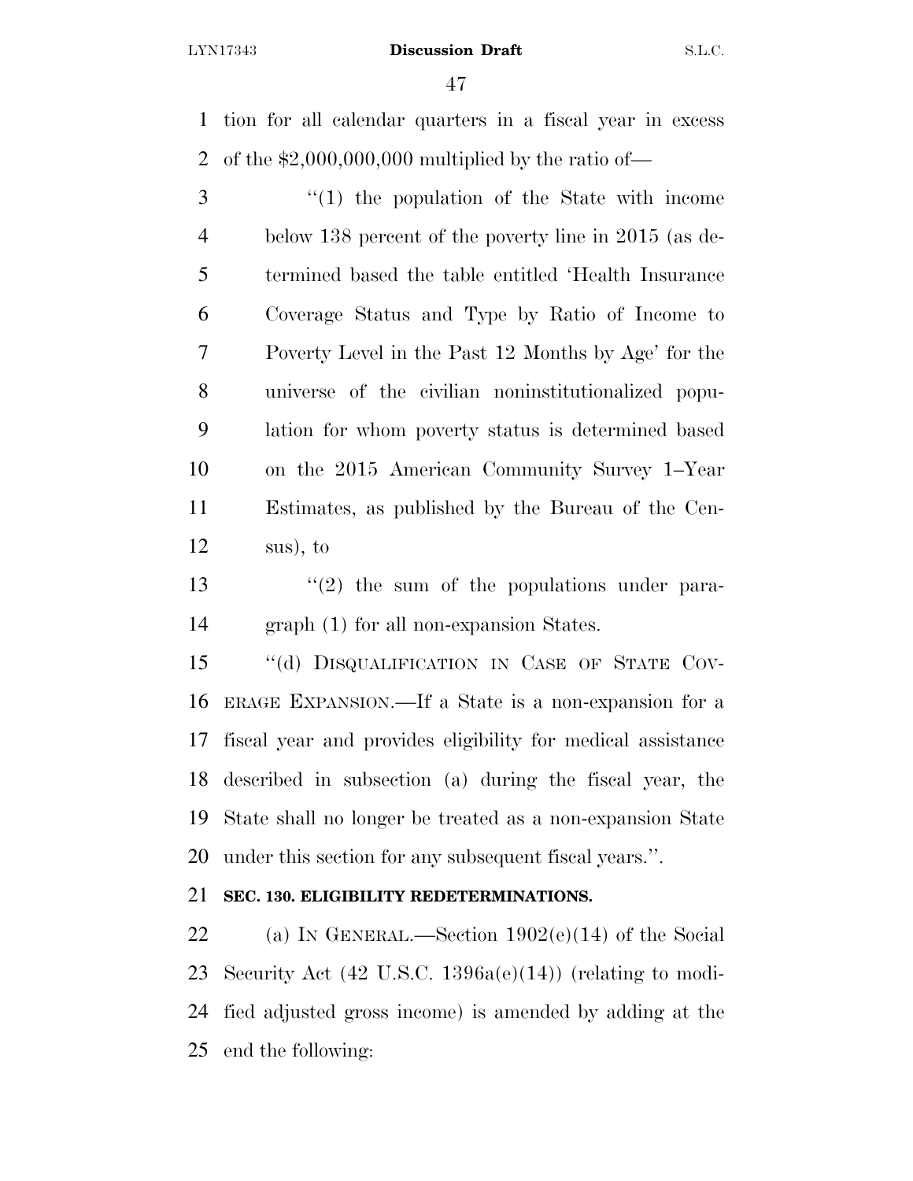tion for all calendar quarters in a fiscal year in excess of the $2,000,000,000 multiplied by the ratio of—

"(1) the population of the State with income below 138 percent of the poverty line in 2015 (as determined based the table entitled 'Health Insurance Coverage Status and Type by Ratio of Income to Poverty Level in the Past 12 Months by Age' for the universe of the civilian noninstitutionalized population for whom poverty status is determined based on the 2015 American Community Survey 1–Year Estimates, as published by the Bureau of the Census), to

"(2) the sum of the populations under paragraph (1) for all non-expansion States.

"(d) DISQUALIFICATION IN CASE OF STATE COVERAGE EXPANSION.—If a State is a non-expansion for a fiscal year and provides eligibility for medical assistance described in subsection (a) during the fiscal year, the State shall no longer be treated as a non-expansion State under this section for any subsequent fiscal years.".

**SEC. 130. ELIGIBILITY REDETERMINATIONS.**

(a) IN GENERAL.—Section 1902(e)(14) of the Social Security Act (42 U.S.C. 1396a(e)(14)) (relating to modified adjusted gross income) is amended by adding at the end the following: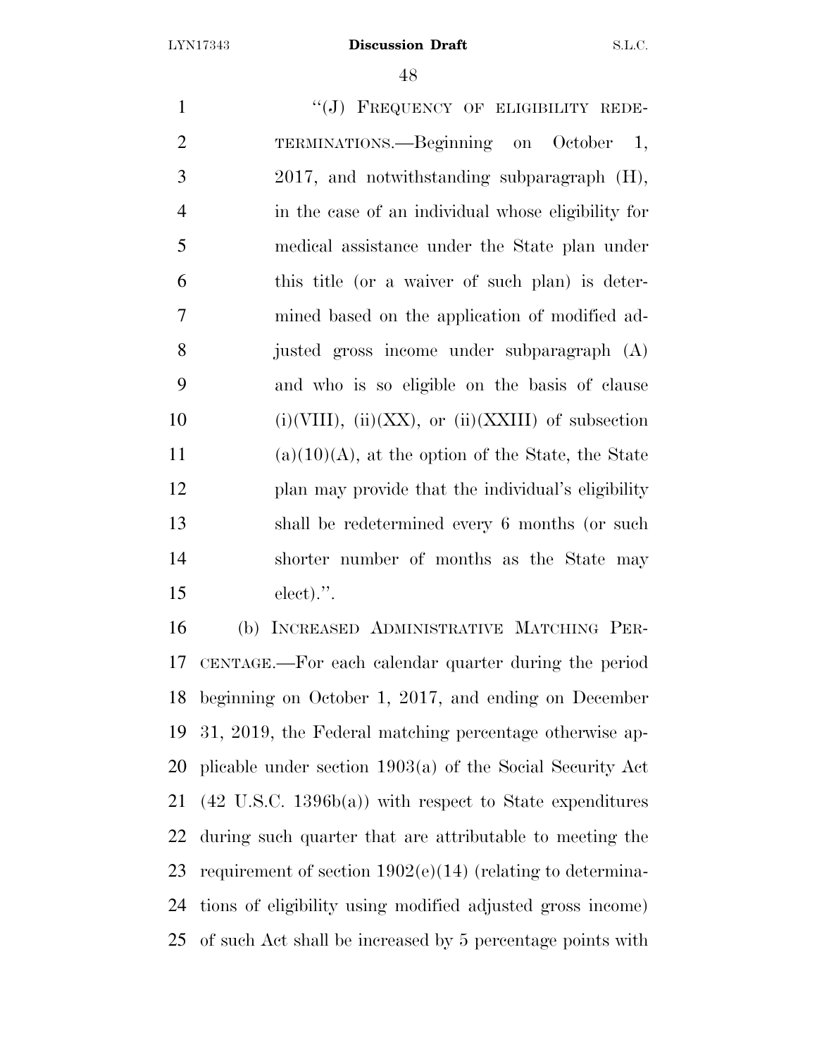"(J) FREQUENCY OF ELIGIBILITY REDETERMINATIONS.—Beginning on October 1, 2017, and notwithstanding subparagraph (H), in the case of an individual whose eligibility for medical assistance under the State plan under this title (or a waiver of such plan) is determined based on the application of modified adjusted gross income under subparagraph (A) and who is so eligible on the basis of clause (i)(VIII), (ii)(XX), or (ii)(XXIII) of subsection (a)(10)(A), at the option of the State, the State plan may provide that the individual's eligibility shall be redetermined every 6 months (or such shorter number of months as the State may elect).".

(b) INCREASED ADMINISTRATIVE MATCHING PERCENTAGE.—For each calendar quarter during the period beginning on October 1, 2017, and ending on December 31, 2019, the Federal matching percentage otherwise applicable under section 1903(a) of the Social Security Act (42 U.S.C. 1396b(a)) with respect to State expenditures during such quarter that are attributable to meeting the requirement of section 1902(e)(14) (relating to determinations of eligibility using modified adjusted gross income) of such Act shall be increased by 5 percentage points with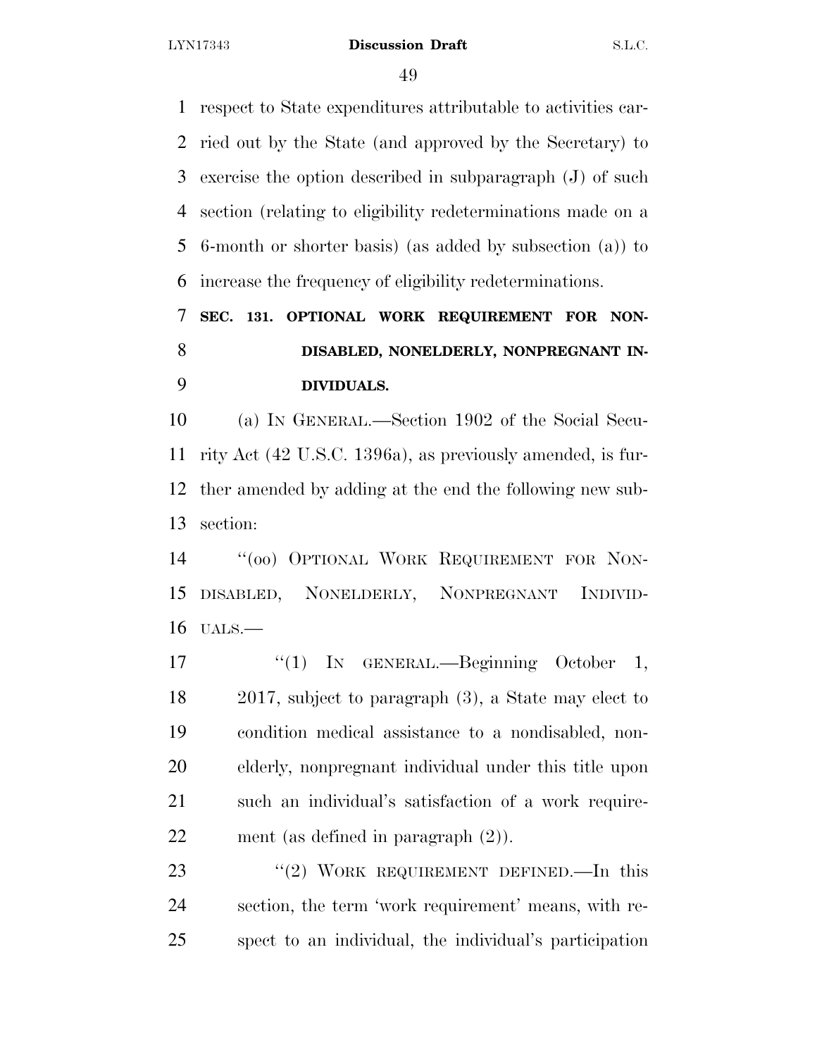respect to State expenditures attributable to activities carried out by the State (and approved by the Secretary) to exercise the option described in subparagraph (J) of such section (relating to eligibility redeterminations made on a 6-month or shorter basis) (as added by subsection (a)) to increase the frequency of eligibility redeterminations.

**SEC. 131. OPTIONAL WORK REQUIREMENT FOR NONDISABLED, NONELDERLY, NONPREGNANT INDIVIDUALS.**

(a) IN GENERAL.—Section 1902 of the Social Security Act (42 U.S.C. 1396a), as previously amended, is further amended by adding at the end the following new subsection:

"(oo) OPTIONAL WORK REQUIREMENT FOR NONDISABLED, NONELDERLY, NONPREGNANT INDIVIDUALS.—

"(1) IN GENERAL.—Beginning October 1, 2017, subject to paragraph (3), a State may elect to condition medical assistance to a nondisabled, nonelderly, nonpregnant individual under this title upon such an individual's satisfaction of a work requirement (as defined in paragraph (2)).

"(2) WORK REQUIREMENT DEFINED.—In this section, the term 'work requirement' means, with respect to an individual, the individual's participation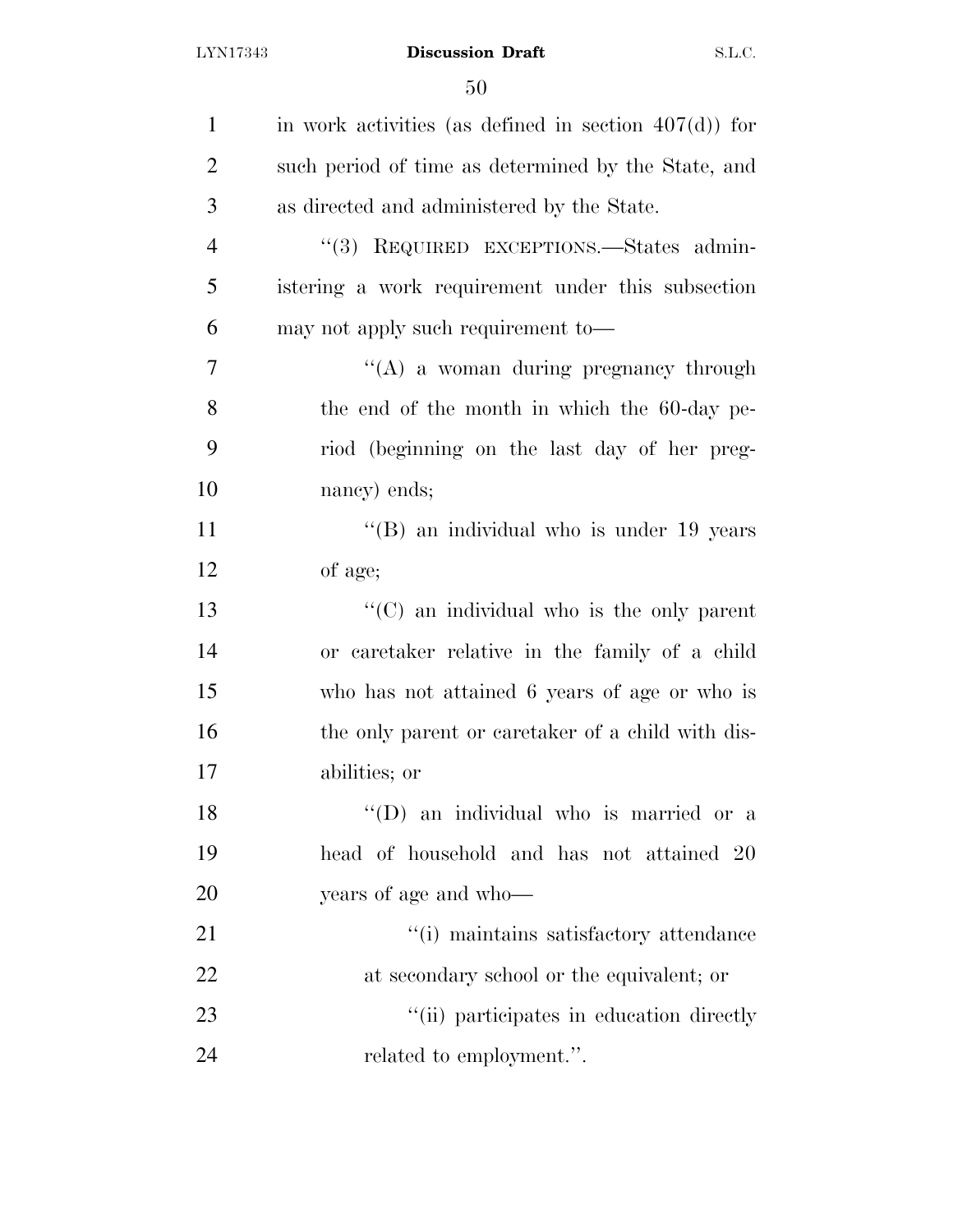in work activities (as defined in section 407(d)) for such period of time as determined by the State, and as directed and administered by the State.

''(3) REQUIRED EXCEPTIONS.—States administering a work requirement under this subsection may not apply such requirement to—

''(A) a woman during pregnancy through the end of the month in which the 60-day period (beginning on the last day of her pregnancy) ends;

''(B) an individual who is under 19 years of age;

''(C) an individual who is the only parent or caretaker relative in the family of a child who has not attained 6 years of age or who is the only parent or caretaker of a child with disabilities; or

''(D) an individual who is married or a head of household and has not attained 20 years of age and who—

''(i) maintains satisfactory attendance at secondary school or the equivalent; or

''(ii) participates in education directly related to employment.''.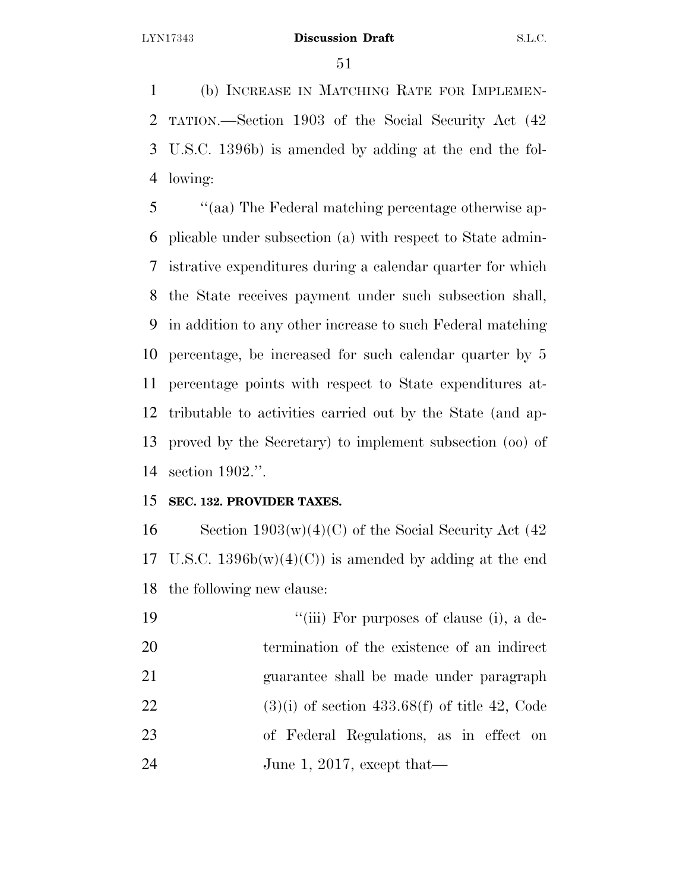(b) INCREASE IN MATCHING RATE FOR IMPLEMENTATION.—Section 1903 of the Social Security Act (42 U.S.C. 1396b) is amended by adding at the end the following:

"(aa) The Federal matching percentage otherwise applicable under subsection (a) with respect to State administrative expenditures during a calendar quarter for which the State receives payment under such subsection shall, in addition to any other increase to such Federal matching percentage, be increased for such calendar quarter by 5 percentage points with respect to State expenditures attributable to activities carried out by the State (and approved by the Secretary) to implement subsection (oo) of section 1902.".

**SEC. 132. PROVIDER TAXES.**

Section 1903(w)(4)(C) of the Social Security Act (42 U.S.C. 1396b(w)(4)(C)) is amended by adding at the end the following new clause:

"(iii) For purposes of clause (i), a determination of the existence of an indirect guarantee shall be made under paragraph (3)(i) of section 433.68(f) of title 42, Code of Federal Regulations, as in effect on June 1, 2017, except that—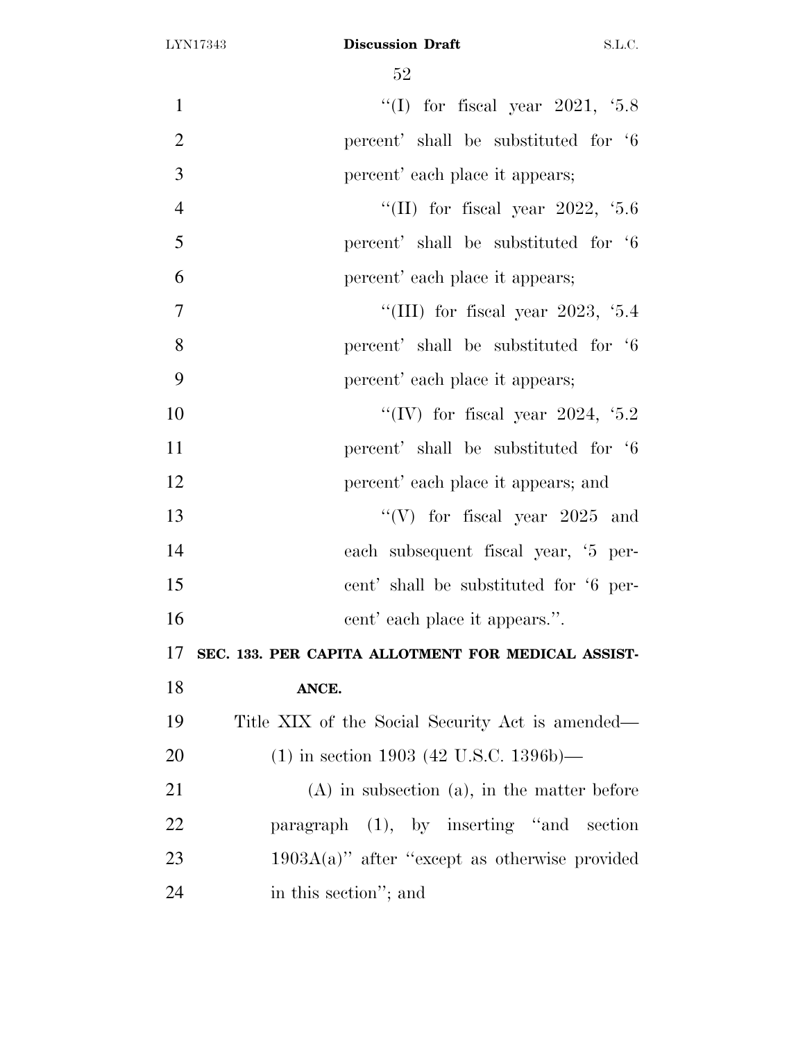"(I) for fiscal year 2021, '5.8 percent' shall be substituted for '6 percent' each place it appears;

"(II) for fiscal year 2022, '5.6 percent' shall be substituted for '6 percent' each place it appears;

"(III) for fiscal year 2023, '5.4 percent' shall be substituted for '6 percent' each place it appears;

"(IV) for fiscal year 2024, '5.2 percent' shall be substituted for '6 percent' each place it appears; and

"(V) for fiscal year 2025 and each subsequent fiscal year, '5 percent' shall be substituted for '6 percent' each place it appears.".

**SEC. 133. PER CAPITA ALLOTMENT FOR MEDICAL ASSISTANCE.**

Title XIX of the Social Security Act is amended—

(1) in section 1903 (42 U.S.C. 1396b)—

(A) in subsection (a), in the matter before paragraph (1), by inserting "and section 1903A(a)" after "except as otherwise provided in this section"; and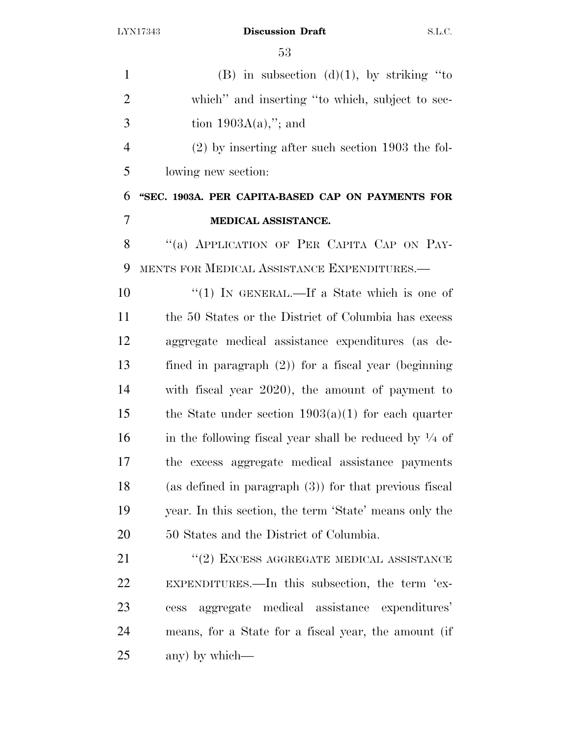(B) in subsection (d)(1), by striking "to which" and inserting "to which, subject to section 1903A(a),"; and

(2) by inserting after such section 1903 the following new section:

**"SEC. 1903A. PER CAPITA-BASED CAP ON PAYMENTS FOR MEDICAL ASSISTANCE.**

"(a) APPLICATION OF PER CAPITA CAP ON PAYMENTS FOR MEDICAL ASSISTANCE EXPENDITURES.—

"(1) IN GENERAL.—If a State which is one of the 50 States or the District of Columbia has excess aggregate medical assistance expenditures (as defined in paragraph (2)) for a fiscal year (beginning with fiscal year 2020), the amount of payment to the State under section 1903(a)(1) for each quarter in the following fiscal year shall be reduced by 1/4 of the excess aggregate medical assistance payments (as defined in paragraph (3)) for that previous fiscal year. In this section, the term 'State' means only the 50 States and the District of Columbia.

"(2) EXCESS AGGREGATE MEDICAL ASSISTANCE EXPENDITURES.—In this subsection, the term 'excess aggregate medical assistance expenditures' means, for a State for a fiscal year, the amount (if any) by which—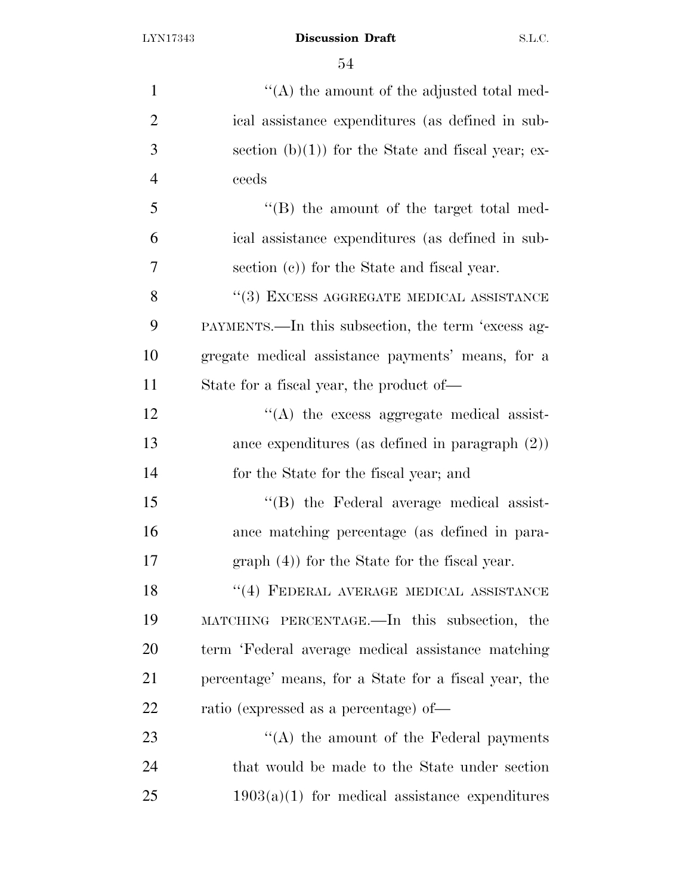"(A) the amount of the adjusted total medical assistance expenditures (as defined in subsection (b)(1)) for the State and fiscal year; exceeds

"(B) the amount of the target total medical assistance expenditures (as defined in subsection (c)) for the State and fiscal year.

"(3) EXCESS AGGREGATE MEDICAL ASSISTANCE PAYMENTS.—In this subsection, the term 'excess aggregate medical assistance payments' means, for a State for a fiscal year, the product of—

"(A) the excess aggregate medical assistance expenditures (as defined in paragraph (2)) for the State for the fiscal year; and

"(B) the Federal average medical assistance matching percentage (as defined in paragraph (4)) for the State for the fiscal year.

"(4) FEDERAL AVERAGE MEDICAL ASSISTANCE MATCHING PERCENTAGE.—In this subsection, the term 'Federal average medical assistance matching percentage' means, for a State for a fiscal year, the ratio (expressed as a percentage) of—

"(A) the amount of the Federal payments that would be made to the State under section 1903(a)(1) for medical assistance expenditures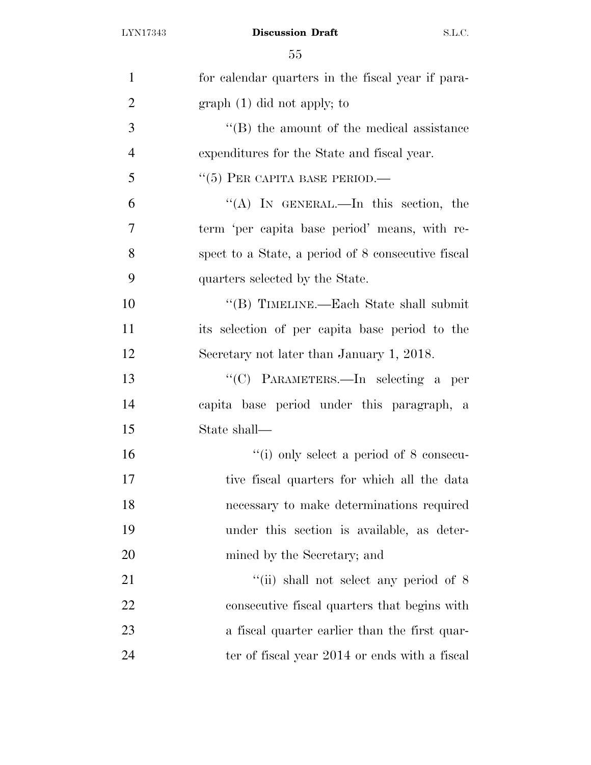for calendar quarters in the fiscal year if paragraph (1) did not apply; to

''(B) the amount of the medical assistance expenditures for the State and fiscal year.

''(5) PER CAPITA BASE PERIOD.—

''(A) IN GENERAL.—In this section, the term 'per capita base period' means, with respect to a State, a period of 8 consecutive fiscal quarters selected by the State.

''(B) TIMELINE.—Each State shall submit its selection of per capita base period to the Secretary not later than January 1, 2018.

''(C) PARAMETERS.—In selecting a per capita base period under this paragraph, a State shall—

''(i) only select a period of 8 consecutive fiscal quarters for which all the data necessary to make determinations required under this section is available, as determined by the Secretary; and

''(ii) shall not select any period of 8 consecutive fiscal quarters that begins with a fiscal quarter earlier than the first quarter of fiscal year 2014 or ends with a fiscal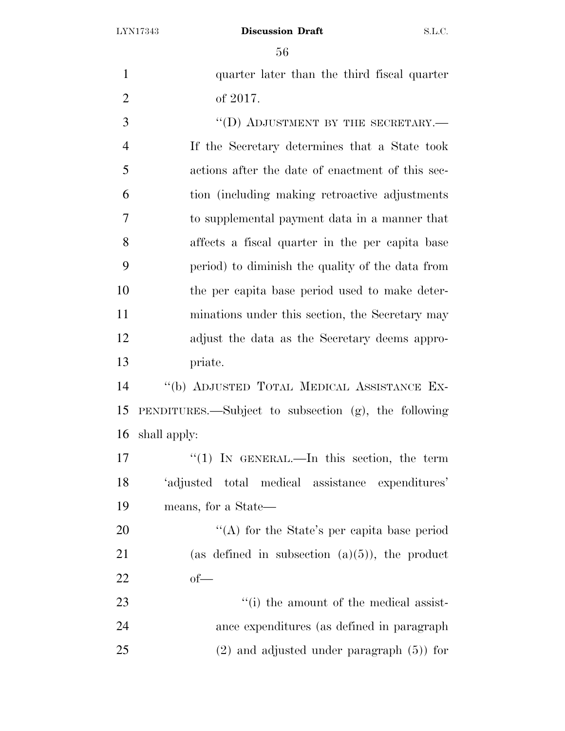quarter later than the third fiscal quarter of 2017.

"(D) ADJUSTMENT BY THE SECRETARY.—If the Secretary determines that a State took actions after the date of enactment of this section (including making retroactive adjustments to supplemental payment data in a manner that affects a fiscal quarter in the per capita base period) to diminish the quality of the data from the per capita base period used to make determinations under this section, the Secretary may adjust the data as the Secretary deems appropriate.

"(b) ADJUSTED TOTAL MEDICAL ASSISTANCE EXPENDITURES.—Subject to subsection (g), the following shall apply:

"(1) IN GENERAL.—In this section, the term 'adjusted total medical assistance expenditures' means, for a State—

"(A) for the State's per capita base period (as defined in subsection (a)(5)), the product of—

"(i) the amount of the medical assistance expenditures (as defined in paragraph (2) and adjusted under paragraph (5)) for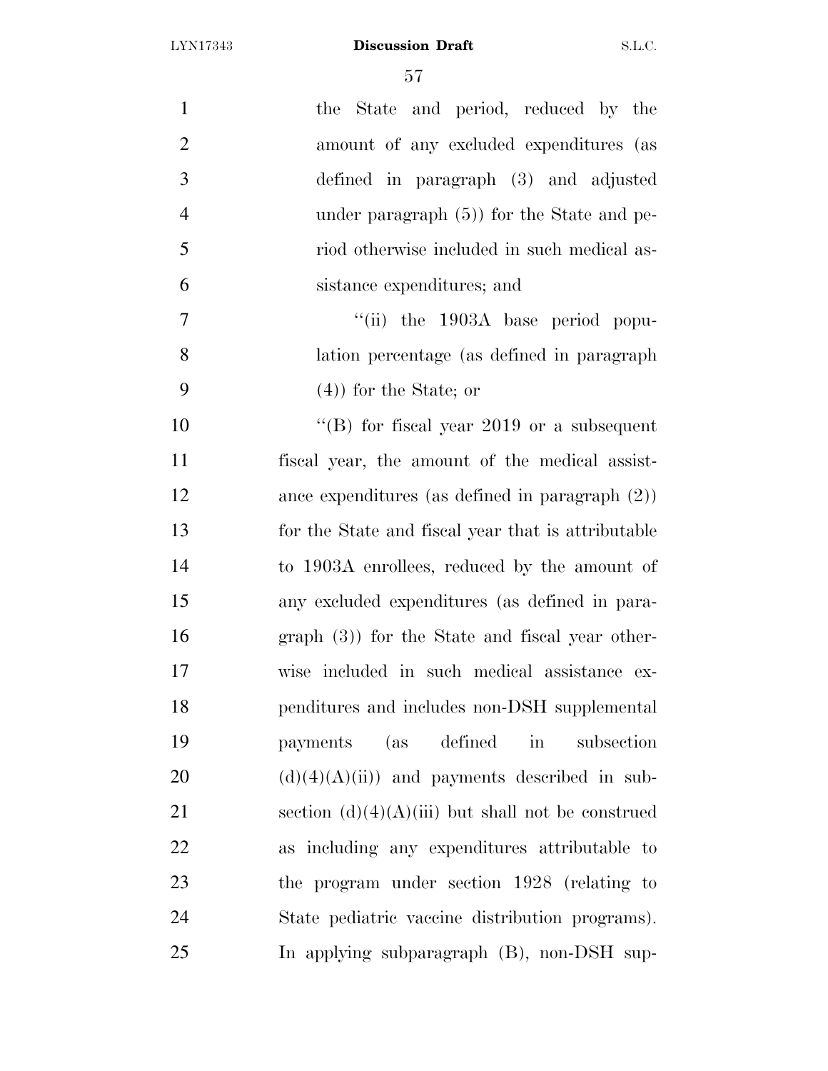the State and period, reduced by the amount of any excluded expenditures (as defined in paragraph (3) and adjusted under paragraph (5)) for the State and period otherwise included in such medical assistance expenditures; and

''(ii) the 1903A base period population percentage (as defined in paragraph (4)) for the State; or

''(B) for fiscal year 2019 or a subsequent fiscal year, the amount of the medical assistance expenditures (as defined in paragraph (2)) for the State and fiscal year that is attributable to 1903A enrollees, reduced by the amount of any excluded expenditures (as defined in paragraph (3)) for the State and fiscal year otherwise included in such medical assistance expenditures and includes non-DSH supplemental payments (as defined in subsection (d)(4)(A)(ii)) and payments described in subsection (d)(4)(A)(iii) but shall not be construed as including any expenditures attributable to the program under section 1928 (relating to State pediatric vaccine distribution programs). In applying subparagraph (B), non-DSH sup-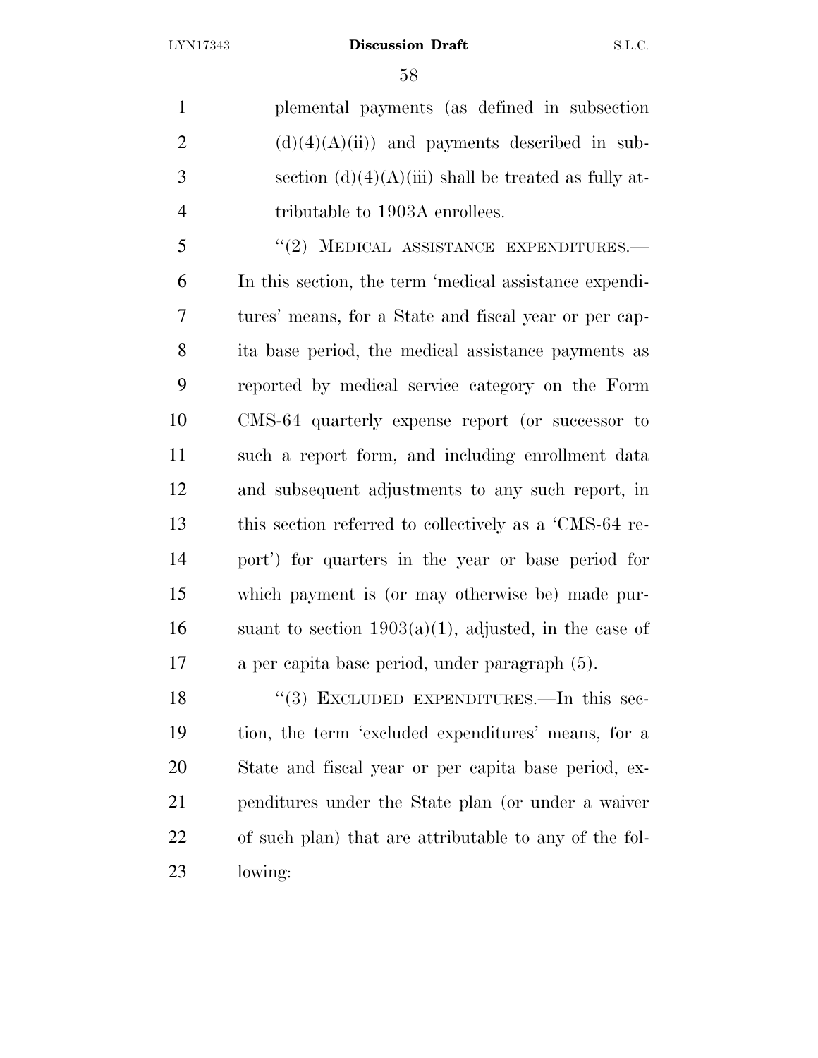plemental payments (as defined in subsection (d)(4)(A)(ii)) and payments described in subsection (d)(4)(A)(iii) shall be treated as fully attributable to 1903A enrollees.

"(2) MEDICAL ASSISTANCE EXPENDITURES.—In this section, the term 'medical assistance expenditures' means, for a State and fiscal year or per capita base period, the medical assistance payments as reported by medical service category on the Form CMS-64 quarterly expense report (or successor to such a report form, and including enrollment data and subsequent adjustments to any such report, in this section referred to collectively as a 'CMS-64 report') for quarters in the year or base period for which payment is (or may otherwise be) made pursuant to section 1903(a)(1), adjusted, in the case of a per capita base period, under paragraph (5).

"(3) EXCLUDED EXPENDITURES.—In this section, the term 'excluded expenditures' means, for a State and fiscal year or per capita base period, expenditures under the State plan (or under a waiver of such plan) that are attributable to any of the following: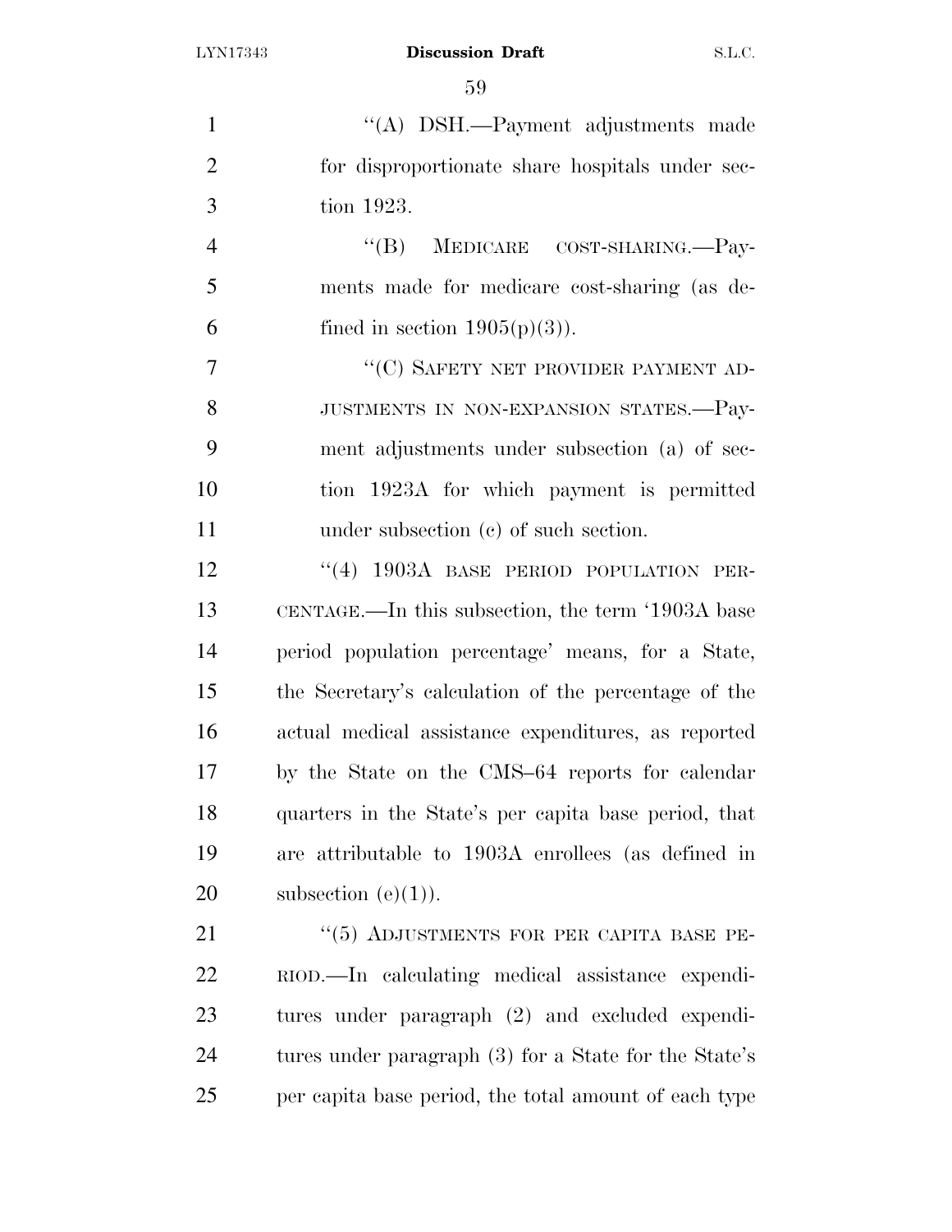''(A) DSH.—Payment adjustments made for disproportionate share hospitals under section 1923.

''(B) MEDICARE COST-SHARING.—Payments made for medicare cost-sharing (as defined in section 1905(p)(3)).

''(C) SAFETY NET PROVIDER PAYMENT ADJUSTMENTS IN NON-EXPANSION STATES.—Payment adjustments under subsection (a) of section 1923A for which payment is permitted under subsection (c) of such section.

''(4) 1903A BASE PERIOD POPULATION PERCENTAGE.—In this subsection, the term '1903A base period population percentage' means, for a State, the Secretary's calculation of the percentage of the actual medical assistance expenditures, as reported by the State on the CMS–64 reports for calendar quarters in the State's per capita base period, that are attributable to 1903A enrollees (as defined in subsection (e)(1)).

''(5) ADJUSTMENTS FOR PER CAPITA BASE PERIOD.—In calculating medical assistance expenditures under paragraph (2) and excluded expenditures under paragraph (3) for a State for the State's per capita base period, the total amount of each type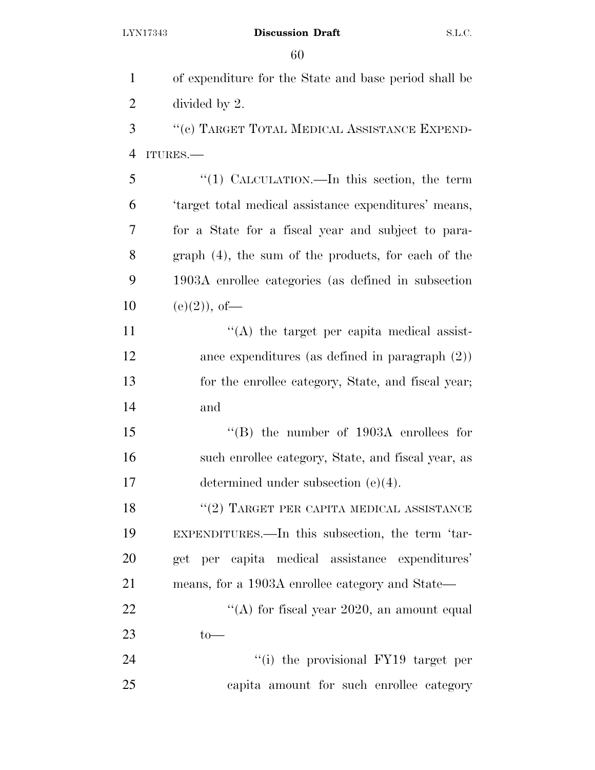of expenditure for the State and base period shall be divided by 2.

"(c) TARGET TOTAL MEDICAL ASSISTANCE EXPENDITURES.—

"(1) CALCULATION.—In this section, the term 'target total medical assistance expenditures' means, for a State for a fiscal year and subject to paragraph (4), the sum of the products, for each of the 1903A enrollee categories (as defined in subsection (e)(2)), of—

"(A) the target per capita medical assistance expenditures (as defined in paragraph (2)) for the enrollee category, State, and fiscal year; and

"(B) the number of 1903A enrollees for such enrollee category, State, and fiscal year, as determined under subsection (e)(4).

"(2) TARGET PER CAPITA MEDICAL ASSISTANCE EXPENDITURES.—In this subsection, the term 'target per capita medical assistance expenditures' means, for a 1903A enrollee category and State—

"(A) for fiscal year 2020, an amount equal to—

"(i) the provisional FY19 target per capita amount for such enrollee category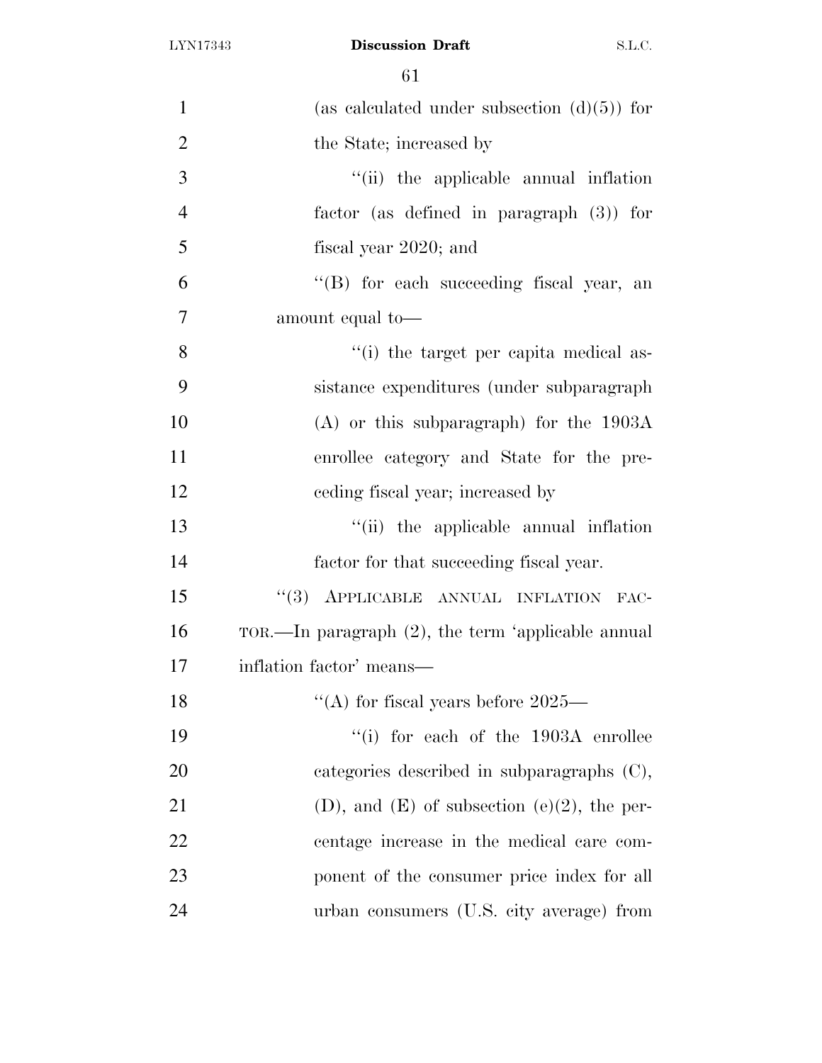(as calculated under subsection (d)(5)) for the State; increased by

"(ii) the applicable annual inflation factor (as defined in paragraph (3)) for fiscal year 2020; and

"(B) for each succeeding fiscal year, an amount equal to—

"(i) the target per capita medical assistance expenditures (under subparagraph (A) or this subparagraph) for the 1903A enrollee category and State for the preceding fiscal year; increased by

"(ii) the applicable annual inflation factor for that succeeding fiscal year.

"(3) APPLICABLE ANNUAL INFLATION FACTOR.—In paragraph (2), the term 'applicable annual inflation factor' means—

"(A) for fiscal years before 2025—

"(i) for each of the 1903A enrollee categories described in subparagraphs (C), (D), and (E) of subsection (e)(2), the percentage increase in the medical care component of the consumer price index for all urban consumers (U.S. city average) from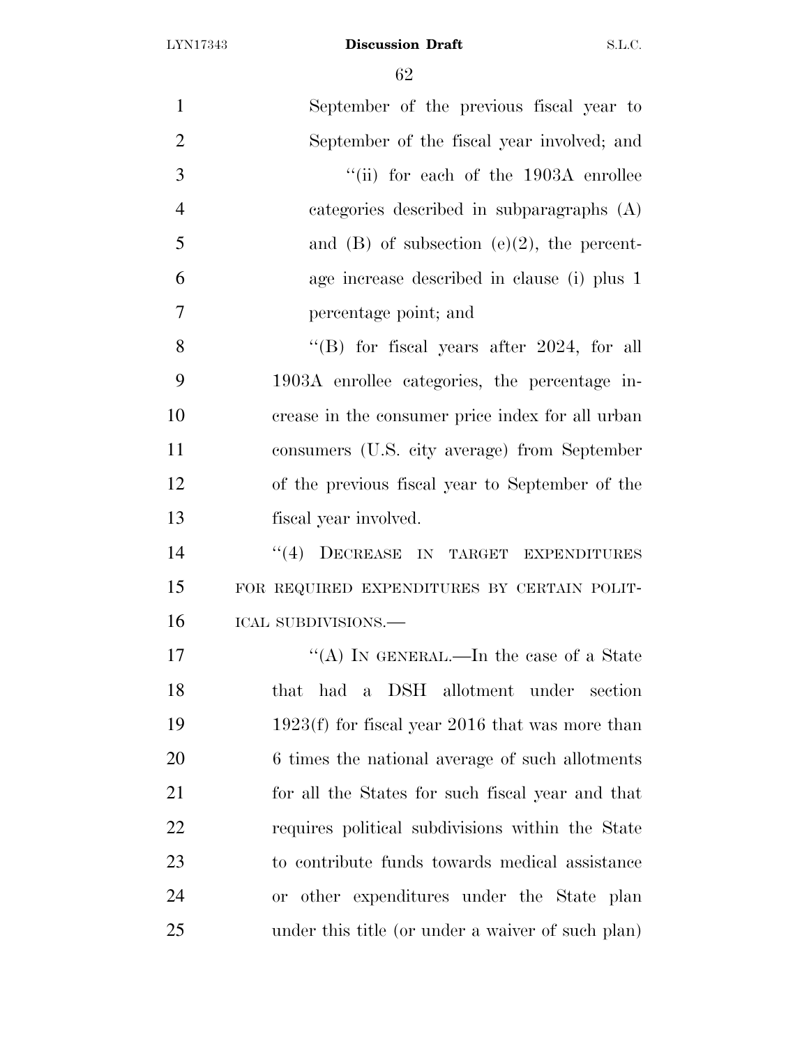September of the previous fiscal year to September of the fiscal year involved; and

"(ii) for each of the 1903A enrollee categories described in subparagraphs (A) and (B) of subsection (e)(2), the percentage increase described in clause (i) plus 1 percentage point; and

"(B) for fiscal years after 2024, for all 1903A enrollee categories, the percentage increase in the consumer price index for all urban consumers (U.S. city average) from September of the previous fiscal year to September of the fiscal year involved.

"(4) DECREASE IN TARGET EXPENDITURES FOR REQUIRED EXPENDITURES BY CERTAIN POLITICAL SUBDIVISIONS.—

"(A) IN GENERAL.—In the case of a State that had a DSH allotment under section 1923(f) for fiscal year 2016 that was more than 6 times the national average of such allotments for all the States for such fiscal year and that requires political subdivisions within the State to contribute funds towards medical assistance or other expenditures under the State plan under this title (or under a waiver of such plan)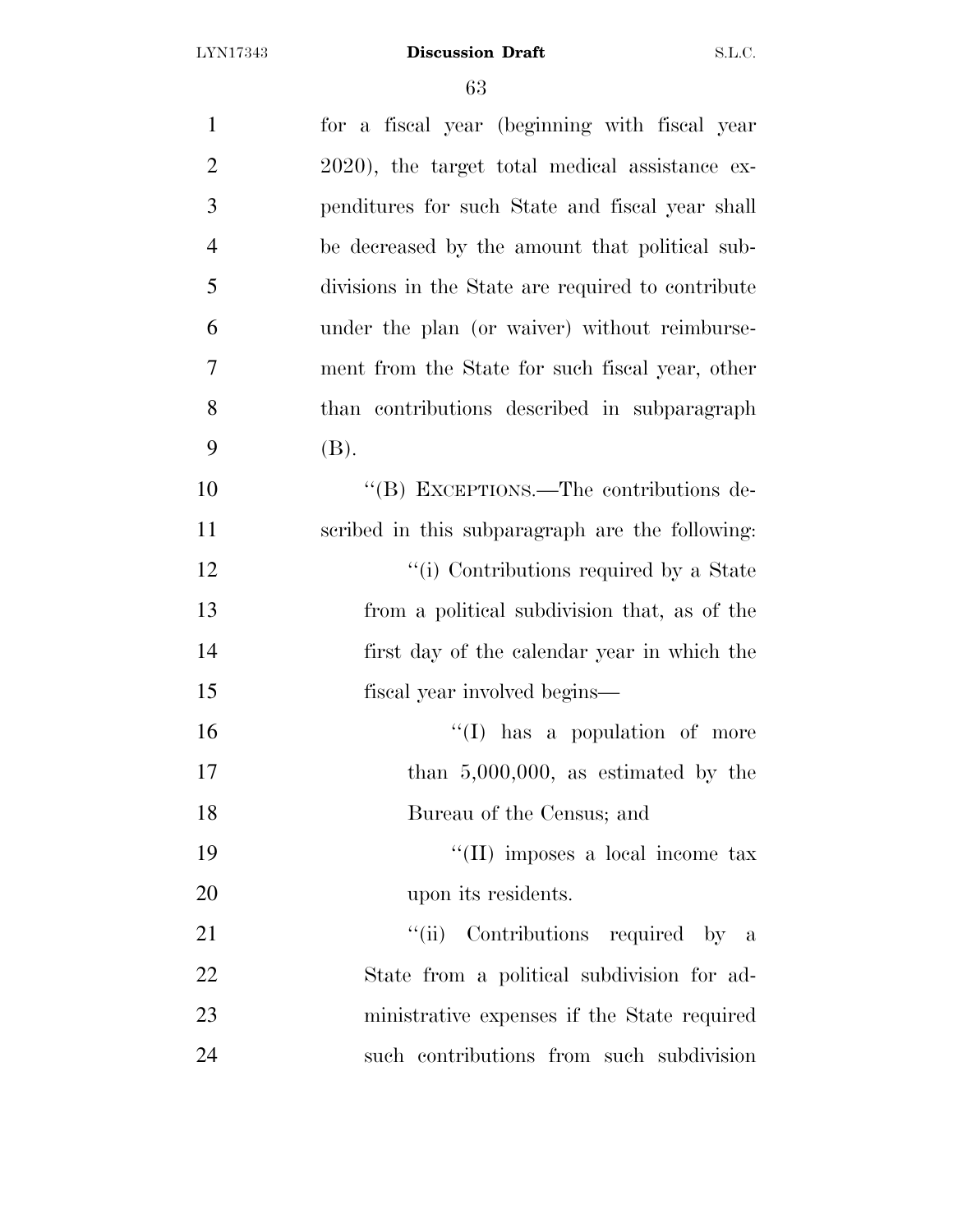for a fiscal year (beginning with fiscal year 2020), the target total medical assistance expenditures for such State and fiscal year shall be decreased by the amount that political subdivisions in the State are required to contribute under the plan (or waiver) without reimbursement from the State for such fiscal year, other than contributions described in subparagraph (B).

''(B) EXCEPTIONS.—The contributions described in this subparagraph are the following:

''(i) Contributions required by a State from a political subdivision that, as of the first day of the calendar year in which the fiscal year involved begins—

''(I) has a population of more than 5,000,000, as estimated by the Bureau of the Census; and

''(II) imposes a local income tax upon its residents.

''(ii) Contributions required by a State from a political subdivision for administrative expenses if the State required such contributions from such subdivision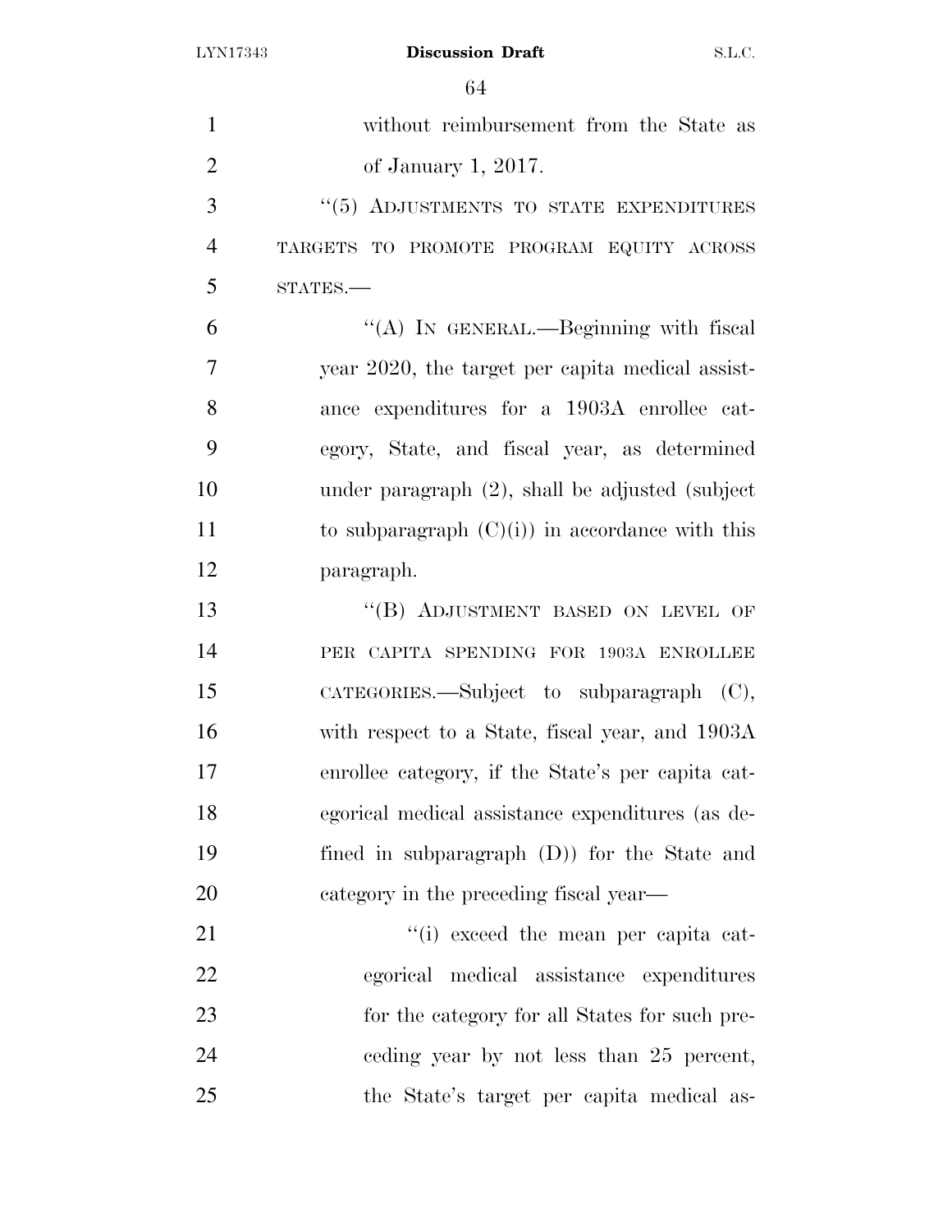without reimbursement from the State as of January 1, 2017.

"(5) ADJUSTMENTS TO STATE EXPENDITURES TARGETS TO PROMOTE PROGRAM EQUITY ACROSS STATES.—

"(A) IN GENERAL.—Beginning with fiscal year 2020, the target per capita medical assistance expenditures for a 1903A enrollee category, State, and fiscal year, as determined under paragraph (2), shall be adjusted (subject to subparagraph (C)(i)) in accordance with this paragraph.

"(B) ADJUSTMENT BASED ON LEVEL OF PER CAPITA SPENDING FOR 1903A ENROLLEE CATEGORIES.—Subject to subparagraph (C), with respect to a State, fiscal year, and 1903A enrollee category, if the State's per capita categorical medical assistance expenditures (as defined in subparagraph (D)) for the State and category in the preceding fiscal year—

"(i) exceed the mean per capita categorical medical assistance expenditures for the category for all States for such preceding year by not less than 25 percent, the State's target per capita medical as-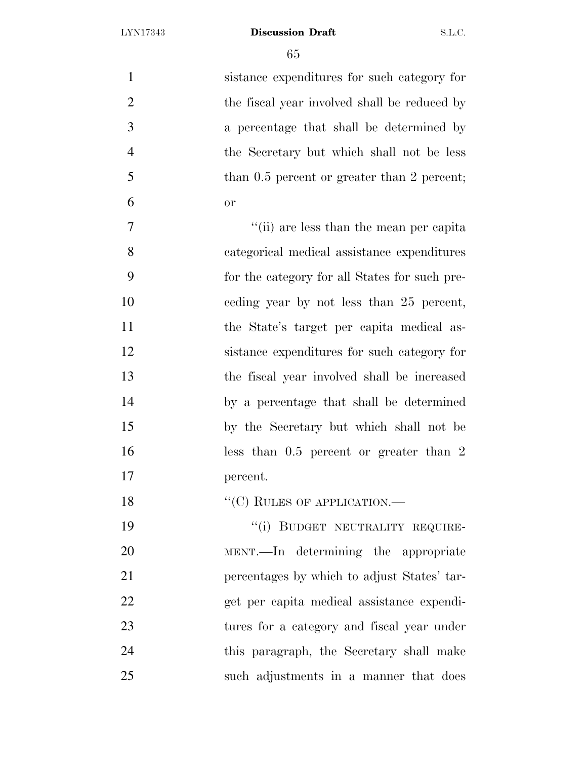sistance expenditures for such category for the fiscal year involved shall be reduced by a percentage that shall be determined by the Secretary but which shall not be less than 0.5 percent or greater than 2 percent; or

''(ii) are less than the mean per capita categorical medical assistance expenditures for the category for all States for such preceding year by not less than 25 percent, the State's target per capita medical assistance expenditures for such category for the fiscal year involved shall be increased by a percentage that shall be determined by the Secretary but which shall not be less than 0.5 percent or greater than 2 percent.

''(C) RULES OF APPLICATION.—

''(i) BUDGET NEUTRALITY REQUIREMENT.—In determining the appropriate percentages by which to adjust States' target per capita medical assistance expenditures for a category and fiscal year under this paragraph, the Secretary shall make such adjustments in a manner that does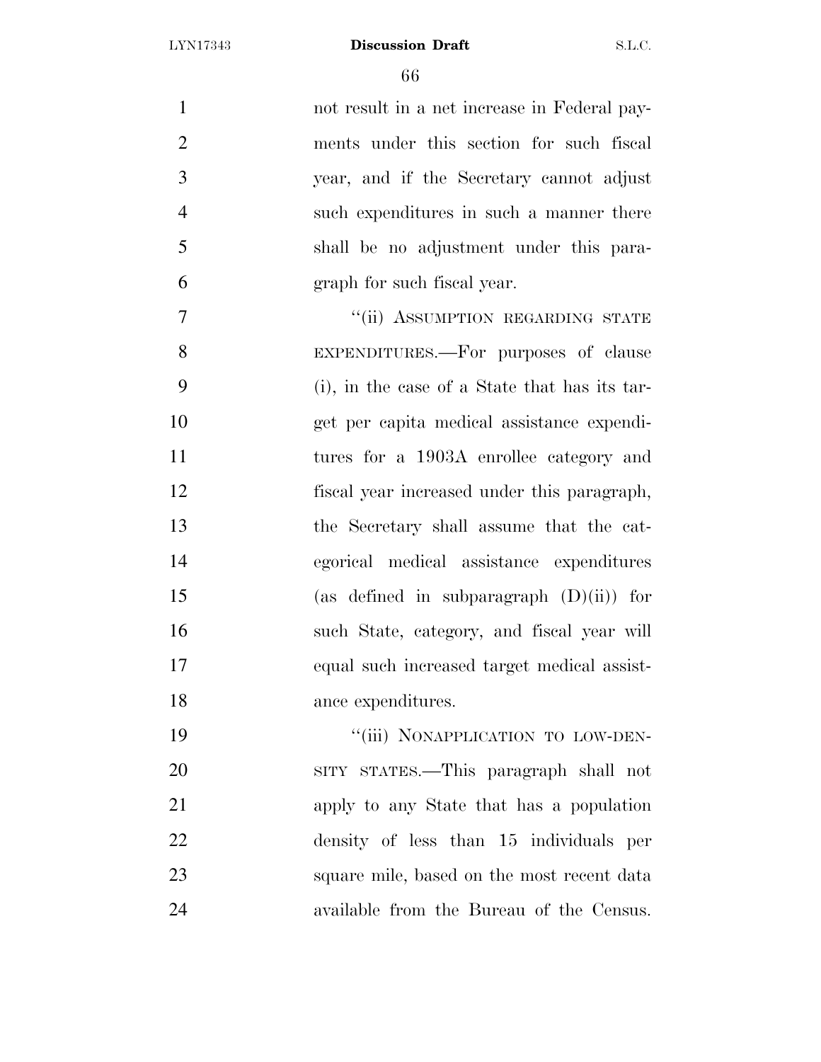not result in a net increase in Federal payments under this section for such fiscal year, and if the Secretary cannot adjust such expenditures in such a manner there shall be no adjustment under this paragraph for such fiscal year.

"(ii) ASSUMPTION REGARDING STATE EXPENDITURES.—For purposes of clause (i), in the case of a State that has its target per capita medical assistance expenditures for a 1903A enrollee category and fiscal year increased under this paragraph, the Secretary shall assume that the categorical medical assistance expenditures (as defined in subparagraph (D)(ii)) for such State, category, and fiscal year will equal such increased target medical assistance expenditures.

"(iii) NONAPPLICATION TO LOW-DENSITY STATES.—This paragraph shall not apply to any State that has a population density of less than 15 individuals per square mile, based on the most recent data available from the Bureau of the Census.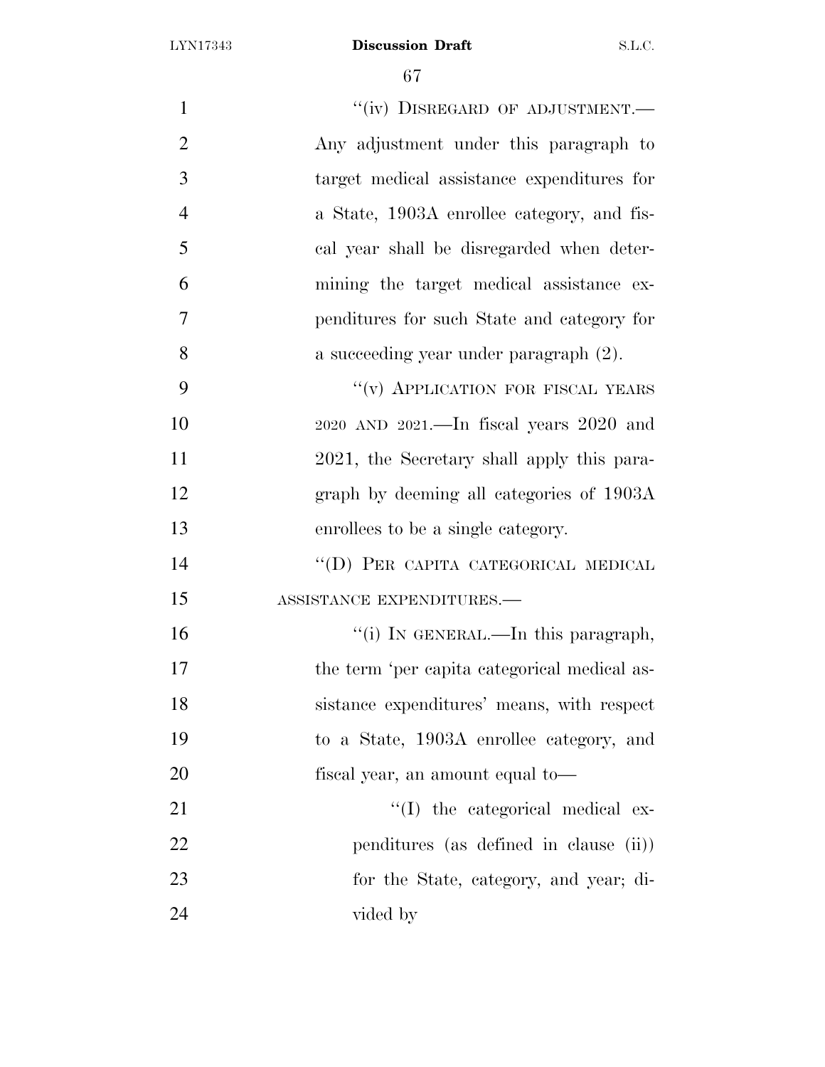"(iv) DISREGARD OF ADJUSTMENT.—Any adjustment under this paragraph to target medical assistance expenditures for a State, 1903A enrollee category, and fiscal year shall be disregarded when determining the target medical assistance expenditures for such State and category for a succeeding year under paragraph (2).

"(v) APPLICATION FOR FISCAL YEARS 2020 AND 2021.—In fiscal years 2020 and 2021, the Secretary shall apply this paragraph by deeming all categories of 1903A enrollees to be a single category.

"(D) PER CAPITA CATEGORICAL MEDICAL ASSISTANCE EXPENDITURES.—

"(i) IN GENERAL.—In this paragraph, the term 'per capita categorical medical assistance expenditures' means, with respect to a State, 1903A enrollee category, and fiscal year, an amount equal to—

"(I) the categorical medical expenditures (as defined in clause (ii)) for the State, category, and year; divided by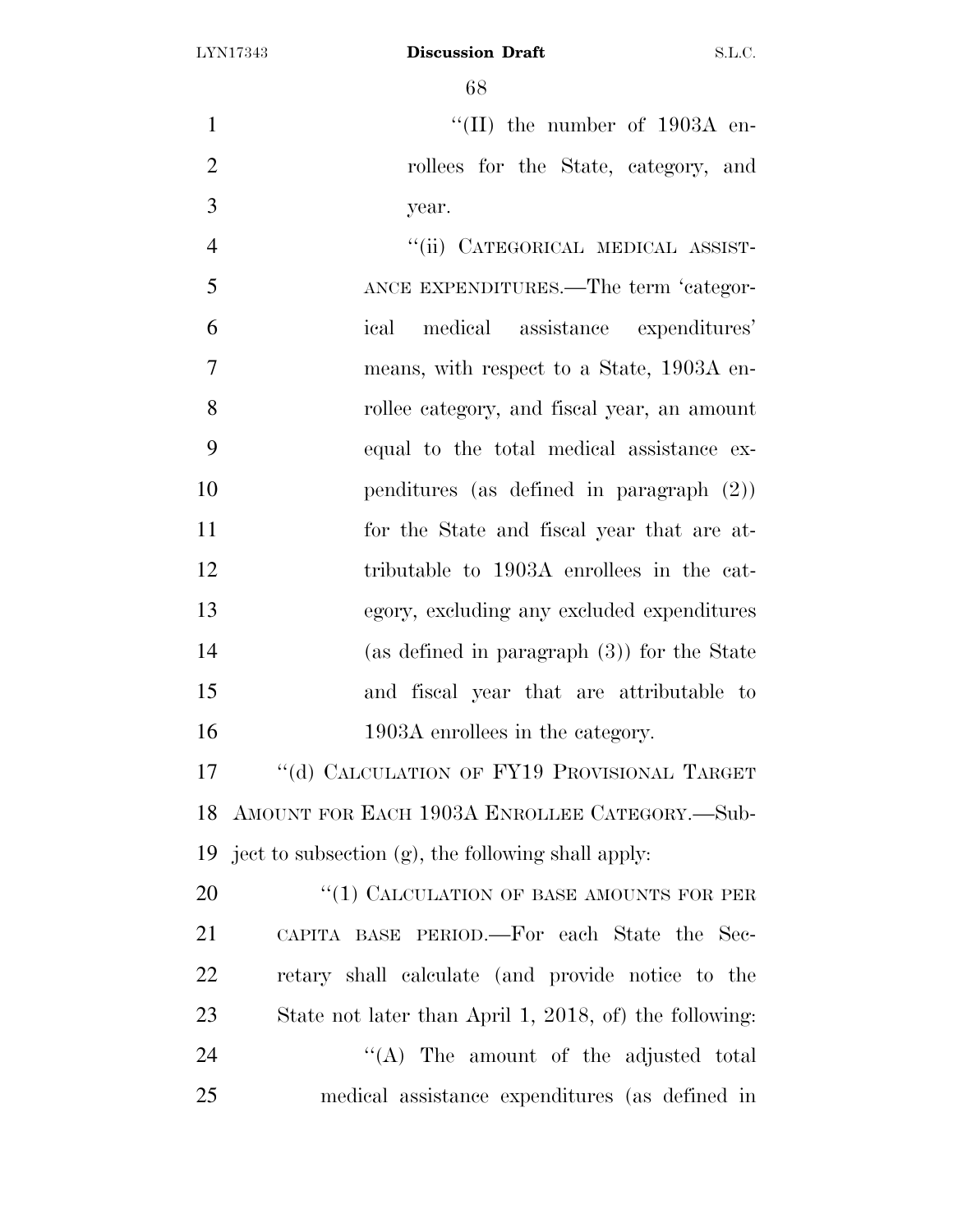"(II) the number of 1903A enrollees for the State, category, and year.

"(ii) CATEGORICAL MEDICAL ASSISTANCE EXPENDITURES.—The term 'categorical medical assistance expenditures' means, with respect to a State, 1903A enrollee category, and fiscal year, an amount equal to the total medical assistance expenditures (as defined in paragraph (2)) for the State and fiscal year that are attributable to 1903A enrollees in the category, excluding any excluded expenditures (as defined in paragraph (3)) for the State and fiscal year that are attributable to 1903A enrollees in the category.

"(d) CALCULATION OF FY19 PROVISIONAL TARGET AMOUNT FOR EACH 1903A ENROLLEE CATEGORY.—Subject to subsection (g), the following shall apply:

"(1) CALCULATION OF BASE AMOUNTS FOR PER CAPITA BASE PERIOD.—For each State the Secretary shall calculate (and provide notice to the State not later than April 1, 2018, of) the following:

"(A) The amount of the adjusted total medical assistance expenditures (as defined in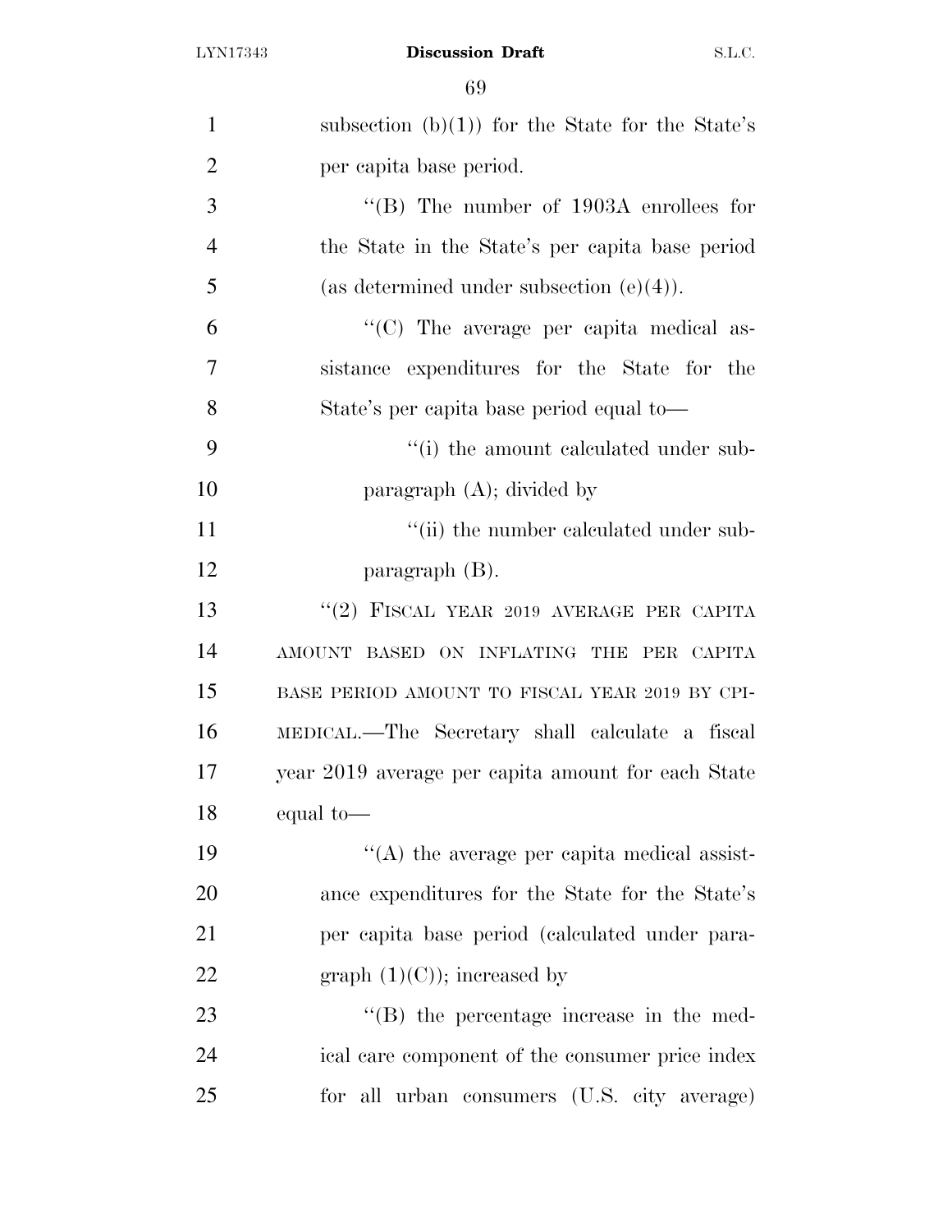subsection (b)(1)) for the State for the State's per capita base period.

"(B) The number of 1903A enrollees for the State in the State's per capita base period (as determined under subsection (e)(4)).

"(C) The average per capita medical assistance expenditures for the State for the State's per capita base period equal to—

"(i) the amount calculated under subparagraph (A); divided by

"(ii) the number calculated under subparagraph (B).

"(2) FISCAL YEAR 2019 AVERAGE PER CAPITA AMOUNT BASED ON INFLATING THE PER CAPITA BASE PERIOD AMOUNT TO FISCAL YEAR 2019 BY CPI-MEDICAL.—The Secretary shall calculate a fiscal year 2019 average per capita amount for each State equal to—

"(A) the average per capita medical assistance expenditures for the State for the State's per capita base period (calculated under paragraph (1)(C)); increased by

"(B) the percentage increase in the medical care component of the consumer price index for all urban consumers (U.S. city average)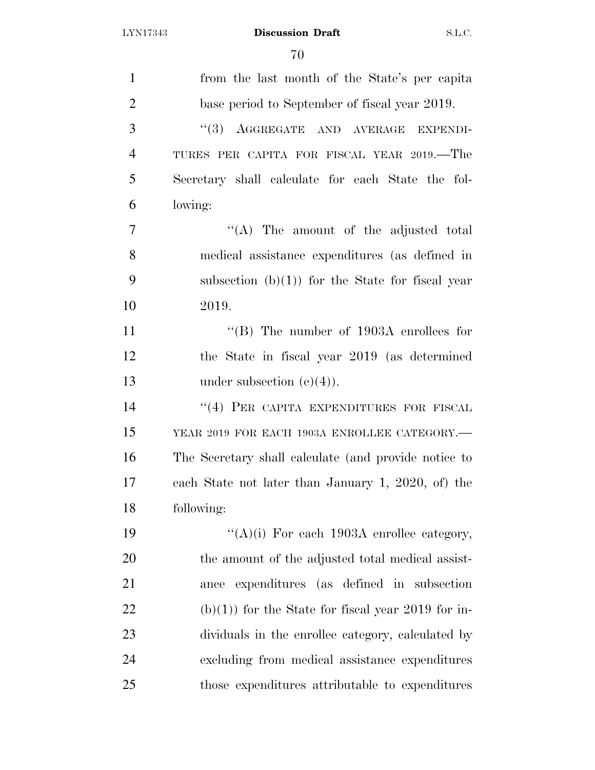from the last month of the State's per capita base period to September of fiscal year 2019.

"(3) AGGREGATE AND AVERAGE EXPENDITURES PER CAPITA FOR FISCAL YEAR 2019.—The Secretary shall calculate for each State the following:

"(A) The amount of the adjusted total medical assistance expenditures (as defined in subsection (b)(1)) for the State for fiscal year 2019.

"(B) The number of 1903A enrollees for the State in fiscal year 2019 (as determined under subsection (e)(4)).

"(4) PER CAPITA EXPENDITURES FOR FISCAL YEAR 2019 FOR EACH 1903A ENROLLEE CATEGORY.—The Secretary shall calculate (and provide notice to each State not later than January 1, 2020, of) the following:

"(A)(i) For each 1903A enrollee category, the amount of the adjusted total medical assistance expenditures (as defined in subsection (b)(1)) for the State for fiscal year 2019 for individuals in the enrollee category, calculated by excluding from medical assistance expenditures those expenditures attributable to expenditures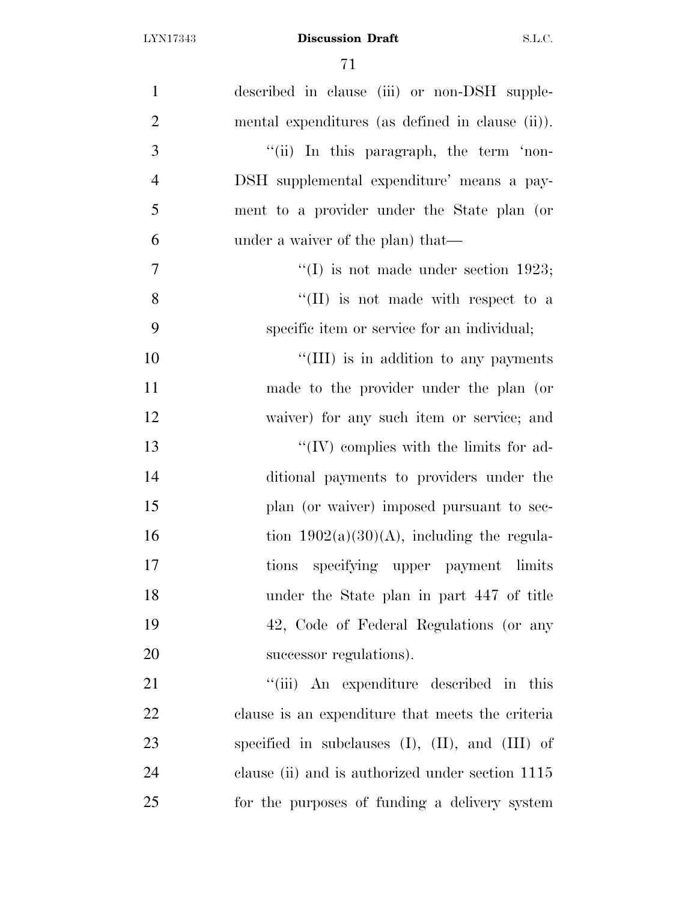described in clause (iii) or non-DSH supplemental expenditures (as defined in clause (ii)).

''(ii) In this paragraph, the term 'non-DSH supplemental expenditure' means a payment to a provider under the State plan (or under a waiver of the plan) that—

''(I) is not made under section 1923;

''(II) is not made with respect to a specific item or service for an individual;

''(III) is in addition to any payments made to the provider under the plan (or waiver) for any such item or service; and

''(IV) complies with the limits for additional payments to providers under the plan (or waiver) imposed pursuant to section 1902(a)(30)(A), including the regulations specifying upper payment limits under the State plan in part 447 of title 42, Code of Federal Regulations (or any successor regulations).

''(iii) An expenditure described in this clause is an expenditure that meets the criteria specified in subclauses (I), (II), and (III) of clause (ii) and is authorized under section 1115 for the purposes of funding a delivery system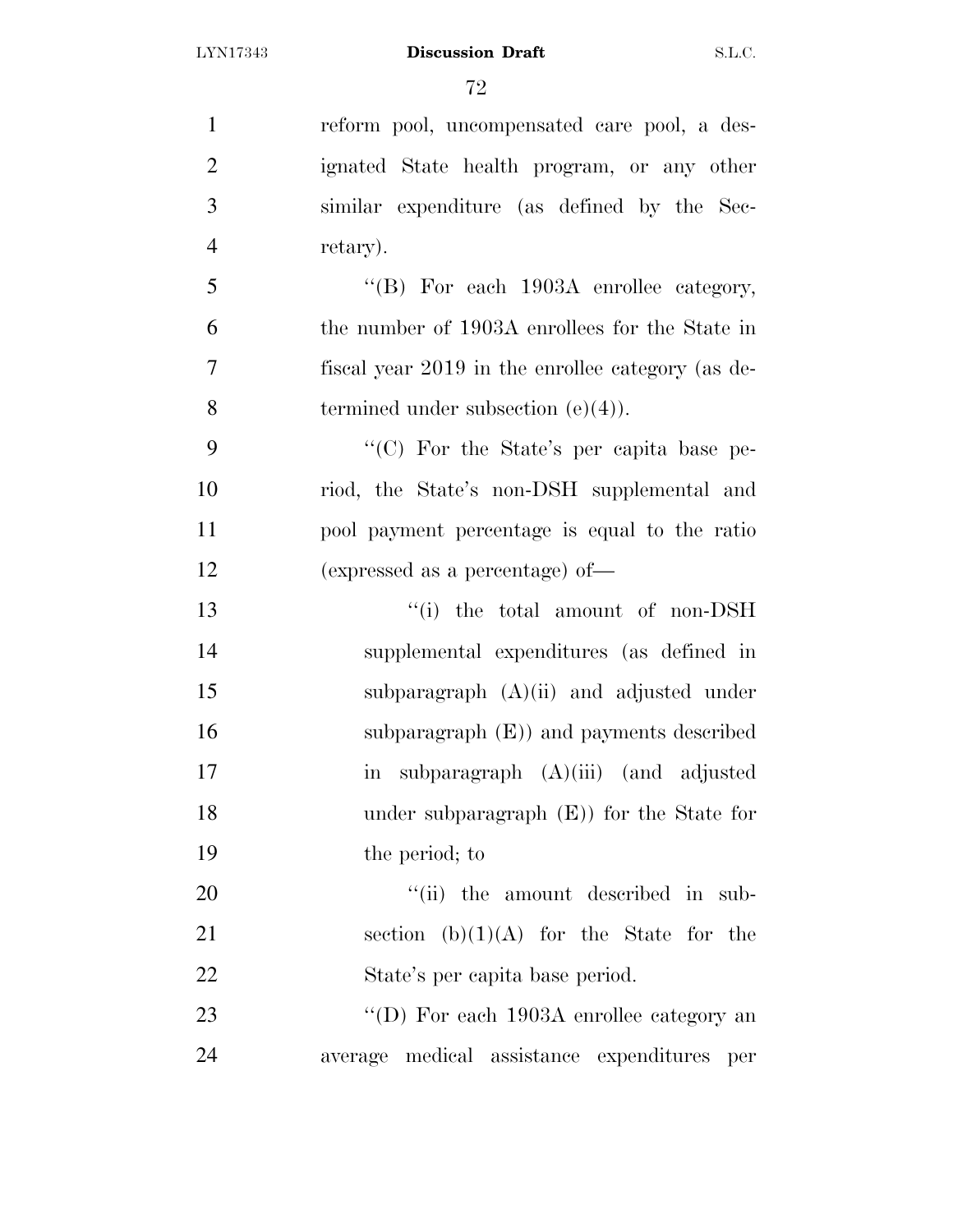reform pool, uncompensated care pool, a designated State health program, or any other similar expenditure (as defined by the Secretary).

"(B) For each 1903A enrollee category, the number of 1903A enrollees for the State in fiscal year 2019 in the enrollee category (as determined under subsection (e)(4)).

"(C) For the State's per capita base period, the State's non-DSH supplemental and pool payment percentage is equal to the ratio (expressed as a percentage) of—

"(i) the total amount of non-DSH supplemental expenditures (as defined in subparagraph (A)(ii) and adjusted under subparagraph (E)) and payments described in subparagraph (A)(iii) (and adjusted under subparagraph (E)) for the State for the period; to

"(ii) the amount described in subsection (b)(1)(A) for the State for the State's per capita base period.

"(D) For each 1903A enrollee category an average medical assistance expenditures per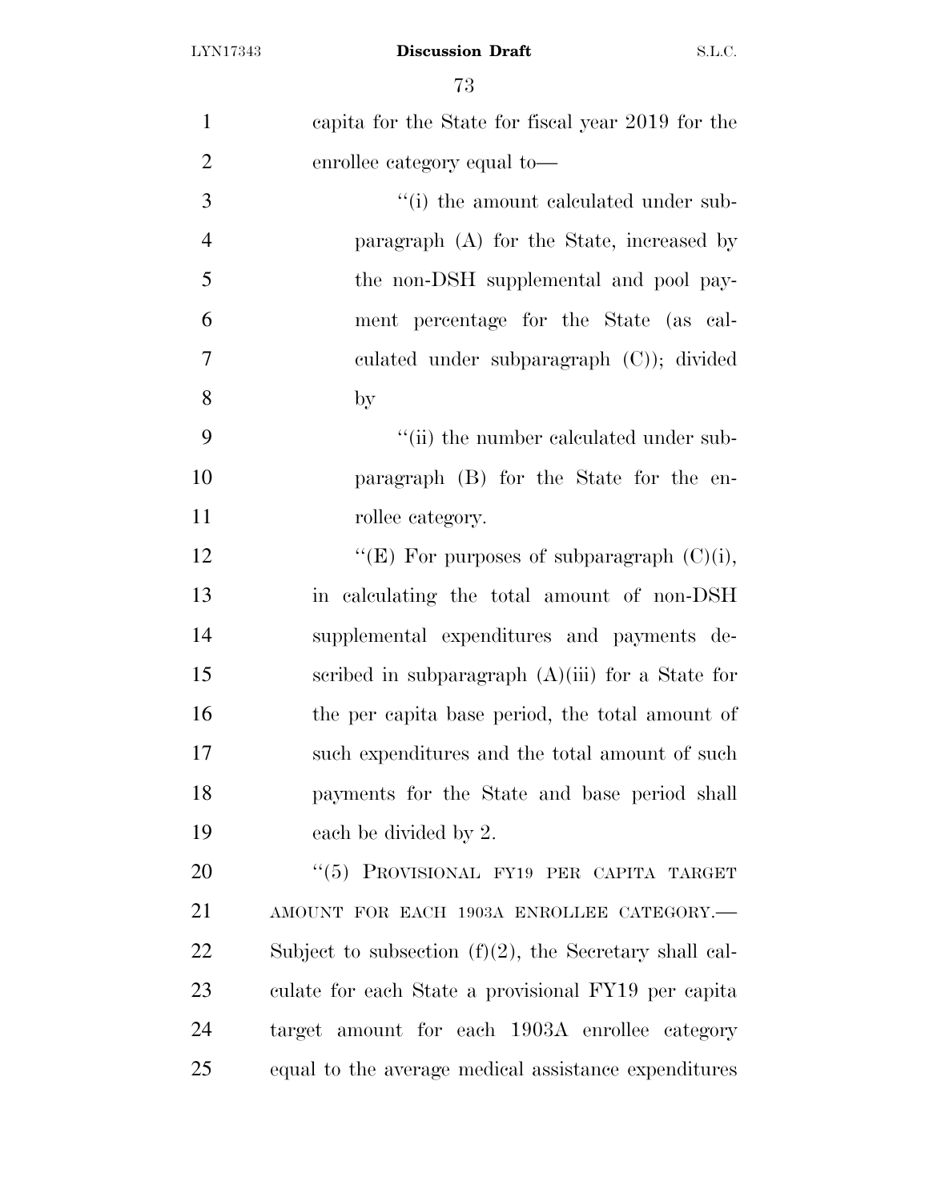capita for the State for fiscal year 2019 for the enrollee category equal to—

"(i) the amount calculated under subparagraph (A) for the State, increased by the non-DSH supplemental and pool payment percentage for the State (as calculated under subparagraph (C)); divided by

"(ii) the number calculated under subparagraph (B) for the State for the enrollee category.

"(E) For purposes of subparagraph (C)(i), in calculating the total amount of non-DSH supplemental expenditures and payments described in subparagraph (A)(iii) for a State for the per capita base period, the total amount of such expenditures and the total amount of such payments for the State and base period shall each be divided by 2.

"(5) PROVISIONAL FY19 PER CAPITA TARGET AMOUNT FOR EACH 1903A ENROLLEE CATEGORY.— Subject to subsection (f)(2), the Secretary shall calculate for each State a provisional FY19 per capita target amount for each 1903A enrollee category equal to the average medical assistance expenditures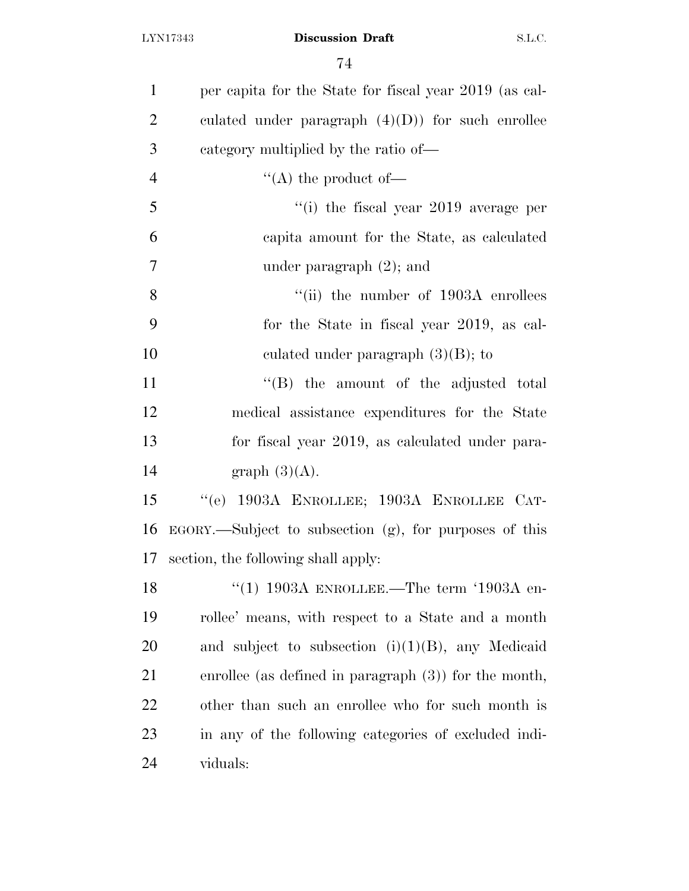per capita for the State for fiscal year 2019 (as calculated under paragraph (4)(D)) for such enrollee category multiplied by the ratio of—

''(A) the product of—

''(i) the fiscal year 2019 average per capita amount for the State, as calculated under paragraph (2); and

''(ii) the number of 1903A enrollees for the State in fiscal year 2019, as calculated under paragraph (3)(B); to

''(B) the amount of the adjusted total medical assistance expenditures for the State for fiscal year 2019, as calculated under paragraph (3)(A).

''(e) 1903A ENROLLEE; 1903A ENROLLEE CATEGORY.—Subject to subsection (g), for purposes of this section, the following shall apply:

''(1) 1903A ENROLLEE.—The term '1903A enrollee' means, with respect to a State and a month and subject to subsection (i)(1)(B), any Medicaid enrollee (as defined in paragraph (3)) for the month, other than such an enrollee who for such month is in any of the following categories of excluded individuals: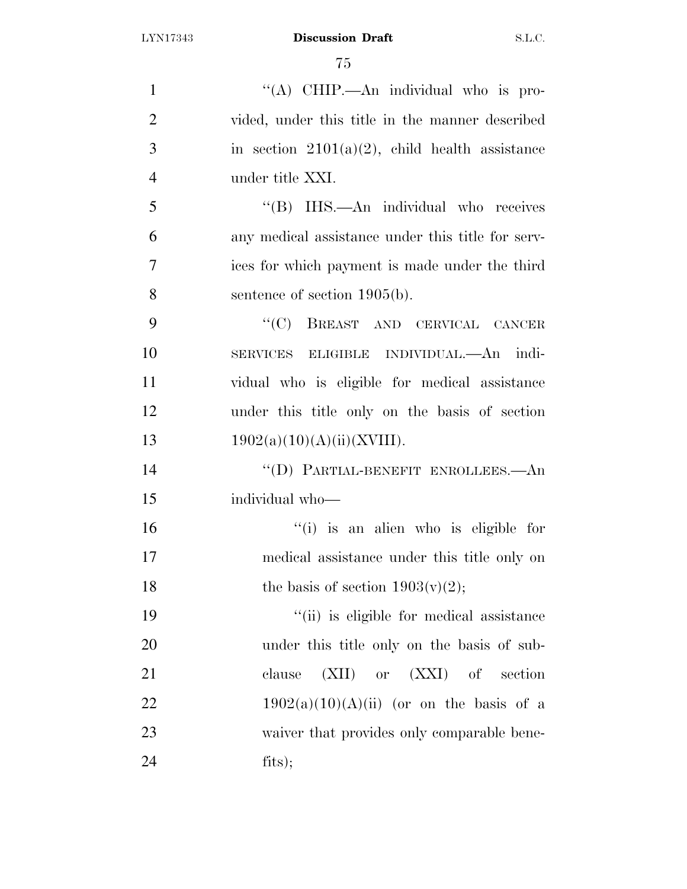''(A) CHIP.—An individual who is provided, under this title in the manner described in section 2101(a)(2), child health assistance under title XXI.

''(B) IHS.—An individual who receives any medical assistance under this title for services for which payment is made under the third sentence of section 1905(b).

''(C) BREAST AND CERVICAL CANCER SERVICES ELIGIBLE INDIVIDUAL.—An individual who is eligible for medical assistance under this title only on the basis of section 1902(a)(10)(A)(ii)(XVIII).

''(D) PARTIAL-BENEFIT ENROLLEES.—An individual who—

''(i) is an alien who is eligible for medical assistance under this title only on the basis of section 1903(v)(2);

''(ii) is eligible for medical assistance under this title only on the basis of subclause (XII) or (XXI) of section 1902(a)(10)(A)(ii) (or on the basis of a waiver that provides only comparable benefits);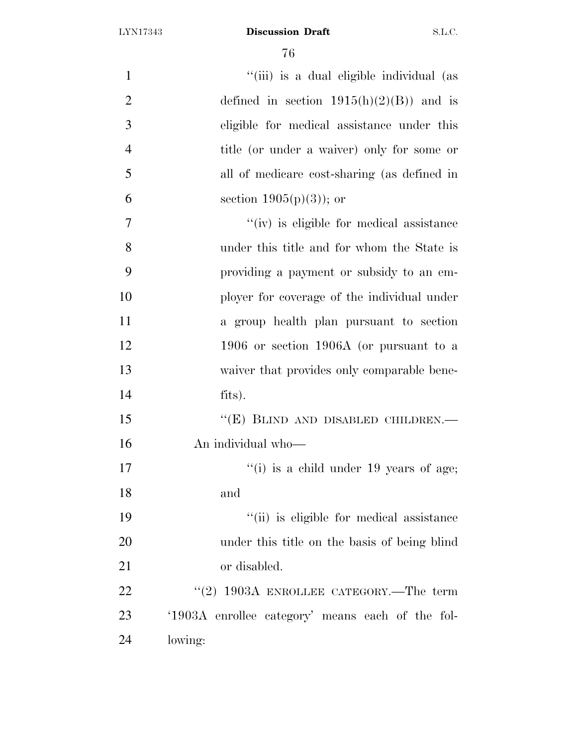"(iii) is a dual eligible individual (as defined in section 1915(h)(2)(B)) and is eligible for medical assistance under this title (or under a waiver) only for some or all of medicare cost-sharing (as defined in section 1905(p)(3)); or

"(iv) is eligible for medical assistance under this title and for whom the State is providing a payment or subsidy to an employer for coverage of the individual under a group health plan pursuant to section 1906 or section 1906A (or pursuant to a waiver that provides only comparable benefits).

"(E) BLIND AND DISABLED CHILDREN.— An individual who—

"(i) is a child under 19 years of age; and

"(ii) is eligible for medical assistance under this title on the basis of being blind or disabled.

"(2) 1903A ENROLLEE CATEGORY.—The term '1903A enrollee category' means each of the following: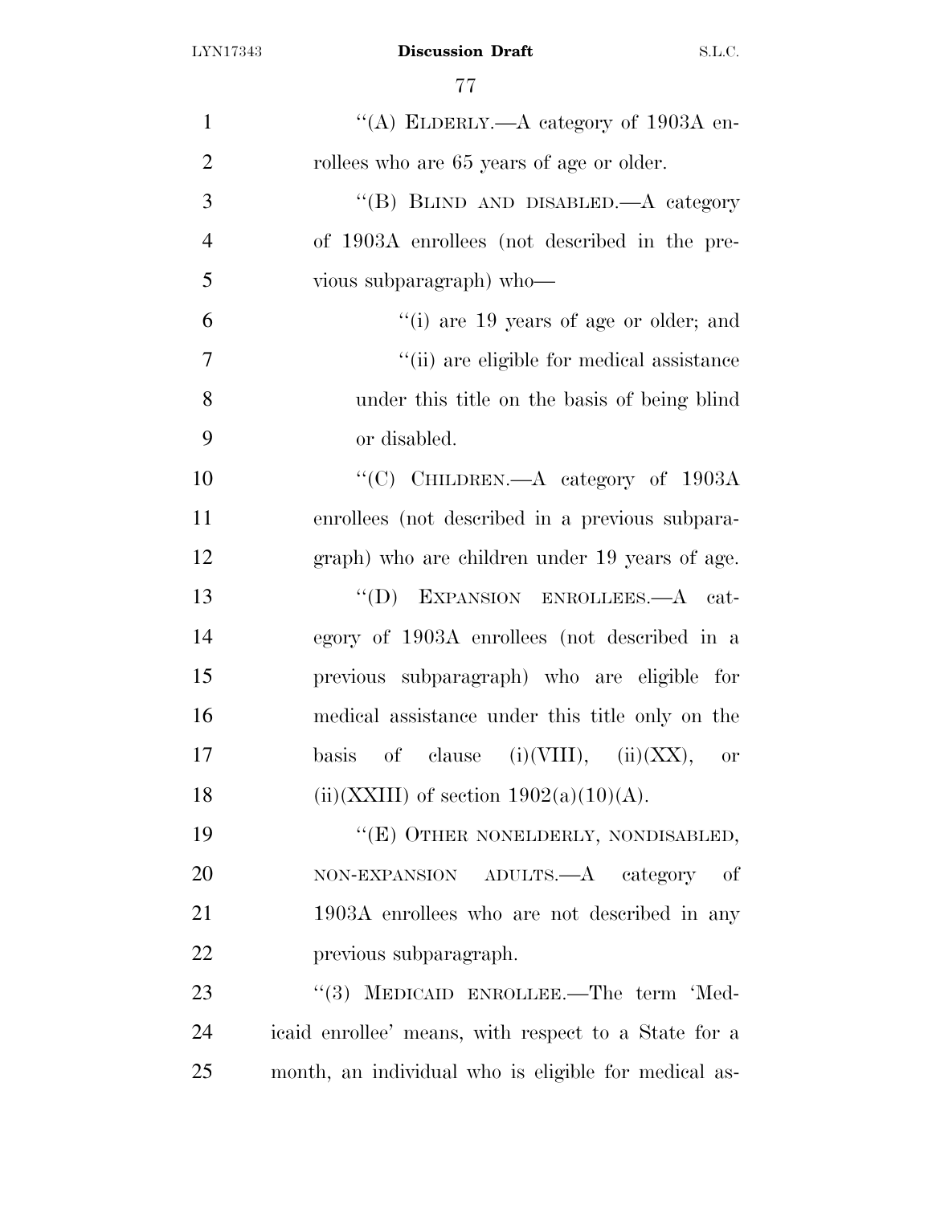"(A) ELDERLY.—A category of 1903A enrollees who are 65 years of age or older.

"(B) BLIND AND DISABLED.—A category of 1903A enrollees (not described in the previous subparagraph) who—

"(i) are 19 years of age or older; and

"(ii) are eligible for medical assistance under this title on the basis of being blind or disabled.

"(C) CHILDREN.—A category of 1903A enrollees (not described in a previous subparagraph) who are children under 19 years of age.

"(D) EXPANSION ENROLLEES.—A category of 1903A enrollees (not described in a previous subparagraph) who are eligible for medical assistance under this title only on the basis of clause (i)(VIII), (ii)(XX), or (ii)(XXIII) of section 1902(a)(10)(A).

"(E) OTHER NONELDERLY, NONDISABLED, NON-EXPANSION ADULTS.—A category of 1903A enrollees who are not described in any previous subparagraph.

"(3) MEDICAID ENROLLEE.—The term 'Medicaid enrollee' means, with respect to a State for a month, an individual who is eligible for medical as-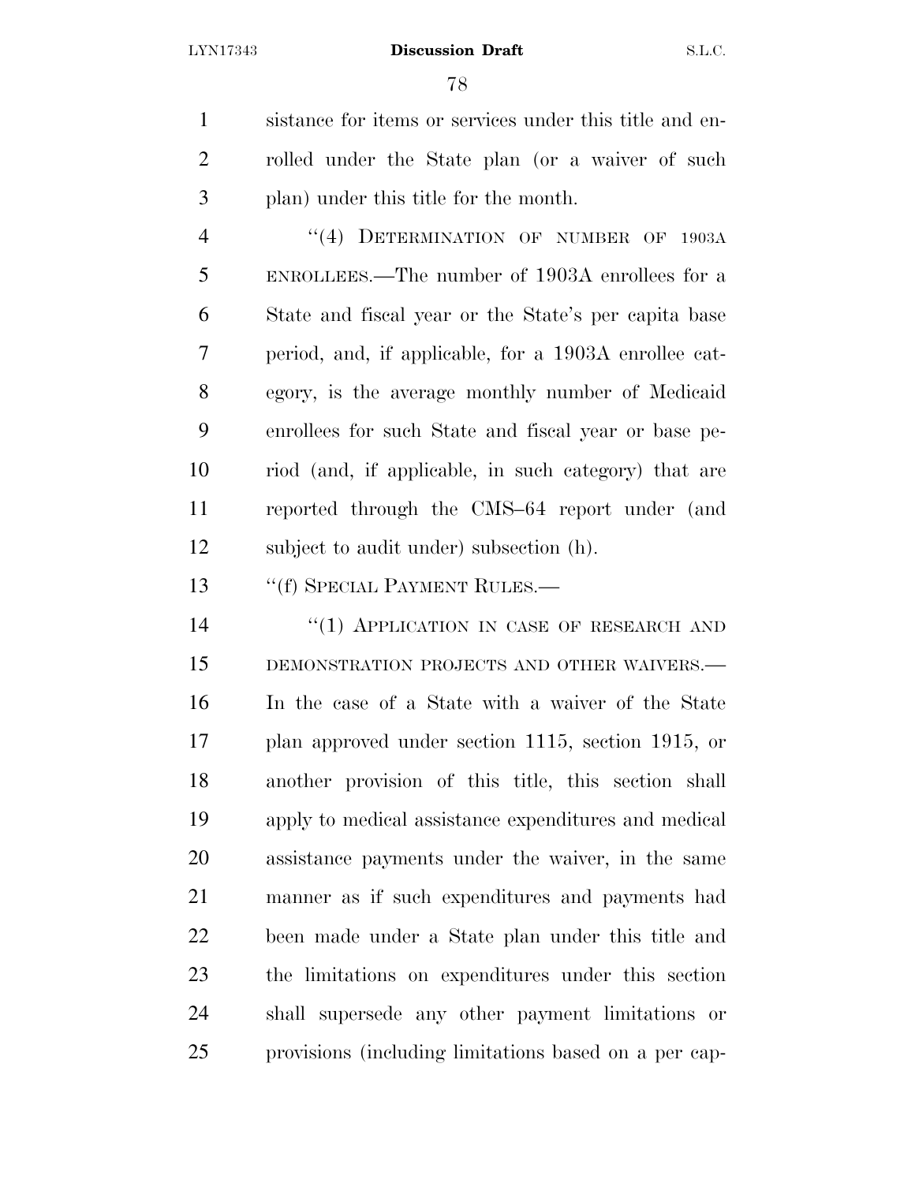sistance for items or services under this title and enrolled under the State plan (or a waiver of such plan) under this title for the month.

"(4) DETERMINATION OF NUMBER OF 1903A ENROLLEES.—The number of 1903A enrollees for a State and fiscal year or the State's per capita base period, and, if applicable, for a 1903A enrollee category, is the average monthly number of Medicaid enrollees for such State and fiscal year or base period (and, if applicable, in such category) that are reported through the CMS–64 report under (and subject to audit under) subsection (h).

"(f) SPECIAL PAYMENT RULES.—

"(1) APPLICATION IN CASE OF RESEARCH AND DEMONSTRATION PROJECTS AND OTHER WAIVERS.— In the case of a State with a waiver of the State plan approved under section 1115, section 1915, or another provision of this title, this section shall apply to medical assistance expenditures and medical assistance payments under the waiver, in the same manner as if such expenditures and payments had been made under a State plan under this title and the limitations on expenditures under this section shall supersede any other payment limitations or provisions (including limitations based on a per cap-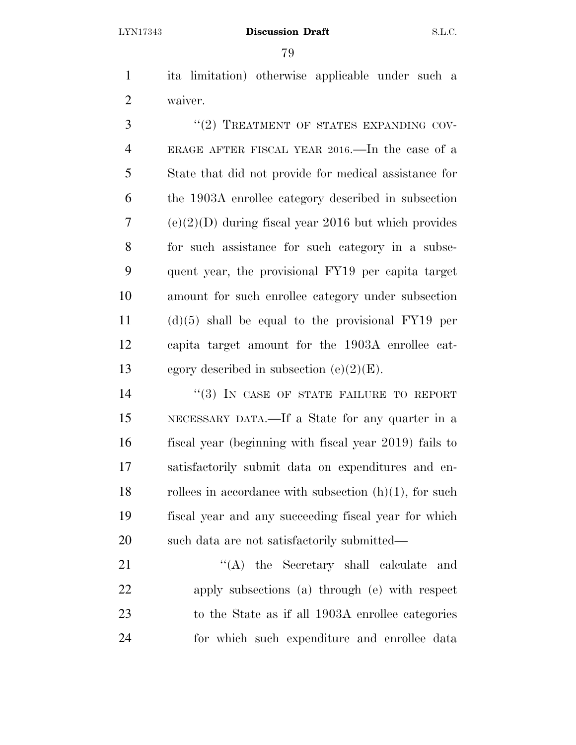ita limitation) otherwise applicable under such a waiver.

"(2) TREATMENT OF STATES EXPANDING COVERAGE AFTER FISCAL YEAR 2016.—In the case of a State that did not provide for medical assistance for the 1903A enrollee category described in subsection (e)(2)(D) during fiscal year 2016 but which provides for such assistance for such category in a subsequent year, the provisional FY19 per capita target amount for such enrollee category under subsection (d)(5) shall be equal to the provisional FY19 per capita target amount for the 1903A enrollee category described in subsection (e)(2)(E).

"(3) IN CASE OF STATE FAILURE TO REPORT NECESSARY DATA.—If a State for any quarter in a fiscal year (beginning with fiscal year 2019) fails to satisfactorily submit data on expenditures and enrollees in accordance with subsection (h)(1), for such fiscal year and any succeeding fiscal year for which such data are not satisfactorily submitted—

"(A) the Secretary shall calculate and apply subsections (a) through (e) with respect to the State as if all 1903A enrollee categories for which such expenditure and enrollee data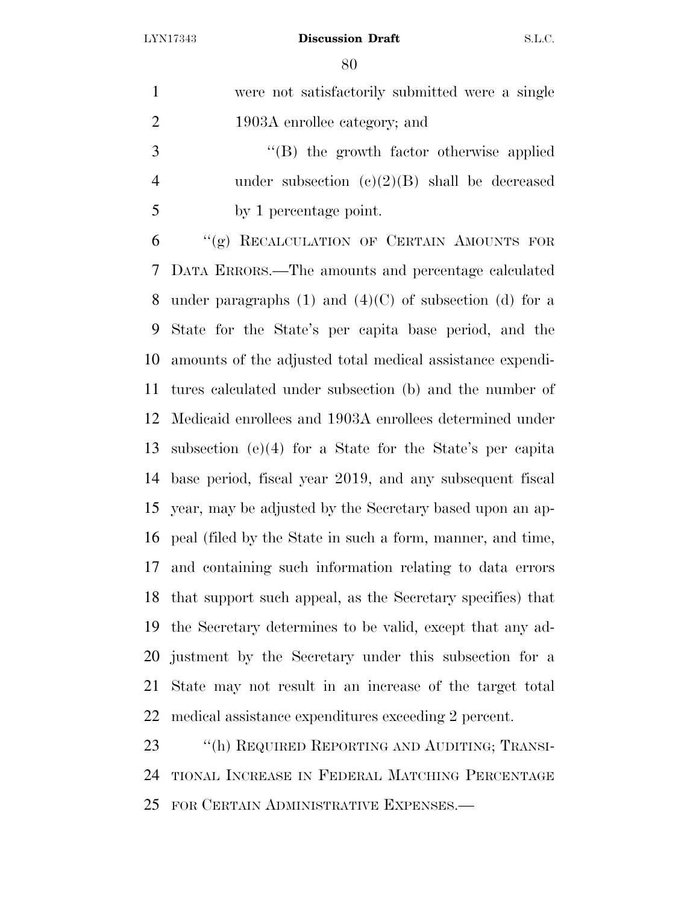were not satisfactorily submitted were a single 1903A enrollee category; and

"(B) the growth factor otherwise applied under subsection (c)(2)(B) shall be decreased by 1 percentage point.

"(g) RECALCULATION OF CERTAIN AMOUNTS FOR DATA ERRORS.—The amounts and percentage calculated under paragraphs (1) and (4)(C) of subsection (d) for a State for the State's per capita base period, and the amounts of the adjusted total medical assistance expenditures calculated under subsection (b) and the number of Medicaid enrollees and 1903A enrollees determined under subsection (e)(4) for a State for the State's per capita base period, fiscal year 2019, and any subsequent fiscal year, may be adjusted by the Secretary based upon an appeal (filed by the State in such a form, manner, and time, and containing such information relating to data errors that support such appeal, as the Secretary specifies) that the Secretary determines to be valid, except that any adjustment by the Secretary under this subsection for a State may not result in an increase of the target total medical assistance expenditures exceeding 2 percent.

"(h) REQUIRED REPORTING AND AUDITING; TRANSITIONAL INCREASE IN FEDERAL MATCHING PERCENTAGE FOR CERTAIN ADMINISTRATIVE EXPENSES.—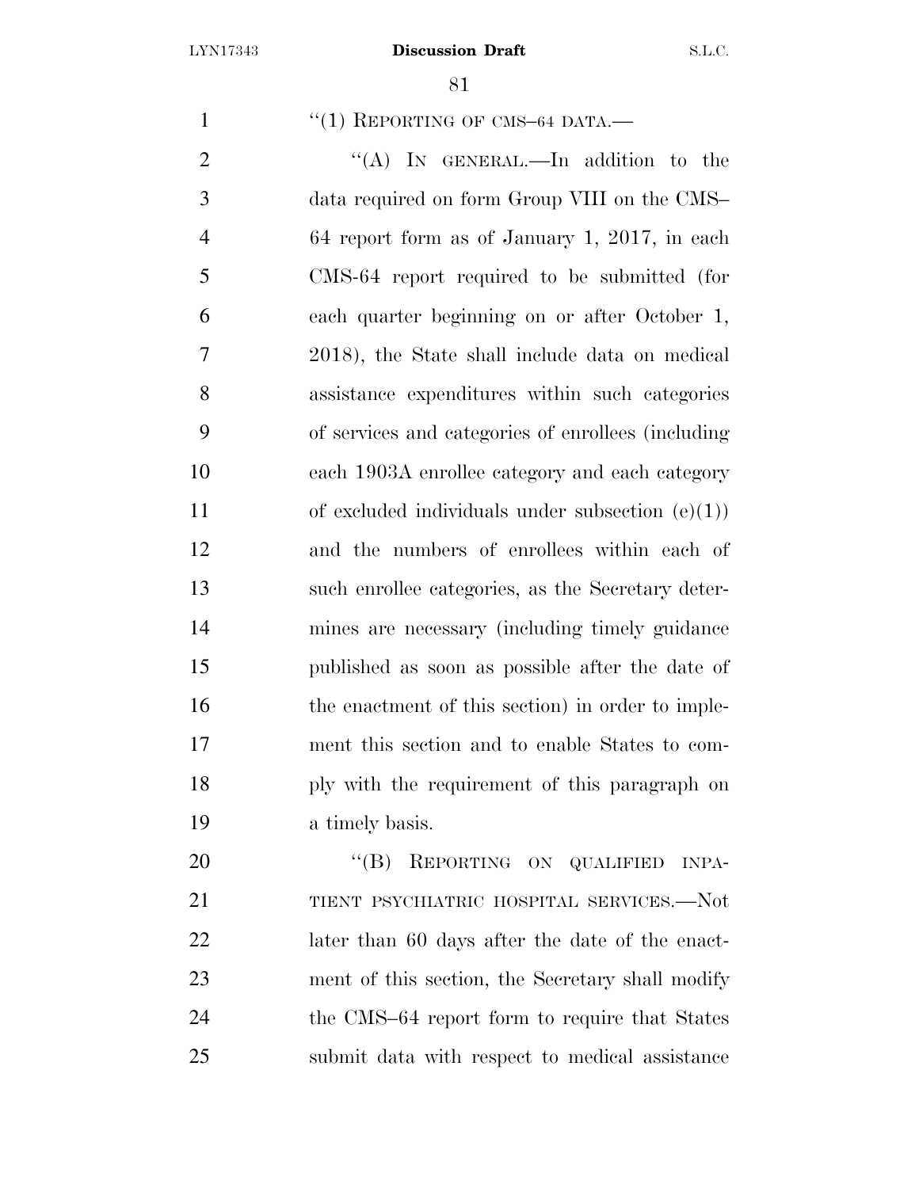"(1) REPORTING OF CMS–64 DATA.—

"(A) IN GENERAL.—In addition to the data required on form Group VIII on the CMS–64 report form as of January 1, 2017, in each CMS-64 report required to be submitted (for each quarter beginning on or after October 1, 2018), the State shall include data on medical assistance expenditures within such categories of services and categories of enrollees (including each 1903A enrollee category and each category of excluded individuals under subsection (e)(1)) and the numbers of enrollees within each of such enrollee categories, as the Secretary determines are necessary (including timely guidance published as soon as possible after the date of the enactment of this section) in order to implement this section and to enable States to comply with the requirement of this paragraph on a timely basis.

"(B) REPORTING ON QUALIFIED INPATIENT PSYCHIATRIC HOSPITAL SERVICES.—Not later than 60 days after the date of the enactment of this section, the Secretary shall modify the CMS–64 report form to require that States submit data with respect to medical assistance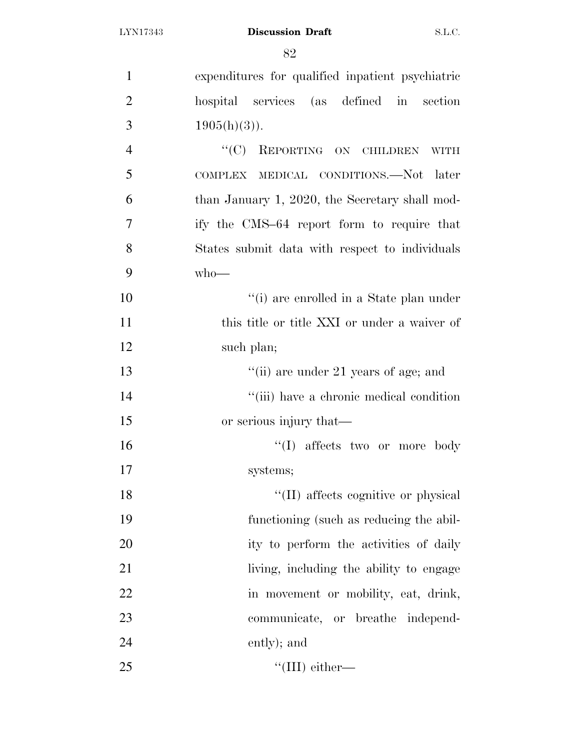expenditures for qualified inpatient psychiatric hospital services (as defined in section 1905(h)(3)).

"(C) REPORTING ON CHILDREN WITH COMPLEX MEDICAL CONDITIONS.—Not later than January 1, 2020, the Secretary shall modify the CMS–64 report form to require that States submit data with respect to individuals who—

"(i) are enrolled in a State plan under this title or title XXI or under a waiver of such plan;

"(ii) are under 21 years of age; and

"(iii) have a chronic medical condition or serious injury that—

"(I) affects two or more body systems;

"(II) affects cognitive or physical functioning (such as reducing the ability to perform the activities of daily living, including the ability to engage in movement or mobility, eat, drink, communicate, or breathe independently); and

"(III) either—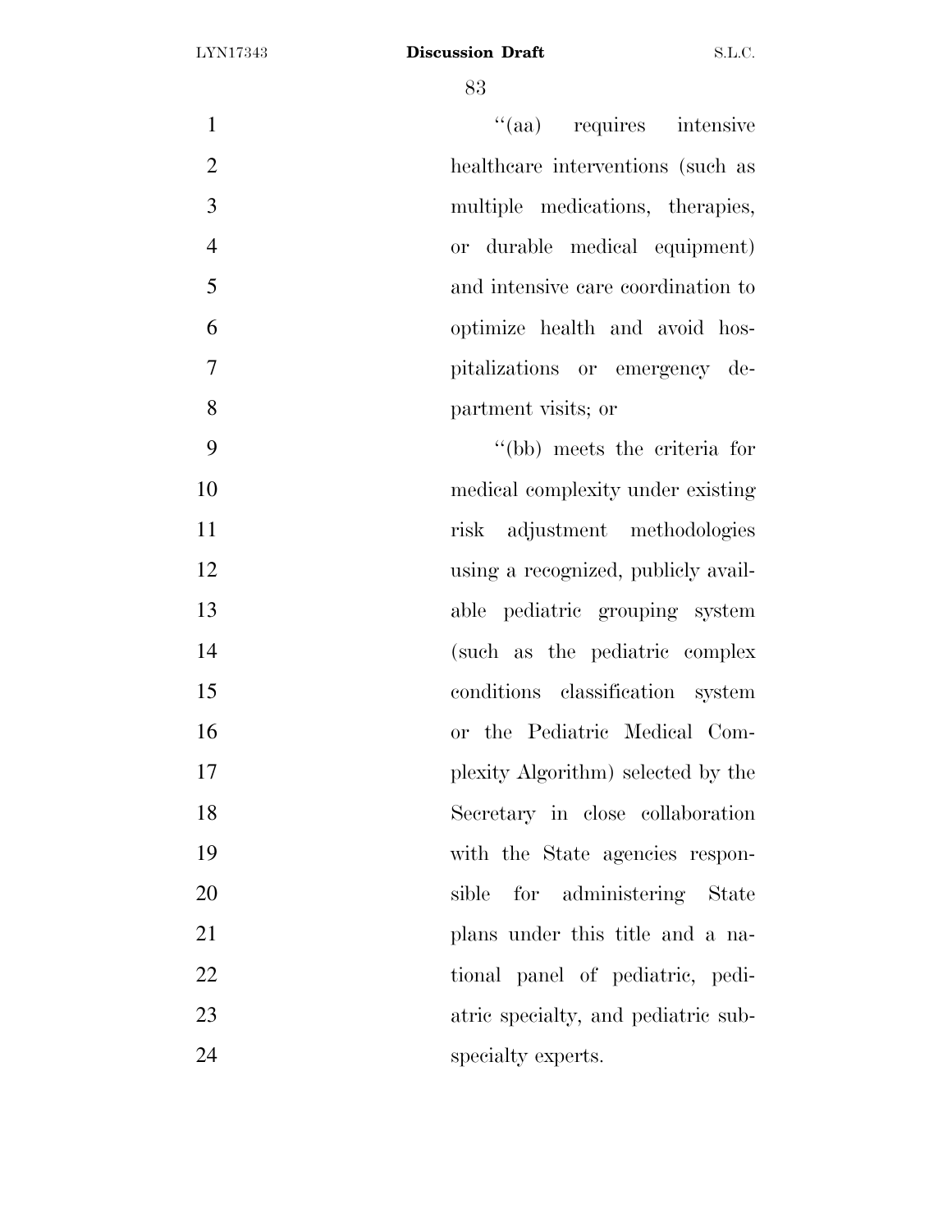''(aa) requires intensive healthcare interventions (such as multiple medications, therapies, or durable medical equipment) and intensive care coordination to optimize health and avoid hospitalizations or emergency department visits; or

''(bb) meets the criteria for medical complexity under existing risk adjustment methodologies using a recognized, publicly available pediatric grouping system (such as the pediatric complex conditions classification system or the Pediatric Medical Complexity Algorithm) selected by the Secretary in close collaboration with the State agencies responsible for administering State plans under this title and a national panel of pediatric, pediatric specialty, and pediatric subspecialty experts.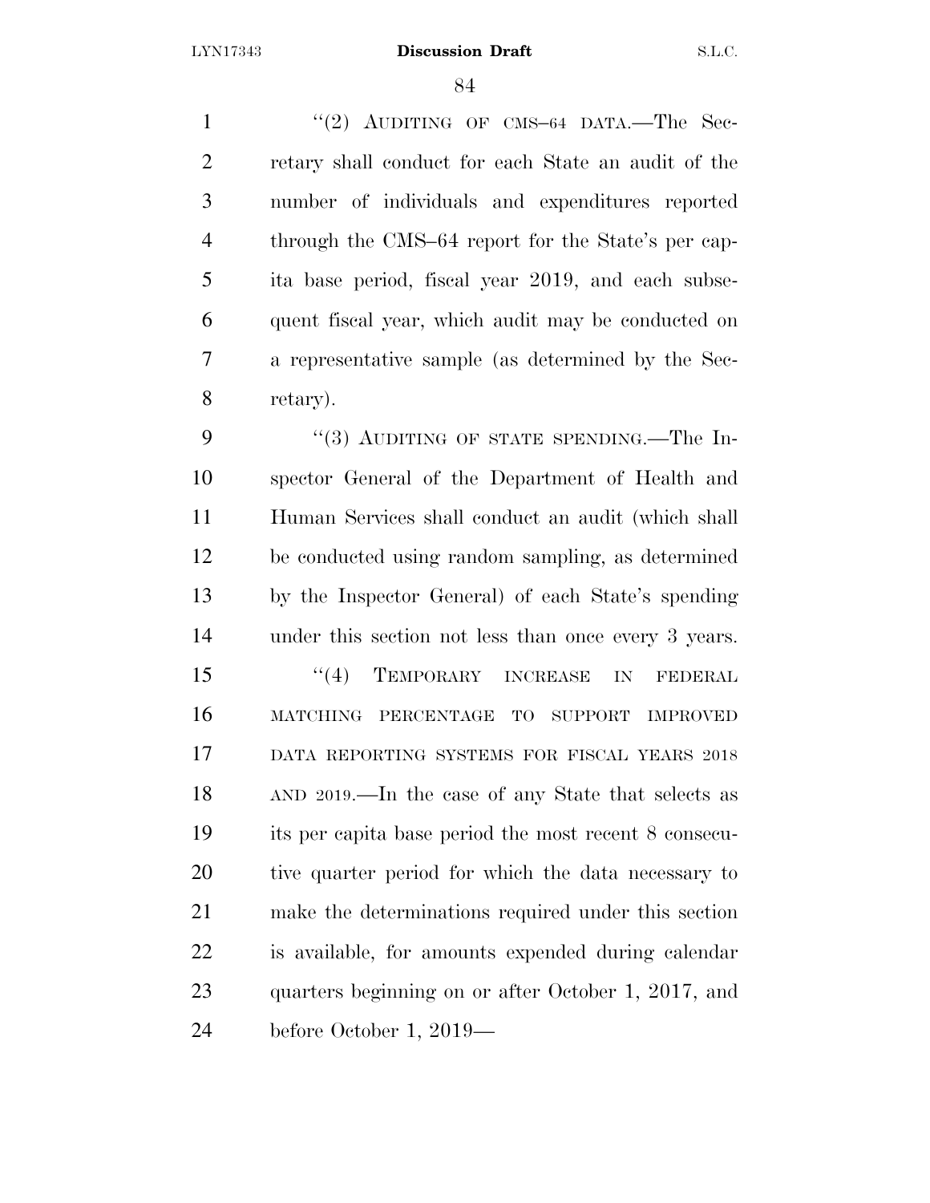"(2) AUDITING OF CMS–64 DATA.—The Secretary shall conduct for each State an audit of the number of individuals and expenditures reported through the CMS–64 report for the State's per capita base period, fiscal year 2019, and each subsequent fiscal year, which audit may be conducted on a representative sample (as determined by the Secretary).

"(3) AUDITING OF STATE SPENDING.—The Inspector General of the Department of Health and Human Services shall conduct an audit (which shall be conducted using random sampling, as determined by the Inspector General) of each State's spending under this section not less than once every 3 years.

"(4) TEMPORARY INCREASE IN FEDERAL MATCHING PERCENTAGE TO SUPPORT IMPROVED DATA REPORTING SYSTEMS FOR FISCAL YEARS 2018 AND 2019.—In the case of any State that selects as its per capita base period the most recent 8 consecutive quarter period for which the data necessary to make the determinations required under this section is available, for amounts expended during calendar quarters beginning on or after October 1, 2017, and before October 1, 2019—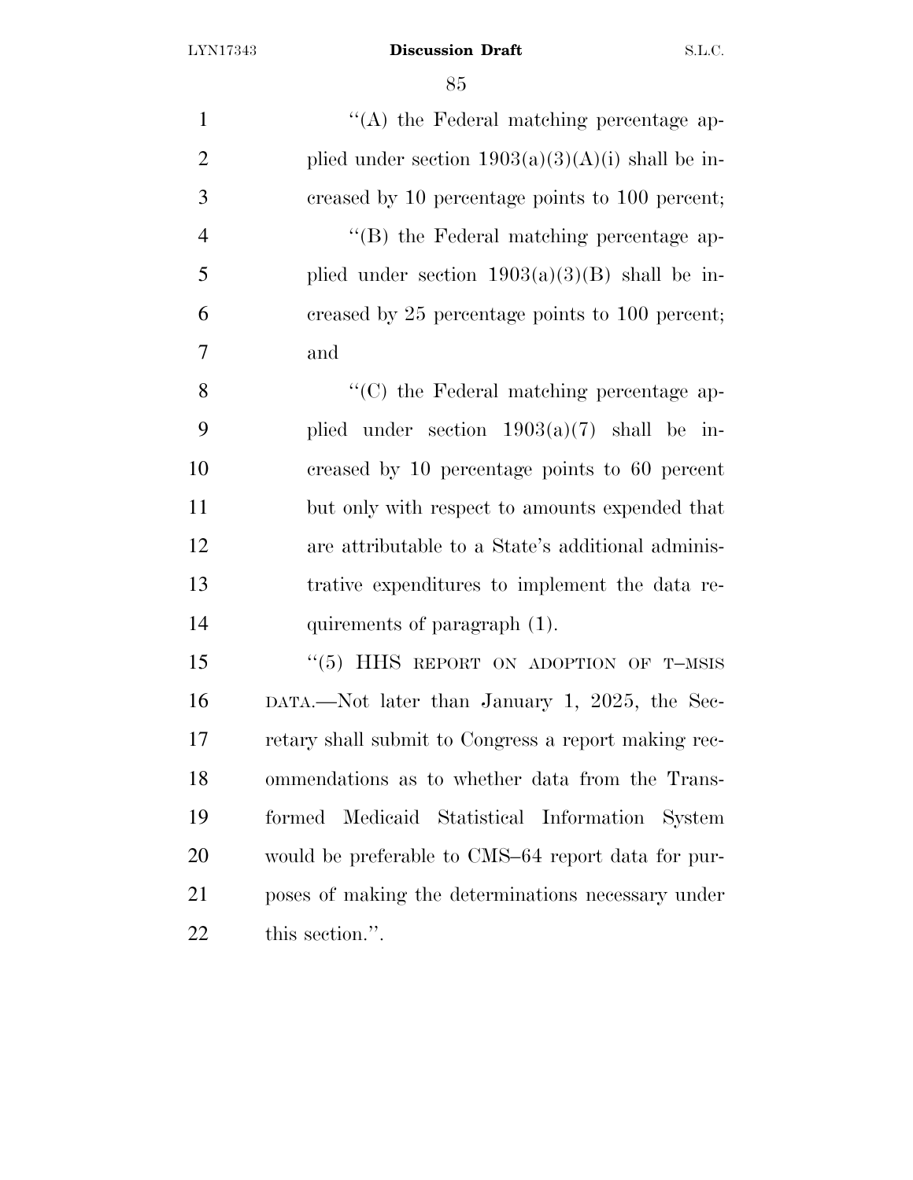"(A) the Federal matching percentage applied under section 1903(a)(3)(A)(i) shall be increased by 10 percentage points to 100 percent;

"(B) the Federal matching percentage applied under section 1903(a)(3)(B) shall be increased by 25 percentage points to 100 percent; and

"(C) the Federal matching percentage applied under section 1903(a)(7) shall be increased by 10 percentage points to 60 percent but only with respect to amounts expended that are attributable to a State's additional administrative expenditures to implement the data requirements of paragraph (1).

"(5) HHS REPORT ON ADOPTION OF T–MSIS DATA.—Not later than January 1, 2025, the Secretary shall submit to Congress a report making recommendations as to whether data from the Transformed Medicaid Statistical Information System would be preferable to CMS–64 report data for purposes of making the determinations necessary under this section.".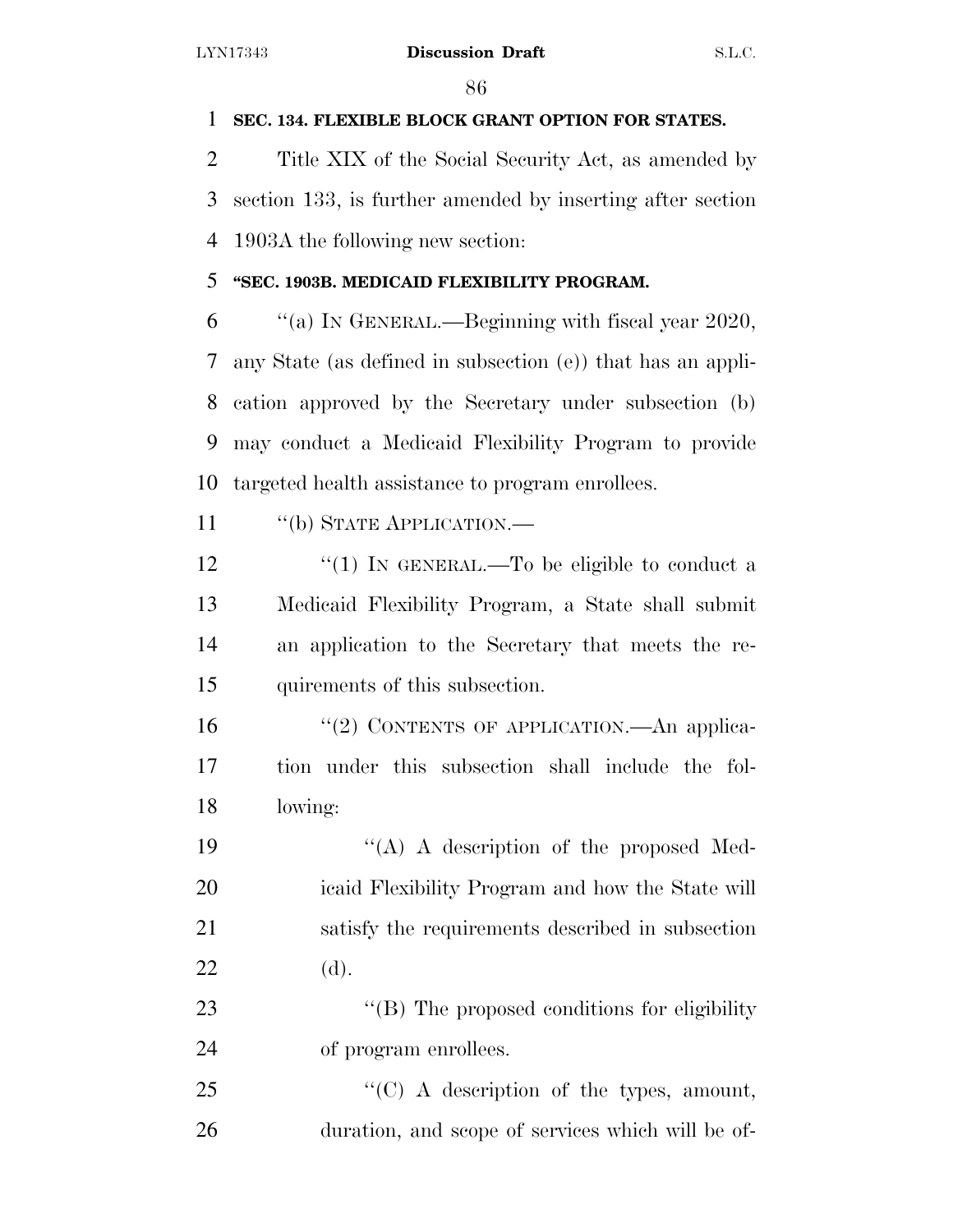**SEC. 134. FLEXIBLE BLOCK GRANT OPTION FOR STATES.**

Title XIX of the Social Security Act, as amended by section 133, is further amended by inserting after section 1903A the following new section:

**"SEC. 1903B. MEDICAID FLEXIBILITY PROGRAM.**

"(a) IN GENERAL.—Beginning with fiscal year 2020, any State (as defined in subsection (e)) that has an application approved by the Secretary under subsection (b) may conduct a Medicaid Flexibility Program to provide targeted health assistance to program enrollees.

"(b) STATE APPLICATION.—

"(1) IN GENERAL.—To be eligible to conduct a Medicaid Flexibility Program, a State shall submit an application to the Secretary that meets the requirements of this subsection.

"(2) CONTENTS OF APPLICATION.—An application under this subsection shall include the following:

"(A) A description of the proposed Medicaid Flexibility Program and how the State will satisfy the requirements described in subsection (d).

"(B) The proposed conditions for eligibility of program enrollees.

"(C) A description of the types, amount, duration, and scope of services which will be of-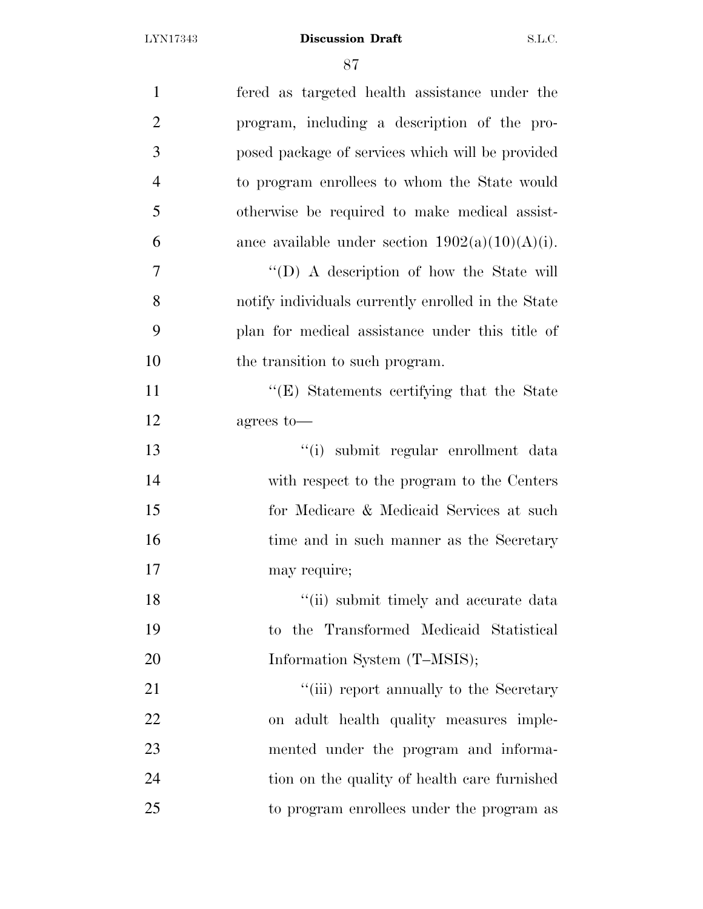fered as targeted health assistance under the program, including a description of the proposed package of services which will be provided to program enrollees to whom the State would otherwise be required to make medical assistance available under section 1902(a)(10)(A)(i).

"(D) A description of how the State will notify individuals currently enrolled in the State plan for medical assistance under this title of the transition to such program.

"(E) Statements certifying that the State agrees to—

"(i) submit regular enrollment data with respect to the program to the Centers for Medicare & Medicaid Services at such time and in such manner as the Secretary may require;

"(ii) submit timely and accurate data to the Transformed Medicaid Statistical Information System (T–MSIS);

"(iii) report annually to the Secretary on adult health quality measures implemented under the program and information on the quality of health care furnished to program enrollees under the program as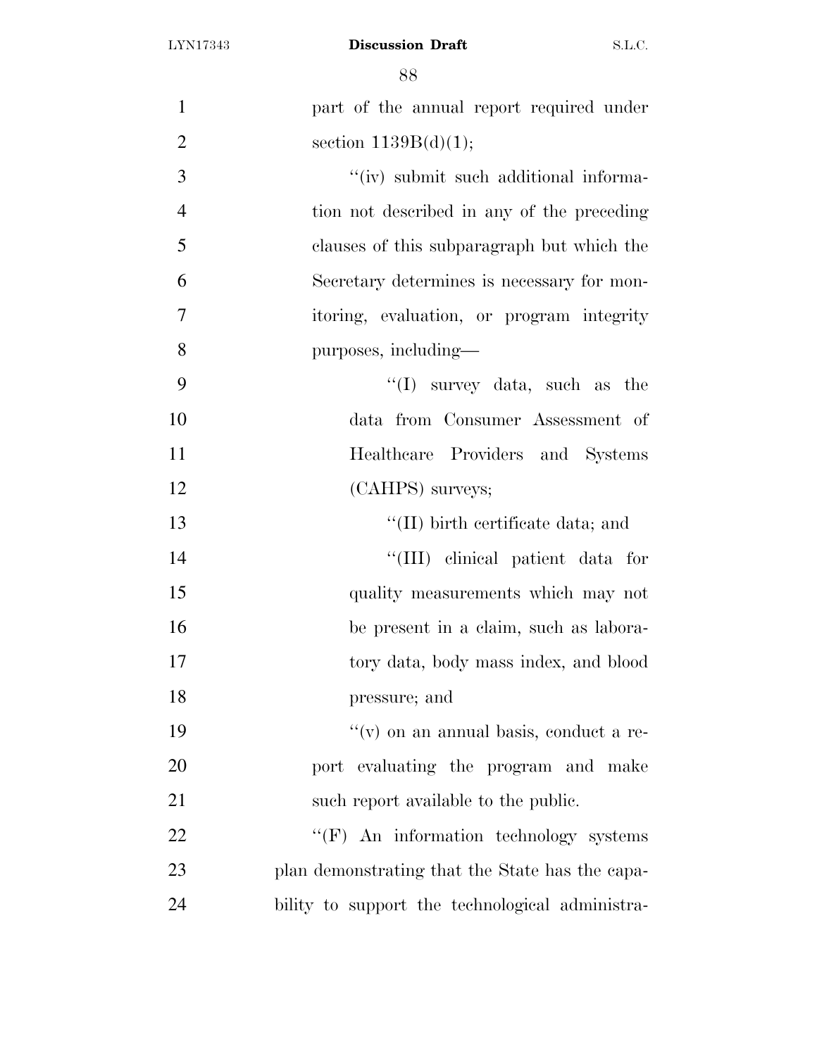part of the annual report required under section 1139B(d)(1);

''(iv) submit such additional information not described in any of the preceding clauses of this subparagraph but which the Secretary determines is necessary for monitoring, evaluation, or program integrity purposes, including—

''(I) survey data, such as the data from Consumer Assessment of Healthcare Providers and Systems (CAHPS) surveys;

''(II) birth certificate data; and

''(III) clinical patient data for quality measurements which may not be present in a claim, such as laboratory data, body mass index, and blood pressure; and

''(v) on an annual basis, conduct a report evaluating the program and make such report available to the public.

''(F) An information technology systems plan demonstrating that the State has the capability to support the technological administra-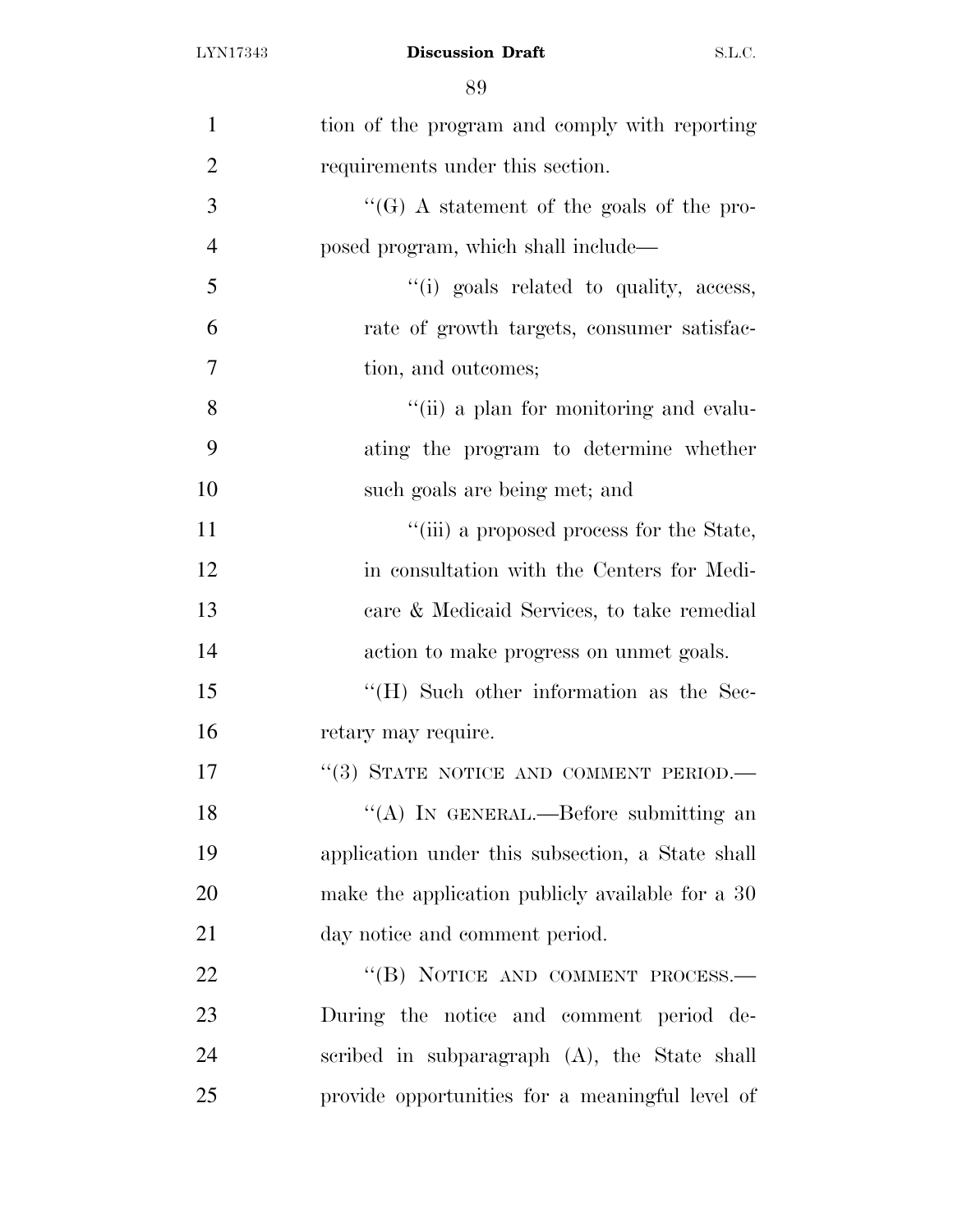tion of the program and comply with reporting requirements under this section.

''(G) A statement of the goals of the proposed program, which shall include—

''(i) goals related to quality, access, rate of growth targets, consumer satisfaction, and outcomes;

''(ii) a plan for monitoring and evaluating the program to determine whether such goals are being met; and

''(iii) a proposed process for the State, in consultation with the Centers for Medicare & Medicaid Services, to take remedial action to make progress on unmet goals.

''(H) Such other information as the Secretary may require.

''(3) STATE NOTICE AND COMMENT PERIOD.—

''(A) IN GENERAL.—Before submitting an application under this subsection, a State shall make the application publicly available for a 30 day notice and comment period.

''(B) NOTICE AND COMMENT PROCESS.—During the notice and comment period described in subparagraph (A), the State shall provide opportunities for a meaningful level of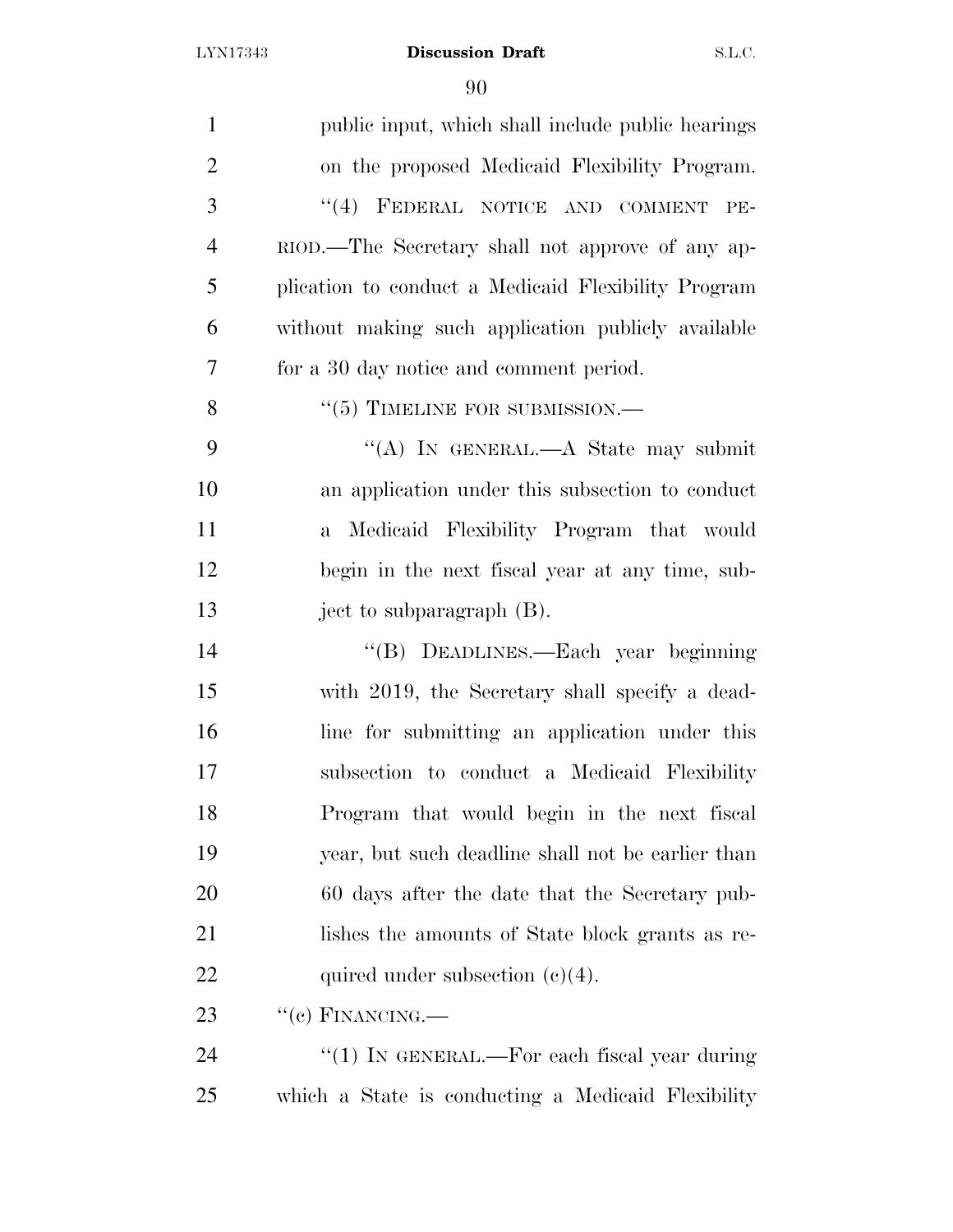public input, which shall include public hearings on the proposed Medicaid Flexibility Program.

"(4) FEDERAL NOTICE AND COMMENT PERIOD.—The Secretary shall not approve of any application to conduct a Medicaid Flexibility Program without making such application publicly available for a 30 day notice and comment period.

"(5) TIMELINE FOR SUBMISSION.—

"(A) IN GENERAL.—A State may submit an application under this subsection to conduct a Medicaid Flexibility Program that would begin in the next fiscal year at any time, subject to subparagraph (B).

"(B) DEADLINES.—Each year beginning with 2019, the Secretary shall specify a deadline for submitting an application under this subsection to conduct a Medicaid Flexibility Program that would begin in the next fiscal year, but such deadline shall not be earlier than 60 days after the date that the Secretary publishes the amounts of State block grants as required under subsection (c)(4).

"(c) FINANCING.—

"(1) IN GENERAL.—For each fiscal year during which a State is conducting a Medicaid Flexibility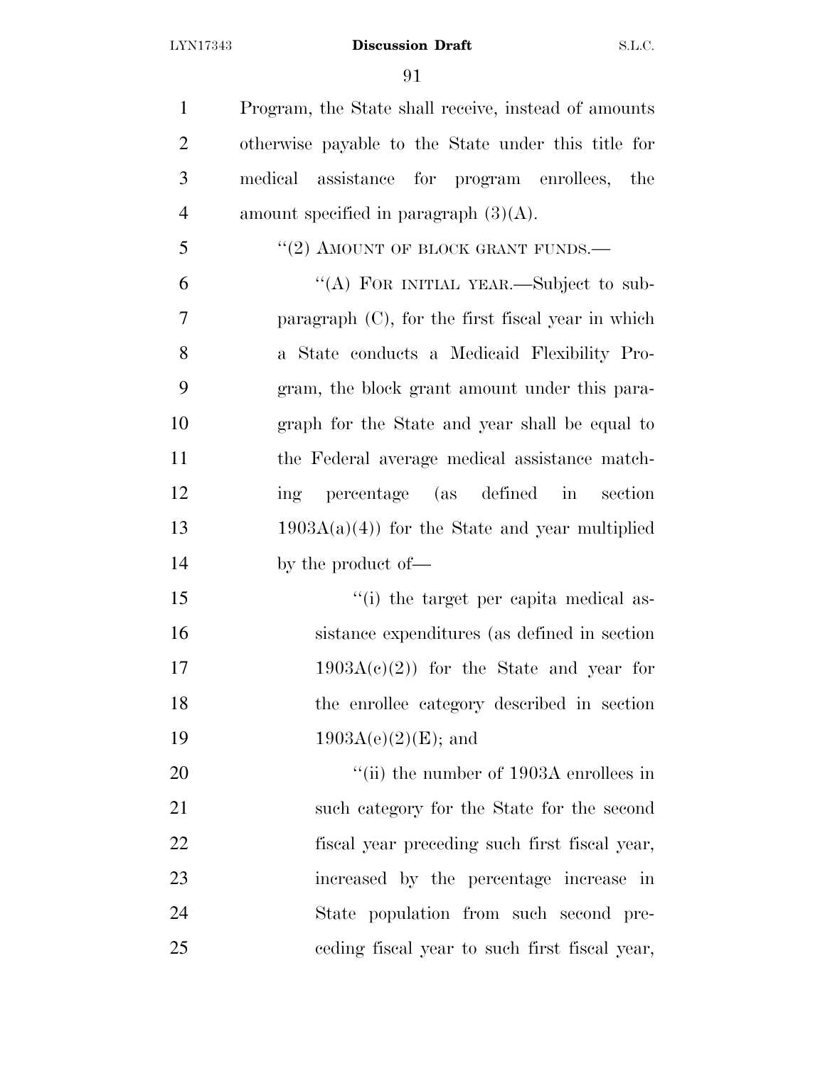Program, the State shall receive, instead of amounts otherwise payable to the State under this title for medical assistance for program enrollees, the amount specified in paragraph (3)(A).

"(2) AMOUNT OF BLOCK GRANT FUNDS.—

"(A) FOR INITIAL YEAR.—Subject to subparagraph (C), for the first fiscal year in which a State conducts a Medicaid Flexibility Program, the block grant amount under this paragraph for the State and year shall be equal to the Federal average medical assistance matching percentage (as defined in section 1903A(a)(4)) for the State and year multiplied by the product of—

"(i) the target per capita medical assistance expenditures (as defined in section 1903A(c)(2)) for the State and year for the enrollee category described in section 1903A(e)(2)(E); and

"(ii) the number of 1903A enrollees in such category for the State for the second fiscal year preceding such first fiscal year, increased by the percentage increase in State population from such second preceding fiscal year to such first fiscal year,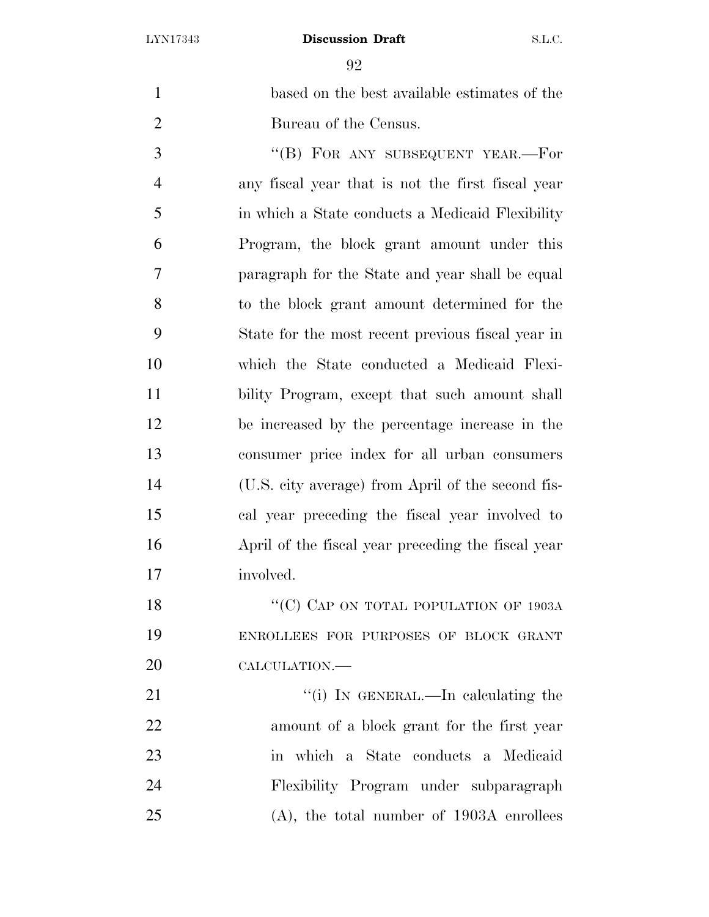based on the best available estimates of the Bureau of the Census.

''(B) FOR ANY SUBSEQUENT YEAR.—For any fiscal year that is not the first fiscal year in which a State conducts a Medicaid Flexibility Program, the block grant amount under this paragraph for the State and year shall be equal to the block grant amount determined for the State for the most recent previous fiscal year in which the State conducted a Medicaid Flexibility Program, except that such amount shall be increased by the percentage increase in the consumer price index for all urban consumers (U.S. city average) from April of the second fiscal year preceding the fiscal year involved to April of the fiscal year preceding the fiscal year involved.

''(C) CAP ON TOTAL POPULATION OF 1903A ENROLLEES FOR PURPOSES OF BLOCK GRANT CALCULATION.—

''(i) IN GENERAL.—In calculating the amount of a block grant for the first year in which a State conducts a Medicaid Flexibility Program under subparagraph (A), the total number of 1903A enrollees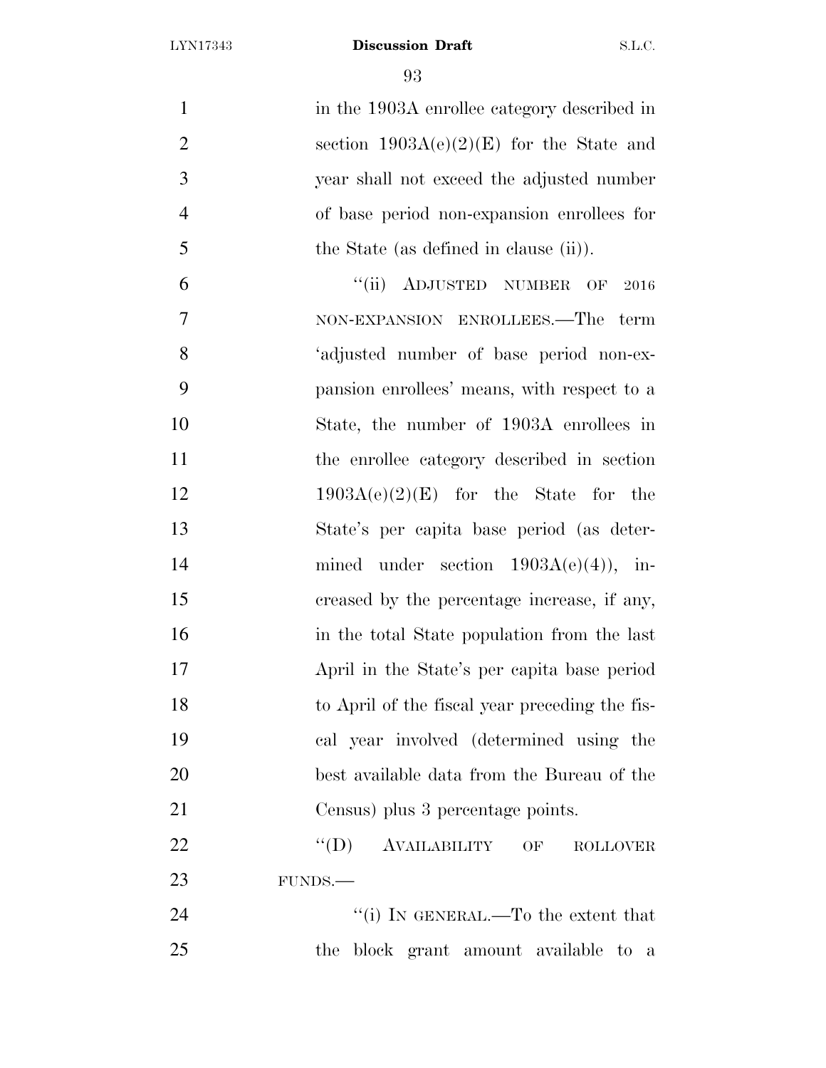in the 1903A enrollee category described in section 1903A(e)(2)(E) for the State and year shall not exceed the adjusted number of base period non-expansion enrollees for the State (as defined in clause (ii)).

"(ii) ADJUSTED NUMBER OF 2016 NON-EXPANSION ENROLLEES.—The term 'adjusted number of base period non-expansion enrollees' means, with respect to a State, the number of 1903A enrollees in the enrollee category described in section 1903A(e)(2)(E) for the State for the State's per capita base period (as determined under section 1903A(e)(4)), increased by the percentage increase, if any, in the total State population from the last April in the State's per capita base period to April of the fiscal year preceding the fiscal year involved (determined using the best available data from the Bureau of the Census) plus 3 percentage points.

"(D) AVAILABILITY OF ROLLOVER FUNDS.—

"(i) IN GENERAL.—To the extent that the block grant amount available to a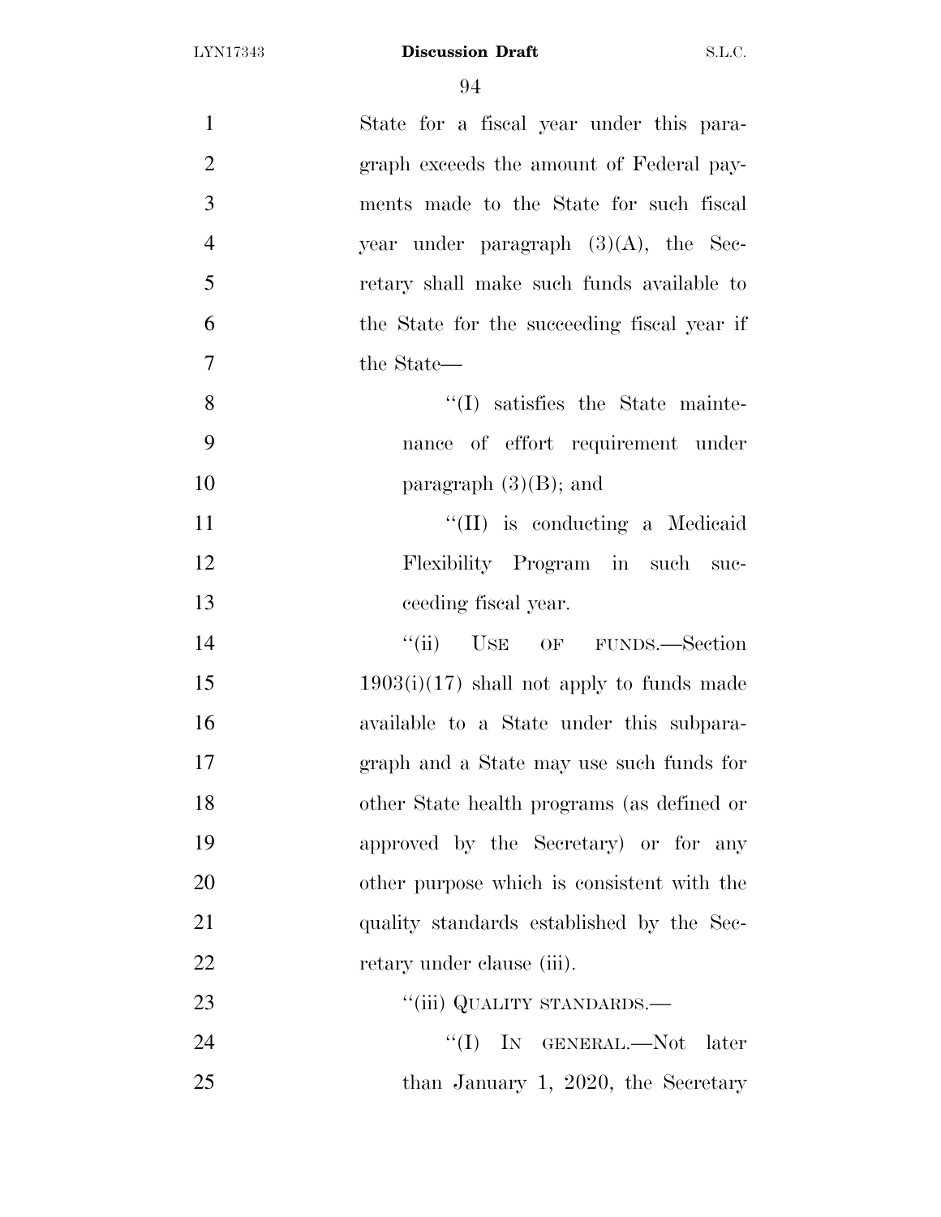State for a fiscal year under this paragraph exceeds the amount of Federal payments made to the State for such fiscal year under paragraph (3)(A), the Secretary shall make such funds available to the State for the succeeding fiscal year if the State—

''(I) satisfies the State maintenance of effort requirement under paragraph (3)(B); and

''(II) is conducting a Medicaid Flexibility Program in such succeeding fiscal year.

''(ii) USE OF FUNDS.—Section 1903(i)(17) shall not apply to funds made available to a State under this subparagraph and a State may use such funds for other State health programs (as defined or approved by the Secretary) or for any other purpose which is consistent with the quality standards established by the Secretary under clause (iii).

''(iii) QUALITY STANDARDS.—

''(I) IN GENERAL.—Not later than January 1, 2020, the Secretary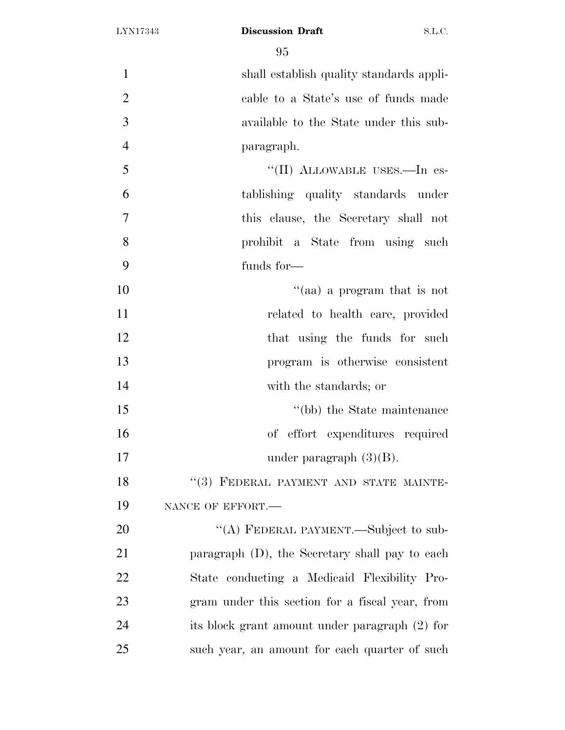shall establish quality standards applicable to a State's use of funds made available to the State under this subparagraph.

"(II) ALLOWABLE USES.—In establishing quality standards under this clause, the Secretary shall not prohibit a State from using such funds for—

"(aa) a program that is not related to health care, provided that using the funds for such program is otherwise consistent with the standards; or

"(bb) the State maintenance of effort expenditures required under paragraph (3)(B).

"(3) FEDERAL PAYMENT AND STATE MAINTENANCE OF EFFORT.—

"(A) FEDERAL PAYMENT.—Subject to subparagraph (D), the Secretary shall pay to each State conducting a Medicaid Flexibility Program under this section for a fiscal year, from its block grant amount under paragraph (2) for such year, an amount for each quarter of such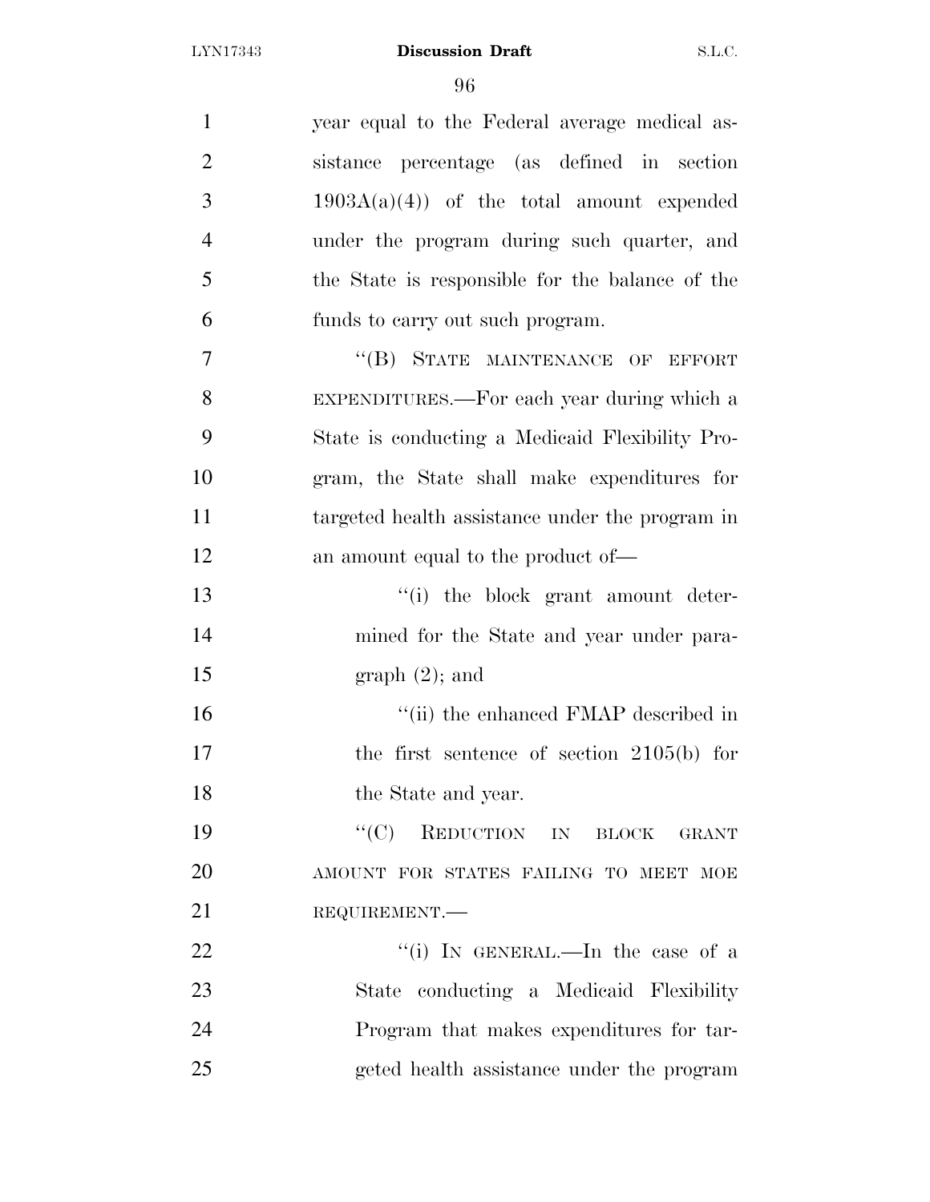year equal to the Federal average medical assistance percentage (as defined in section 1903A(a)(4)) of the total amount expended under the program during such quarter, and the State is responsible for the balance of the funds to carry out such program.

"(B) STATE MAINTENANCE OF EFFORT EXPENDITURES.—For each year during which a State is conducting a Medicaid Flexibility Program, the State shall make expenditures for targeted health assistance under the program in an amount equal to the product of—

"(i) the block grant amount determined for the State and year under paragraph (2); and

"(ii) the enhanced FMAP described in the first sentence of section 2105(b) for the State and year.

"(C) REDUCTION IN BLOCK GRANT AMOUNT FOR STATES FAILING TO MEET MOE REQUIREMENT.—

"(i) IN GENERAL.—In the case of a State conducting a Medicaid Flexibility Program that makes expenditures for targeted health assistance under the program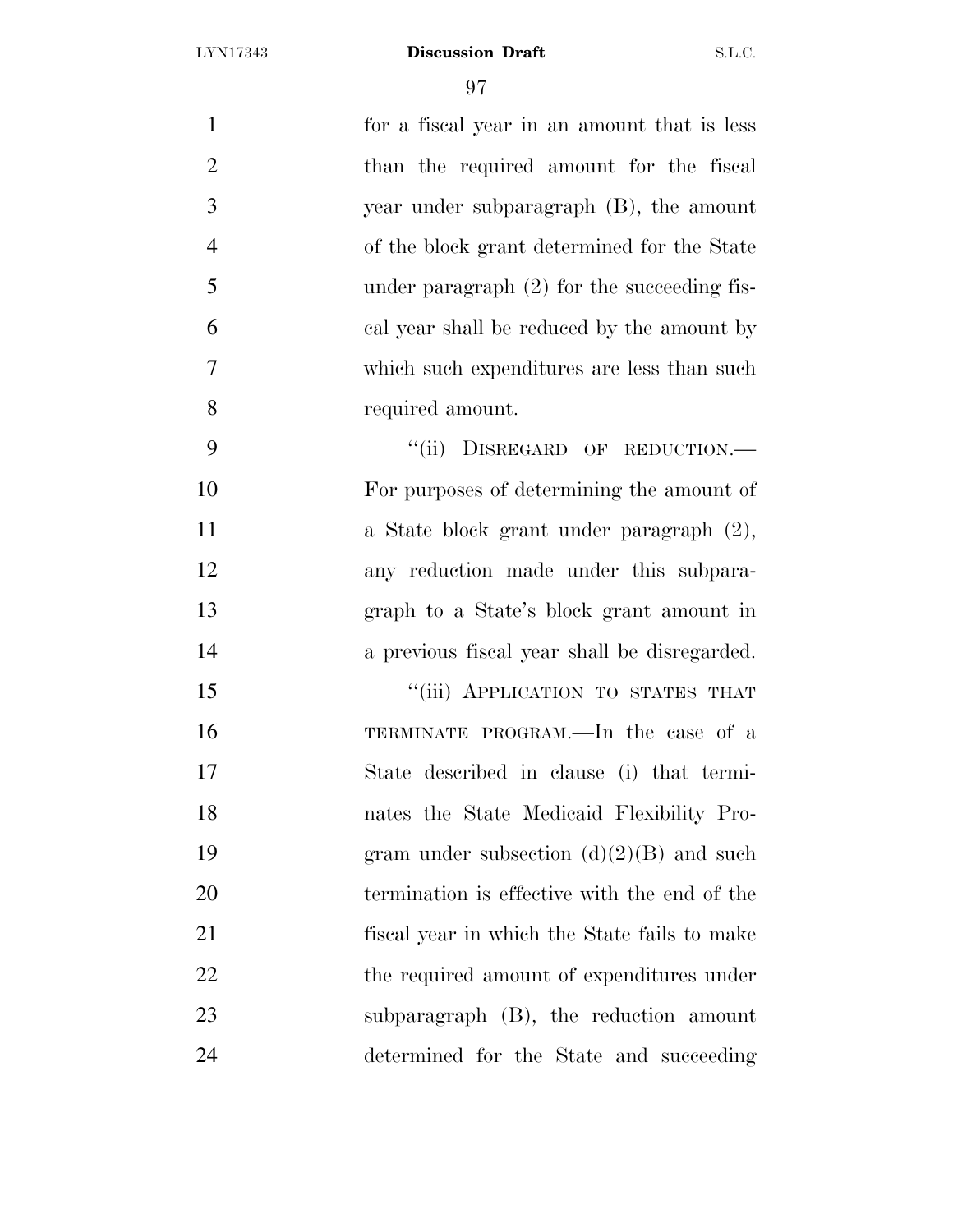for a fiscal year in an amount that is less than the required amount for the fiscal year under subparagraph (B), the amount of the block grant determined for the State under paragraph (2) for the succeeding fiscal year shall be reduced by the amount by which such expenditures are less than such required amount.

"(ii) DISREGARD OF REDUCTION.—For purposes of determining the amount of a State block grant under paragraph (2), any reduction made under this subparagraph to a State's block grant amount in a previous fiscal year shall be disregarded.

"(iii) APPLICATION TO STATES THAT TERMINATE PROGRAM.—In the case of a State described in clause (i) that terminates the State Medicaid Flexibility Program under subsection (d)(2)(B) and such termination is effective with the end of the fiscal year in which the State fails to make the required amount of expenditures under subparagraph (B), the reduction amount determined for the State and succeeding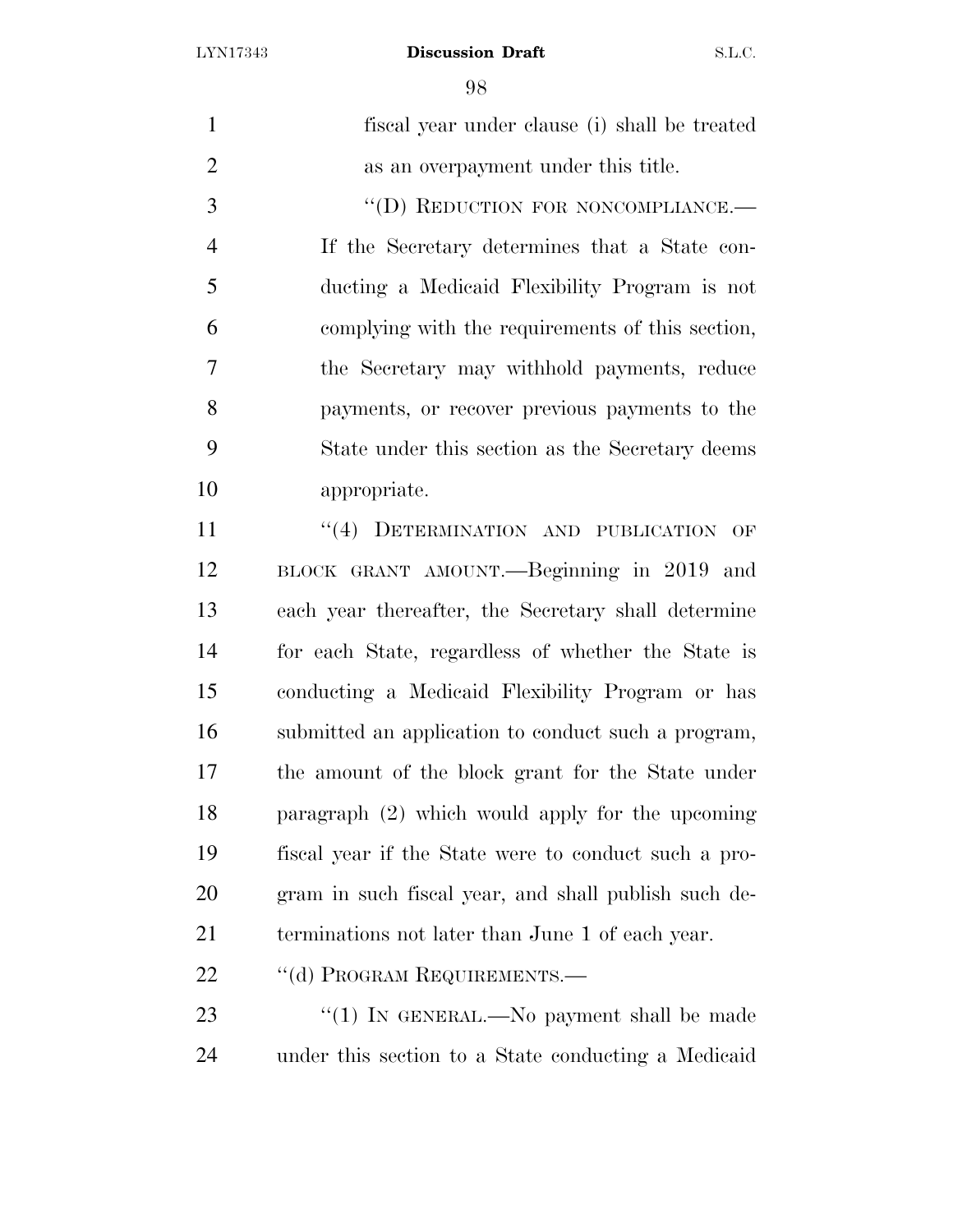fiscal year under clause (i) shall be treated as an overpayment under this title.

"(D) REDUCTION FOR NONCOMPLIANCE.—If the Secretary determines that a State conducting a Medicaid Flexibility Program is not complying with the requirements of this section, the Secretary may withhold payments, reduce payments, or recover previous payments to the State under this section as the Secretary deems appropriate.

"(4) DETERMINATION AND PUBLICATION OF BLOCK GRANT AMOUNT.—Beginning in 2019 and each year thereafter, the Secretary shall determine for each State, regardless of whether the State is conducting a Medicaid Flexibility Program or has submitted an application to conduct such a program, the amount of the block grant for the State under paragraph (2) which would apply for the upcoming fiscal year if the State were to conduct such a program in such fiscal year, and shall publish such determinations not later than June 1 of each year.

"(d) PROGRAM REQUIREMENTS.—

"(1) IN GENERAL.—No payment shall be made under this section to a State conducting a Medicaid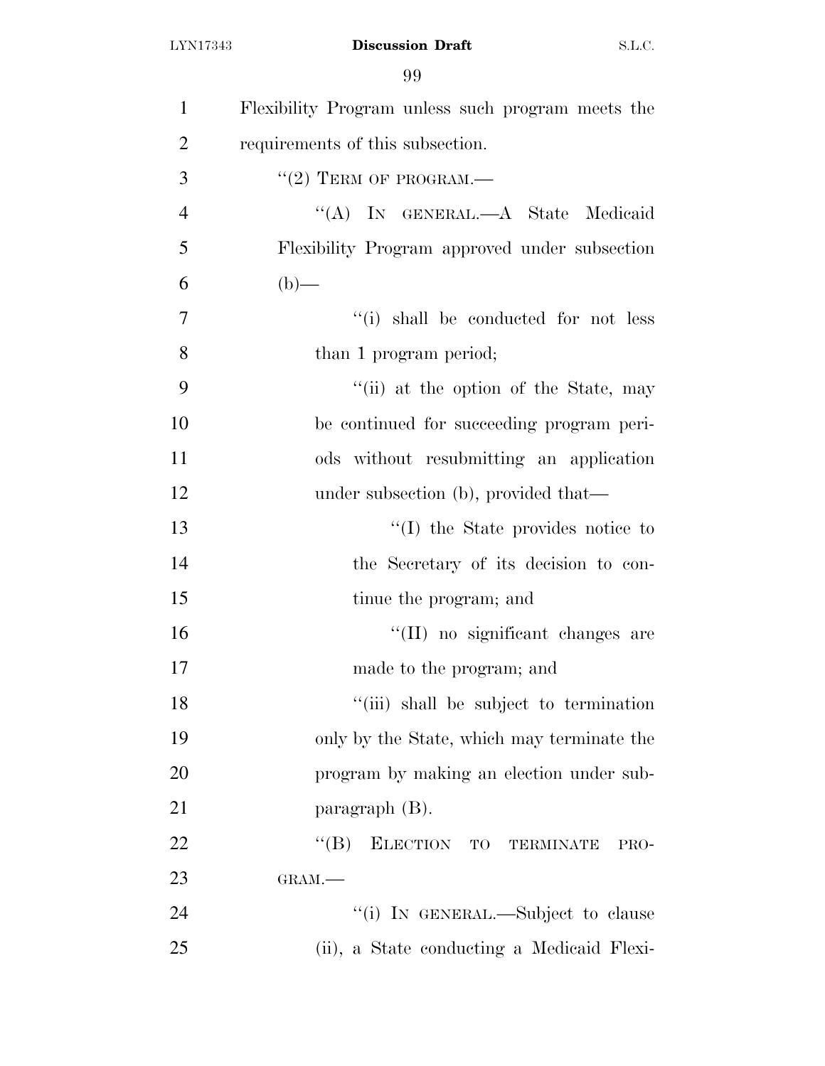Flexibility Program unless such program meets the requirements of this subsection.

"(2) TERM OF PROGRAM.—

"(A) IN GENERAL.—A State Medicaid Flexibility Program approved under subsection (b)—

"(i) shall be conducted for not less than 1 program period;

"(ii) at the option of the State, may be continued for succeeding program periods without resubmitting an application under subsection (b), provided that—

"(I) the State provides notice to the Secretary of its decision to continue the program; and

"(II) no significant changes are made to the program; and

"(iii) shall be subject to termination only by the State, which may terminate the program by making an election under subparagraph (B).

"(B) ELECTION TO TERMINATE PROGRAM.—

"(i) IN GENERAL.—Subject to clause (ii), a State conducting a Medicaid Flexi-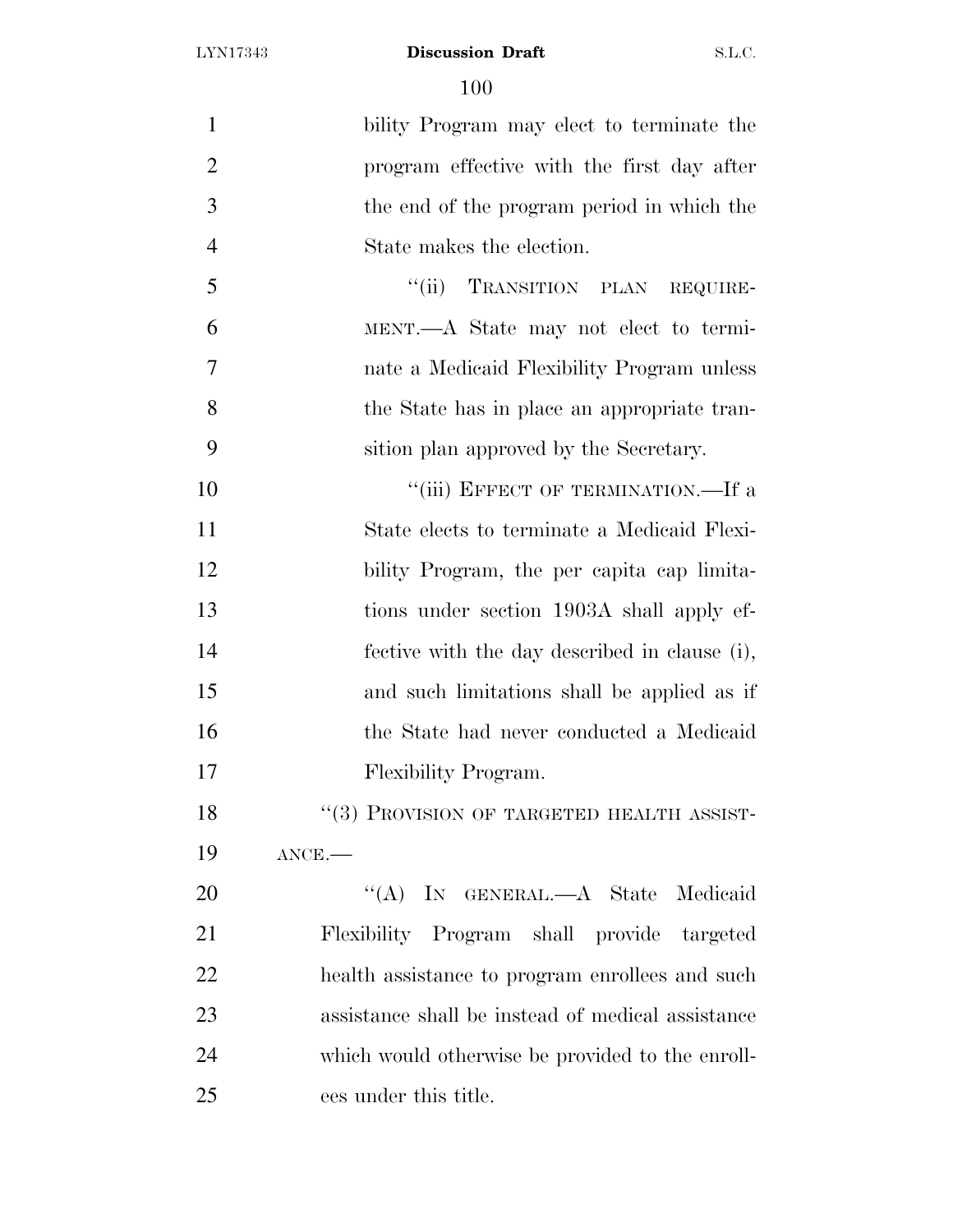bility Program may elect to terminate the program effective with the first day after the end of the program period in which the State makes the election.

"(ii) TRANSITION PLAN REQUIREMENT.—A State may not elect to terminate a Medicaid Flexibility Program unless the State has in place an appropriate transition plan approved by the Secretary.

"(iii) EFFECT OF TERMINATION.—If a State elects to terminate a Medicaid Flexibility Program, the per capita cap limitations under section 1903A shall apply effective with the day described in clause (i), and such limitations shall be applied as if the State had never conducted a Medicaid Flexibility Program.

"(3) PROVISION OF TARGETED HEALTH ASSISTANCE.—

"(A) IN GENERAL.—A State Medicaid Flexibility Program shall provide targeted health assistance to program enrollees and such assistance shall be instead of medical assistance which would otherwise be provided to the enrollees under this title.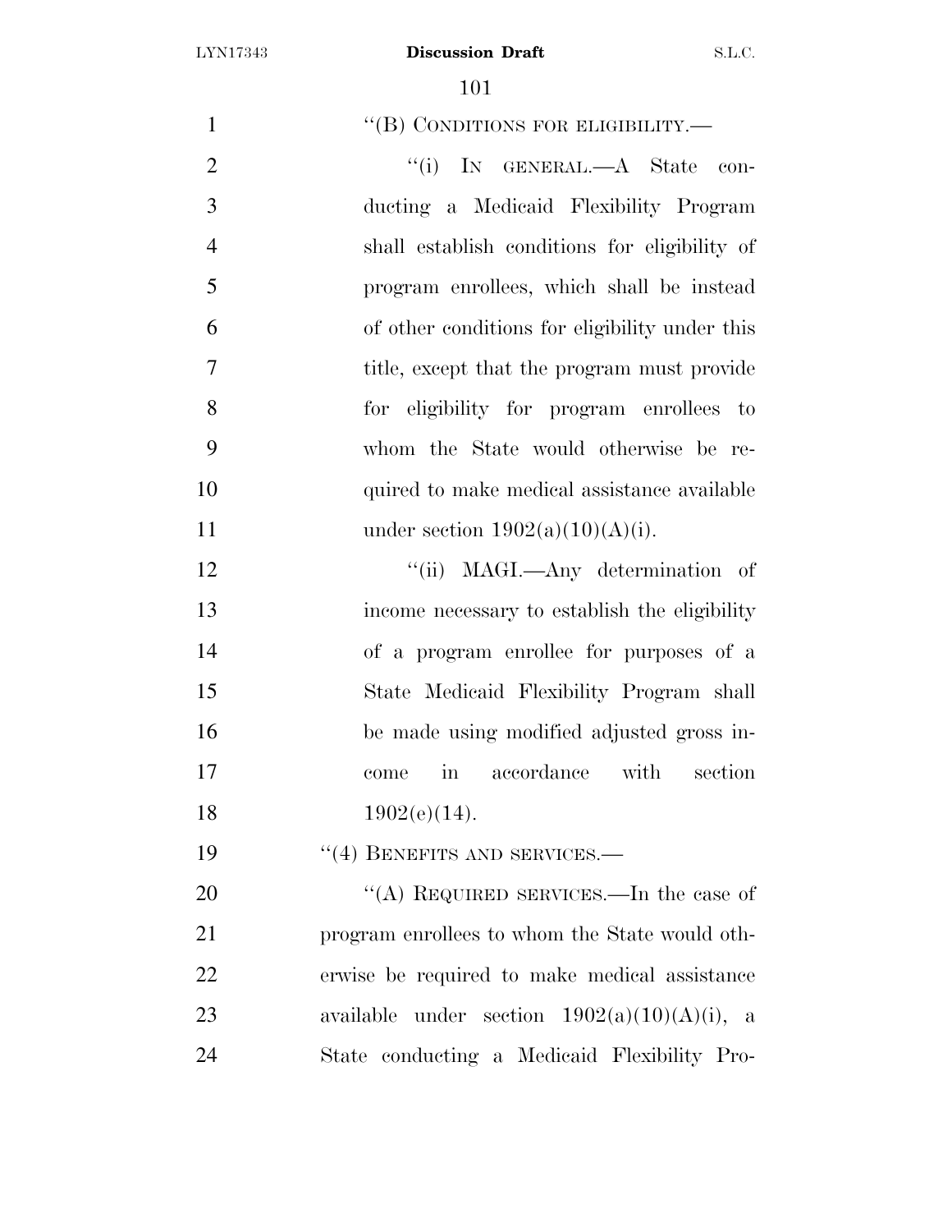"(B) CONDITIONS FOR ELIGIBILITY.—

"(i) IN GENERAL.—A State conducting a Medicaid Flexibility Program shall establish conditions for eligibility of program enrollees, which shall be instead of other conditions for eligibility under this title, except that the program must provide for eligibility for program enrollees to whom the State would otherwise be required to make medical assistance available under section 1902(a)(10)(A)(i).

"(ii) MAGI.—Any determination of income necessary to establish the eligibility of a program enrollee for purposes of a State Medicaid Flexibility Program shall be made using modified adjusted gross income in accordance with section 1902(e)(14).

"(4) BENEFITS AND SERVICES.—

"(A) REQUIRED SERVICES.—In the case of program enrollees to whom the State would otherwise be required to make medical assistance available under section 1902(a)(10)(A)(i), a State conducting a Medicaid Flexibility Pro-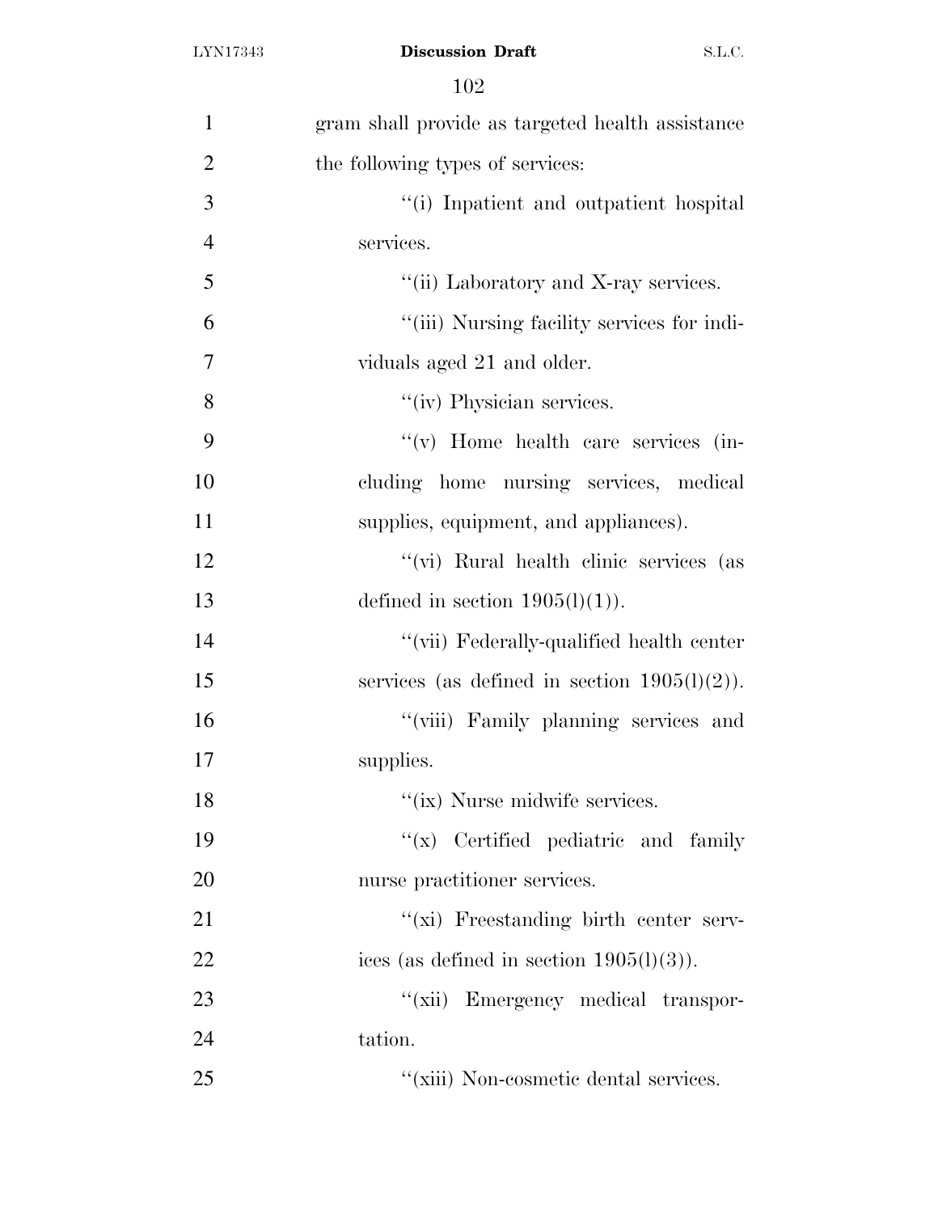gram shall provide as targeted health assistance the following types of services:

''(i) Inpatient and outpatient hospital services.

''(ii) Laboratory and X-ray services.

''(iii) Nursing facility services for individuals aged 21 and older.

''(iv) Physician services.

''(v) Home health care services (including home nursing services, medical supplies, equipment, and appliances).

''(vi) Rural health clinic services (as defined in section 1905(l)(1)).

''(vii) Federally-qualified health center services (as defined in section 1905(l)(2)).

''(viii) Family planning services and supplies.

''(ix) Nurse midwife services.

''(x) Certified pediatric and family nurse practitioner services.

''(xi) Freestanding birth center services (as defined in section 1905(l)(3)).

''(xii) Emergency medical transportation.

''(xiii) Non-cosmetic dental services.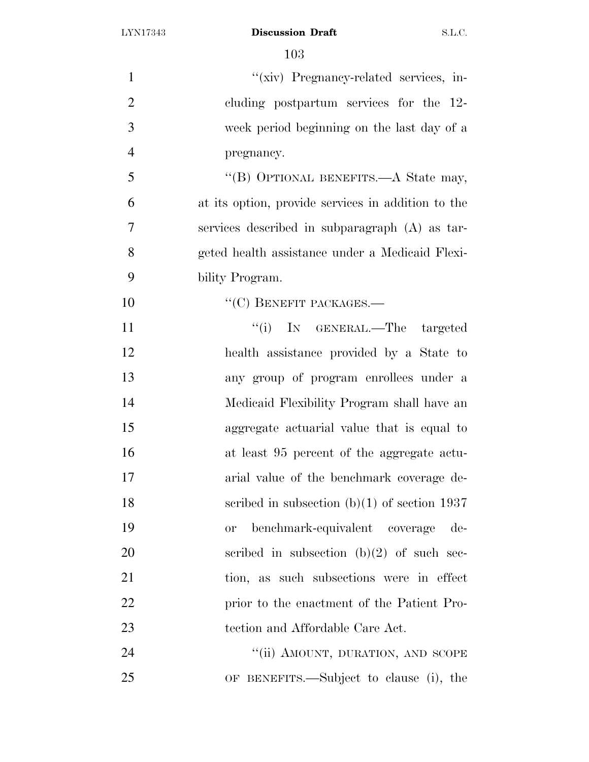"(xiv) Pregnancy-related services, including postpartum services for the 12-week period beginning on the last day of a pregnancy.

"(B) OPTIONAL BENEFITS.—A State may, at its option, provide services in addition to the services described in subparagraph (A) as targeted health assistance under a Medicaid Flexibility Program.

"(C) BENEFIT PACKAGES.—

"(i) IN GENERAL.—The targeted health assistance provided by a State to any group of program enrollees under a Medicaid Flexibility Program shall have an aggregate actuarial value that is equal to at least 95 percent of the aggregate actuarial value of the benchmark coverage described in subsection (b)(1) of section 1937 or benchmark-equivalent coverage described in subsection (b)(2) of such section, as such subsections were in effect prior to the enactment of the Patient Protection and Affordable Care Act.

"(ii) AMOUNT, DURATION, AND SCOPE OF BENEFITS.—Subject to clause (i), the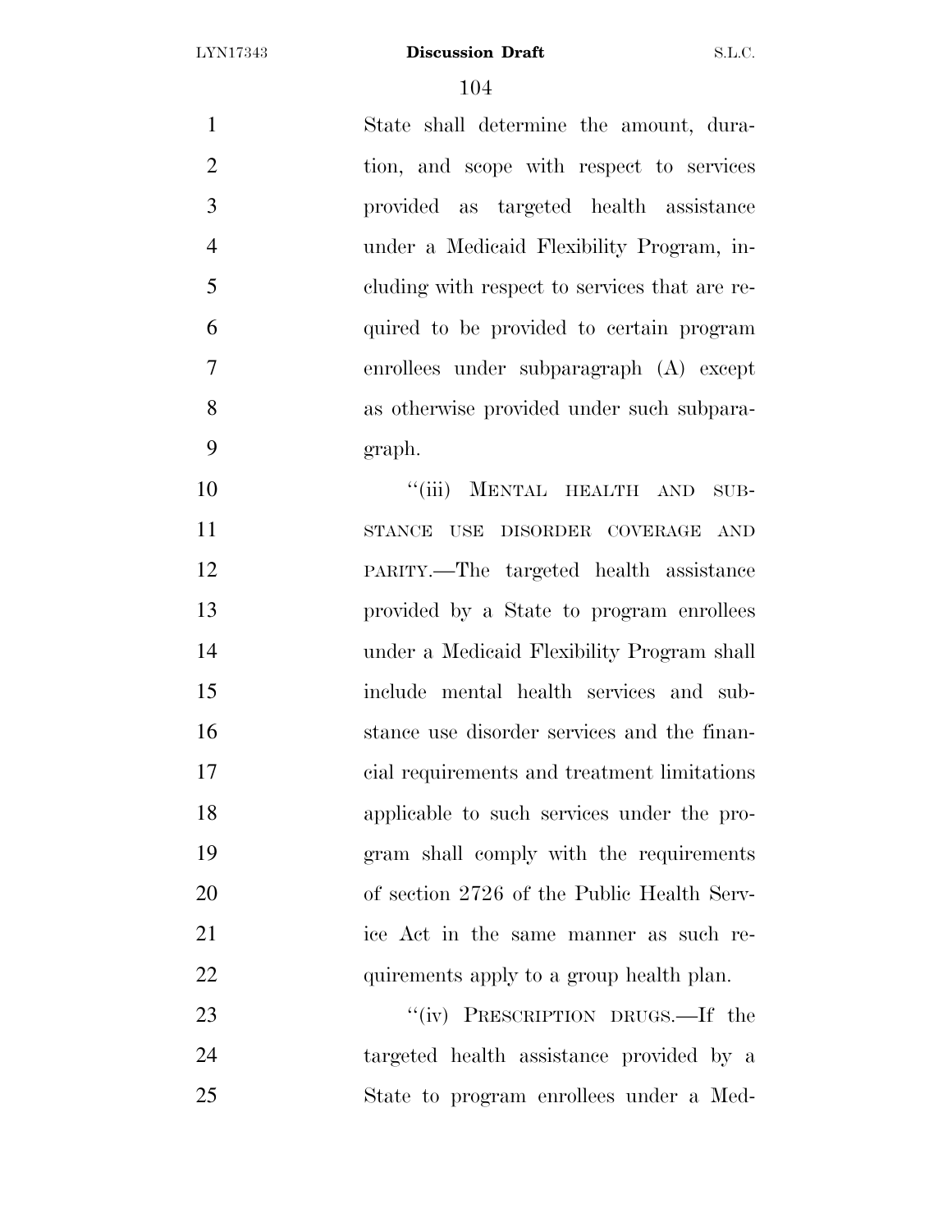State shall determine the amount, duration, and scope with respect to services provided as targeted health assistance under a Medicaid Flexibility Program, including with respect to services that are required to be provided to certain program enrollees under subparagraph (A) except as otherwise provided under such subparagraph.

"(iii) MENTAL HEALTH AND SUBSTANCE USE DISORDER COVERAGE AND PARITY.—The targeted health assistance provided by a State to program enrollees under a Medicaid Flexibility Program shall include mental health services and substance use disorder services and the financial requirements and treatment limitations applicable to such services under the program shall comply with the requirements of section 2726 of the Public Health Service Act in the same manner as such requirements apply to a group health plan.

"(iv) PRESCRIPTION DRUGS.—If the targeted health assistance provided by a State to program enrollees under a Med-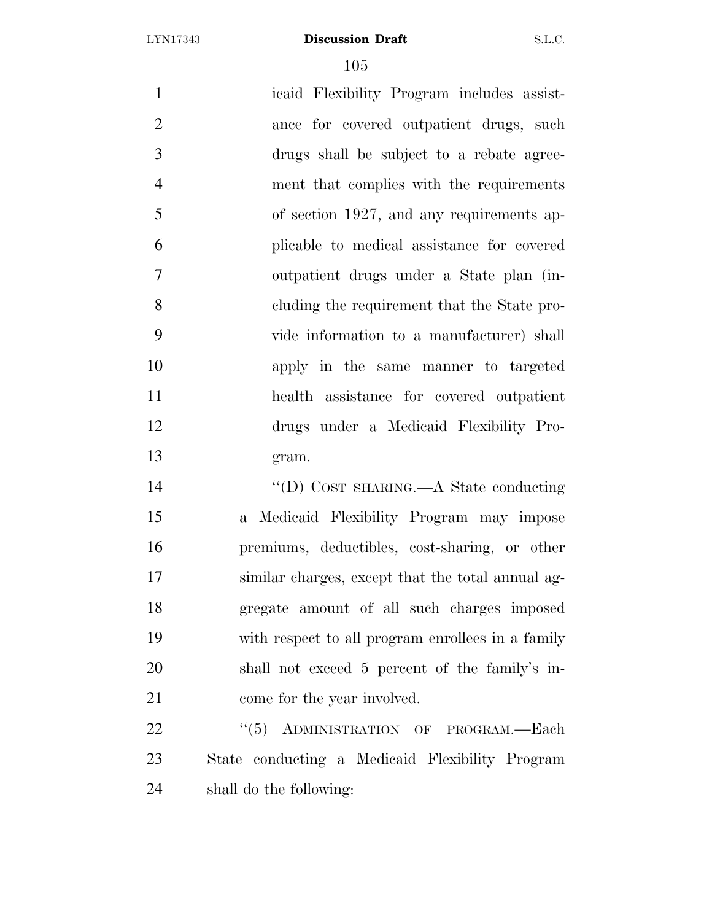icaid Flexibility Program includes assistance for covered outpatient drugs, such drugs shall be subject to a rebate agreement that complies with the requirements of section 1927, and any requirements applicable to medical assistance for covered outpatient drugs under a State plan (including the requirement that the State provide information to a manufacturer) shall apply in the same manner to targeted health assistance for covered outpatient drugs under a Medicaid Flexibility Program.

''(D) COST SHARING.—A State conducting a Medicaid Flexibility Program may impose premiums, deductibles, cost-sharing, or other similar charges, except that the total annual aggregate amount of all such charges imposed with respect to all program enrollees in a family shall not exceed 5 percent of the family's income for the year involved.

''(5) ADMINISTRATION OF PROGRAM.—Each State conducting a Medicaid Flexibility Program shall do the following: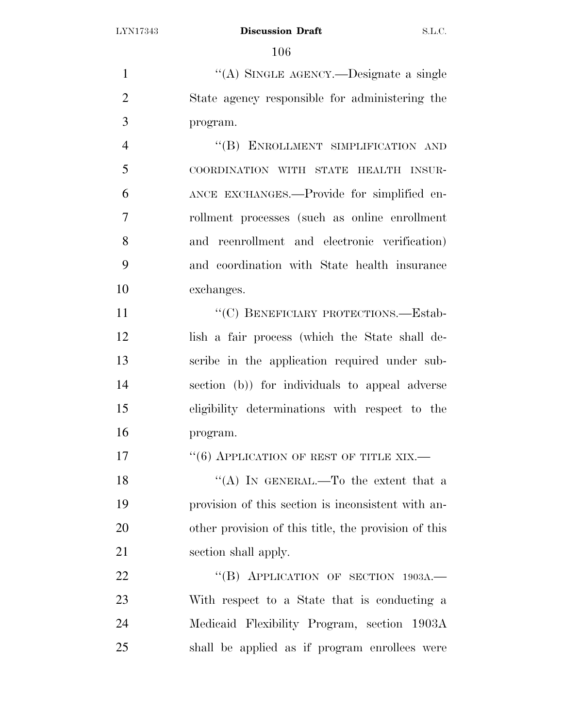"(A) SINGLE AGENCY.—Designate a single State agency responsible for administering the program.

"(B) ENROLLMENT SIMPLIFICATION AND COORDINATION WITH STATE HEALTH INSURANCE EXCHANGES.—Provide for simplified enrollment processes (such as online enrollment and reenrollment and electronic verification) and coordination with State health insurance exchanges.

"(C) BENEFICIARY PROTECTIONS.—Establish a fair process (which the State shall describe in the application required under subsection (b)) for individuals to appeal adverse eligibility determinations with respect to the program.

"(6) APPLICATION OF REST OF TITLE XIX.—

"(A) IN GENERAL.—To the extent that a provision of this section is inconsistent with another provision of this title, the provision of this section shall apply.

"(B) APPLICATION OF SECTION 1903A.—With respect to a State that is conducting a Medicaid Flexibility Program, section 1903A shall be applied as if program enrollees were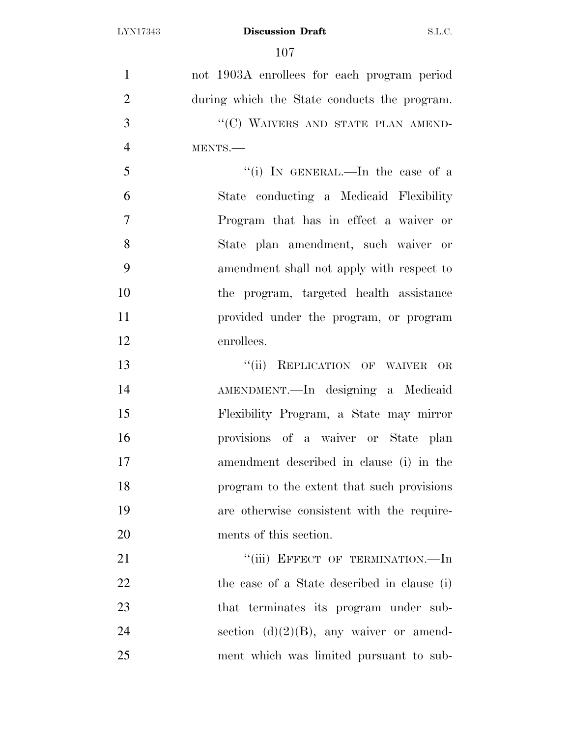not 1903A enrollees for each program period during which the State conducts the program.

"(C) WAIVERS AND STATE PLAN AMENDMENTS.—

"(i) IN GENERAL.—In the case of a State conducting a Medicaid Flexibility Program that has in effect a waiver or State plan amendment, such waiver or amendment shall not apply with respect to the program, targeted health assistance provided under the program, or program enrollees.

"(ii) REPLICATION OF WAIVER OR AMENDMENT.—In designing a Medicaid Flexibility Program, a State may mirror provisions of a waiver or State plan amendment described in clause (i) in the program to the extent that such provisions are otherwise consistent with the requirements of this section.

"(iii) EFFECT OF TERMINATION.—In the case of a State described in clause (i) that terminates its program under subsection (d)(2)(B), any waiver or amendment which was limited pursuant to sub-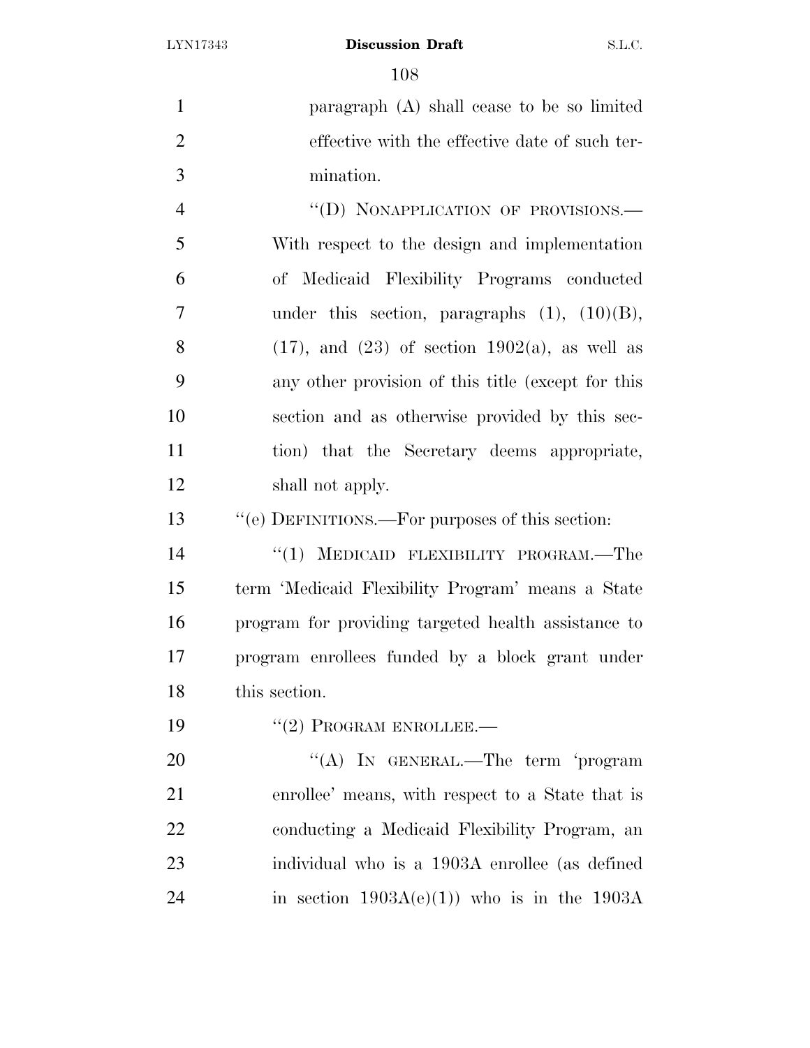paragraph (A) shall cease to be so limited effective with the effective date of such termination.

"(D) NONAPPLICATION OF PROVISIONS.—With respect to the design and implementation of Medicaid Flexibility Programs conducted under this section, paragraphs (1), (10)(B), (17), and (23) of section 1902(a), as well as any other provision of this title (except for this section and as otherwise provided by this section) that the Secretary deems appropriate, shall not apply.

"(e) DEFINITIONS.—For purposes of this section:

"(1) MEDICAID FLEXIBILITY PROGRAM.—The term 'Medicaid Flexibility Program' means a State program for providing targeted health assistance to program enrollees funded by a block grant under this section.

"(2) PROGRAM ENROLLEE.—

"(A) IN GENERAL.—The term 'program enrollee' means, with respect to a State that is conducting a Medicaid Flexibility Program, an individual who is a 1903A enrollee (as defined in section 1903A(e)(1)) who is in the 1903A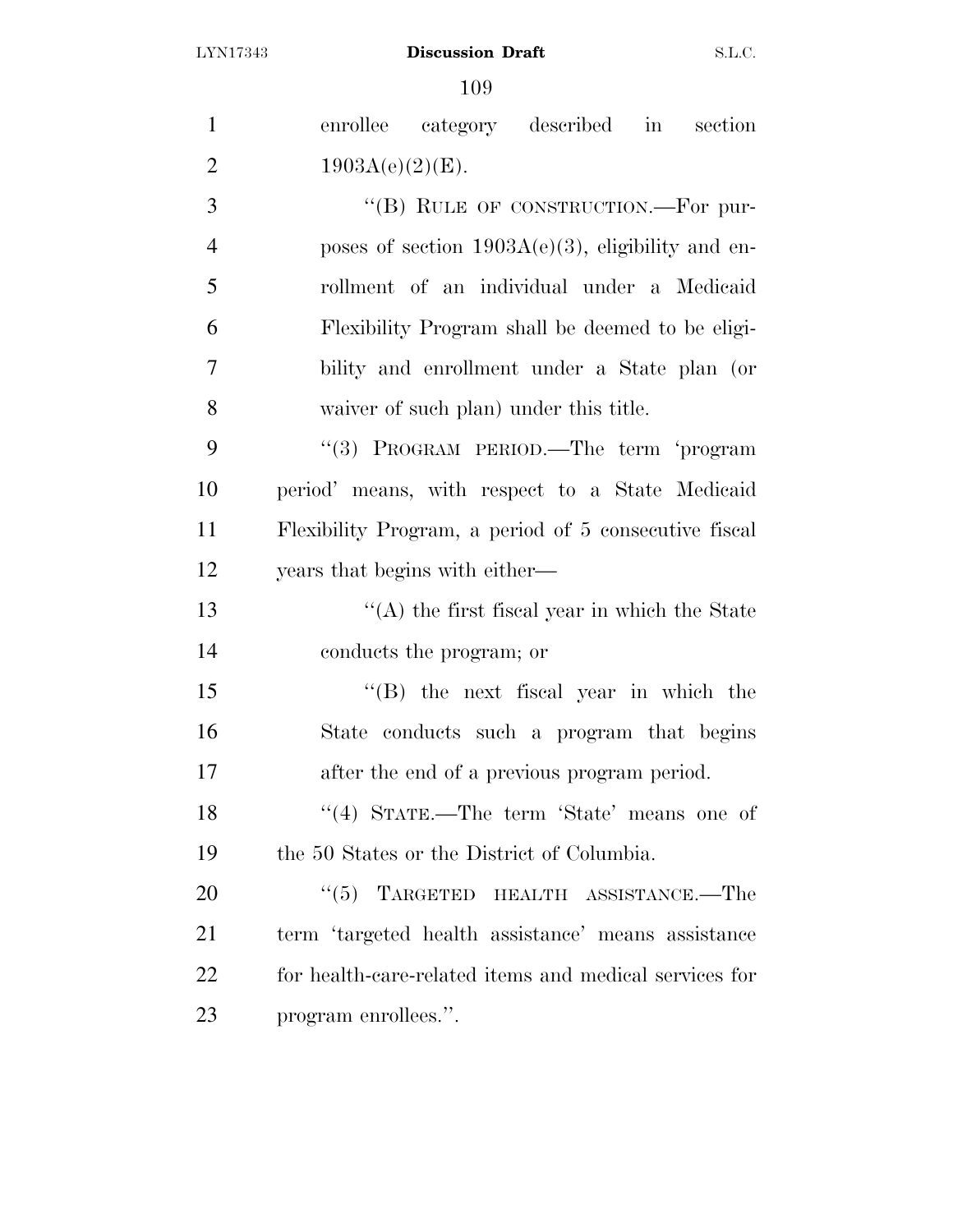enrollee category described in section 1903A(e)(2)(E).

"(B) RULE OF CONSTRUCTION.—For purposes of section 1903A(e)(3), eligibility and enrollment of an individual under a Medicaid Flexibility Program shall be deemed to be eligibility and enrollment under a State plan (or waiver of such plan) under this title.

"(3) PROGRAM PERIOD.—The term 'program period' means, with respect to a State Medicaid Flexibility Program, a period of 5 consecutive fiscal years that begins with either—

"(A) the first fiscal year in which the State conducts the program; or

"(B) the next fiscal year in which the State conducts such a program that begins after the end of a previous program period.

"(4) STATE.—The term 'State' means one of the 50 States or the District of Columbia.

"(5) TARGETED HEALTH ASSISTANCE.—The term 'targeted health assistance' means assistance for health-care-related items and medical services for program enrollees.".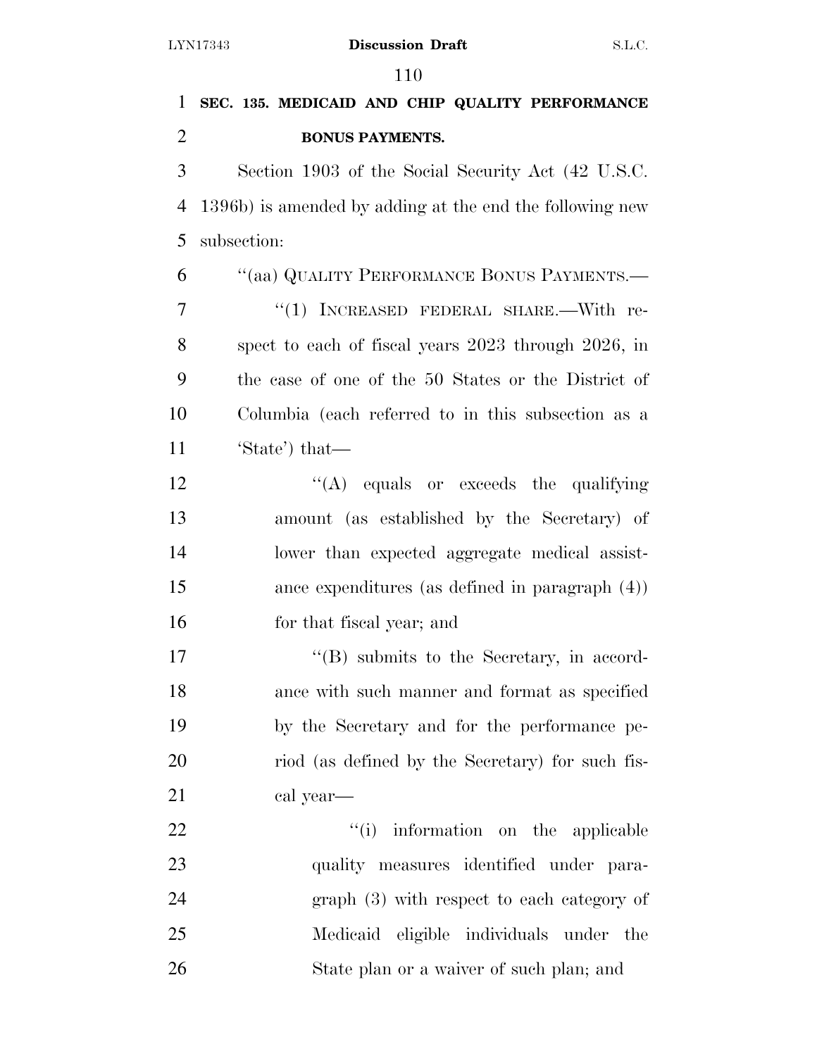**SEC. 135. MEDICAID AND CHIP QUALITY PERFORMANCE BONUS PAYMENTS.**

Section 1903 of the Social Security Act (42 U.S.C. 1396b) is amended by adding at the end the following new subsection:

"(aa) QUALITY PERFORMANCE BONUS PAYMENTS.—

"(1) INCREASED FEDERAL SHARE.—With respect to each of fiscal years 2023 through 2026, in the case of one of the 50 States or the District of Columbia (each referred to in this subsection as a 'State') that—

"(A) equals or exceeds the qualifying amount (as established by the Secretary) of lower than expected aggregate medical assistance expenditures (as defined in paragraph (4)) for that fiscal year; and

"(B) submits to the Secretary, in accordance with such manner and format as specified by the Secretary and for the performance period (as defined by the Secretary) for such fiscal year—

"(i) information on the applicable quality measures identified under paragraph (3) with respect to each category of Medicaid eligible individuals under the State plan or a waiver of such plan; and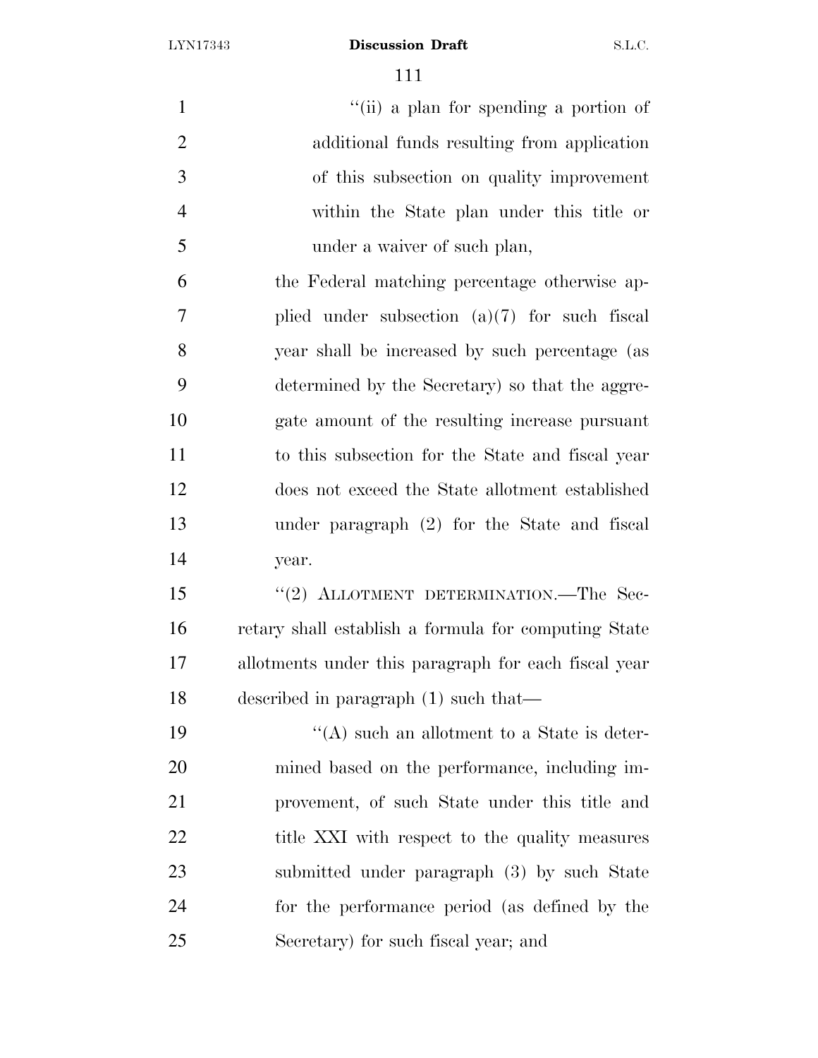"(ii) a plan for spending a portion of additional funds resulting from application of this subsection on quality improvement within the State plan under this title or under a waiver of such plan,

the Federal matching percentage otherwise applied under subsection (a)(7) for such fiscal year shall be increased by such percentage (as determined by the Secretary) so that the aggregate amount of the resulting increase pursuant to this subsection for the State and fiscal year does not exceed the State allotment established under paragraph (2) for the State and fiscal year.

"(2) ALLOTMENT DETERMINATION.—The Secretary shall establish a formula for computing State allotments under this paragraph for each fiscal year described in paragraph (1) such that—

"(A) such an allotment to a State is determined based on the performance, including improvement, of such State under this title and title XXI with respect to the quality measures submitted under paragraph (3) by such State for the performance period (as defined by the Secretary) for such fiscal year; and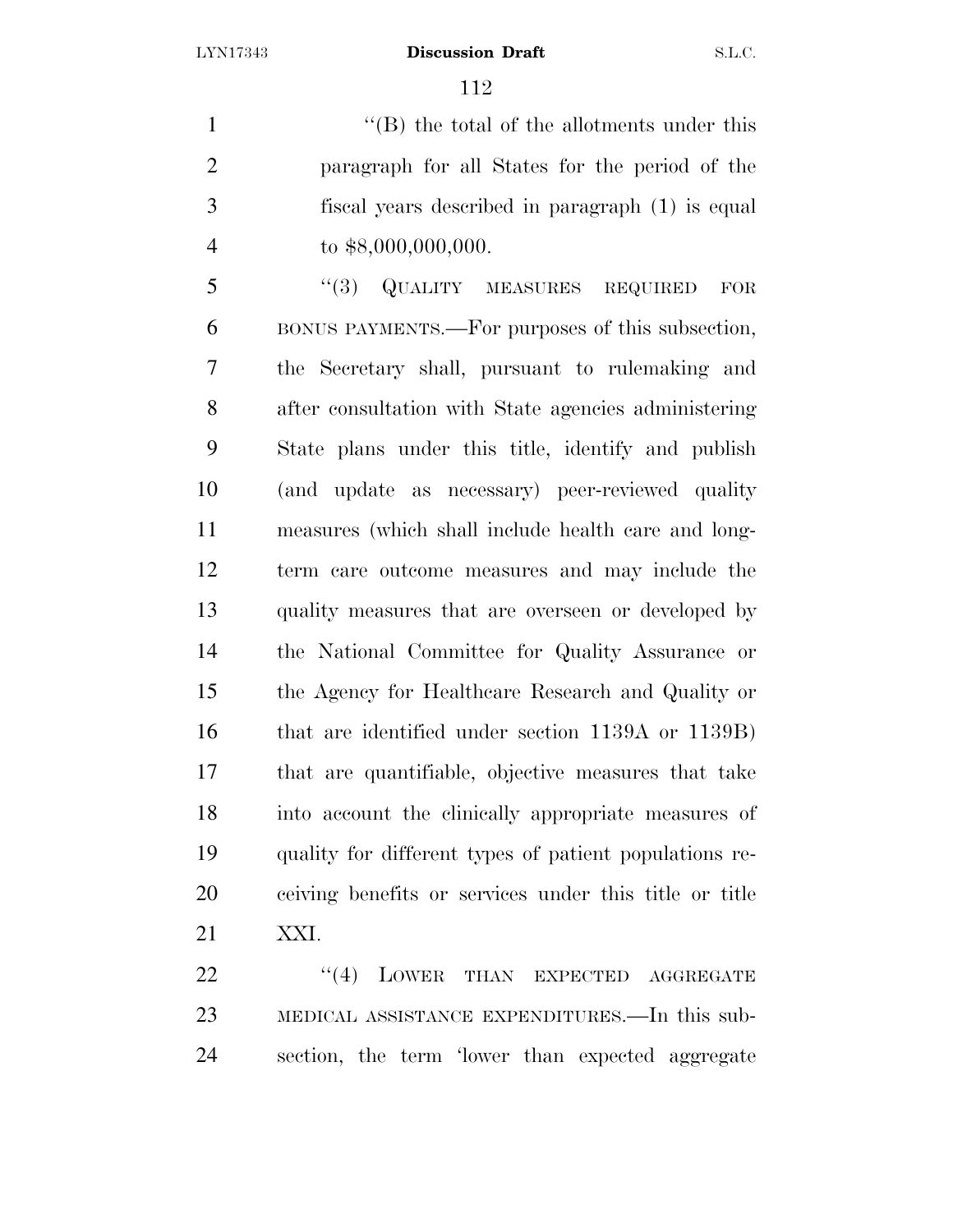"(B) the total of the allotments under this paragraph for all States for the period of the fiscal years described in paragraph (1) is equal to $8,000,000,000.

"(3) QUALITY MEASURES REQUIRED FOR BONUS PAYMENTS.—For purposes of this subsection, the Secretary shall, pursuant to rulemaking and after consultation with State agencies administering State plans under this title, identify and publish (and update as necessary) peer-reviewed quality measures (which shall include health care and long-term care outcome measures and may include the quality measures that are overseen or developed by the National Committee for Quality Assurance or the Agency for Healthcare Research and Quality or that are identified under section 1139A or 1139B) that are quantifiable, objective measures that take into account the clinically appropriate measures of quality for different types of patient populations receiving benefits or services under this title or title XXI.

"(4) LOWER THAN EXPECTED AGGREGATE MEDICAL ASSISTANCE EXPENDITURES.—In this subsection, the term 'lower than expected aggregate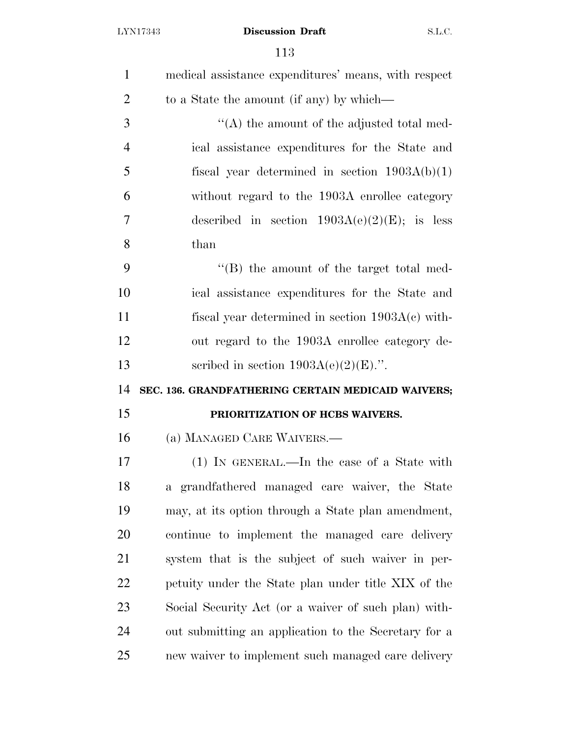medical assistance expenditures' means, with respect to a State the amount (if any) by which—

"(A) the amount of the adjusted total medical assistance expenditures for the State and fiscal year determined in section 1903A(b)(1) without regard to the 1903A enrollee category described in section 1903A(e)(2)(E); is less than

"(B) the amount of the target total medical assistance expenditures for the State and fiscal year determined in section 1903A(c) without regard to the 1903A enrollee category described in section 1903A(e)(2)(E).".

**SEC. 136. GRANDFATHERING CERTAIN MEDICAID WAIVERS; PRIORITIZATION OF HCBS WAIVERS.**

(a) MANAGED CARE WAIVERS.—

(1) IN GENERAL.—In the case of a State with a grandfathered managed care waiver, the State may, at its option through a State plan amendment, continue to implement the managed care delivery system that is the subject of such waiver in perpetuity under the State plan under title XIX of the Social Security Act (or a waiver of such plan) without submitting an application to the Secretary for a new waiver to implement such managed care delivery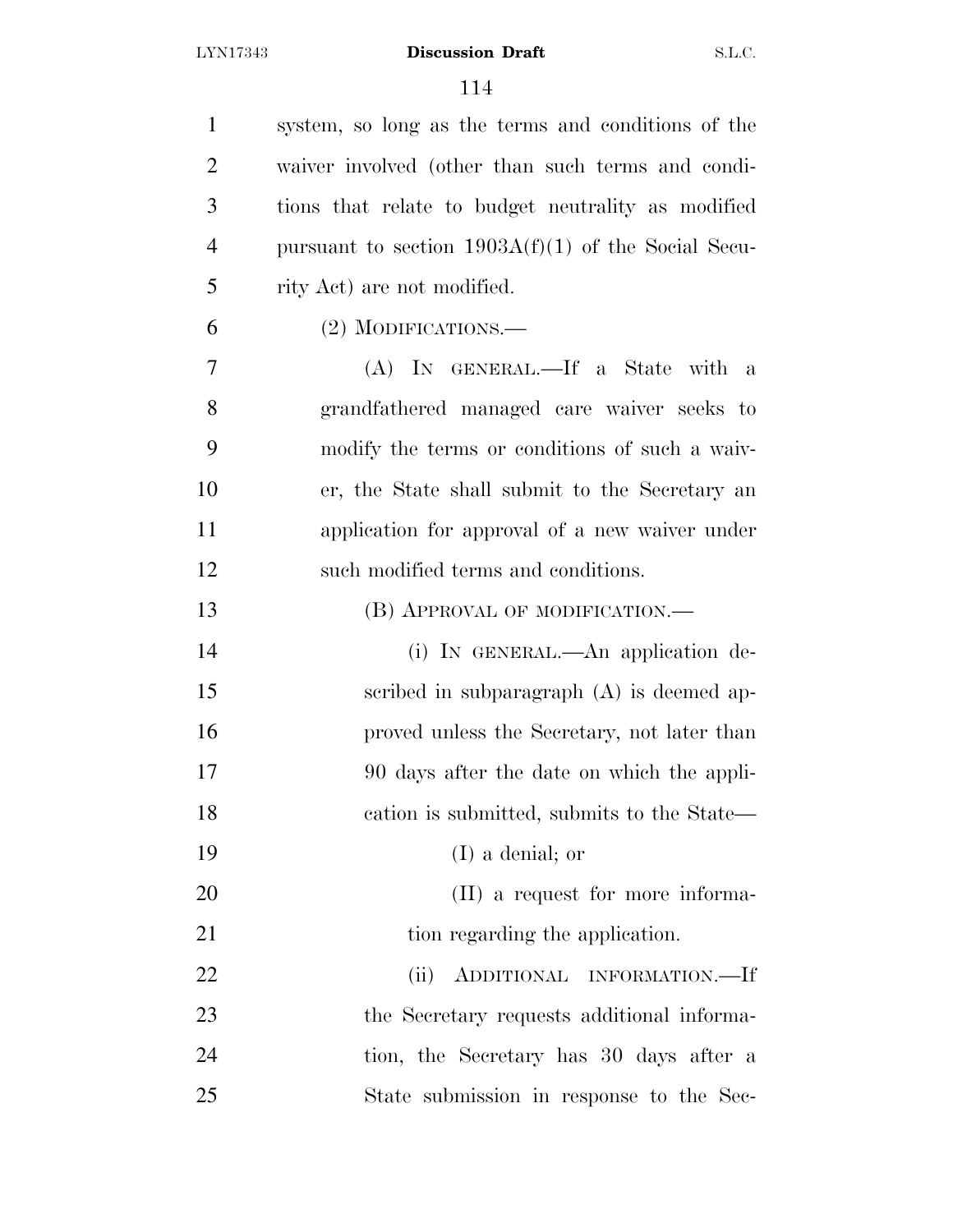system, so long as the terms and conditions of the waiver involved (other than such terms and conditions that relate to budget neutrality as modified pursuant to section 1903A(f)(1) of the Social Security Act) are not modified.

(2) MODIFICATIONS.—

(A) IN GENERAL.—If a State with a grandfathered managed care waiver seeks to modify the terms or conditions of such a waiver, the State shall submit to the Secretary an application for approval of a new waiver under such modified terms and conditions.

(B) APPROVAL OF MODIFICATION.—

(i) IN GENERAL.—An application described in subparagraph (A) is deemed approved unless the Secretary, not later than 90 days after the date on which the application is submitted, submits to the State—

(I) a denial; or

(II) a request for more information regarding the application.

(ii) ADDITIONAL INFORMATION.—If the Secretary requests additional information, the Secretary has 30 days after a State submission in response to the Sec-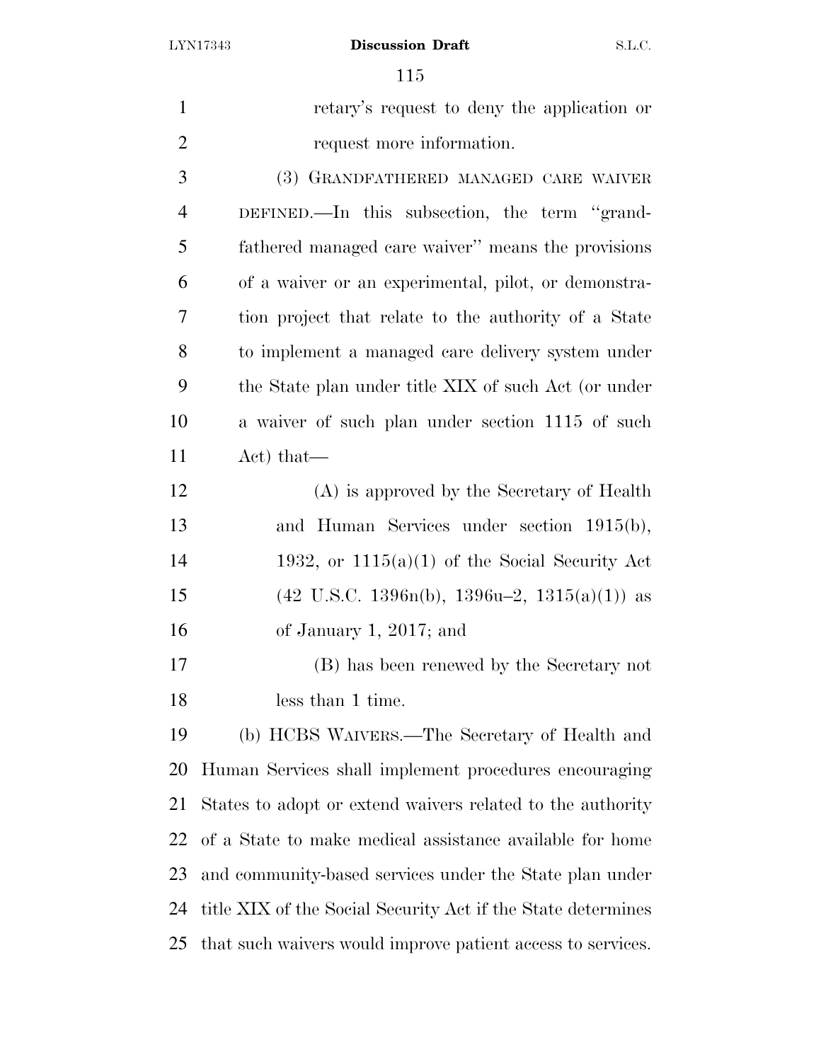retary's request to deny the application or request more information.

(3) GRANDFATHERED MANAGED CARE WAIVER DEFINED.—In this subsection, the term "grandfathered managed care waiver" means the provisions of a waiver or an experimental, pilot, or demonstration project that relate to the authority of a State to implement a managed care delivery system under the State plan under title XIX of such Act (or under a waiver of such plan under section 1115 of such Act) that—

(A) is approved by the Secretary of Health and Human Services under section 1915(b), 1932, or 1115(a)(1) of the Social Security Act (42 U.S.C. 1396n(b), 1396u–2, 1315(a)(1)) as of January 1, 2017; and

(B) has been renewed by the Secretary not less than 1 time.

(b) HCBS WAIVERS.—The Secretary of Health and Human Services shall implement procedures encouraging States to adopt or extend waivers related to the authority of a State to make medical assistance available for home and community-based services under the State plan under title XIX of the Social Security Act if the State determines that such waivers would improve patient access to services.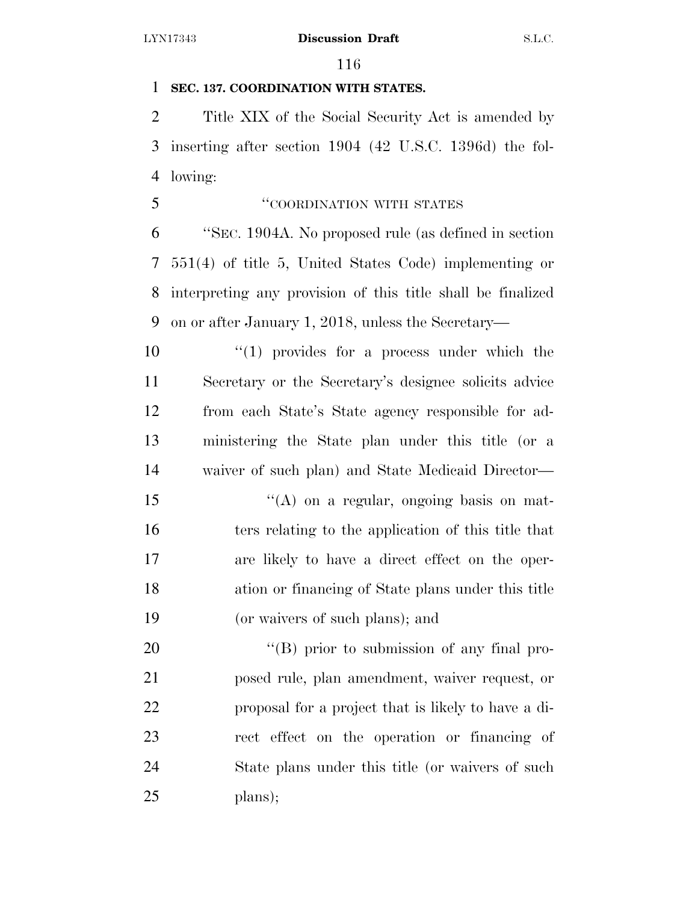**SEC. 137. COORDINATION WITH STATES.**

Title XIX of the Social Security Act is amended by inserting after section 1904 (42 U.S.C. 1396d) the following:

"COORDINATION WITH STATES

"SEC. 1904A. No proposed rule (as defined in section 551(4) of title 5, United States Code) implementing or interpreting any provision of this title shall be finalized on or after January 1, 2018, unless the Secretary—

"(1) provides for a process under which the Secretary or the Secretary's designee solicits advice from each State's State agency responsible for administering the State plan under this title (or a waiver of such plan) and State Medicaid Director—

"(A) on a regular, ongoing basis on matters relating to the application of this title that are likely to have a direct effect on the operation or financing of State plans under this title (or waivers of such plans); and

"(B) prior to submission of any final proposed rule, plan amendment, waiver request, or proposal for a project that is likely to have a direct effect on the operation or financing of State plans under this title (or waivers of such plans);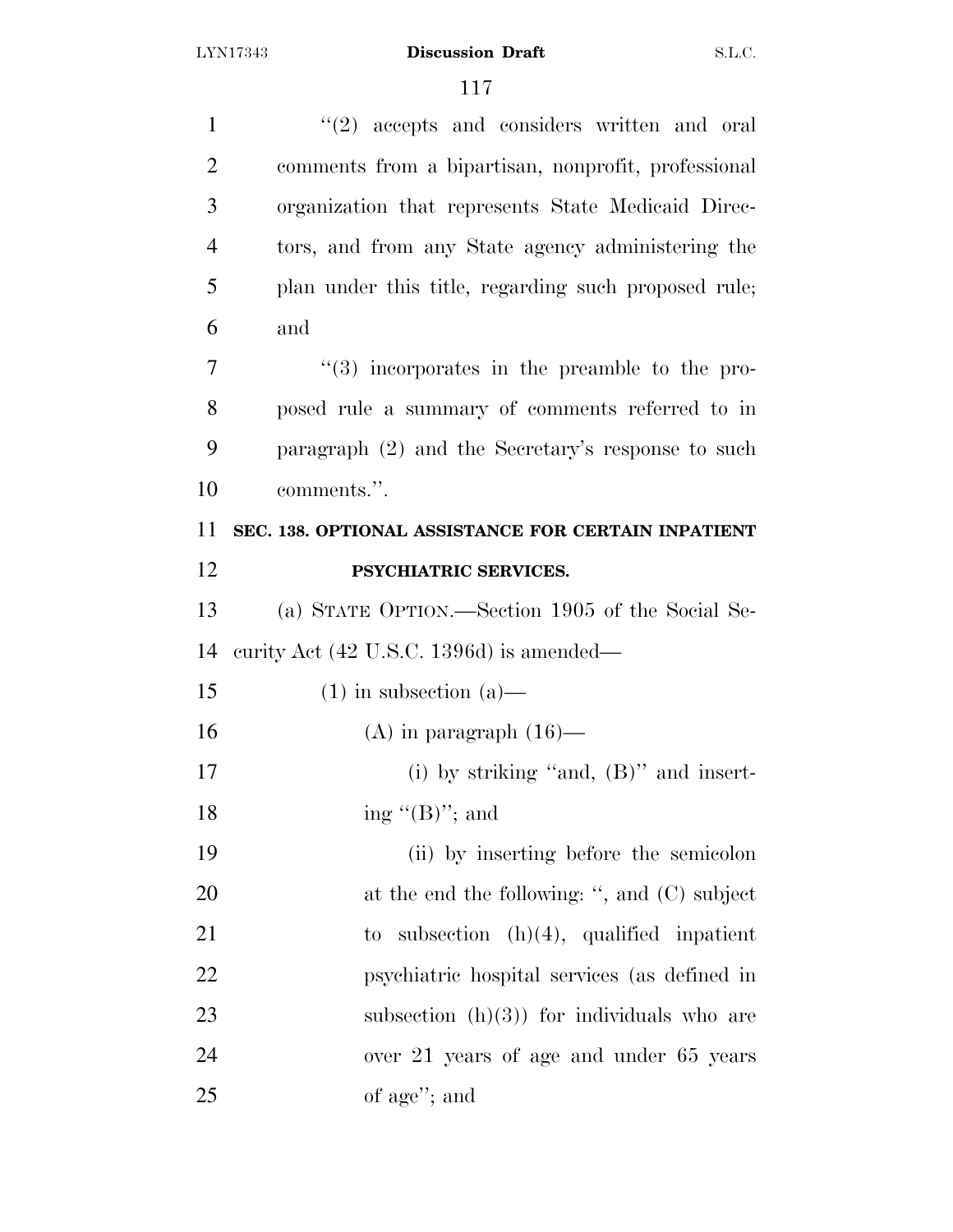"(2) accepts and considers written and oral comments from a bipartisan, nonprofit, professional organization that represents State Medicaid Directors, and from any State agency administering the plan under this title, regarding such proposed rule; and

"(3) incorporates in the preamble to the proposed rule a summary of comments referred to in paragraph (2) and the Secretary's response to such comments.".

**SEC. 138. OPTIONAL ASSISTANCE FOR CERTAIN INPATIENT PSYCHIATRIC SERVICES.**

(a) STATE OPTION.—Section 1905 of the Social Security Act (42 U.S.C. 1396d) is amended—

(1) in subsection (a)—

(A) in paragraph (16)—

(i) by striking "and, (B)" and inserting "(B)"; and

(ii) by inserting before the semicolon at the end the following: ", and (C) subject to subsection (h)(4), qualified inpatient psychiatric hospital services (as defined in subsection (h)(3)) for individuals who are over 21 years of age and under 65 years of age"; and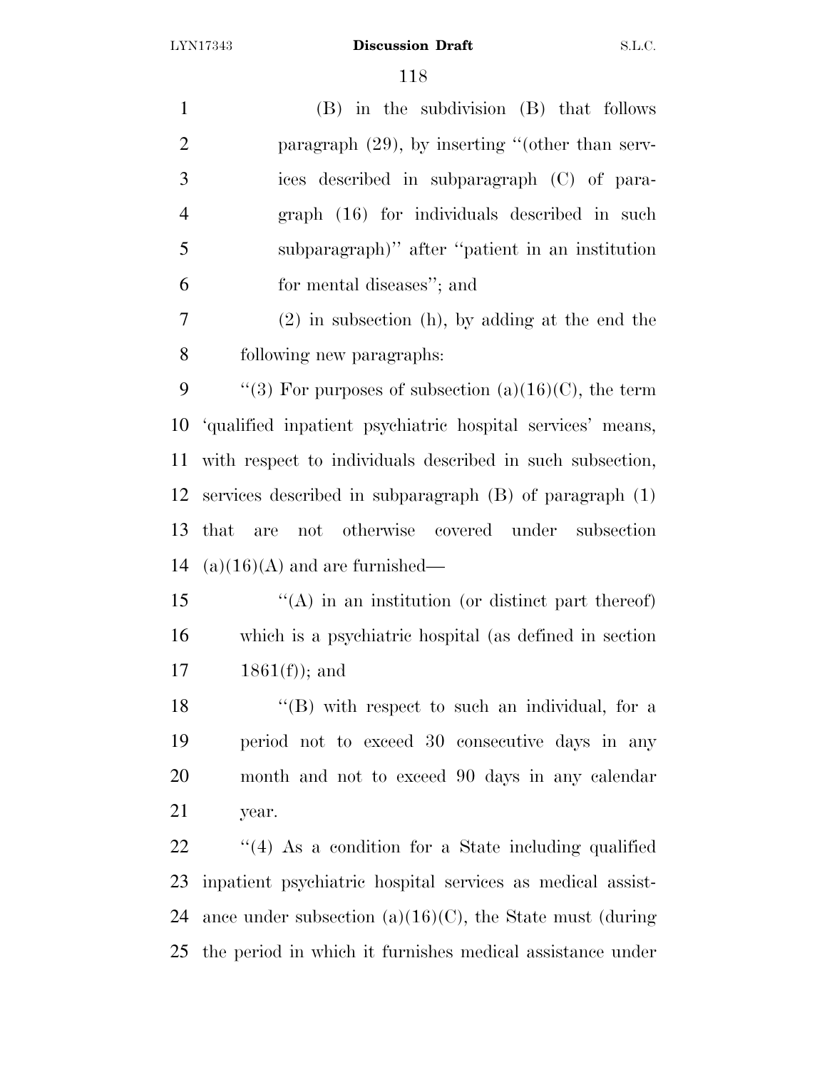(B) in the subdivision (B) that follows paragraph (29), by inserting "(other than services described in subparagraph (C) of paragraph (16) for individuals described in such subparagraph)" after "patient in an institution for mental diseases"; and

(2) in subsection (h), by adding at the end the following new paragraphs:

"(3) For purposes of subsection (a)(16)(C), the term 'qualified inpatient psychiatric hospital services' means, with respect to individuals described in such subsection, services described in subparagraph (B) of paragraph (1) that are not otherwise covered under subsection (a)(16)(A) and are furnished—

"(A) in an institution (or distinct part thereof) which is a psychiatric hospital (as defined in section 1861(f)); and

"(B) with respect to such an individual, for a period not to exceed 30 consecutive days in any month and not to exceed 90 days in any calendar year.

"(4) As a condition for a State including qualified inpatient psychiatric hospital services as medical assistance under subsection (a)(16)(C), the State must (during the period in which it furnishes medical assistance under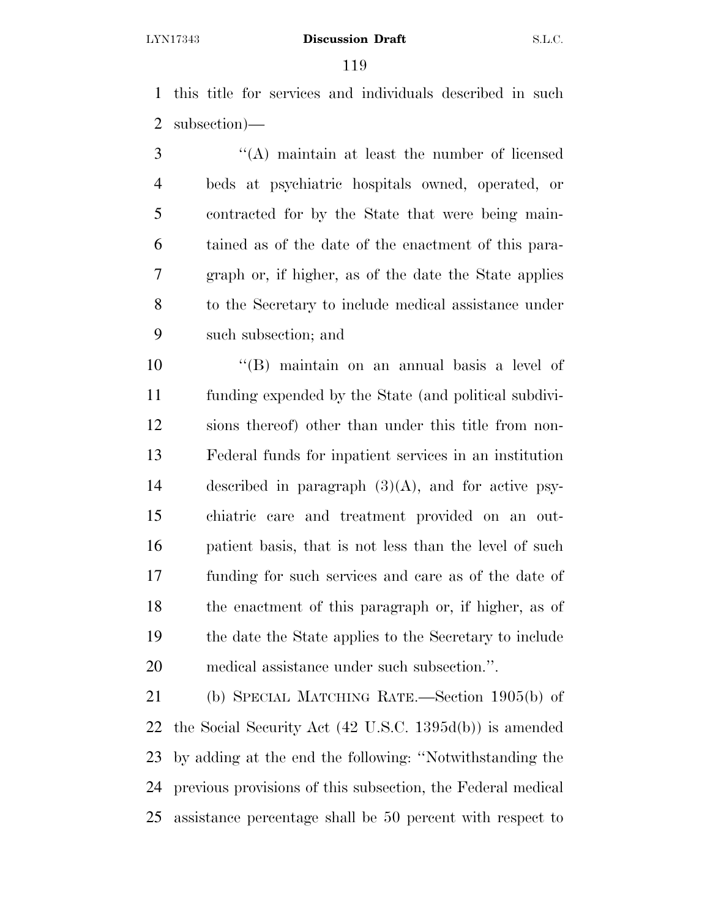this title for services and individuals described in such subsection)—

"(A) maintain at least the number of licensed beds at psychiatric hospitals owned, operated, or contracted for by the State that were being maintained as of the date of the enactment of this paragraph or, if higher, as of the date the State applies to the Secretary to include medical assistance under such subsection; and

"(B) maintain on an annual basis a level of funding expended by the State (and political subdivisions thereof) other than under this title from non-Federal funds for inpatient services in an institution described in paragraph (3)(A), and for active psychiatric care and treatment provided on an outpatient basis, that is not less than the level of such funding for such services and care as of the date of the enactment of this paragraph or, if higher, as of the date the State applies to the Secretary to include medical assistance under such subsection.".

(b) SPECIAL MATCHING RATE.—Section 1905(b) of the Social Security Act (42 U.S.C. 1395d(b)) is amended by adding at the end the following: "Notwithstanding the previous provisions of this subsection, the Federal medical assistance percentage shall be 50 percent with respect to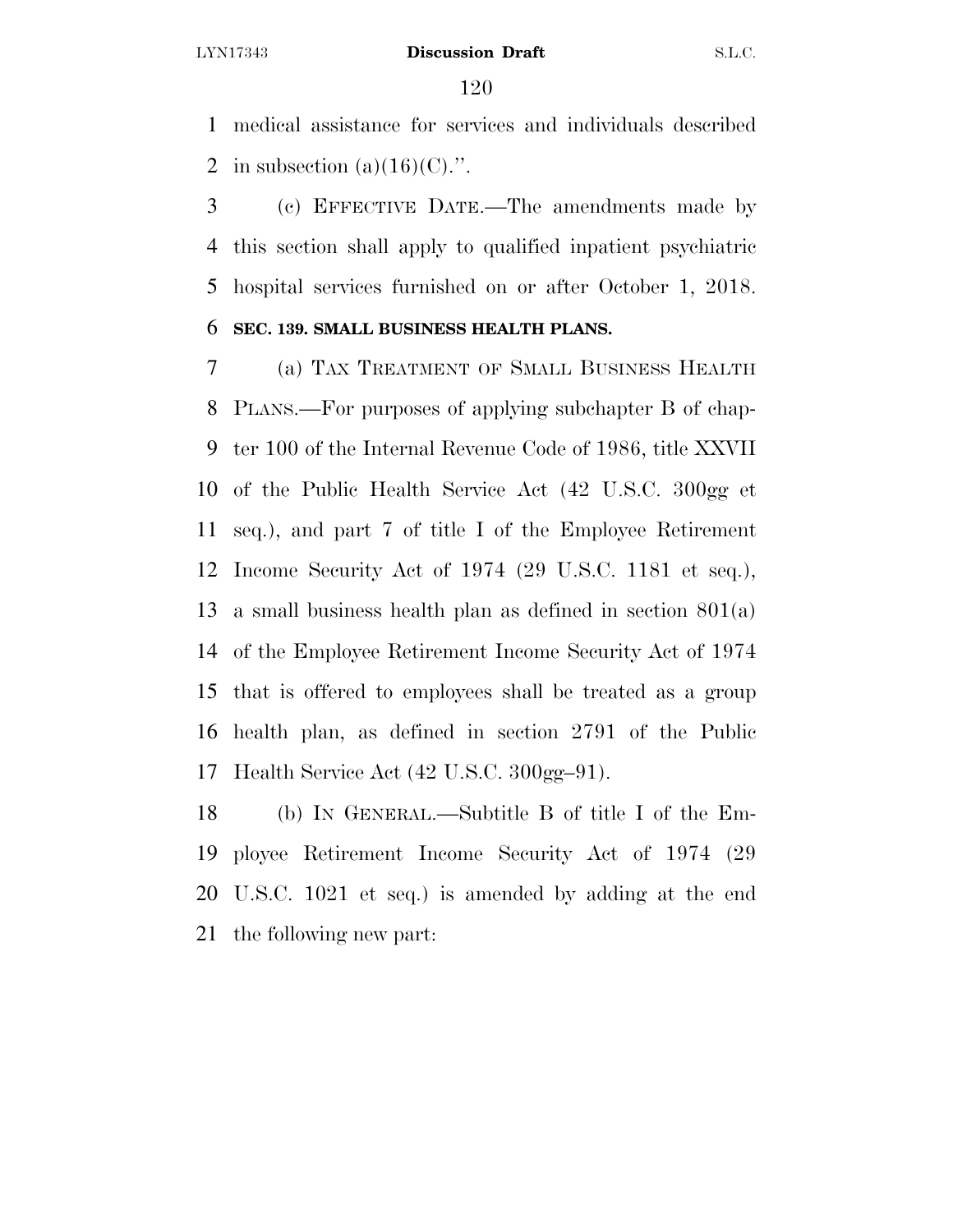medical assistance for services and individuals described in subsection (a)(16)(C).''.

(c) EFFECTIVE DATE.—The amendments made by this section shall apply to qualified inpatient psychiatric hospital services furnished on or after October 1, 2018.

**SEC. 139. SMALL BUSINESS HEALTH PLANS.**

(a) TAX TREATMENT OF SMALL BUSINESS HEALTH PLANS.—For purposes of applying subchapter B of chapter 100 of the Internal Revenue Code of 1986, title XXVII of the Public Health Service Act (42 U.S.C. 300gg et seq.), and part 7 of title I of the Employee Retirement Income Security Act of 1974 (29 U.S.C. 1181 et seq.), a small business health plan as defined in section 801(a) of the Employee Retirement Income Security Act of 1974 that is offered to employees shall be treated as a group health plan, as defined in section 2791 of the Public Health Service Act (42 U.S.C. 300gg–91).

(b) IN GENERAL.—Subtitle B of title I of the Employee Retirement Income Security Act of 1974 (29 U.S.C. 1021 et seq.) is amended by adding at the end the following new part: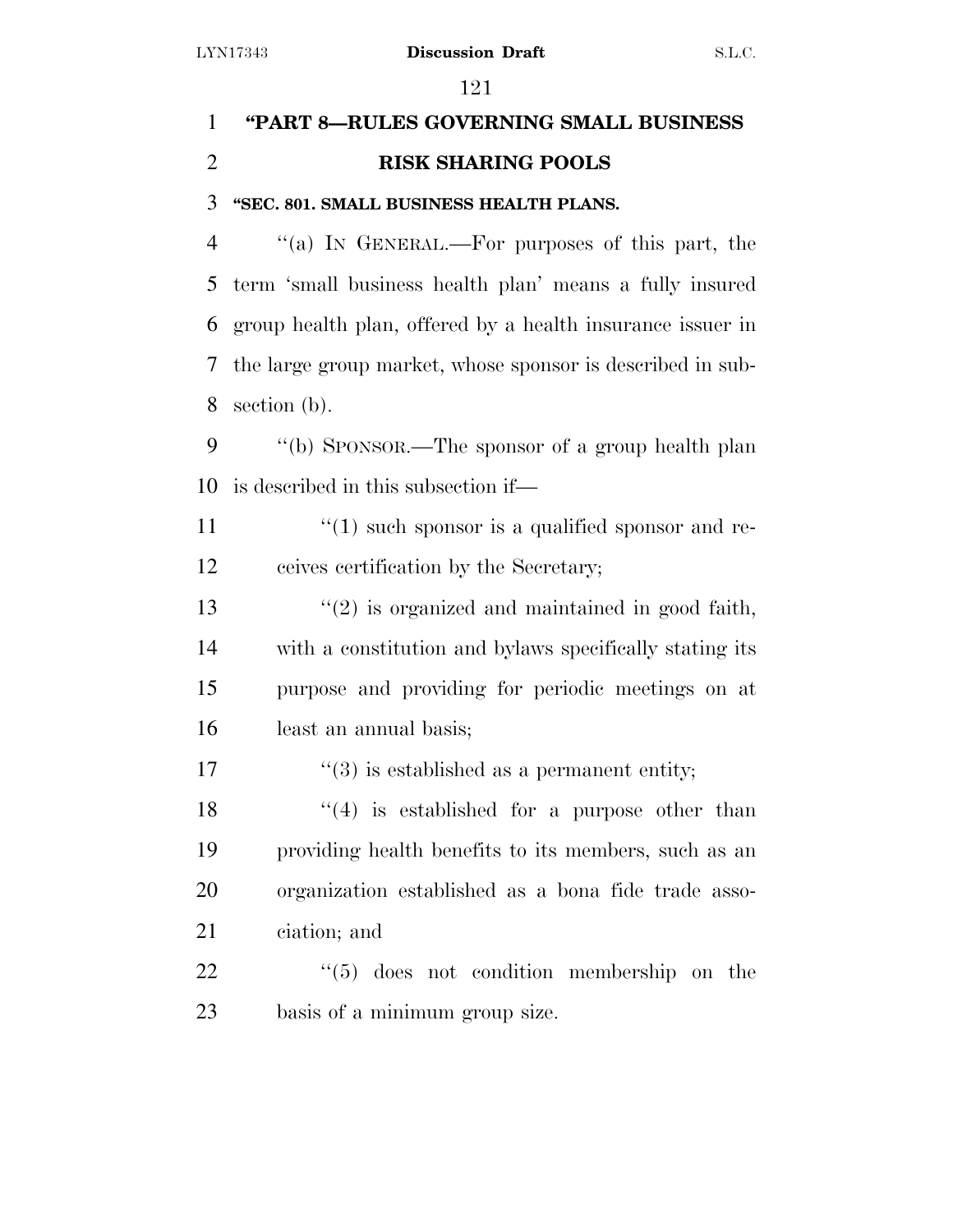**"PART 8—RULES GOVERNING SMALL BUSINESS RISK SHARING POOLS**

**"SEC. 801. SMALL BUSINESS HEALTH PLANS.**

"(a) IN GENERAL.—For purposes of this part, the term 'small business health plan' means a fully insured group health plan, offered by a health insurance issuer in the large group market, whose sponsor is described in subsection (b).

"(b) SPONSOR.—The sponsor of a group health plan is described in this subsection if—

"(1) such sponsor is a qualified sponsor and receives certification by the Secretary;

"(2) is organized and maintained in good faith, with a constitution and bylaws specifically stating its purpose and providing for periodic meetings on at least an annual basis;

"(3) is established as a permanent entity;

"(4) is established for a purpose other than providing health benefits to its members, such as an organization established as a bona fide trade association; and

"(5) does not condition membership on the basis of a minimum group size.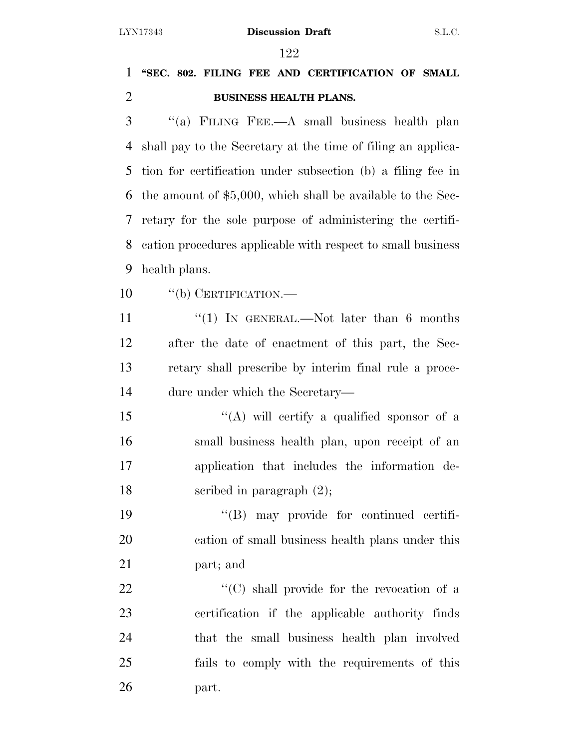**"SEC. 802. FILING FEE AND CERTIFICATION OF SMALL BUSINESS HEALTH PLANS.**

"(a) FILING FEE.—A small business health plan shall pay to the Secretary at the time of filing an application for certification under subsection (b) a filing fee in the amount of $5,000, which shall be available to the Secretary for the sole purpose of administering the certification procedures applicable with respect to small business health plans.

"(b) CERTIFICATION.—

"(1) IN GENERAL.—Not later than 6 months after the date of enactment of this part, the Secretary shall prescribe by interim final rule a procedure under which the Secretary—

"(A) will certify a qualified sponsor of a small business health plan, upon receipt of an application that includes the information described in paragraph (2);

"(B) may provide for continued certification of small business health plans under this part; and

"(C) shall provide for the revocation of a certification if the applicable authority finds that the small business health plan involved fails to comply with the requirements of this part.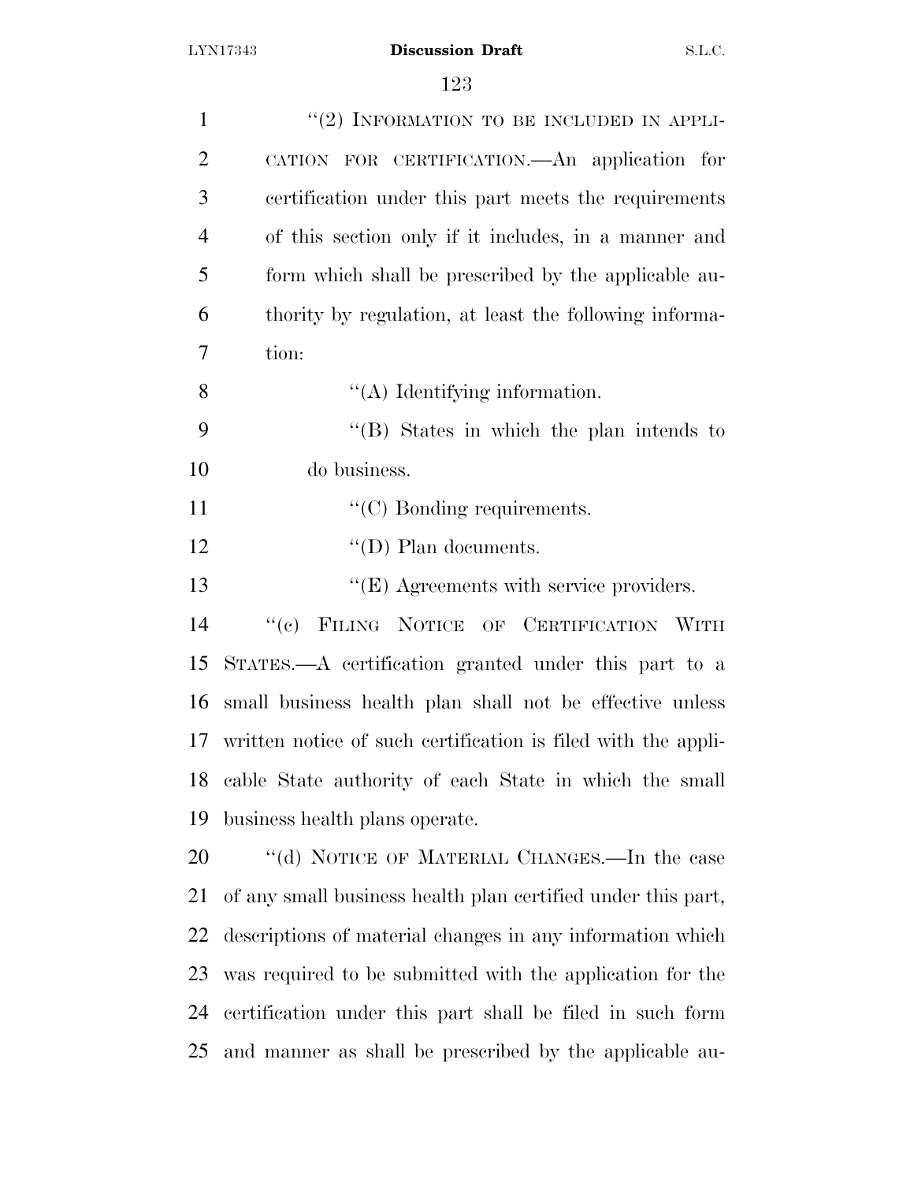"(2) INFORMATION TO BE INCLUDED IN APPLICATION FOR CERTIFICATION.—An application for certification under this part meets the requirements of this section only if it includes, in a manner and form which shall be prescribed by the applicable authority by regulation, at least the following information:

"(A) Identifying information.

"(B) States in which the plan intends to do business.

"(C) Bonding requirements.

"(D) Plan documents.

"(E) Agreements with service providers.

"(c) FILING NOTICE OF CERTIFICATION WITH STATES.—A certification granted under this part to a small business health plan shall not be effective unless written notice of such certification is filed with the applicable State authority of each State in which the small business health plans operate.

"(d) NOTICE OF MATERIAL CHANGES.—In the case of any small business health plan certified under this part, descriptions of material changes in any information which was required to be submitted with the application for the certification under this part shall be filed in such form and manner as shall be prescribed by the applicable au-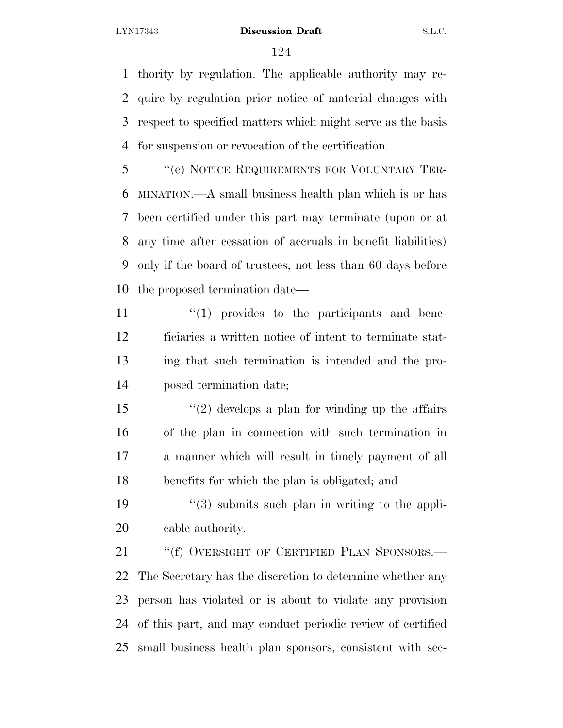thority by regulation. The applicable authority may require by regulation prior notice of material changes with respect to specified matters which might serve as the basis for suspension or revocation of the certification.

"(e) NOTICE REQUIREMENTS FOR VOLUNTARY TERMINATION.—A small business health plan which is or has been certified under this part may terminate (upon or at any time after cessation of accruals in benefit liabilities) only if the board of trustees, not less than 60 days before the proposed termination date—

"(1) provides to the participants and beneficiaries a written notice of intent to terminate stating that such termination is intended and the proposed termination date;

"(2) develops a plan for winding up the affairs of the plan in connection with such termination in a manner which will result in timely payment of all benefits for which the plan is obligated; and

"(3) submits such plan in writing to the applicable authority.

"(f) OVERSIGHT OF CERTIFIED PLAN SPONSORS.—The Secretary has the discretion to determine whether any person has violated or is about to violate any provision of this part, and may conduct periodic review of certified small business health plan sponsors, consistent with sec-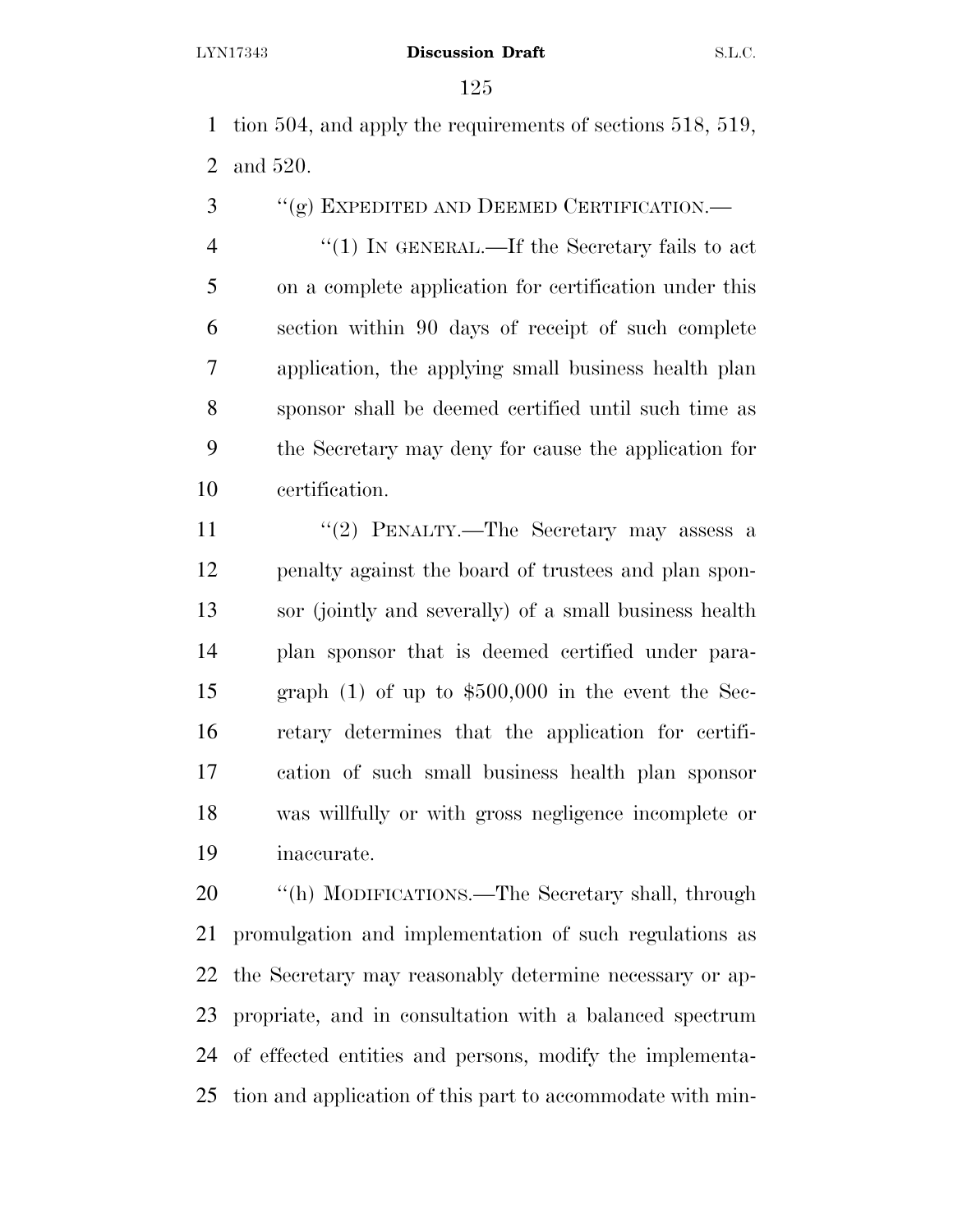tion 504, and apply the requirements of sections 518, 519, and 520.

"(g) EXPEDITED AND DEEMED CERTIFICATION.—

"(1) IN GENERAL.—If the Secretary fails to act on a complete application for certification under this section within 90 days of receipt of such complete application, the applying small business health plan sponsor shall be deemed certified until such time as the Secretary may deny for cause the application for certification.

"(2) PENALTY.—The Secretary may assess a penalty against the board of trustees and plan sponsor (jointly and severally) of a small business health plan sponsor that is deemed certified under paragraph (1) of up to $500,000 in the event the Secretary determines that the application for certification of such small business health plan sponsor was willfully or with gross negligence incomplete or inaccurate.

"(h) MODIFICATIONS.—The Secretary shall, through promulgation and implementation of such regulations as the Secretary may reasonably determine necessary or appropriate, and in consultation with a balanced spectrum of effected entities and persons, modify the implementation and application of this part to accommodate with min-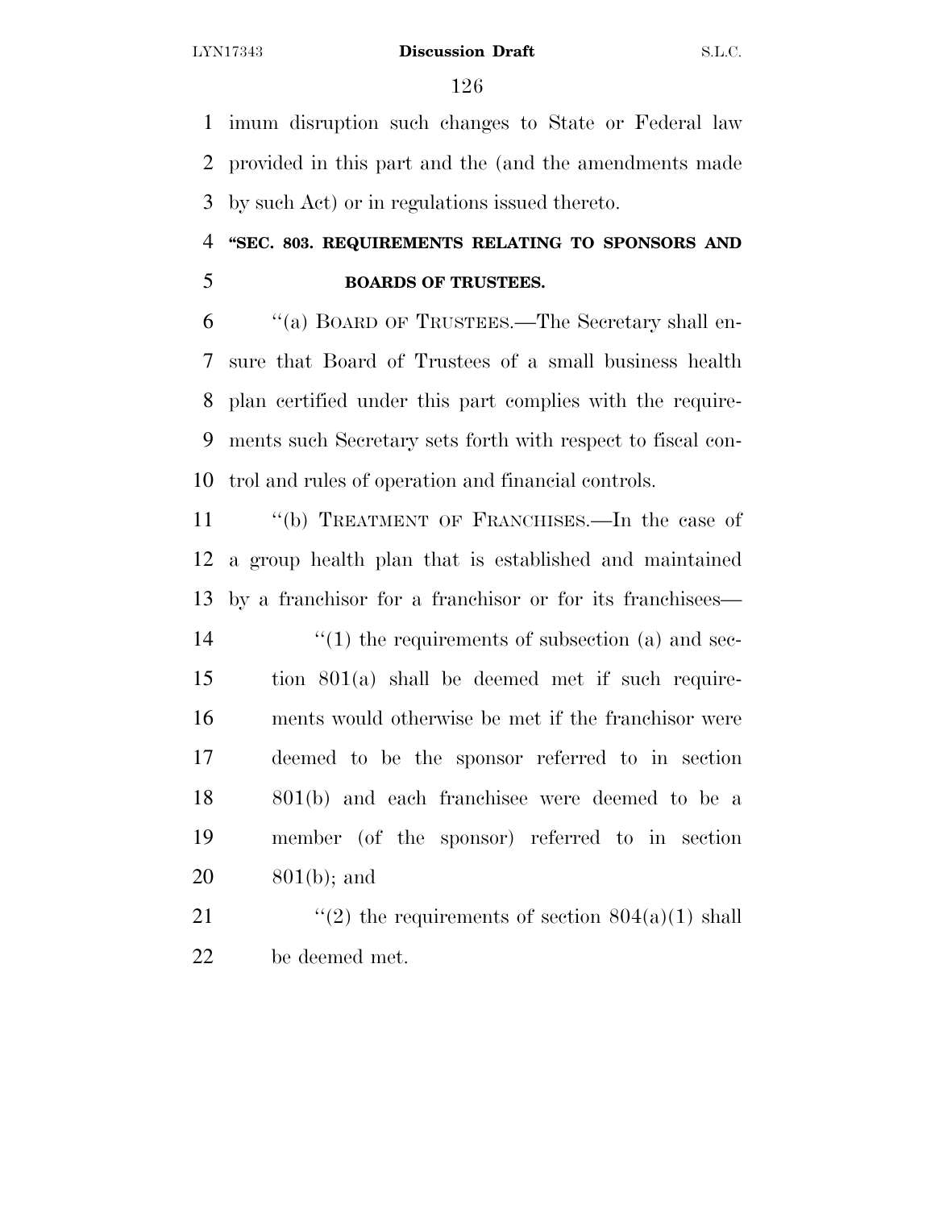imum disruption such changes to State or Federal law provided in this part and the (and the amendments made by such Act) or in regulations issued thereto.

**"SEC. 803. REQUIREMENTS RELATING TO SPONSORS AND BOARDS OF TRUSTEES.**

"(a) BOARD OF TRUSTEES.—The Secretary shall ensure that Board of Trustees of a small business health plan certified under this part complies with the requirements such Secretary sets forth with respect to fiscal control and rules of operation and financial controls.

"(b) TREATMENT OF FRANCHISES.—In the case of a group health plan that is established and maintained by a franchisor for a franchisor or for its franchisees—

"(1) the requirements of subsection (a) and section 801(a) shall be deemed met if such requirements would otherwise be met if the franchisor were deemed to be the sponsor referred to in section 801(b) and each franchisee were deemed to be a member (of the sponsor) referred to in section 801(b); and

"(2) the requirements of section 804(a)(1) shall be deemed met.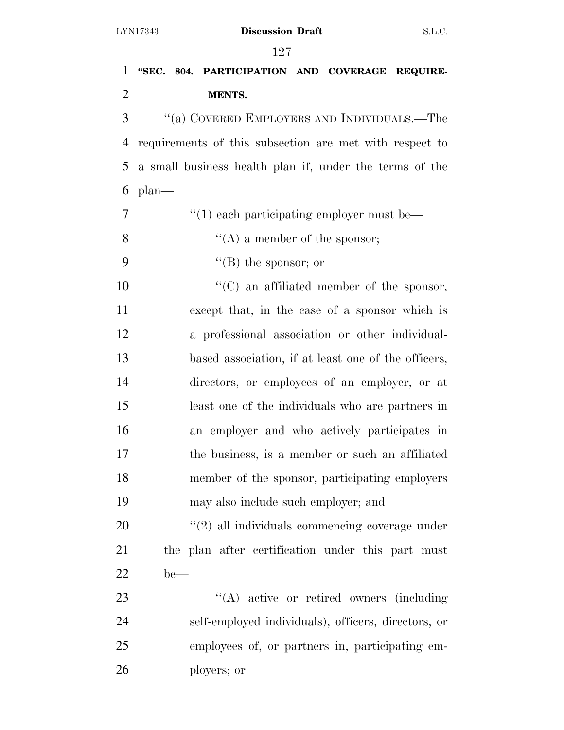**"SEC. 804. PARTICIPATION AND COVERAGE REQUIREMENTS.**

"(a) COVERED EMPLOYERS AND INDIVIDUALS.—The requirements of this subsection are met with respect to a small business health plan if, under the terms of the plan—

"(1) each participating employer must be—

"(A) a member of the sponsor;

"(B) the sponsor; or

"(C) an affiliated member of the sponsor, except that, in the case of a sponsor which is a professional association or other individual-based association, if at least one of the officers, directors, or employees of an employer, or at least one of the individuals who are partners in an employer and who actively participates in the business, is a member or such an affiliated member of the sponsor, participating employers may also include such employer; and

"(2) all individuals commencing coverage under the plan after certification under this part must be—

"(A) active or retired owners (including self-employed individuals), officers, directors, or employees of, or partners in, participating employers; or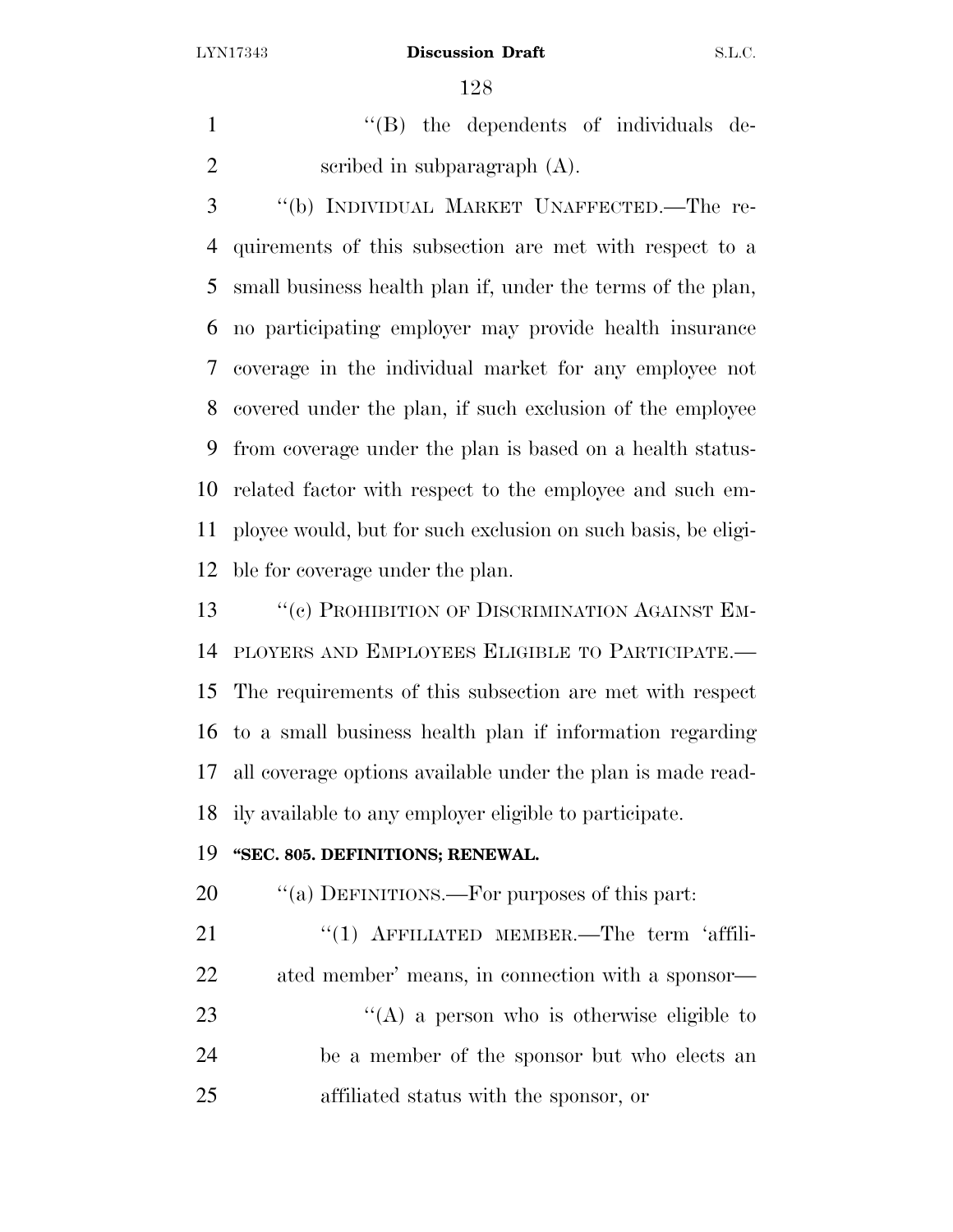"(B) the dependents of individuals described in subparagraph (A).

"(b) INDIVIDUAL MARKET UNAFFECTED.—The requirements of this subsection are met with respect to a small business health plan if, under the terms of the plan, no participating employer may provide health insurance coverage in the individual market for any employee not covered under the plan, if such exclusion of the employee from coverage under the plan is based on a health status-related factor with respect to the employee and such employee would, but for such exclusion on such basis, be eligible for coverage under the plan.

"(c) PROHIBITION OF DISCRIMINATION AGAINST EMPLOYERS AND EMPLOYEES ELIGIBLE TO PARTICIPATE.—The requirements of this subsection are met with respect to a small business health plan if information regarding all coverage options available under the plan is made readily available to any employer eligible to participate.

**"SEC. 805. DEFINITIONS; RENEWAL.**

"(a) DEFINITIONS.—For purposes of this part:

"(1) AFFILIATED MEMBER.—The term 'affiliated member' means, in connection with a sponsor—

"(A) a person who is otherwise eligible to be a member of the sponsor but who elects an affiliated status with the sponsor, or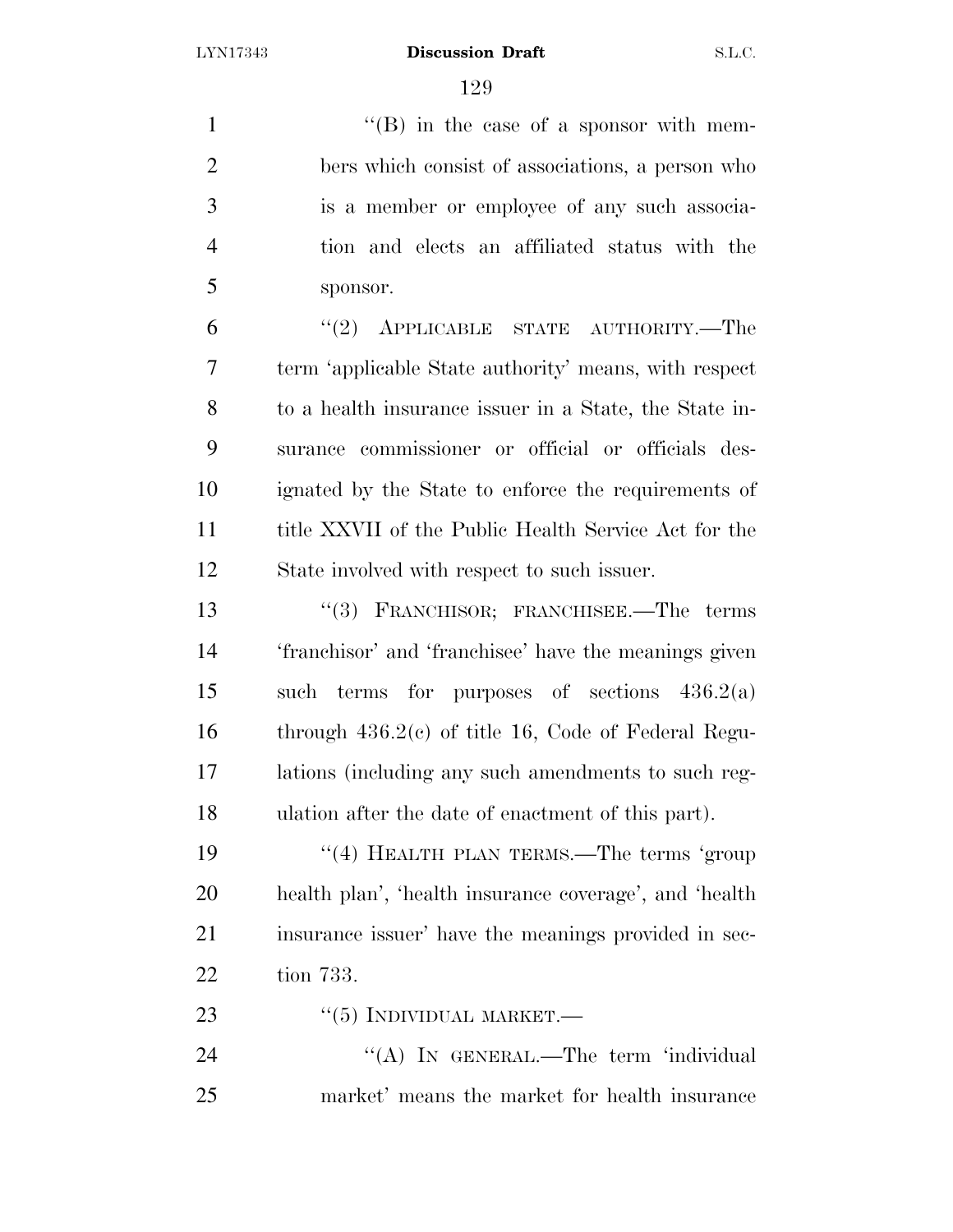"(B) in the case of a sponsor with members which consist of associations, a person who is a member or employee of any such association and elects an affiliated status with the sponsor.

"(2) APPLICABLE STATE AUTHORITY.—The term 'applicable State authority' means, with respect to a health insurance issuer in a State, the State insurance commissioner or official or officials designated by the State to enforce the requirements of title XXVII of the Public Health Service Act for the State involved with respect to such issuer.

"(3) FRANCHISOR; FRANCHISEE.—The terms 'franchisor' and 'franchisee' have the meanings given such terms for purposes of sections 436.2(a) through 436.2(c) of title 16, Code of Federal Regulations (including any such amendments to such regulation after the date of enactment of this part).

"(4) HEALTH PLAN TERMS.—The terms 'group health plan', 'health insurance coverage', and 'health insurance issuer' have the meanings provided in section 733.

"(5) INDIVIDUAL MARKET.—

"(A) IN GENERAL.—The term 'individual market' means the market for health insurance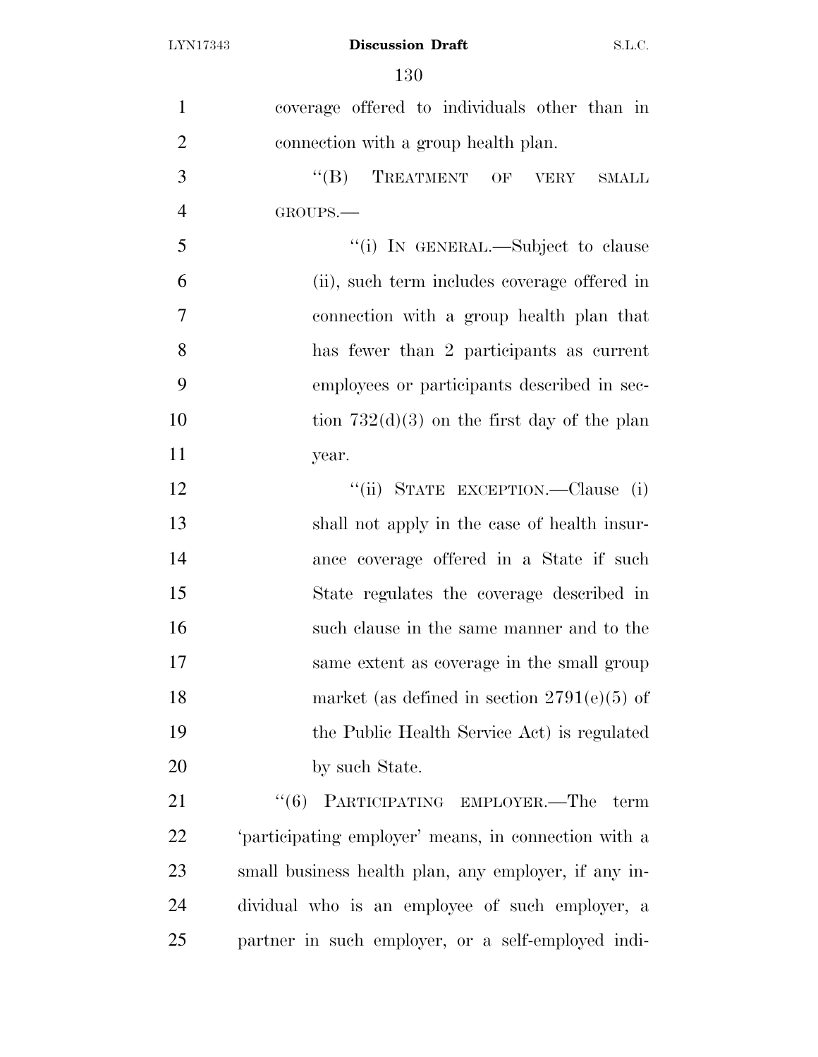coverage offered to individuals other than in connection with a group health plan.

"(B) TREATMENT OF VERY SMALL GROUPS.—

"(i) IN GENERAL.—Subject to clause (ii), such term includes coverage offered in connection with a group health plan that has fewer than 2 participants as current employees or participants described in section 732(d)(3) on the first day of the plan year.

"(ii) STATE EXCEPTION.—Clause (i) shall not apply in the case of health insurance coverage offered in a State if such State regulates the coverage described in such clause in the same manner and to the same extent as coverage in the small group market (as defined in section 2791(e)(5) of the Public Health Service Act) is regulated by such State.

"(6) PARTICIPATING EMPLOYER.—The term 'participating employer' means, in connection with a small business health plan, any employer, if any individual who is an employee of such employer, a partner in such employer, or a self-employed indi-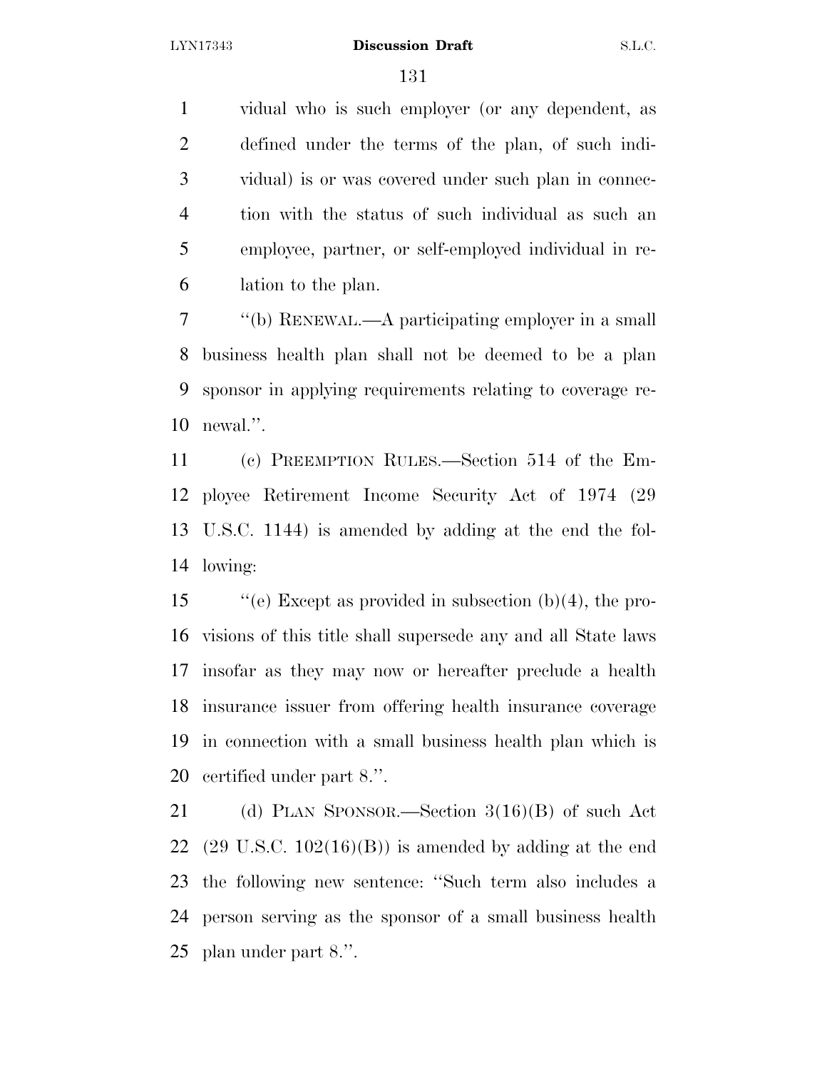vidual who is such employer (or any dependent, as defined under the terms of the plan, of such individual) is or was covered under such plan in connection with the status of such individual as such an employee, partner, or self-employed individual in relation to the plan.

''(b) RENEWAL.—A participating employer in a small business health plan shall not be deemed to be a plan sponsor in applying requirements relating to coverage renewal.''.

(c) PREEMPTION RULES.—Section 514 of the Employee Retirement Income Security Act of 1974 (29 U.S.C. 1144) is amended by adding at the end the following:

''(e) Except as provided in subsection (b)(4), the provisions of this title shall supersede any and all State laws insofar as they may now or hereafter preclude a health insurance issuer from offering health insurance coverage in connection with a small business health plan which is certified under part 8.''.

(d) PLAN SPONSOR.—Section 3(16)(B) of such Act (29 U.S.C. 102(16)(B)) is amended by adding at the end the following new sentence: ''Such term also includes a person serving as the sponsor of a small business health plan under part 8.''.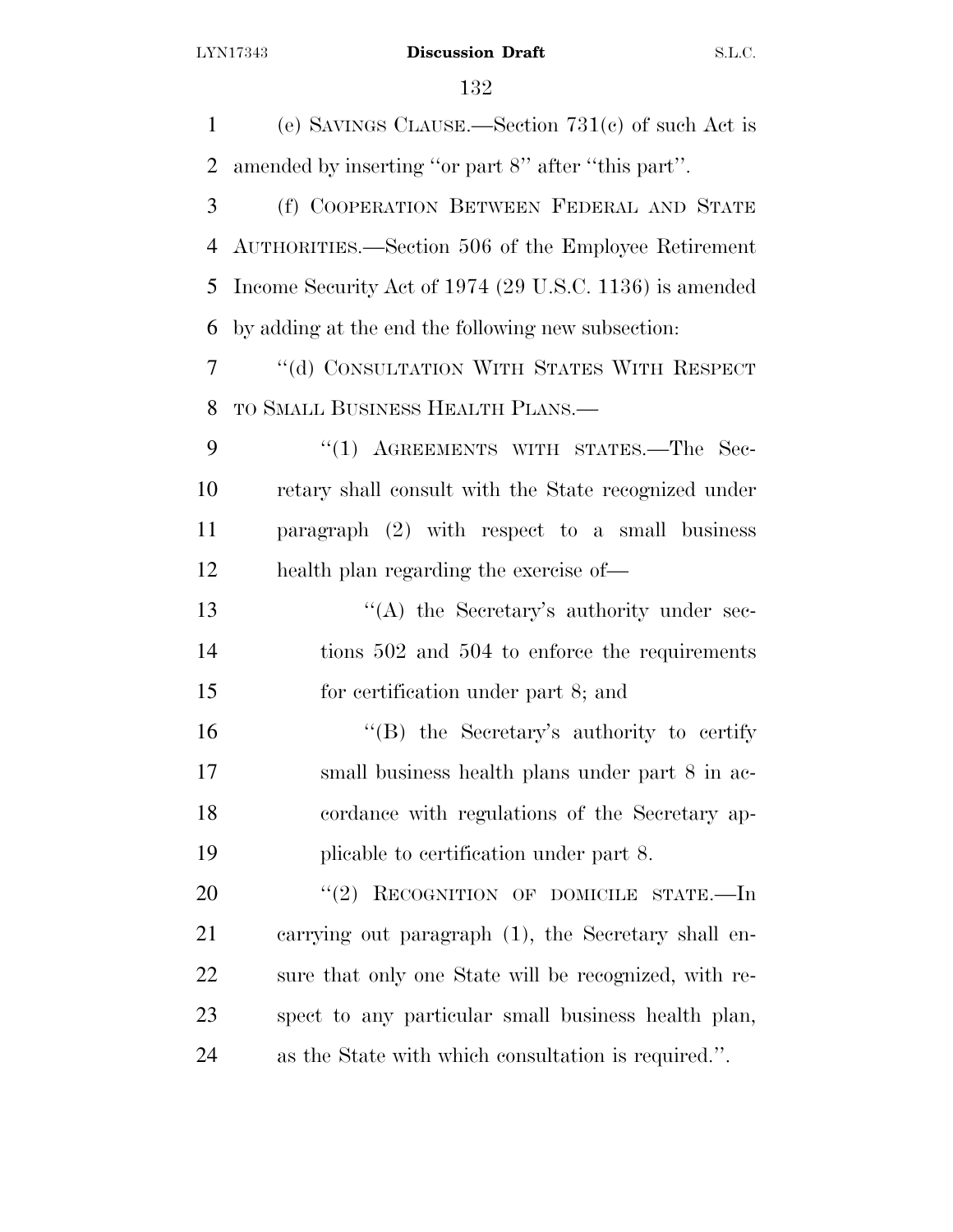(e) SAVINGS CLAUSE.—Section 731(c) of such Act is amended by inserting ''or part 8'' after ''this part''.

(f) COOPERATION BETWEEN FEDERAL AND STATE AUTHORITIES.—Section 506 of the Employee Retirement Income Security Act of 1974 (29 U.S.C. 1136) is amended by adding at the end the following new subsection:

''(d) CONSULTATION WITH STATES WITH RESPECT TO SMALL BUSINESS HEALTH PLANS.—

''(1) AGREEMENTS WITH STATES.—The Secretary shall consult with the State recognized under paragraph (2) with respect to a small business health plan regarding the exercise of—

''(A) the Secretary's authority under sections 502 and 504 to enforce the requirements for certification under part 8; and

''(B) the Secretary's authority to certify small business health plans under part 8 in accordance with regulations of the Secretary applicable to certification under part 8.

''(2) RECOGNITION OF DOMICILE STATE.—In carrying out paragraph (1), the Secretary shall ensure that only one State will be recognized, with respect to any particular small business health plan, as the State with which consultation is required.''.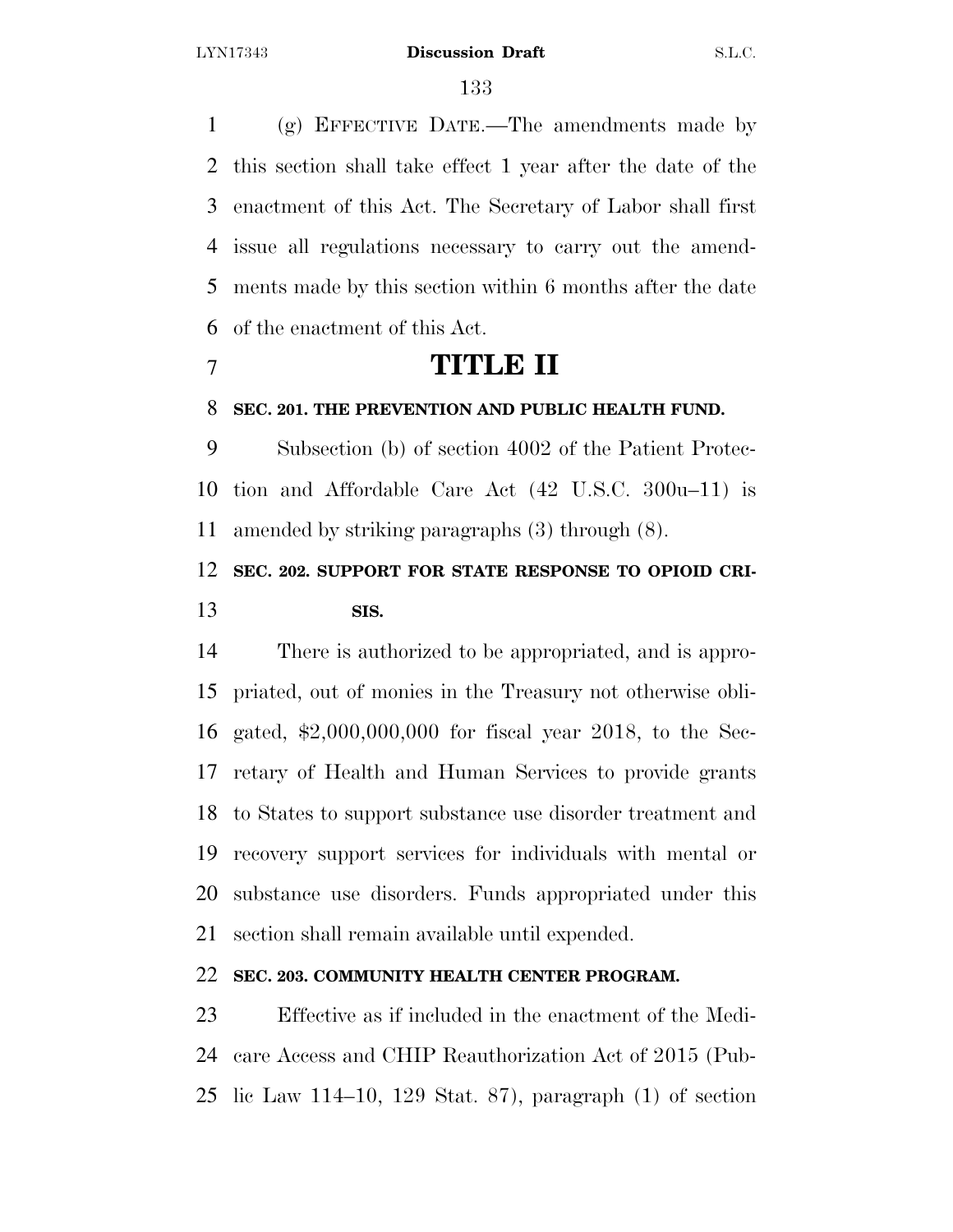(g) EFFECTIVE DATE.—The amendments made by this section shall take effect 1 year after the date of the enactment of this Act. The Secretary of Labor shall first issue all regulations necessary to carry out the amendments made by this section within 6 months after the date of the enactment of this Act.

# TITLE II

**SEC. 201. THE PREVENTION AND PUBLIC HEALTH FUND.**

Subsection (b) of section 4002 of the Patient Protection and Affordable Care Act (42 U.S.C. 300u–11) is amended by striking paragraphs (3) through (8).

**SEC. 202. SUPPORT FOR STATE RESPONSE TO OPIOID CRISIS.**

There is authorized to be appropriated, and is appropriated, out of monies in the Treasury not otherwise obligated, $2,000,000,000 for fiscal year 2018, to the Secretary of Health and Human Services to provide grants to States to support substance use disorder treatment and recovery support services for individuals with mental or substance use disorders. Funds appropriated under this section shall remain available until expended.

**SEC. 203. COMMUNITY HEALTH CENTER PROGRAM.**

Effective as if included in the enactment of the Medicare Access and CHIP Reauthorization Act of 2015 (Public Law 114–10, 129 Stat. 87), paragraph (1) of section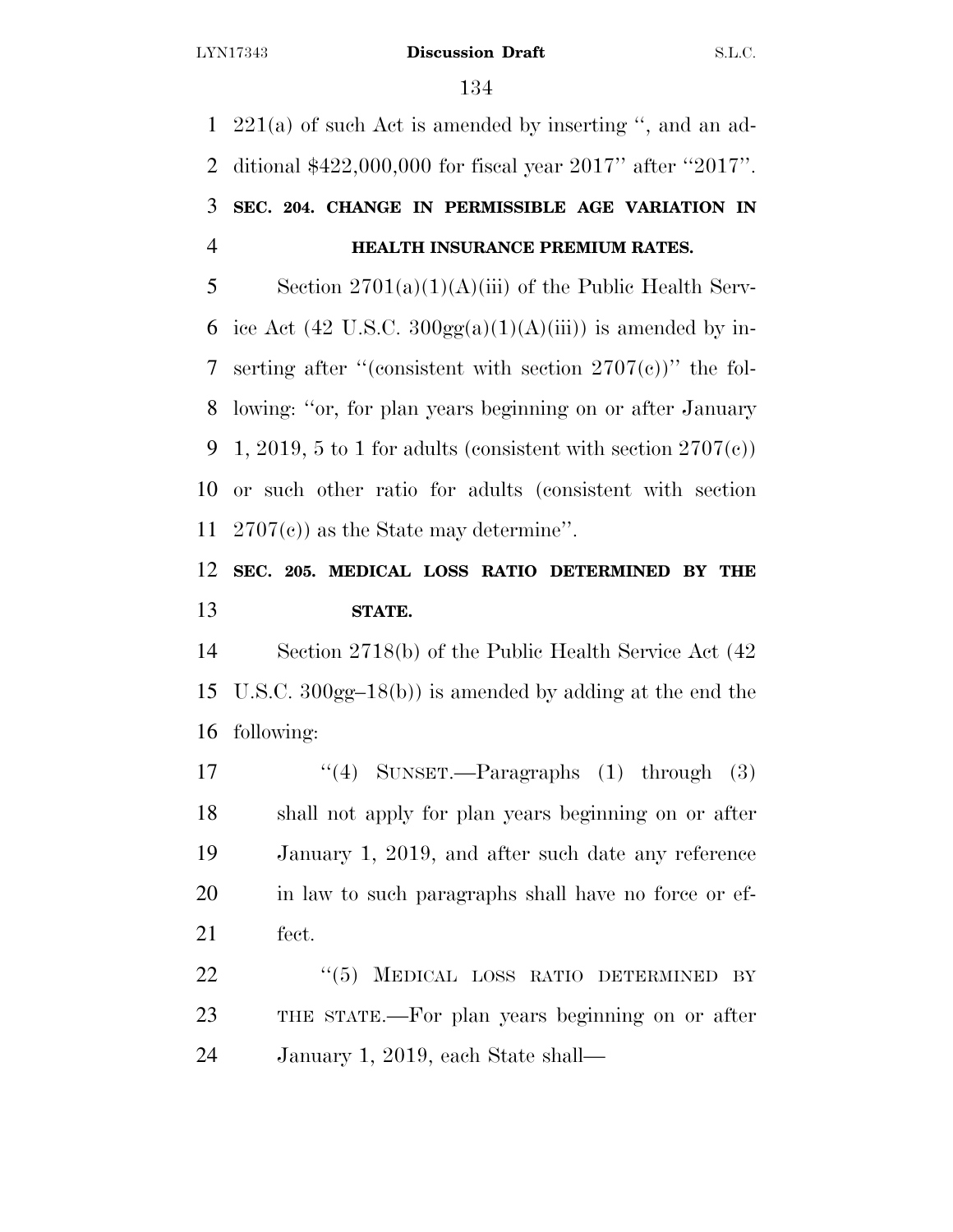221(a) of such Act is amended by inserting ", and an additional $422,000,000 for fiscal year 2017" after "2017".

**SEC. 204. CHANGE IN PERMISSIBLE AGE VARIATION IN HEALTH INSURANCE PREMIUM RATES.**

Section 2701(a)(1)(A)(iii) of the Public Health Service Act (42 U.S.C. 300gg(a)(1)(A)(iii)) is amended by inserting after "(consistent with section 2707(c))" the following: "or, for plan years beginning on or after January 1, 2019, 5 to 1 for adults (consistent with section 2707(c)) or such other ratio for adults (consistent with section 2707(c)) as the State may determine".

**SEC. 205. MEDICAL LOSS RATIO DETERMINED BY THE STATE.**

Section 2718(b) of the Public Health Service Act (42 U.S.C. 300gg–18(b)) is amended by adding at the end the following:

"(4) SUNSET.—Paragraphs (1) through (3) shall not apply for plan years beginning on or after January 1, 2019, and after such date any reference in law to such paragraphs shall have no force or effect.

"(5) MEDICAL LOSS RATIO DETERMINED BY THE STATE.—For plan years beginning on or after January 1, 2019, each State shall—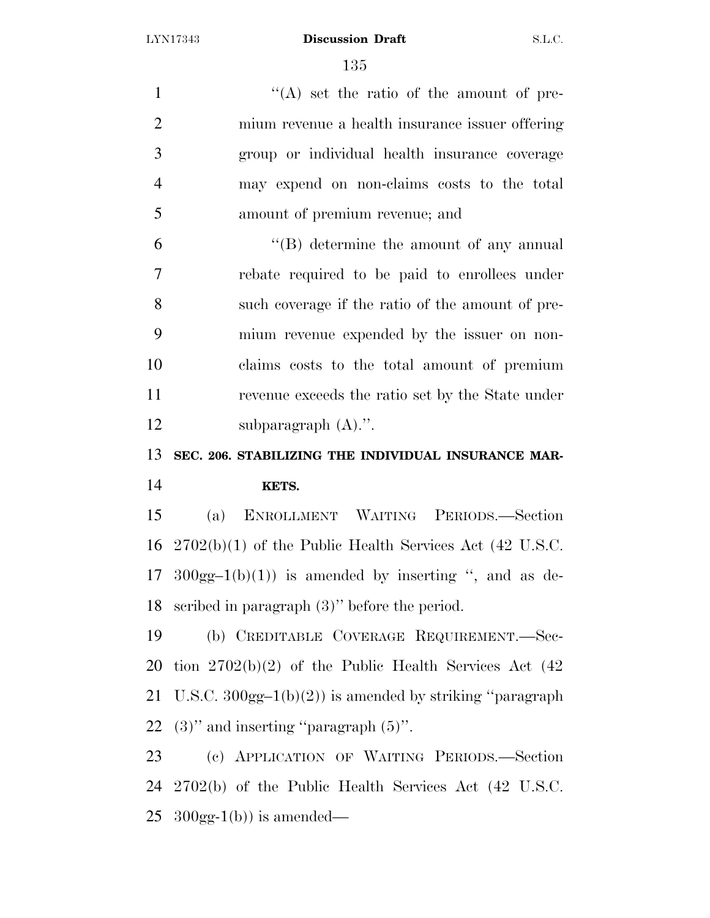"(A) set the ratio of the amount of premium revenue a health insurance issuer offering group or individual health insurance coverage may expend on non-claims costs to the total amount of premium revenue; and

"(B) determine the amount of any annual rebate required to be paid to enrollees under such coverage if the ratio of the amount of premium revenue expended by the issuer on non-claims costs to the total amount of premium revenue exceeds the ratio set by the State under subparagraph (A).".

**SEC. 206. STABILIZING THE INDIVIDUAL INSURANCE MARKETS.**

(a) ENROLLMENT WAITING PERIODS.—Section 2702(b)(1) of the Public Health Services Act (42 U.S.C. 300gg–1(b)(1)) is amended by inserting ", and as described in paragraph (3)" before the period.

(b) CREDITABLE COVERAGE REQUIREMENT.—Section 2702(b)(2) of the Public Health Services Act (42 U.S.C. 300gg–1(b)(2)) is amended by striking "paragraph (3)" and inserting "paragraph (5)".

(c) APPLICATION OF WAITING PERIODS.—Section 2702(b) of the Public Health Services Act (42 U.S.C. 300gg-1(b)) is amended—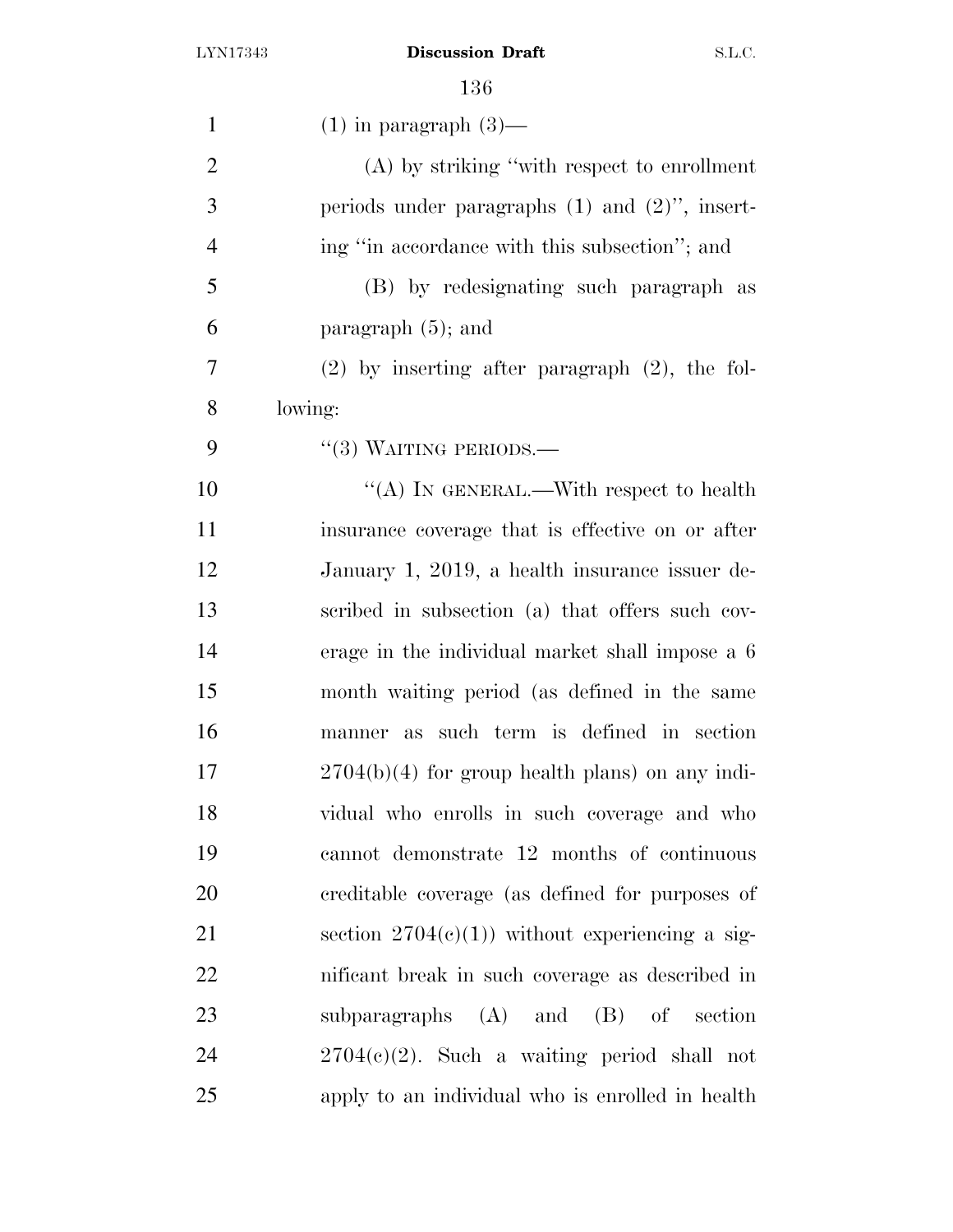(1) in paragraph (3)—

(A) by striking "with respect to enrollment periods under paragraphs (1) and (2)", inserting "in accordance with this subsection"; and

(B) by redesignating such paragraph as paragraph (5); and

(2) by inserting after paragraph (2), the following:

"(3) WAITING PERIODS.—

"(A) IN GENERAL.—With respect to health insurance coverage that is effective on or after January 1, 2019, a health insurance issuer described in subsection (a) that offers such coverage in the individual market shall impose a 6 month waiting period (as defined in the same manner as such term is defined in section 2704(b)(4) for group health plans) on any individual who enrolls in such coverage and who cannot demonstrate 12 months of continuous creditable coverage (as defined for purposes of section 2704(c)(1)) without experiencing a significant break in such coverage as described in subparagraphs (A) and (B) of section 2704(c)(2). Such a waiting period shall not apply to an individual who is enrolled in health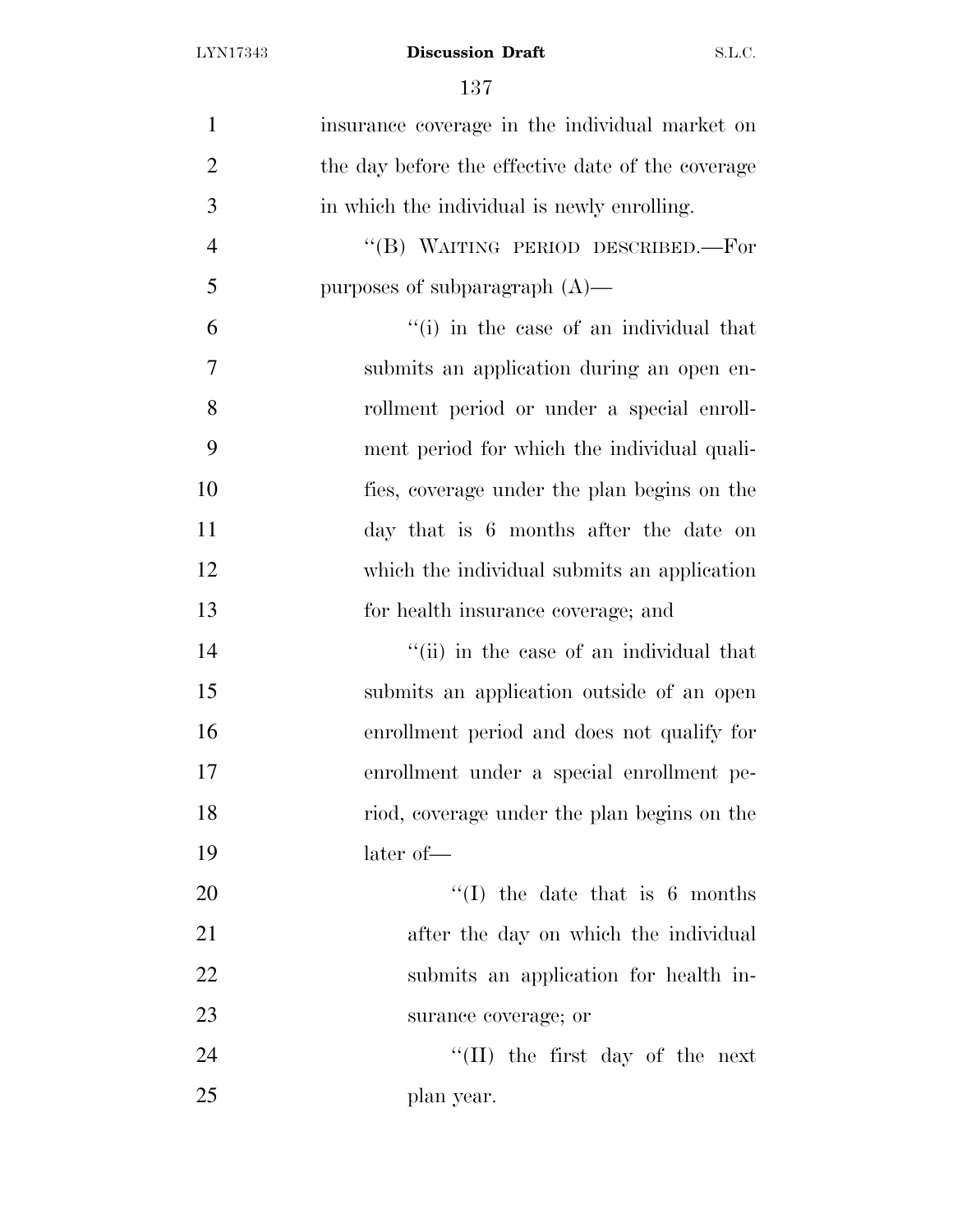insurance coverage in the individual market on the day before the effective date of the coverage in which the individual is newly enrolling.

"(B) WAITING PERIOD DESCRIBED.—For purposes of subparagraph (A)—

"(i) in the case of an individual that submits an application during an open enrollment period or under a special enrollment period for which the individual qualifies, coverage under the plan begins on the day that is 6 months after the date on which the individual submits an application for health insurance coverage; and

"(ii) in the case of an individual that submits an application outside of an open enrollment period and does not qualify for enrollment under a special enrollment period, coverage under the plan begins on the later of—

"(I) the date that is 6 months after the day on which the individual submits an application for health insurance coverage; or

"(II) the first day of the next plan year.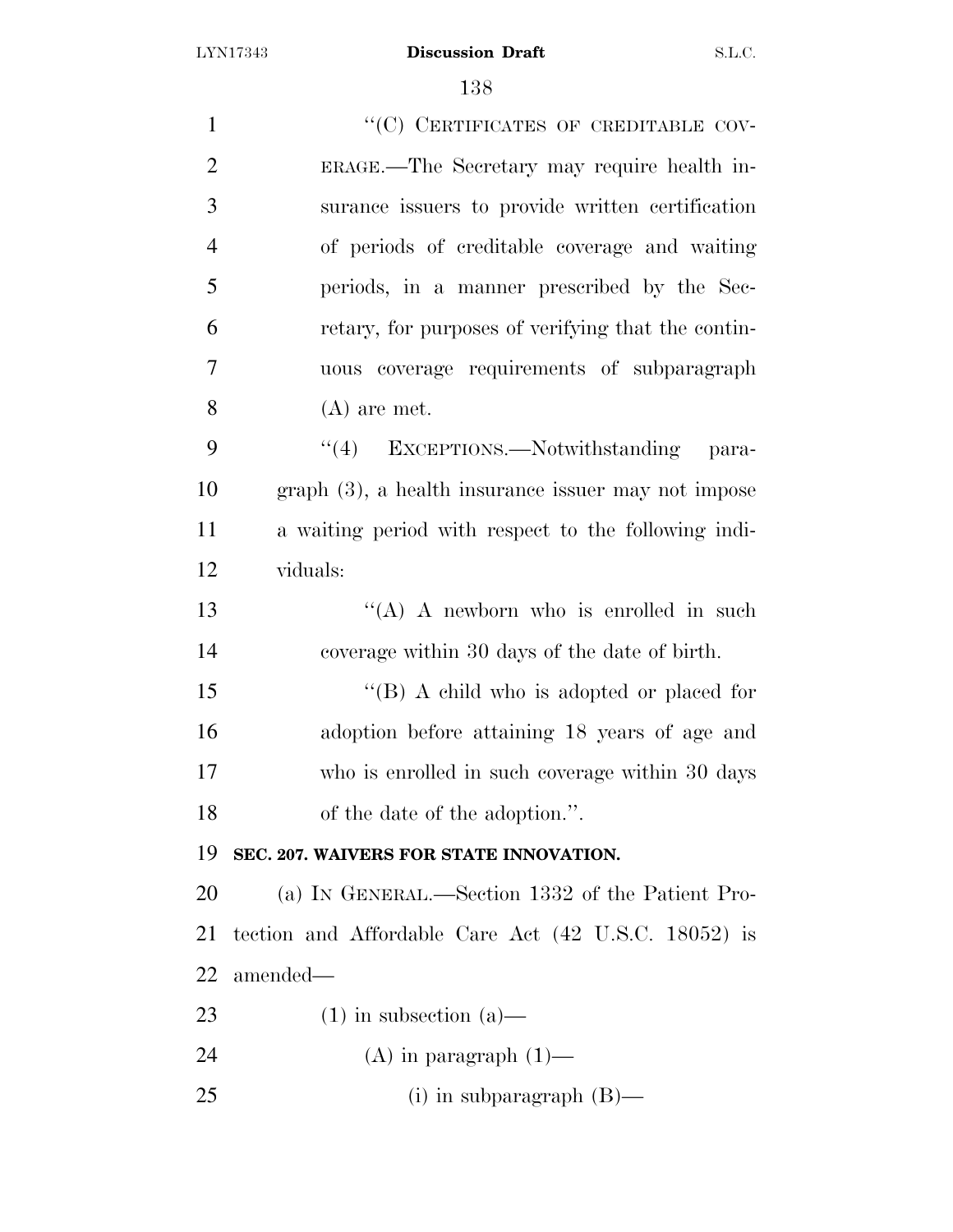"(C) CERTIFICATES OF CREDITABLE COVERAGE.—The Secretary may require health insurance issuers to provide written certification of periods of creditable coverage and waiting periods, in a manner prescribed by the Secretary, for purposes of verifying that the continuous coverage requirements of subparagraph (A) are met.

"(4) EXCEPTIONS.—Notwithstanding paragraph (3), a health insurance issuer may not impose a waiting period with respect to the following individuals:

"(A) A newborn who is enrolled in such coverage within 30 days of the date of birth.

"(B) A child who is adopted or placed for adoption before attaining 18 years of age and who is enrolled in such coverage within 30 days of the date of the adoption.".

**SEC. 207. WAIVERS FOR STATE INNOVATION.**

(a) IN GENERAL.—Section 1332 of the Patient Protection and Affordable Care Act (42 U.S.C. 18052) is amended—

(1) in subsection (a)—

(A) in paragraph (1)—

(i) in subparagraph (B)—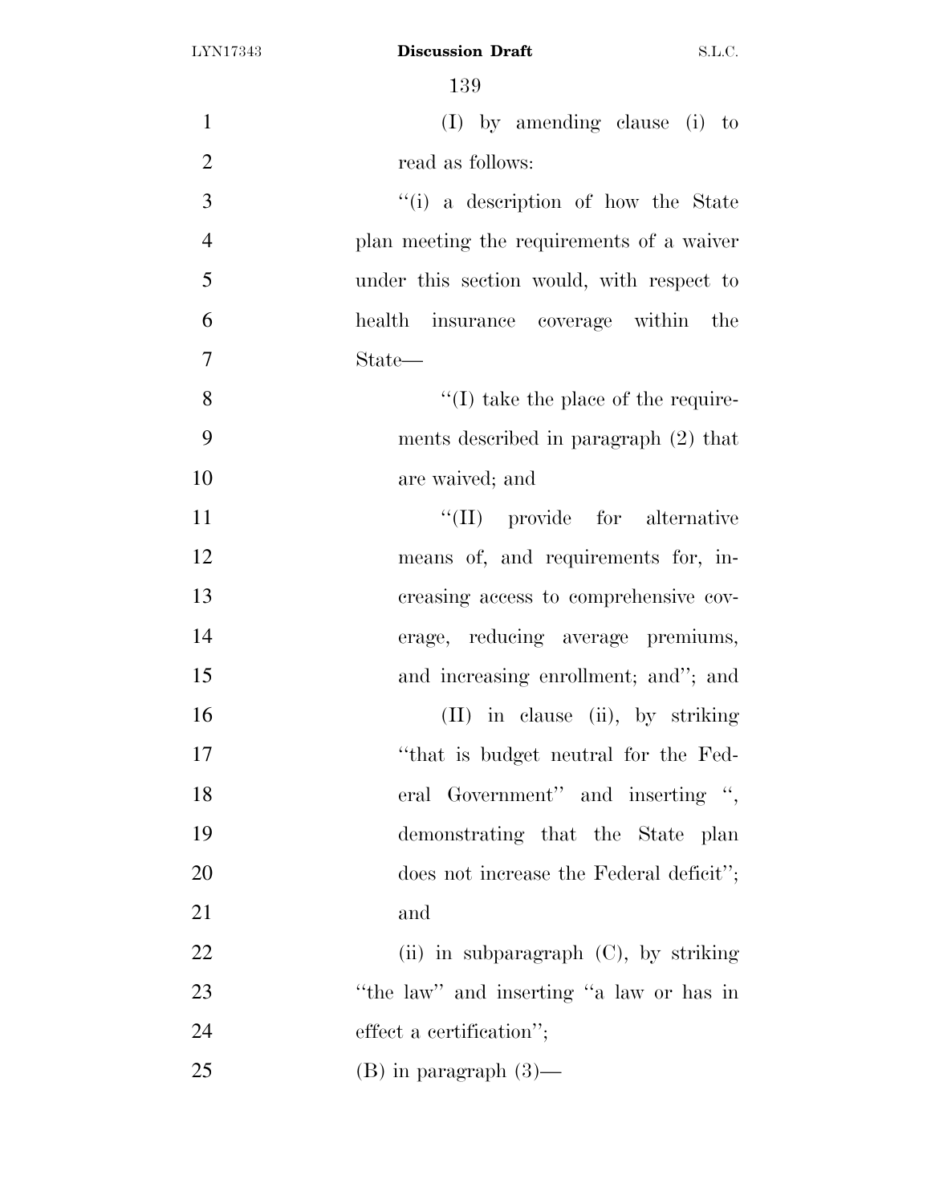(I) by amending clause (i) to read as follows:

''(i) a description of how the State plan meeting the requirements of a waiver under this section would, with respect to health insurance coverage within the State—

''(I) take the place of the requirements described in paragraph (2) that are waived; and

''(II) provide for alternative means of, and requirements for, increasing access to comprehensive coverage, reducing average premiums, and increasing enrollment; and''; and

(II) in clause (ii), by striking ''that is budget neutral for the Federal Government'' and inserting '', demonstrating that the State plan does not increase the Federal deficit''; and

(ii) in subparagraph (C), by striking ''the law'' and inserting ''a law or has in effect a certification'';

(B) in paragraph (3)—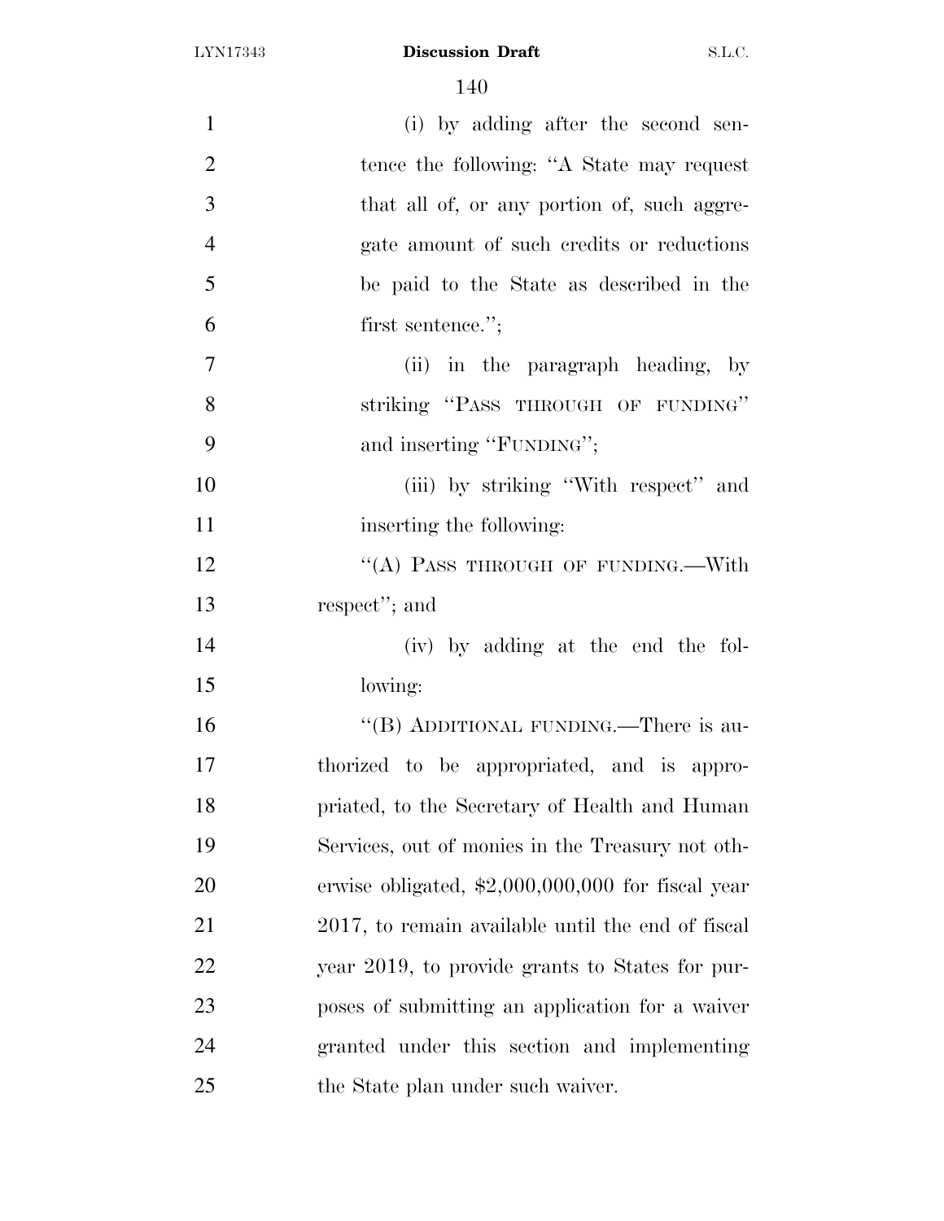(i) by adding after the second sentence the following: "A State may request that all of, or any portion of, such aggregate amount of such credits or reductions be paid to the State as described in the first sentence.";

(ii) in the paragraph heading, by striking "PASS THROUGH OF FUNDING" and inserting "FUNDING";

(iii) by striking "With respect" and inserting the following:

"(A) PASS THROUGH OF FUNDING.—With respect"; and

(iv) by adding at the end the following:

"(B) ADDITIONAL FUNDING.—There is authorized to be appropriated, and is appropriated, to the Secretary of Health and Human Services, out of monies in the Treasury not otherwise obligated, $2,000,000,000 for fiscal year 2017, to remain available until the end of fiscal year 2019, to provide grants to States for purposes of submitting an application for a waiver granted under this section and implementing the State plan under such waiver.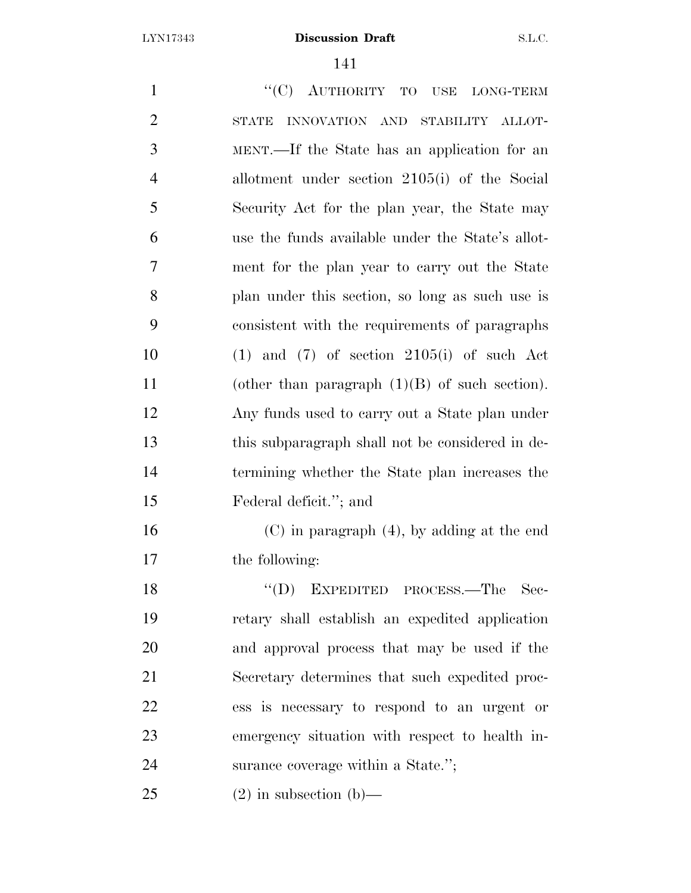"(C) AUTHORITY TO USE LONG-TERM STATE INNOVATION AND STABILITY ALLOTMENT.—If the State has an application for an allotment under section 2105(i) of the Social Security Act for the plan year, the State may use the funds available under the State's allotment for the plan year to carry out the State plan under this section, so long as such use is consistent with the requirements of paragraphs (1) and (7) of section 2105(i) of such Act (other than paragraph (1)(B) of such section). Any funds used to carry out a State plan under this subparagraph shall not be considered in determining whether the State plan increases the Federal deficit."; and

(C) in paragraph (4), by adding at the end the following:

"(D) EXPEDITED PROCESS.—The Secretary shall establish an expedited application and approval process that may be used if the Secretary determines that such expedited process is necessary to respond to an urgent or emergency situation with respect to health insurance coverage within a State.";

(2) in subsection (b)—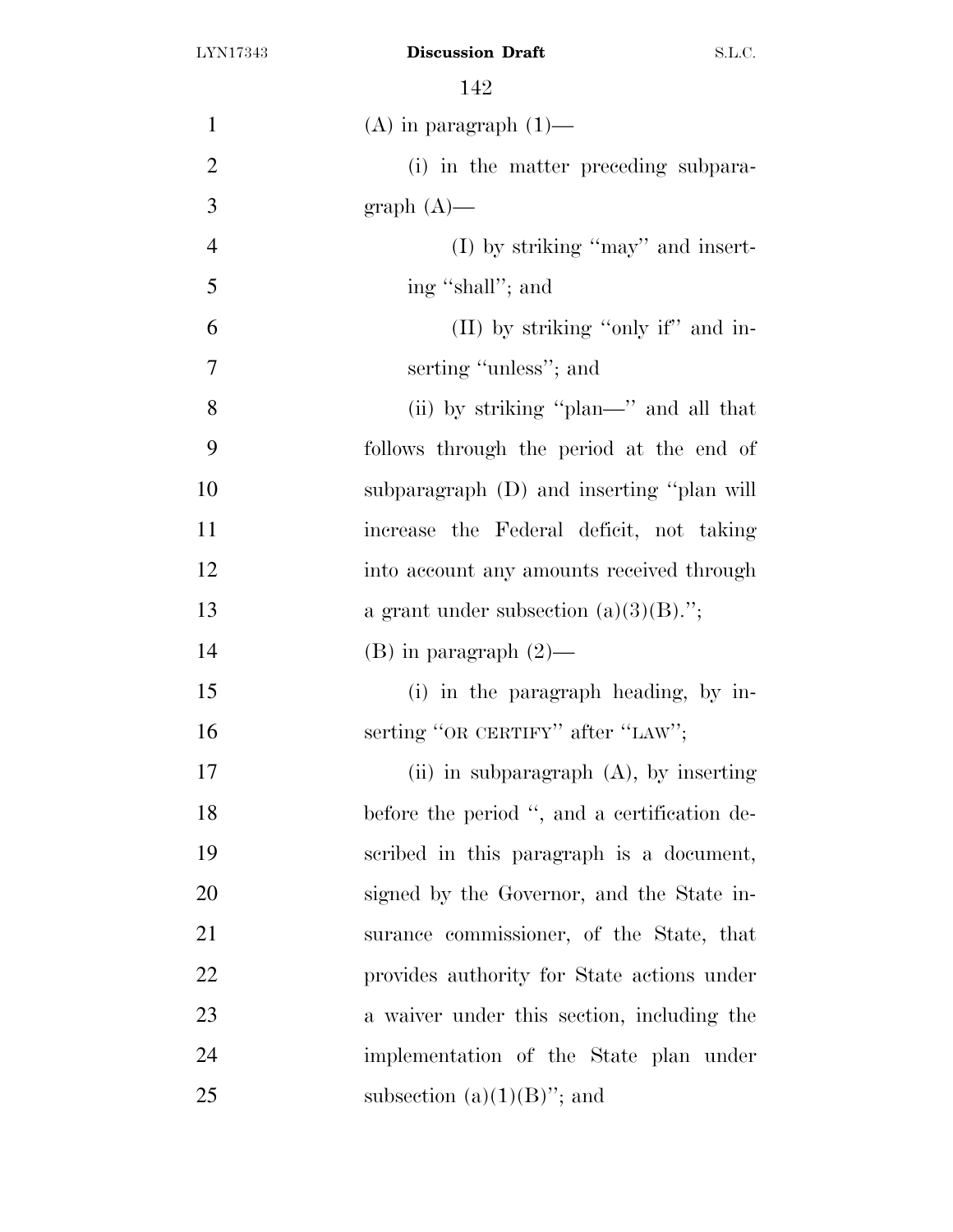(A) in paragraph (1)—

(i) in the matter preceding subparagraph (A)—

(I) by striking "may" and inserting "shall"; and

(II) by striking "only if" and inserting "unless"; and

(ii) by striking "plan—" and all that follows through the period at the end of subparagraph (D) and inserting "plan will increase the Federal deficit, not taking into account any amounts received through a grant under subsection (a)(3)(B).";

(B) in paragraph (2)—

(i) in the paragraph heading, by inserting "OR CERTIFY" after "LAW";

(ii) in subparagraph (A), by inserting before the period ", and a certification described in this paragraph is a document, signed by the Governor, and the State insurance commissioner, of the State, that provides authority for State actions under a waiver under this section, including the implementation of the State plan under subsection (a)(1)(B)"; and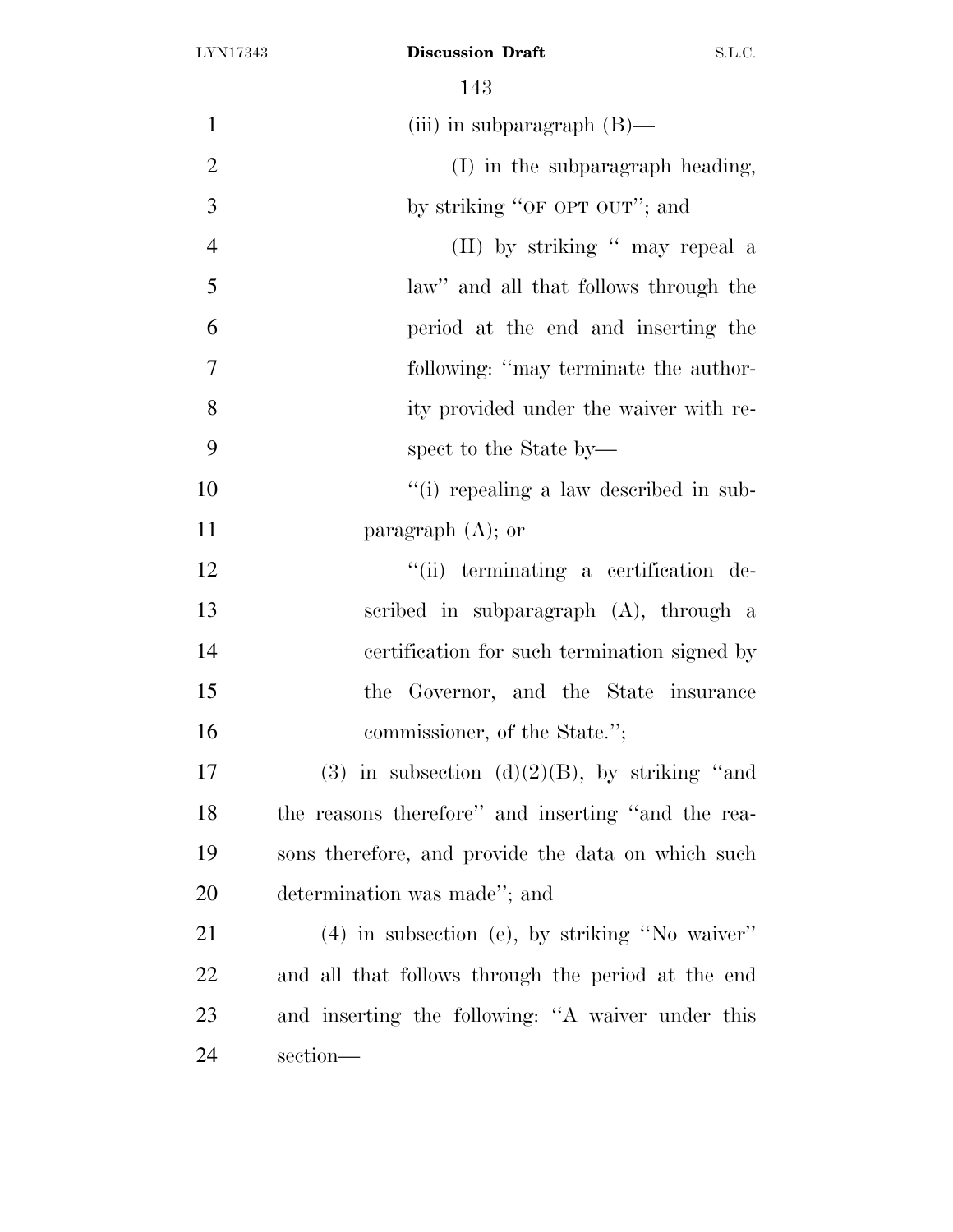(iii) in subparagraph (B)—

(I) in the subparagraph heading, by striking ''OF OPT OUT''; and

(II) by striking '' may repeal a law'' and all that follows through the period at the end and inserting the following: ''may terminate the authority provided under the waiver with respect to the State by—

''(i) repealing a law described in subparagraph (A); or

''(ii) terminating a certification described in subparagraph (A), through a certification for such termination signed by the Governor, and the State insurance commissioner, of the State.'';

(3) in subsection (d)(2)(B), by striking ''and the reasons therefore'' and inserting ''and the reasons therefore, and provide the data on which such determination was made''; and

(4) in subsection (e), by striking ''No waiver'' and all that follows through the period at the end and inserting the following: ''A waiver under this section—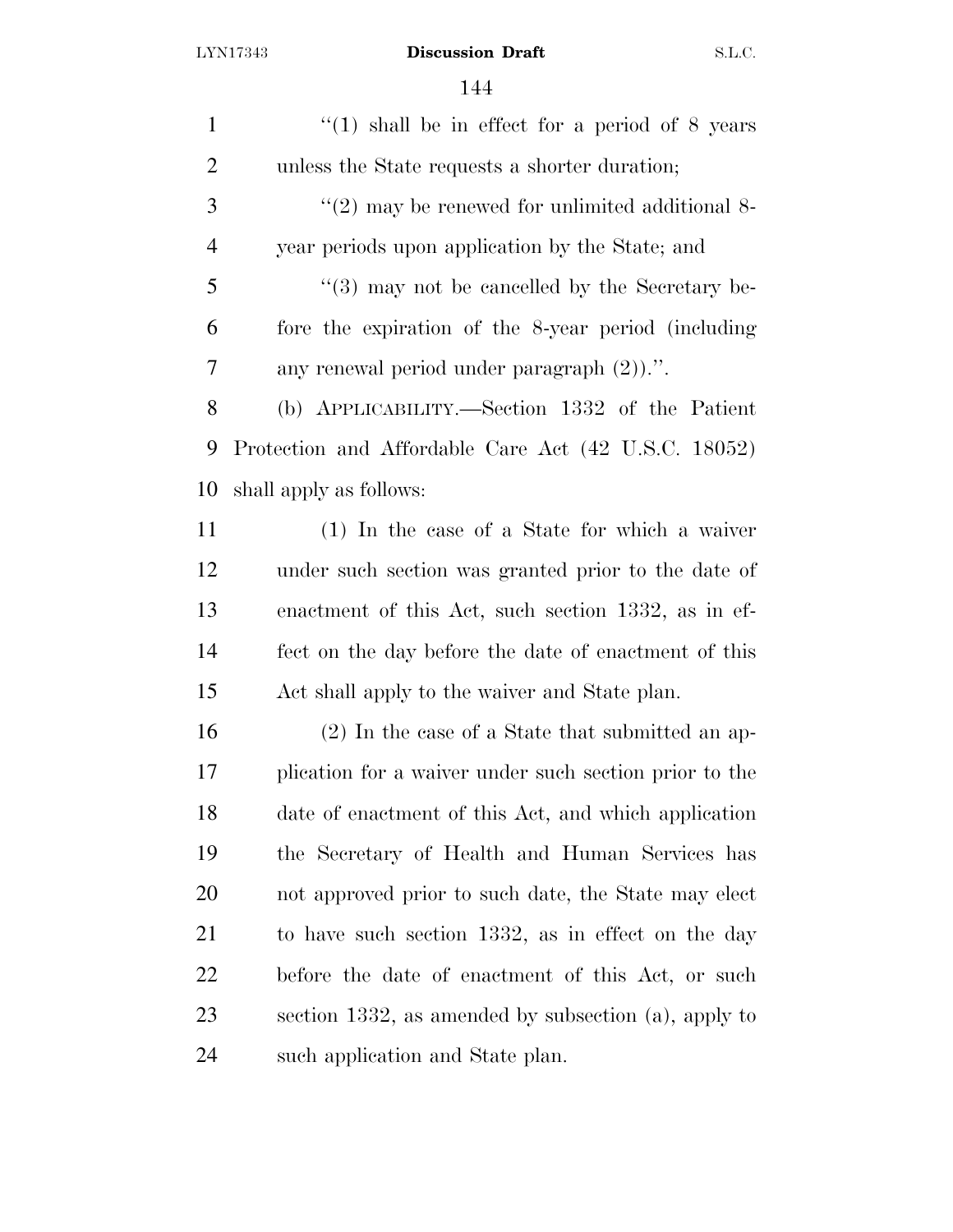"(1) shall be in effect for a period of 8 years unless the State requests a shorter duration;

"(2) may be renewed for unlimited additional 8-year periods upon application by the State; and

"(3) may not be cancelled by the Secretary before the expiration of the 8-year period (including any renewal period under paragraph (2)).".

(b) APPLICABILITY.—Section 1332 of the Patient Protection and Affordable Care Act (42 U.S.C. 18052) shall apply as follows:

(1) In the case of a State for which a waiver under such section was granted prior to the date of enactment of this Act, such section 1332, as in effect on the day before the date of enactment of this Act shall apply to the waiver and State plan.

(2) In the case of a State that submitted an application for a waiver under such section prior to the date of enactment of this Act, and which application the Secretary of Health and Human Services has not approved prior to such date, the State may elect to have such section 1332, as in effect on the day before the date of enactment of this Act, or such section 1332, as amended by subsection (a), apply to such application and State plan.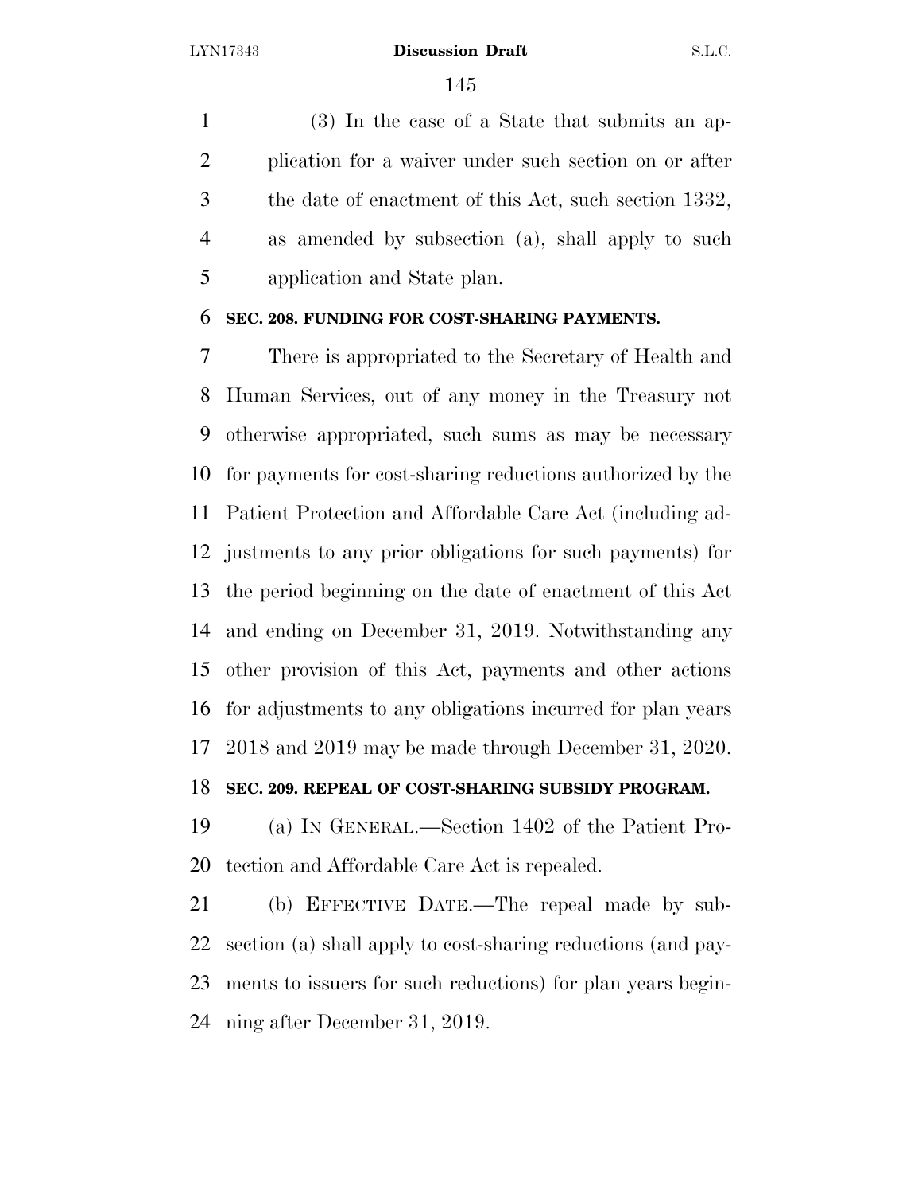(3) In the case of a State that submits an application for a waiver under such section on or after the date of enactment of this Act, such section 1332, as amended by subsection (a), shall apply to such application and State plan.

**SEC. 208. FUNDING FOR COST-SHARING PAYMENTS.**

There is appropriated to the Secretary of Health and Human Services, out of any money in the Treasury not otherwise appropriated, such sums as may be necessary for payments for cost-sharing reductions authorized by the Patient Protection and Affordable Care Act (including adjustments to any prior obligations for such payments) for the period beginning on the date of enactment of this Act and ending on December 31, 2019. Notwithstanding any other provision of this Act, payments and other actions for adjustments to any obligations incurred for plan years 2018 and 2019 may be made through December 31, 2020.

**SEC. 209. REPEAL OF COST-SHARING SUBSIDY PROGRAM.**

(a) IN GENERAL.—Section 1402 of the Patient Protection and Affordable Care Act is repealed.

(b) EFFECTIVE DATE.—The repeal made by subsection (a) shall apply to cost-sharing reductions (and payments to issuers for such reductions) for plan years beginning after December 31, 2019.